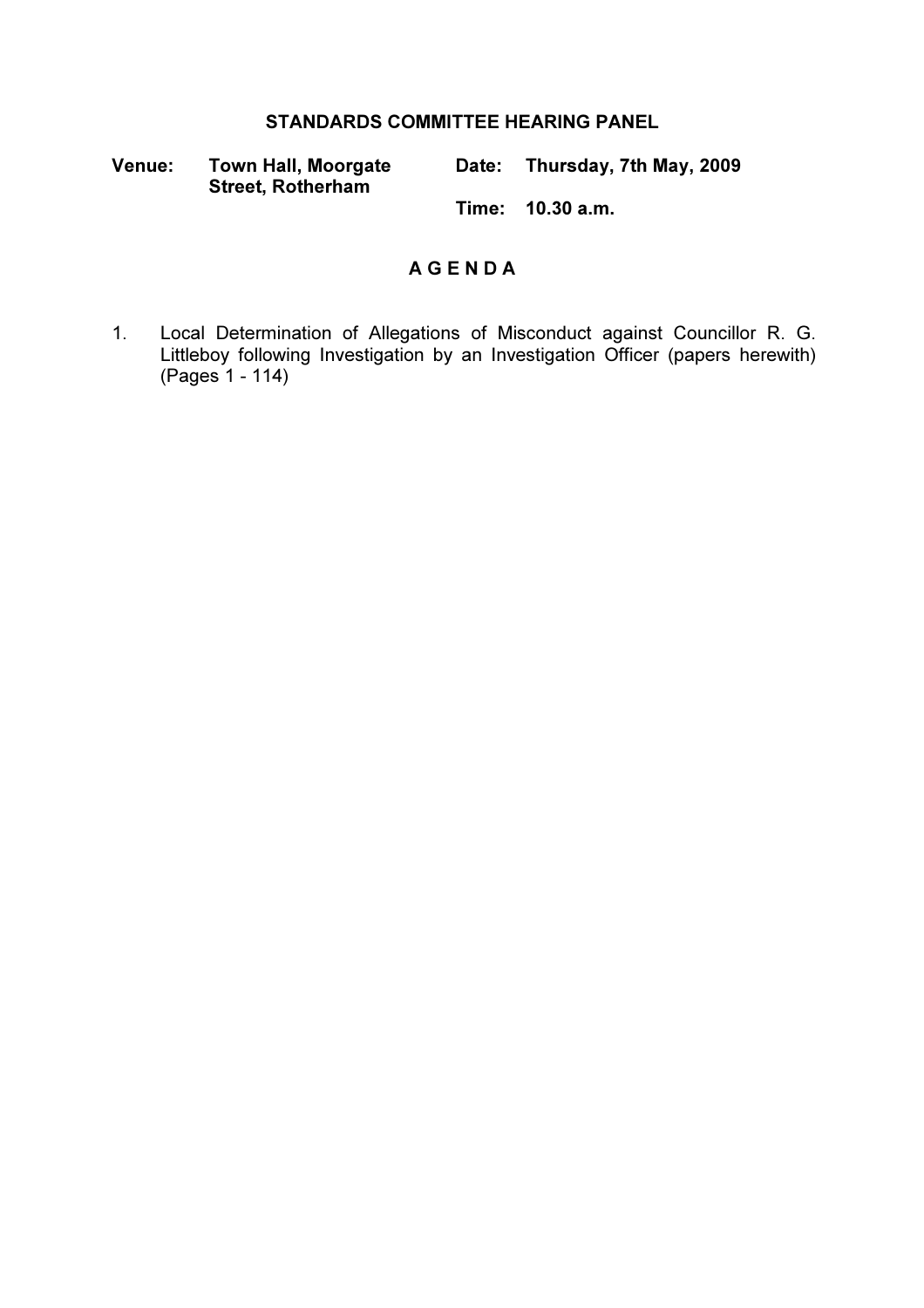# STANDARDS COMMITTEE HEARING PANEL

**Venue:** **Town Hall, Moorgate Street, Rotherham**

**Date:** **Thursday, 7th May, 2009**

**Time:** **10.30 a.m.**

## A G E N D A

1. Local Determination of Allegations of Misconduct against Councillor R. G. Littleboy following Investigation by an Investigation Officer (papers herewith) (Pages 1 - 114)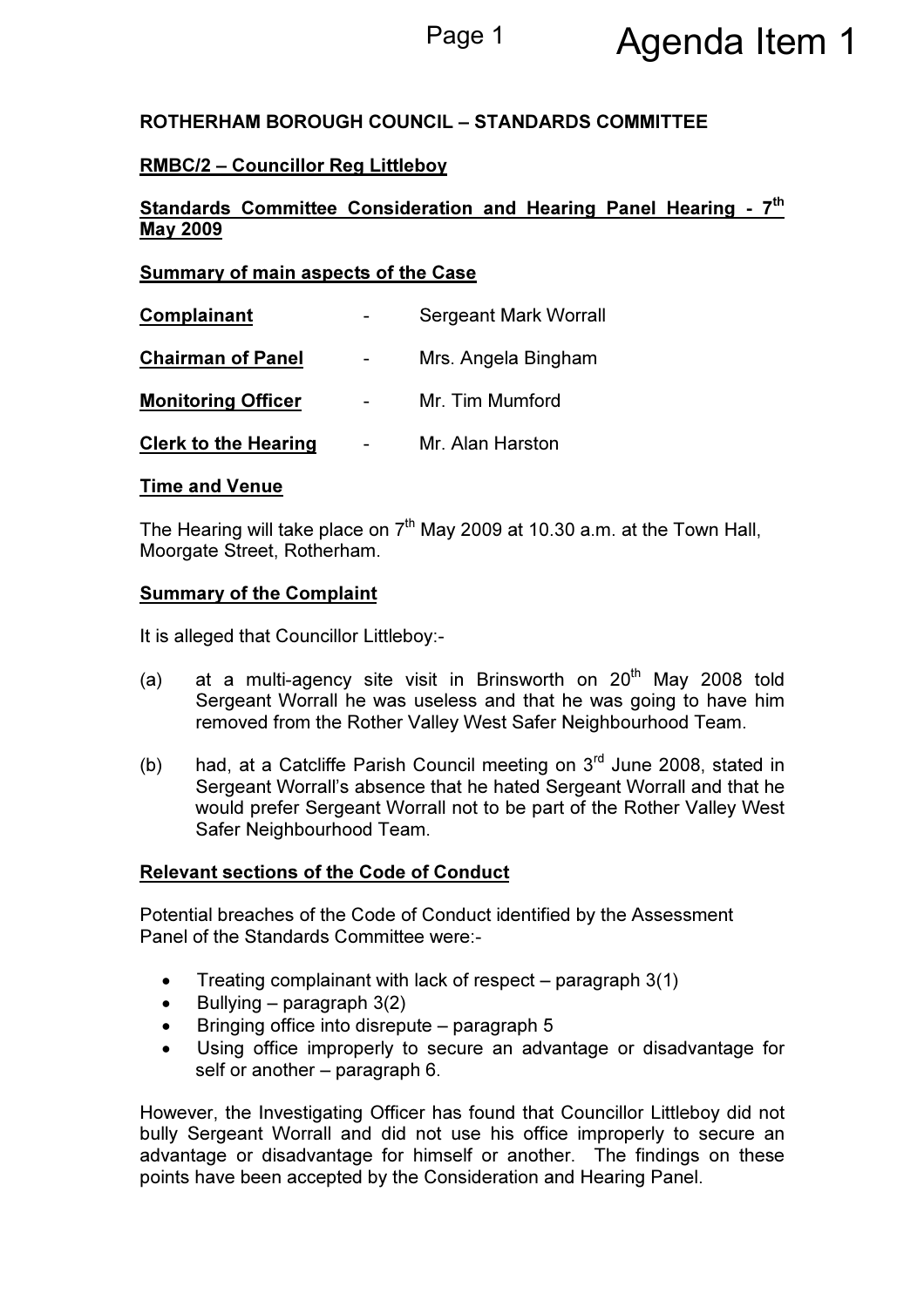**ROTHERHAM BOROUGH COUNCIL – STANDARDS COMMITTEE**

**RMBC/2 – Councillor Reg Littleboy**

**Standards Committee Consideration and Hearing Panel Hearing - 7th May 2009**

**Summary of main aspects of the Case**

| | | |
|---|---|---|
| **Complainant** | - | Sergeant Mark Worrall |
| **Chairman of Panel** | - | Mrs. Angela Bingham |
| **Monitoring Officer** | - | Mr. Tim Mumford |
| **Clerk to the Hearing** | - | Mr. Alan Harston |

**Time and Venue**

The Hearing will take place on 7th May 2009 at 10.30 a.m. at the Town Hall, Moorgate Street, Rotherham.

**Summary of the Complaint**

It is alleged that Councillor Littleboy:-

(a) at a multi-agency site visit in Brinsworth on 20th May 2008 told Sergeant Worrall he was useless and that he was going to have him removed from the Rother Valley West Safer Neighbourhood Team.

(b) had, at a Catcliffe Parish Council meeting on 3rd June 2008, stated in Sergeant Worrall's absence that he hated Sergeant Worrall and that he would prefer Sergeant Worrall not to be part of the Rother Valley West Safer Neighbourhood Team.

**Relevant sections of the Code of Conduct**

Potential breaches of the Code of Conduct identified by the Assessment Panel of the Standards Committee were:-

- Treating complainant with lack of respect – paragraph 3(1)
- Bullying – paragraph 3(2)
- Bringing office into disrepute – paragraph 5
- Using office improperly to secure an advantage or disadvantage for self or another – paragraph 6.

However, the Investigating Officer has found that Councillor Littleboy did not bully Sergeant Worrall and did not use his office improperly to secure an advantage or disadvantage for himself or another. The findings on these points have been accepted by the Consideration and Hearing Panel.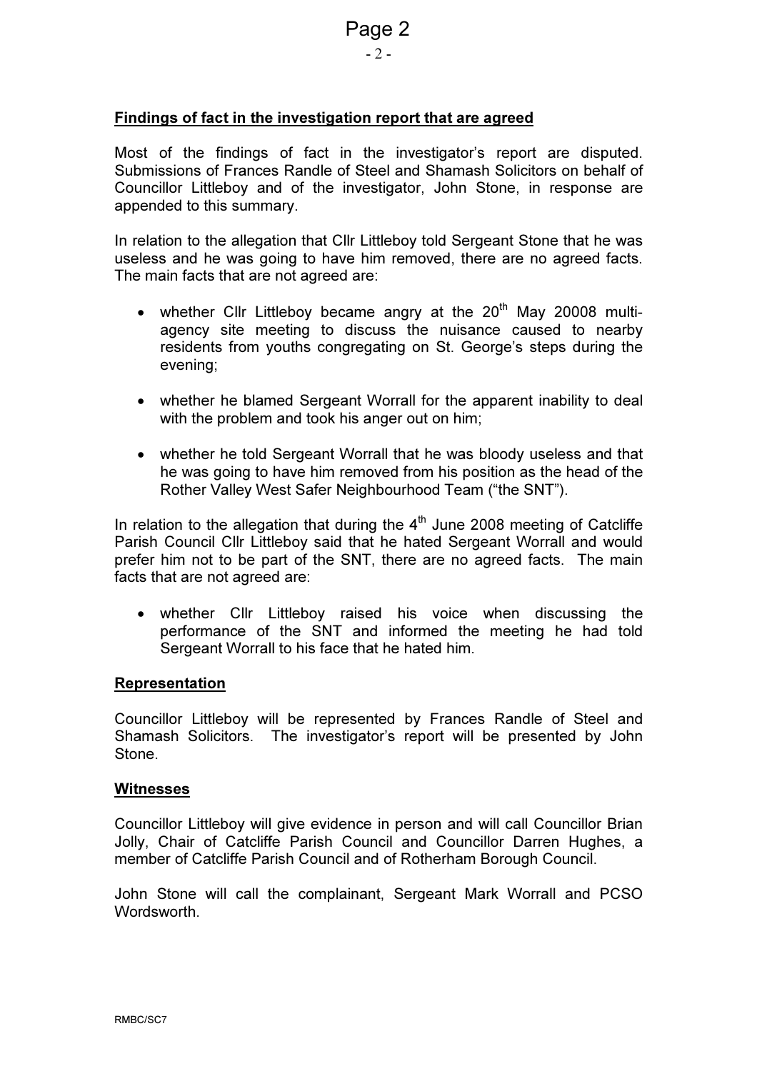**Findings of fact in the investigation report that are agreed**

Most of the findings of fact in the investigator's report are disputed. Submissions of Frances Randle of Steel and Shamash Solicitors on behalf of Councillor Littleboy and of the investigator, John Stone, in response are appended to this summary.

In relation to the allegation that Cllr Littleboy told Sergeant Stone that he was useless and he was going to have him removed, there are no agreed facts. The main facts that are not agreed are:

- whether Cllr Littleboy became angry at the 20th May 20008 multi-agency site meeting to discuss the nuisance caused to nearby residents from youths congregating on St. George's steps during the evening;
- whether he blamed Sergeant Worrall for the apparent inability to deal with the problem and took his anger out on him;
- whether he told Sergeant Worrall that he was bloody useless and that he was going to have him removed from his position as the head of the Rother Valley West Safer Neighbourhood Team ("the SNT").

In relation to the allegation that during the 4th June 2008 meeting of Catcliffe Parish Council Cllr Littleboy said that he hated Sergeant Worrall and would prefer him not to be part of the SNT, there are no agreed facts. The main facts that are not agreed are:

- whether Cllr Littleboy raised his voice when discussing the performance of the SNT and informed the meeting he had told Sergeant Worrall to his face that he hated him.

**Representation**

Councillor Littleboy will be represented by Frances Randle of Steel and Shamash Solicitors. The investigator's report will be presented by John Stone.

**Witnesses**

Councillor Littleboy will give evidence in person and will call Councillor Brian Jolly, Chair of Catcliffe Parish Council and Councillor Darren Hughes, a member of Catcliffe Parish Council and of Rotherham Borough Council.

John Stone will call the complainant, Sergeant Mark Worrall and PCSO Wordsworth.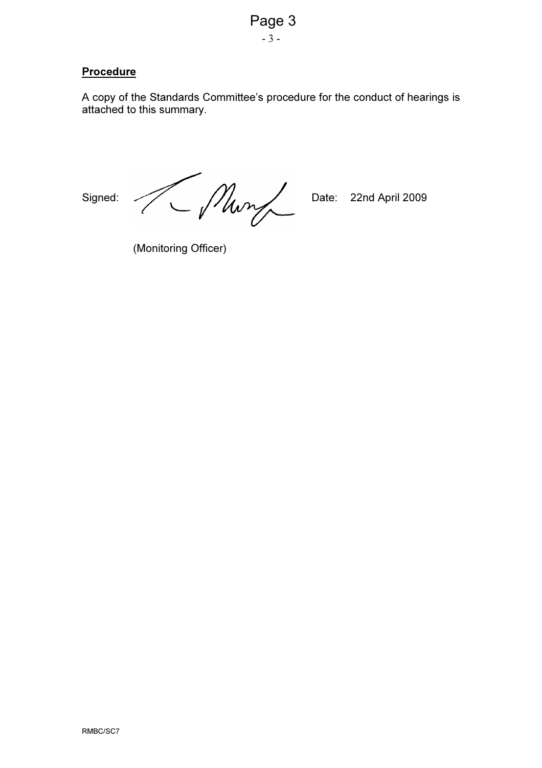**Procedure**

A copy of the Standards Committee's procedure for the conduct of hearings is attached to this summary.

Signed: Date: 22nd April 2009

(Monitoring Officer)

RMBC/SC7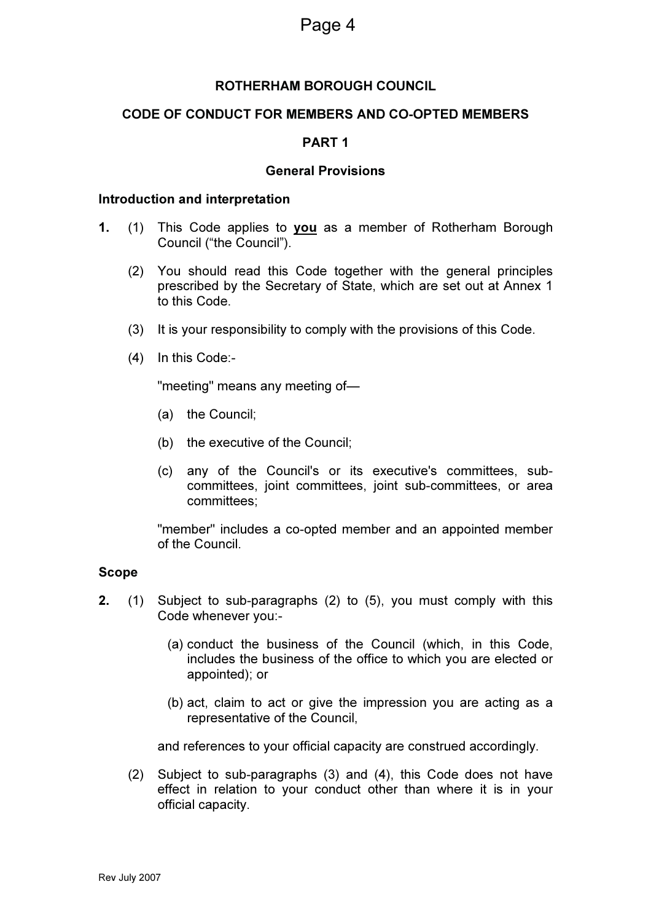## ROTHERHAM BOROUGH COUNCIL

## CODE OF CONDUCT FOR MEMBERS AND CO-OPTED MEMBERS

## PART 1

### General Provisions

**Introduction and interpretation**

**1.** (1) This Code applies to **you** as a member of Rotherham Borough Council ("the Council").

(2) You should read this Code together with the general principles prescribed by the Secretary of State, which are set out at Annex 1 to this Code.

(3) It is your responsibility to comply with the provisions of this Code.

(4) In this Code:-

"meeting" means any meeting of—

(a) the Council;

(b) the executive of the Council;

(c) any of the Council's or its executive's committees, sub-committees, joint committees, joint sub-committees, or area committees;

"member" includes a co-opted member and an appointed member of the Council.

**Scope**

**2.** (1) Subject to sub-paragraphs (2) to (5), you must comply with this Code whenever you:-

(a) conduct the business of the Council (which, in this Code, includes the business of the office to which you are elected or appointed); or

(b) act, claim to act or give the impression you are acting as a representative of the Council,

and references to your official capacity are construed accordingly.

(2) Subject to sub-paragraphs (3) and (4), this Code does not have effect in relation to your conduct other than where it is in your official capacity.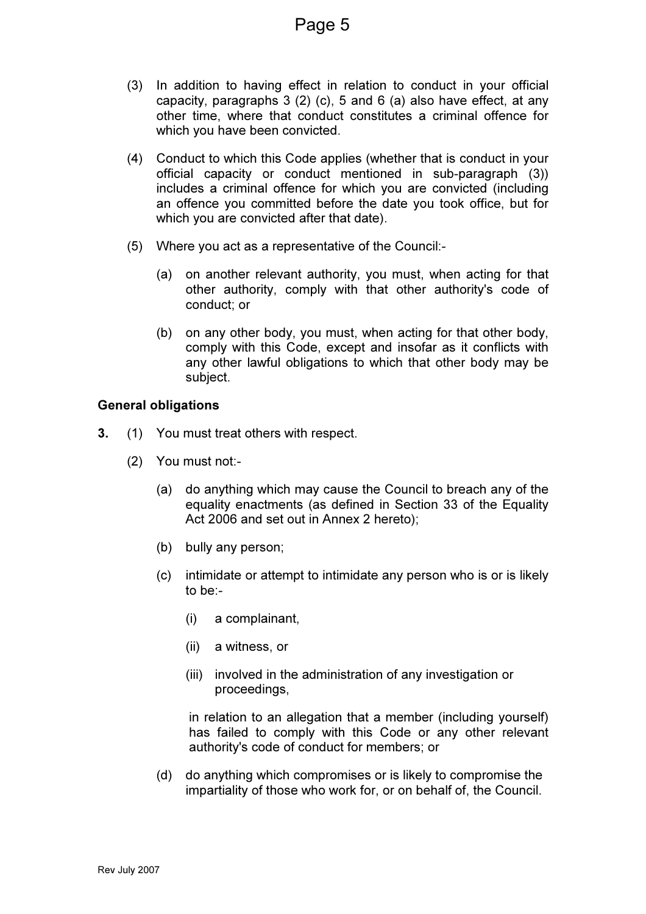(3) In addition to having effect in relation to conduct in your official capacity, paragraphs 3 (2) (c), 5 and 6 (a) also have effect, at any other time, where that conduct constitutes a criminal offence for which you have been convicted.

(4) Conduct to which this Code applies (whether that is conduct in your official capacity or conduct mentioned in sub-paragraph (3)) includes a criminal offence for which you are convicted (including an offence you committed before the date you took office, but for which you are convicted after that date).

(5) Where you act as a representative of the Council:-

   (a) on another relevant authority, you must, when acting for that other authority, comply with that other authority's code of conduct; or

   (b) on any other body, you must, when acting for that other body, comply with this Code, except and insofar as it conflicts with any other lawful obligations to which that other body may be subject.

**General obligations**

**3.** (1) You must treat others with respect.

(2) You must not:-

   (a) do anything which may cause the Council to breach any of the equality enactments (as defined in Section 33 of the Equality Act 2006 and set out in Annex 2 hereto);

   (b) bully any person;

   (c) intimidate or attempt to intimidate any person who is or is likely to be:-

      (i) a complainant,

      (ii) a witness, or

      (iii) involved in the administration of any investigation or proceedings,

   in relation to an allegation that a member (including yourself) has failed to comply with this Code or any other relevant authority's code of conduct for members; or

   (d) do anything which compromises or is likely to compromise the impartiality of those who work for, or on behalf of, the Council.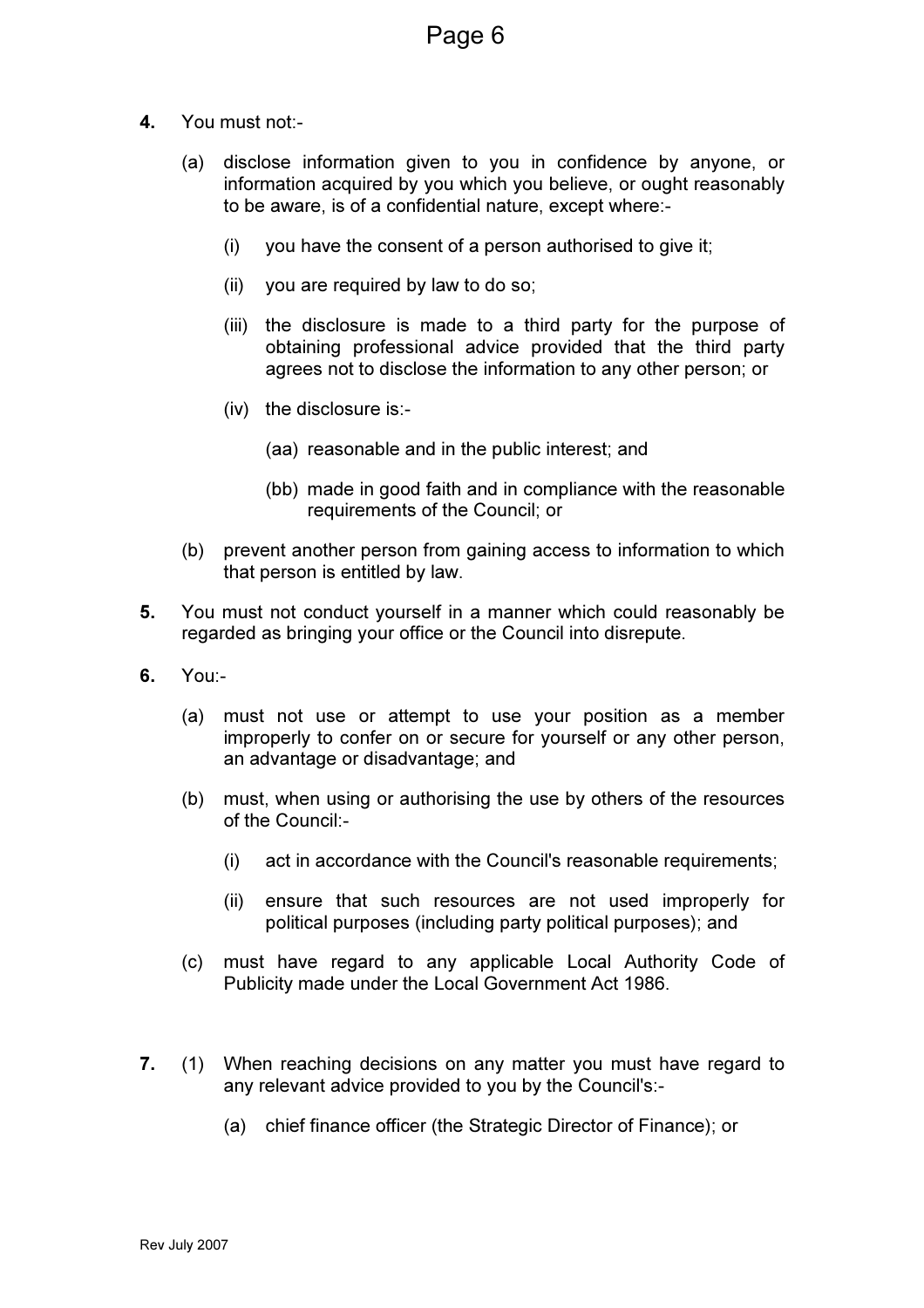**4.** You must not:-

(a) disclose information given to you in confidence by anyone, or information acquired by you which you believe, or ought reasonably to be aware, is of a confidential nature, except where:-

(i) you have the consent of a person authorised to give it;

(ii) you are required by law to do so;

(iii) the disclosure is made to a third party for the purpose of obtaining professional advice provided that the third party agrees not to disclose the information to any other person; or

(iv) the disclosure is:-

(aa) reasonable and in the public interest; and

(bb) made in good faith and in compliance with the reasonable requirements of the Council; or

(b) prevent another person from gaining access to information to which that person is entitled by law.

**5.** You must not conduct yourself in a manner which could reasonably be regarded as bringing your office or the Council into disrepute.

**6.** You:-

(a) must not use or attempt to use your position as a member improperly to confer on or secure for yourself or any other person, an advantage or disadvantage; and

(b) must, when using or authorising the use by others of the resources of the Council:-

(i) act in accordance with the Council's reasonable requirements;

(ii) ensure that such resources are not used improperly for political purposes (including party political purposes); and

(c) must have regard to any applicable Local Authority Code of Publicity made under the Local Government Act 1986.

**7.** (1) When reaching decisions on any matter you must have regard to any relevant advice provided to you by the Council's:-

(a) chief finance officer (the Strategic Director of Finance); or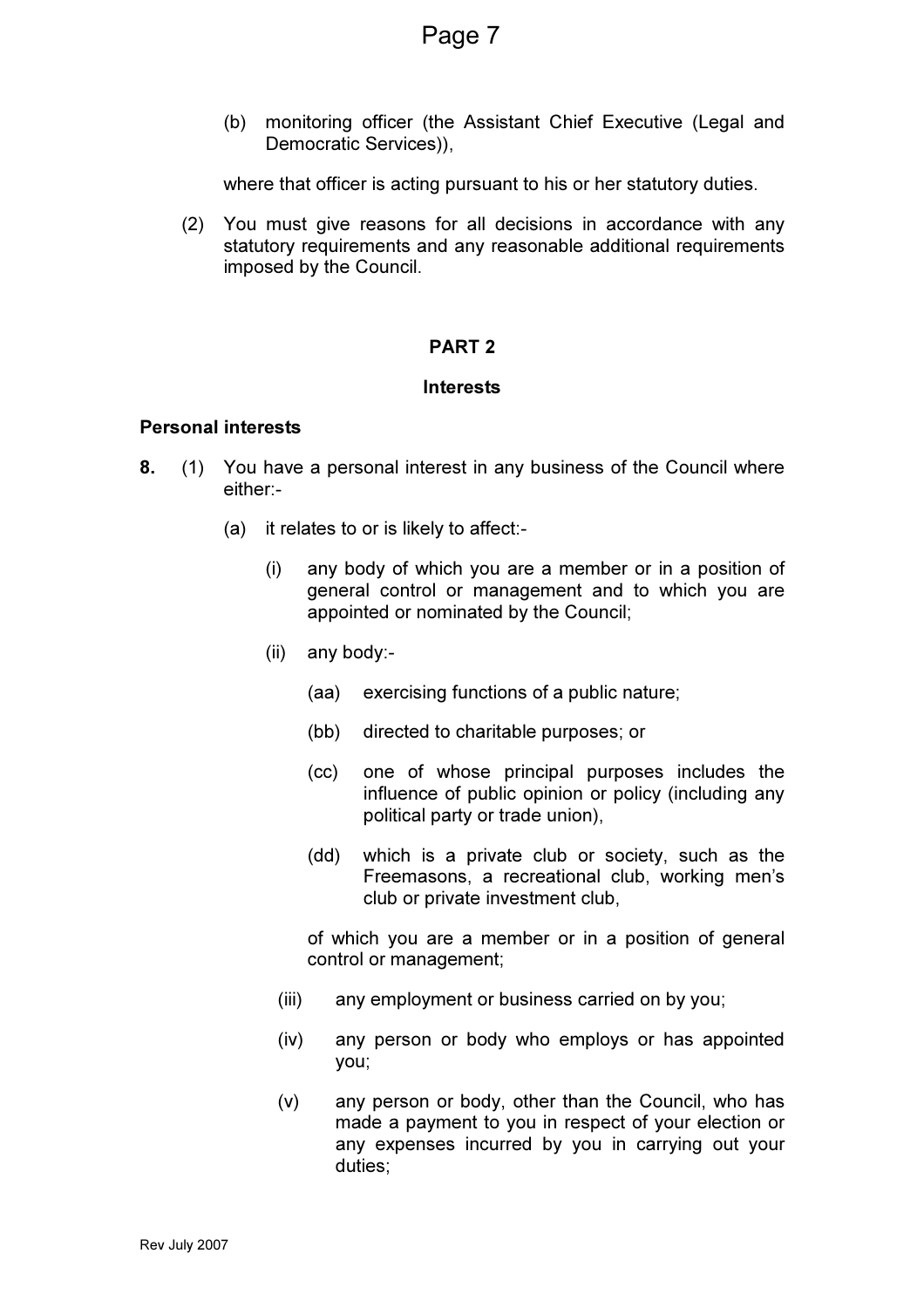(b) monitoring officer (the Assistant Chief Executive (Legal and Democratic Services)),

where that officer is acting pursuant to his or her statutory duties.

(2) You must give reasons for all decisions in accordance with any statutory requirements and any reasonable additional requirements imposed by the Council.

## PART 2

## Interests

### Personal interests

**8.** (1) You have a personal interest in any business of the Council where either:-

(a) it relates to or is likely to affect:-

(i) any body of which you are a member or in a position of general control or management and to which you are appointed or nominated by the Council;

(ii) any body:-

(aa) exercising functions of a public nature;

(bb) directed to charitable purposes; or

(cc) one of whose principal purposes includes the influence of public opinion or policy (including any political party or trade union),

(dd) which is a private club or society, such as the Freemasons, a recreational club, working men's club or private investment club,

of which you are a member or in a position of general control or management;

(iii) any employment or business carried on by you;

(iv) any person or body who employs or has appointed you;

(v) any person or body, other than the Council, who has made a payment to you in respect of your election or any expenses incurred by you in carrying out your duties;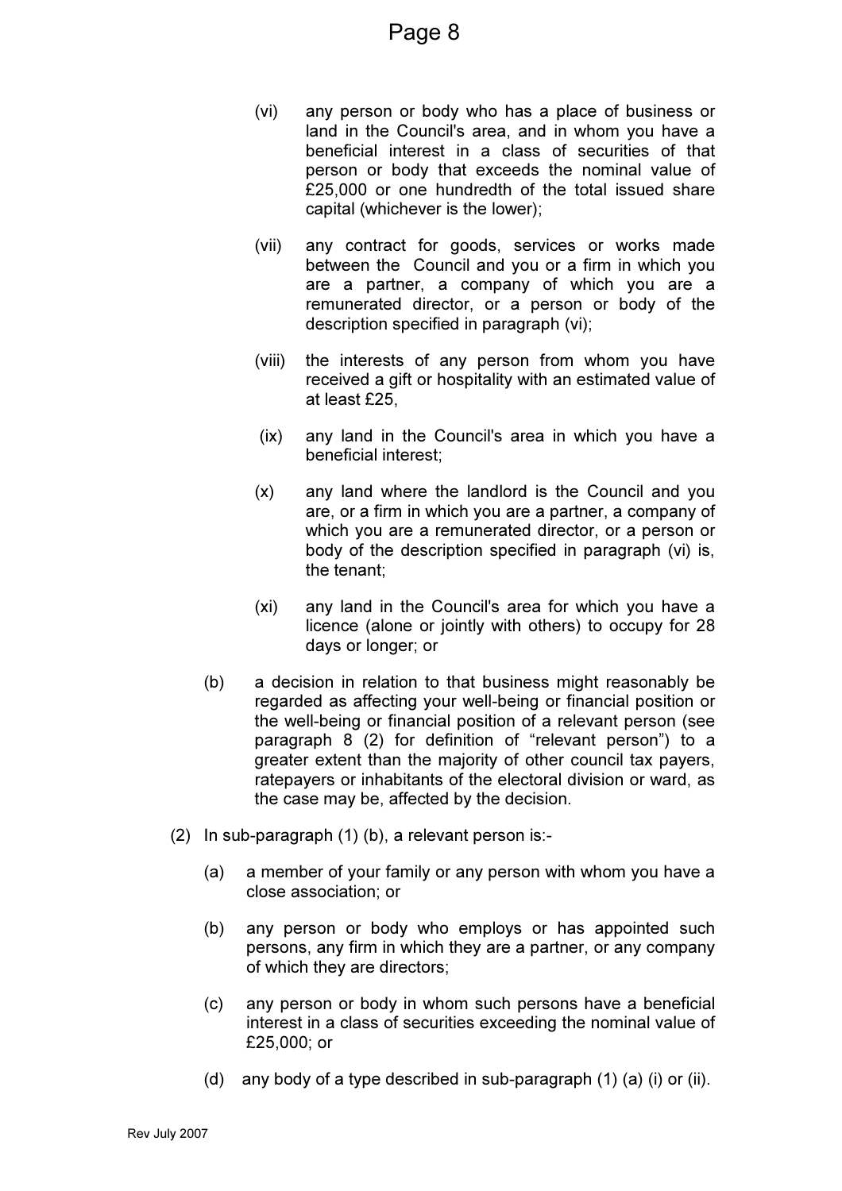(vi) any person or body who has a place of business or land in the Council's area, and in whom you have a beneficial interest in a class of securities of that person or body that exceeds the nominal value of £25,000 or one hundredth of the total issued share capital (whichever is the lower);

(vii) any contract for goods, services or works made between the Council and you or a firm in which you are a partner, a company of which you are a remunerated director, or a person or body of the description specified in paragraph (vi);

(viii) the interests of any person from whom you have received a gift or hospitality with an estimated value of at least £25,

(ix) any land in the Council's area in which you have a beneficial interest;

(x) any land where the landlord is the Council and you are, or a firm in which you are a partner, a company of which you are a remunerated director, or a person or body of the description specified in paragraph (vi) is, the tenant;

(xi) any land in the Council's area for which you have a licence (alone or jointly with others) to occupy for 28 days or longer; or

(b) a decision in relation to that business might reasonably be regarded as affecting your well-being or financial position or the well-being or financial position of a relevant person (see paragraph 8 (2) for definition of "relevant person") to a greater extent than the majority of other council tax payers, ratepayers or inhabitants of the electoral division or ward, as the case may be, affected by the decision.

(2) In sub-paragraph (1) (b), a relevant person is:-

(a) a member of your family or any person with whom you have a close association; or

(b) any person or body who employs or has appointed such persons, any firm in which they are a partner, or any company of which they are directors;

(c) any person or body in whom such persons have a beneficial interest in a class of securities exceeding the nominal value of £25,000; or

(d) any body of a type described in sub-paragraph (1) (a) (i) or (ii).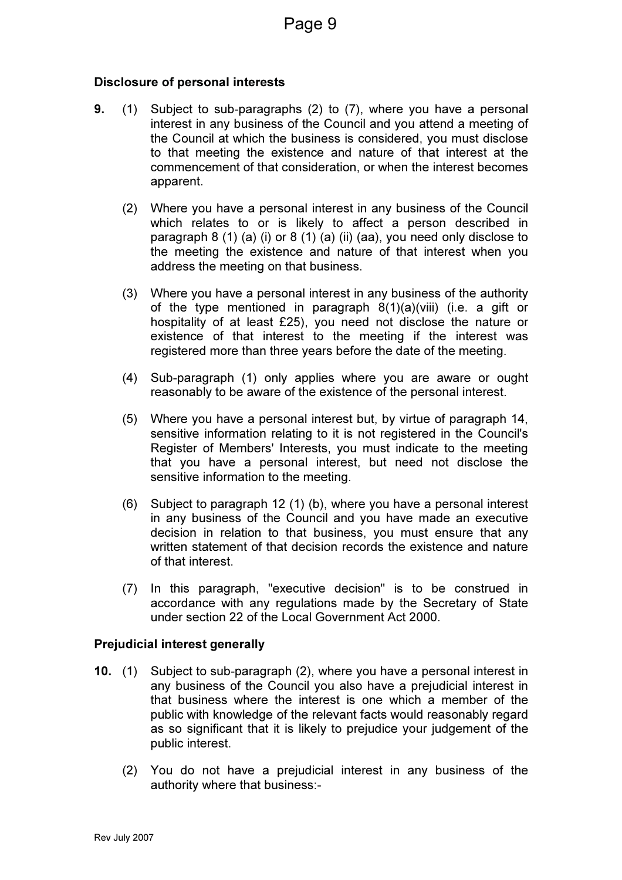### Disclosure of personal interests

**9.** (1) Subject to sub-paragraphs (2) to (7), where you have a personal interest in any business of the Council and you attend a meeting of the Council at which the business is considered, you must disclose to that meeting the existence and nature of that interest at the commencement of that consideration, or when the interest becomes apparent.

(2) Where you have a personal interest in any business of the Council which relates to or is likely to affect a person described in paragraph 8 (1) (a) (i) or 8 (1) (a) (ii) (aa), you need only disclose to the meeting the existence and nature of that interest when you address the meeting on that business.

(3) Where you have a personal interest in any business of the authority of the type mentioned in paragraph 8(1)(a)(viii) (i.e. a gift or hospitality of at least £25), you need not disclose the nature or existence of that interest to the meeting if the interest was registered more than three years before the date of the meeting.

(4) Sub-paragraph (1) only applies where you are aware or ought reasonably to be aware of the existence of the personal interest.

(5) Where you have a personal interest but, by virtue of paragraph 14, sensitive information relating to it is not registered in the Council's Register of Members' Interests, you must indicate to the meeting that you have a personal interest, but need not disclose the sensitive information to the meeting.

(6) Subject to paragraph 12 (1) (b), where you have a personal interest in any business of the Council and you have made an executive decision in relation to that business, you must ensure that any written statement of that decision records the existence and nature of that interest.

(7) In this paragraph, "executive decision" is to be construed in accordance with any regulations made by the Secretary of State under section 22 of the Local Government Act 2000.

### Prejudicial interest generally

**10.** (1) Subject to sub-paragraph (2), where you have a personal interest in any business of the Council you also have a prejudicial interest in that business where the interest is one which a member of the public with knowledge of the relevant facts would reasonably regard as so significant that it is likely to prejudice your judgement of the public interest.

(2) You do not have a prejudicial interest in any business of the authority where that business:-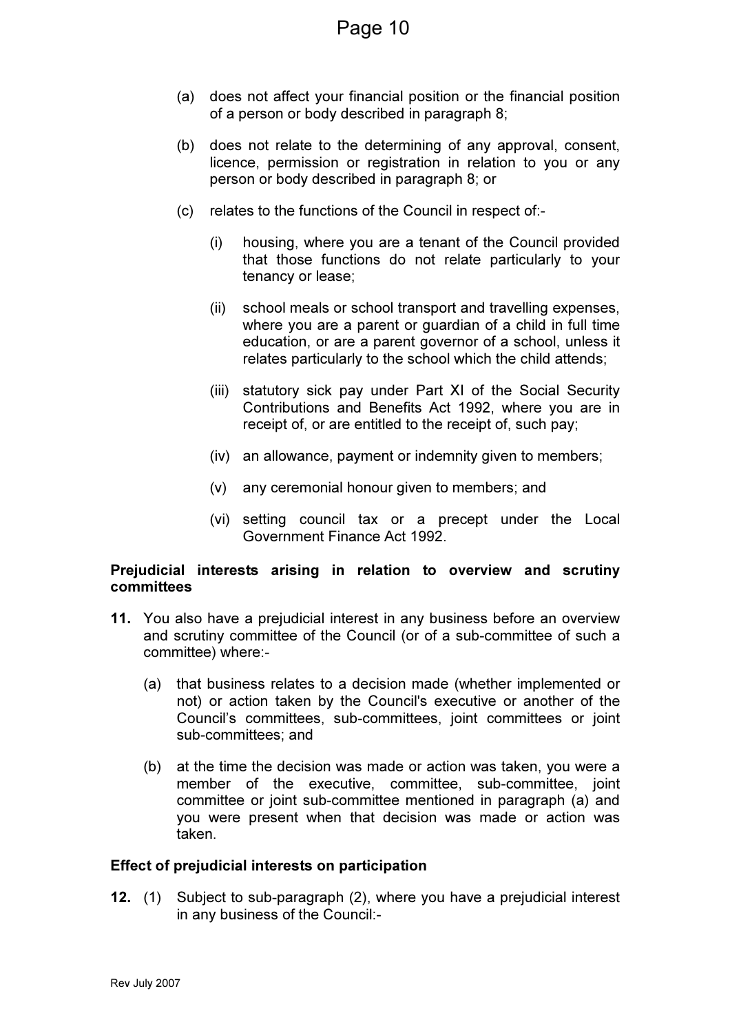(a) does not affect your financial position or the financial position of a person or body described in paragraph 8;

(b) does not relate to the determining of any approval, consent, licence, permission or registration in relation to you or any person or body described in paragraph 8; or

(c) relates to the functions of the Council in respect of:-

   (i) housing, where you are a tenant of the Council provided that those functions do not relate particularly to your tenancy or lease;

   (ii) school meals or school transport and travelling expenses, where you are a parent or guardian of a child in full time education, or are a parent governor of a school, unless it relates particularly to the school which the child attends;

   (iii) statutory sick pay under Part XI of the Social Security Contributions and Benefits Act 1992, where you are in receipt of, or are entitled to the receipt of, such pay;

   (iv) an allowance, payment or indemnity given to members;

   (v) any ceremonial honour given to members; and

   (vi) setting council tax or a precept under the Local Government Finance Act 1992.

**Prejudicial interests arising in relation to overview and scrutiny committees**

**11.** You also have a prejudicial interest in any business before an overview and scrutiny committee of the Council (or of a sub-committee of such a committee) where:-

(a) that business relates to a decision made (whether implemented or not) or action taken by the Council's executive or another of the Council's committees, sub-committees, joint committees or joint sub-committees; and

(b) at the time the decision was made or action was taken, you were a member of the executive, committee, sub-committee, joint committee or joint sub-committee mentioned in paragraph (a) and you were present when that decision was made or action was taken.

**Effect of prejudicial interests on participation**

**12.** (1) Subject to sub-paragraph (2), where you have a prejudicial interest in any business of the Council:-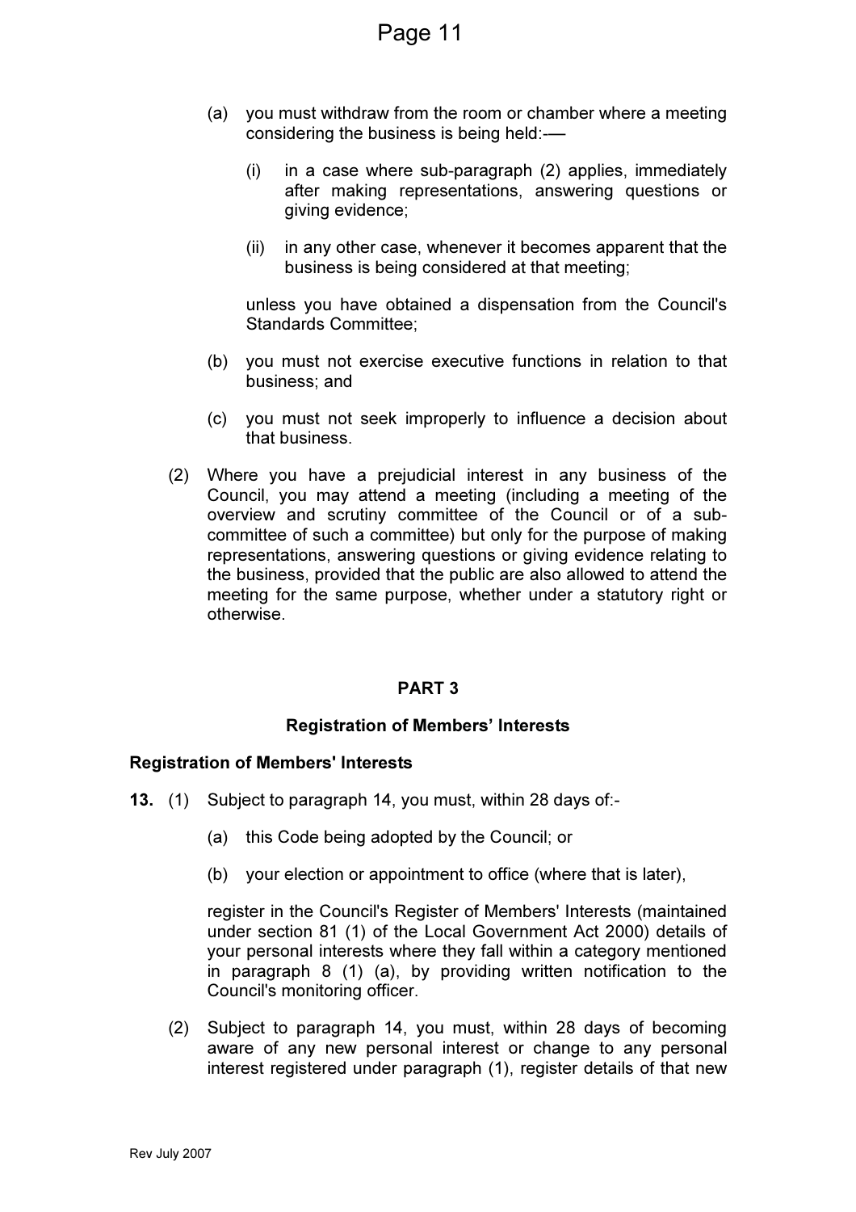(a) you must withdraw from the room or chamber where a meeting considering the business is being held:-—

   (i) in a case where sub-paragraph (2) applies, immediately after making representations, answering questions or giving evidence;

   (ii) in any other case, whenever it becomes apparent that the business is being considered at that meeting;

   unless you have obtained a dispensation from the Council's Standards Committee;

(b) you must not exercise executive functions in relation to that business; and

(c) you must not seek improperly to influence a decision about that business.

(2) Where you have a prejudicial interest in any business of the Council, you may attend a meeting (including a meeting of the overview and scrutiny committee of the Council or of a sub-committee of such a committee) but only for the purpose of making representations, answering questions or giving evidence relating to the business, provided that the public are also allowed to attend the meeting for the same purpose, whether under a statutory right or otherwise.

## PART 3

### Registration of Members' Interests

**Registration of Members' Interests**

**13.** (1) Subject to paragraph 14, you must, within 28 days of:-

   (a) this Code being adopted by the Council; or

   (b) your election or appointment to office (where that is later),

   register in the Council's Register of Members' Interests (maintained under section 81 (1) of the Local Government Act 2000) details of your personal interests where they fall within a category mentioned in paragraph 8 (1) (a), by providing written notification to the Council's monitoring officer.

(2) Subject to paragraph 14, you must, within 28 days of becoming aware of any new personal interest or change to any personal interest registered under paragraph (1), register details of that new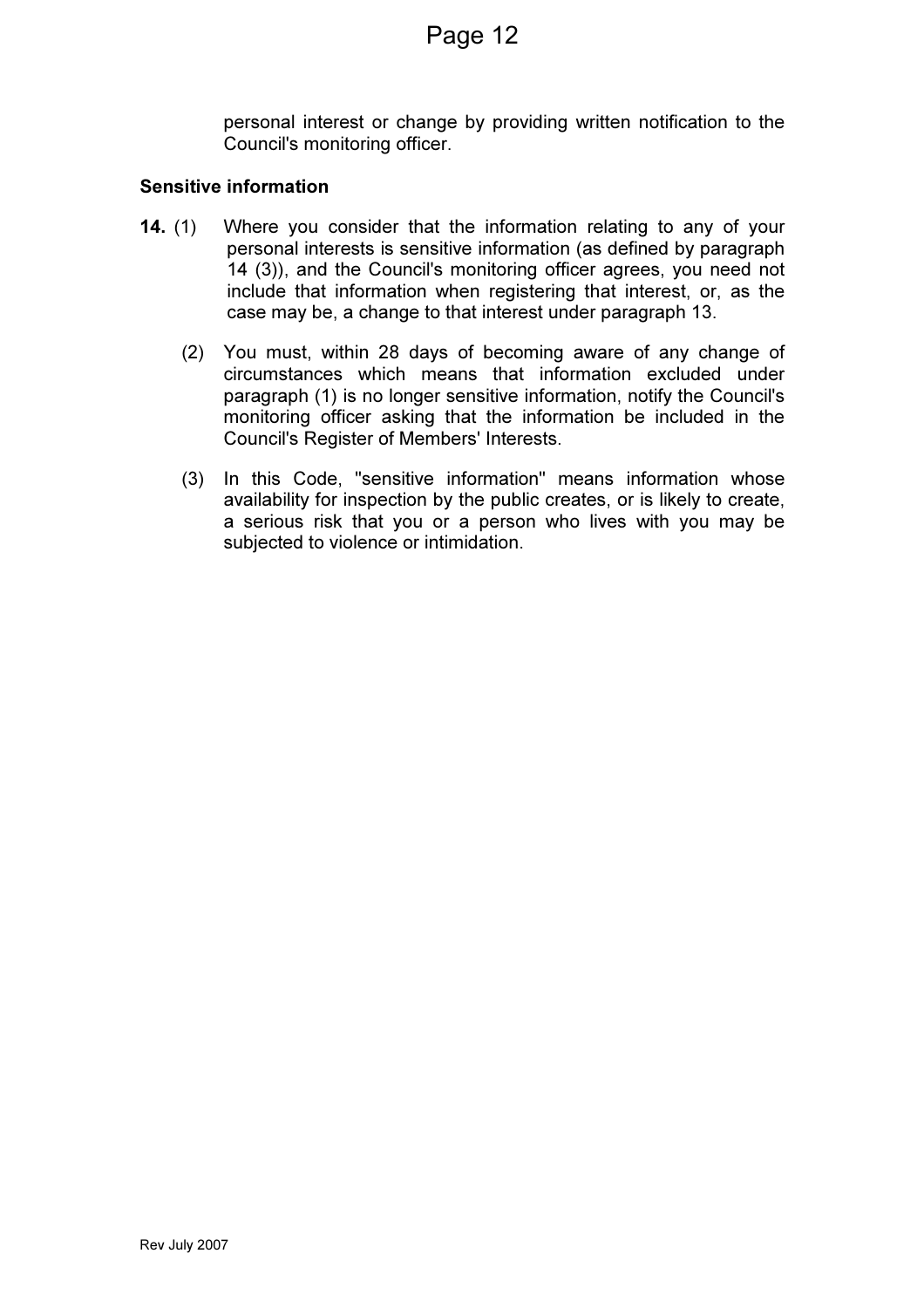personal interest or change by providing written notification to the Council's monitoring officer.

**Sensitive information**

**14.** (1) Where you consider that the information relating to any of your personal interests is sensitive information (as defined by paragraph 14 (3)), and the Council's monitoring officer agrees, you need not include that information when registering that interest, or, as the case may be, a change to that interest under paragraph 13.

(2) You must, within 28 days of becoming aware of any change of circumstances which means that information excluded under paragraph (1) is no longer sensitive information, notify the Council's monitoring officer asking that the information be included in the Council's Register of Members' Interests.

(3) In this Code, "sensitive information" means information whose availability for inspection by the public creates, or is likely to create, a serious risk that you or a person who lives with you may be subjected to violence or intimidation.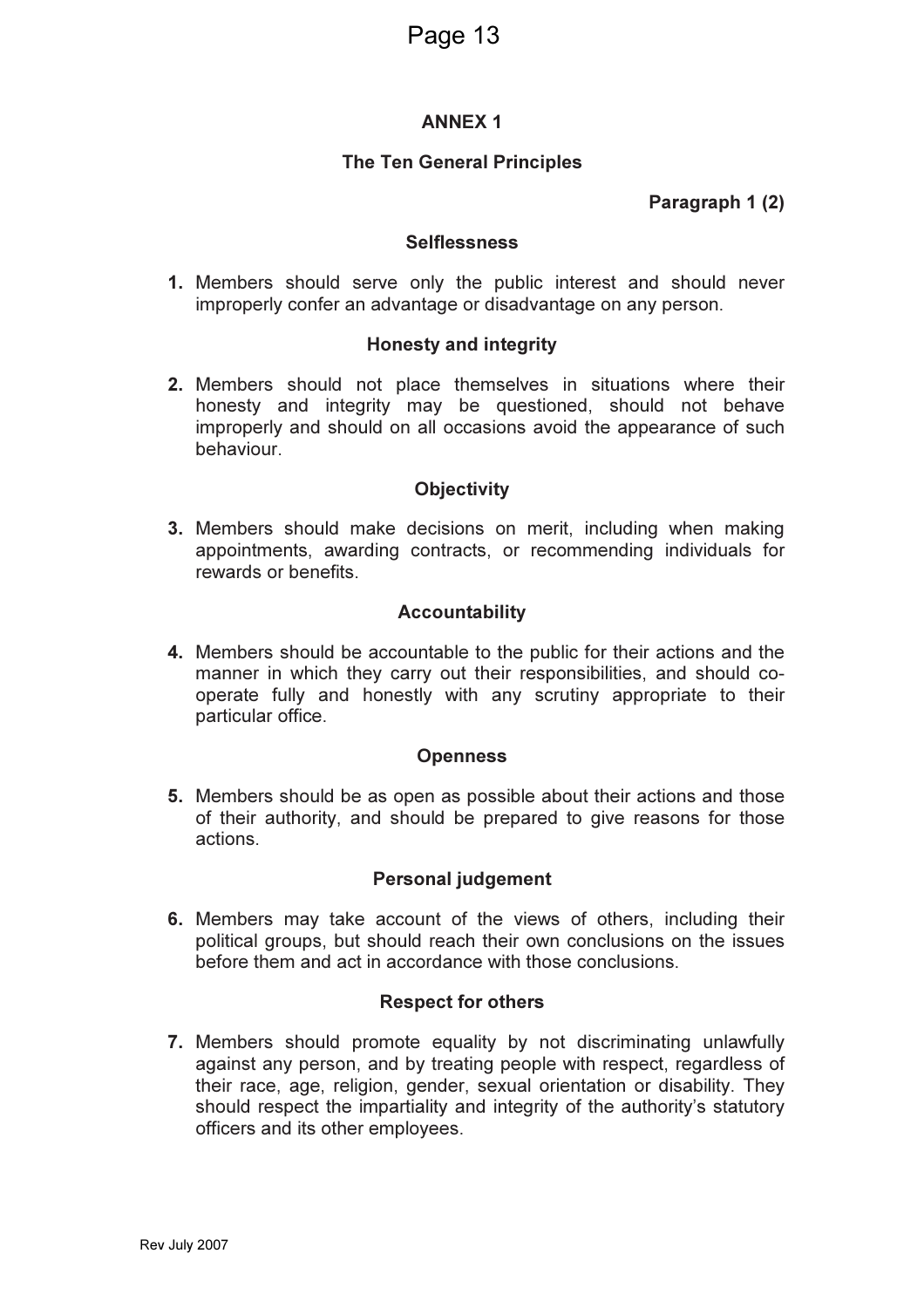# ANNEX 1

## The Ten General Principles

**Paragraph 1 (2)**

### Selflessness

**1.** Members should serve only the public interest and should never improperly confer an advantage or disadvantage on any person.

### Honesty and integrity

**2.** Members should not place themselves in situations where their honesty and integrity may be questioned, should not behave improperly and should on all occasions avoid the appearance of such behaviour.

### Objectivity

**3.** Members should make decisions on merit, including when making appointments, awarding contracts, or recommending individuals for rewards or benefits.

### Accountability

**4.** Members should be accountable to the public for their actions and the manner in which they carry out their responsibilities, and should co-operate fully and honestly with any scrutiny appropriate to their particular office.

### Openness

**5.** Members should be as open as possible about their actions and those of their authority, and should be prepared to give reasons for those actions.

### Personal judgement

**6.** Members may take account of the views of others, including their political groups, but should reach their own conclusions on the issues before them and act in accordance with those conclusions.

### Respect for others

**7.** Members should promote equality by not discriminating unlawfully against any person, and by treating people with respect, regardless of their race, age, religion, gender, sexual orientation or disability. They should respect the impartiality and integrity of the authority's statutory officers and its other employees.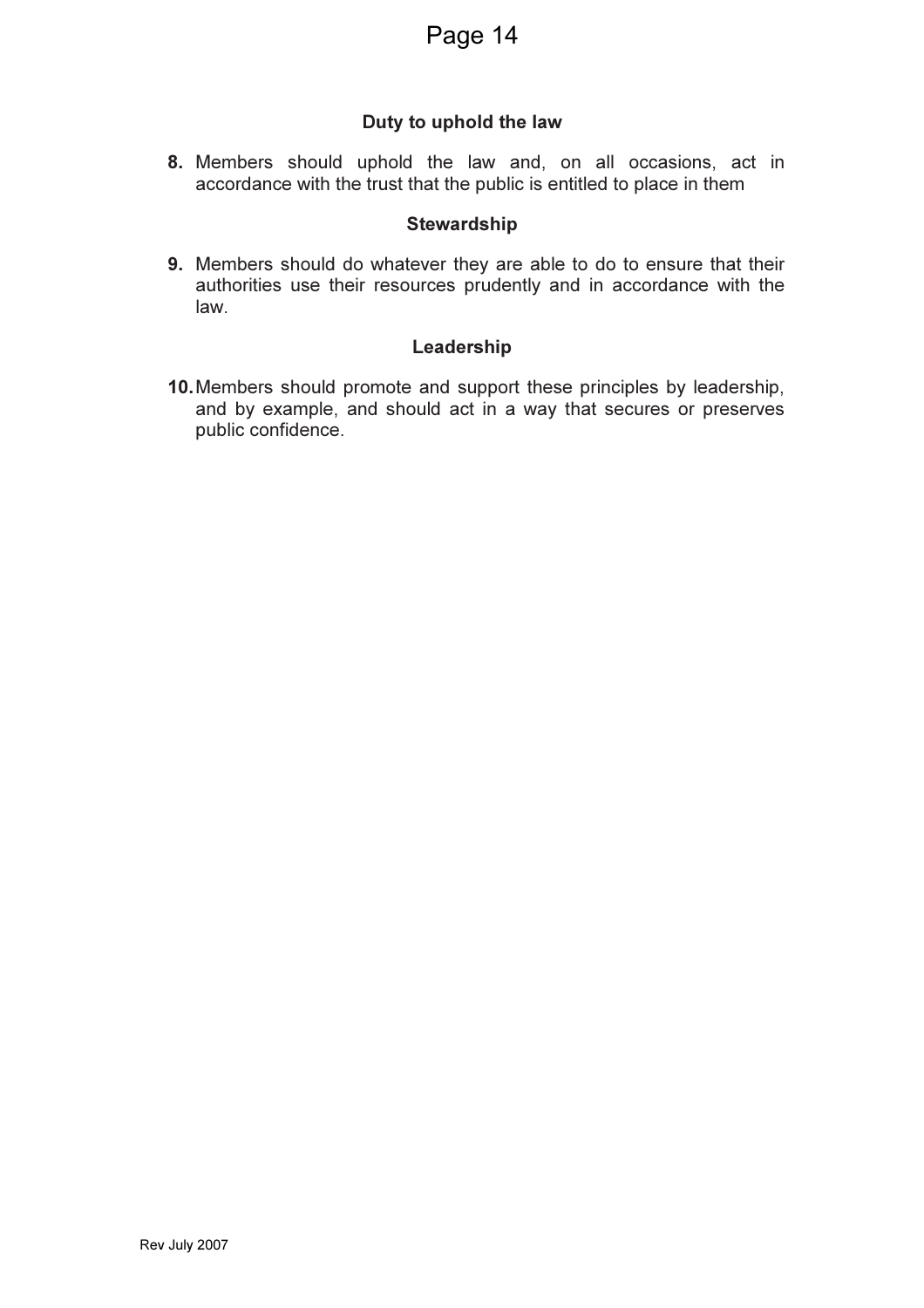### Duty to uphold the law

**8.** Members should uphold the law and, on all occasions, act in accordance with the trust that the public is entitled to place in them

### Stewardship

**9.** Members should do whatever they are able to do to ensure that their authorities use their resources prudently and in accordance with the law.

### Leadership

**10.** Members should promote and support these principles by leadership, and by example, and should act in a way that secures or preserves public confidence.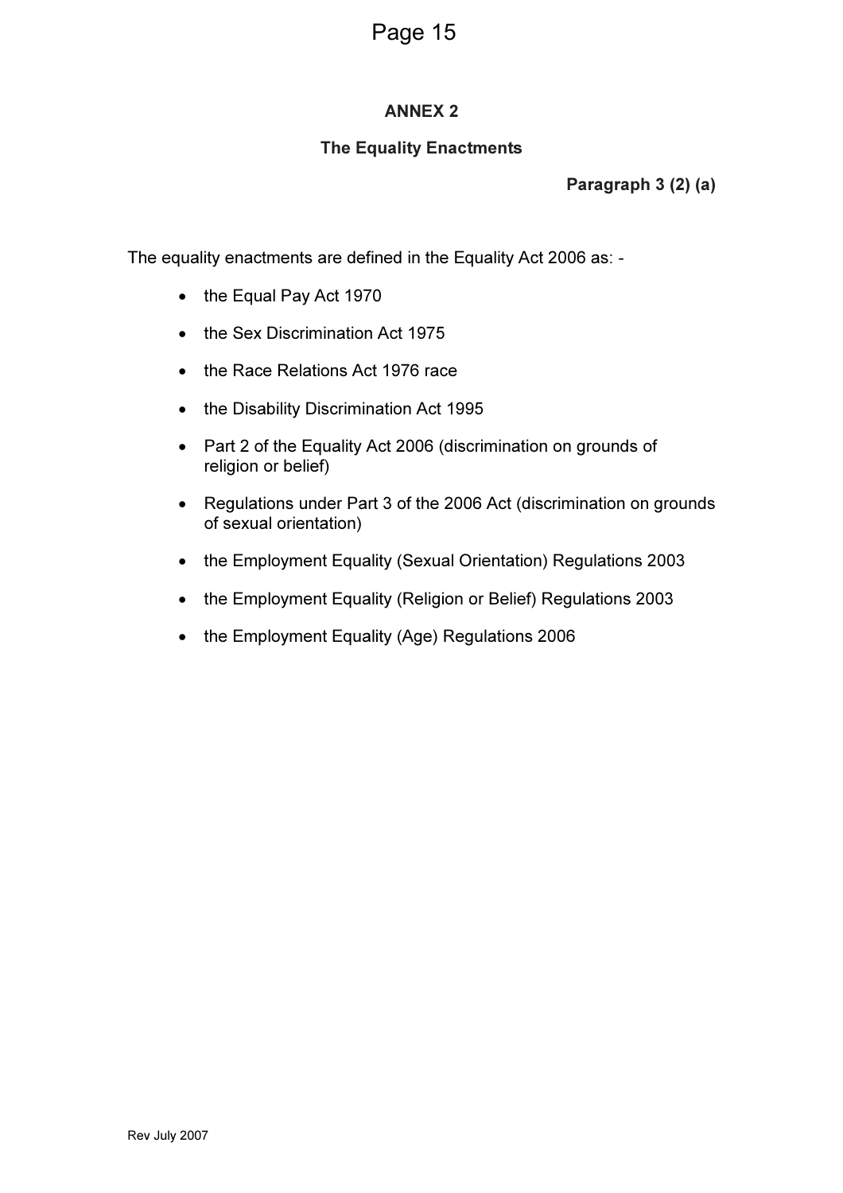## ANNEX 2

### The Equality Enactments

**Paragraph 3 (2) (a)**

The equality enactments are defined in the Equality Act 2006 as: -

- the Equal Pay Act 1970
- the Sex Discrimination Act 1975
- the Race Relations Act 1976 race
- the Disability Discrimination Act 1995
- Part 2 of the Equality Act 2006 (discrimination on grounds of religion or belief)
- Regulations under Part 3 of the 2006 Act (discrimination on grounds of sexual orientation)
- the Employment Equality (Sexual Orientation) Regulations 2003
- the Employment Equality (Religion or Belief) Regulations 2003
- the Employment Equality (Age) Regulations 2006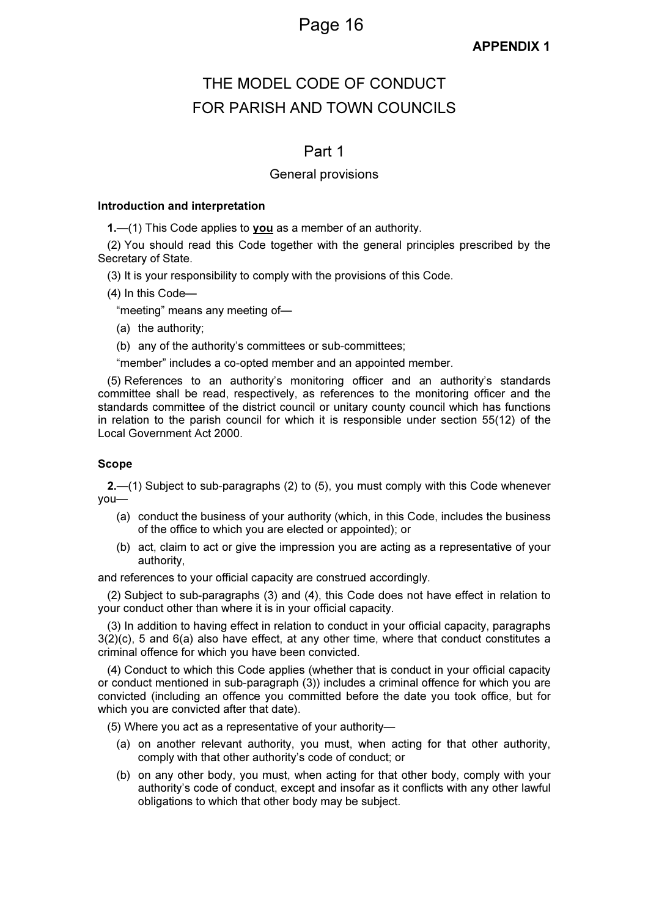**APPENDIX 1**

# THE MODEL CODE OF CONDUCT FOR PARISH AND TOWN COUNCILS

## Part 1

### General provisions

**Introduction and interpretation**

**1.**—(1) This Code applies to **you** as a member of an authority.

(2) You should read this Code together with the general principles prescribed by the Secretary of State.

(3) It is your responsibility to comply with the provisions of this Code.

(4) In this Code—

"meeting" means any meeting of—

(a) the authority;

(b) any of the authority's committees or sub-committees;

"member" includes a co-opted member and an appointed member.

(5) References to an authority's monitoring officer and an authority's standards committee shall be read, respectively, as references to the monitoring officer and the standards committee of the district council or unitary county council which has functions in relation to the parish council for which it is responsible under section 55(12) of the Local Government Act 2000.

**Scope**

**2.**—(1) Subject to sub-paragraphs (2) to (5), you must comply with this Code whenever you—

(a) conduct the business of your authority (which, in this Code, includes the business of the office to which you are elected or appointed); or

(b) act, claim to act or give the impression you are acting as a representative of your authority,

and references to your official capacity are construed accordingly.

(2) Subject to sub-paragraphs (3) and (4), this Code does not have effect in relation to your conduct other than where it is in your official capacity.

(3) In addition to having effect in relation to conduct in your official capacity, paragraphs 3(2)(c), 5 and 6(a) also have effect, at any other time, where that conduct constitutes a criminal offence for which you have been convicted.

(4) Conduct to which this Code applies (whether that is conduct in your official capacity or conduct mentioned in sub-paragraph (3)) includes a criminal offence for which you are convicted (including an offence you committed before the date you took office, but for which you are convicted after that date).

(5) Where you act as a representative of your authority—

(a) on another relevant authority, you must, when acting for that other authority, comply with that other authority's code of conduct; or

(b) on any other body, you must, when acting for that other body, comply with your authority's code of conduct, except and insofar as it conflicts with any other lawful obligations to which that other body may be subject.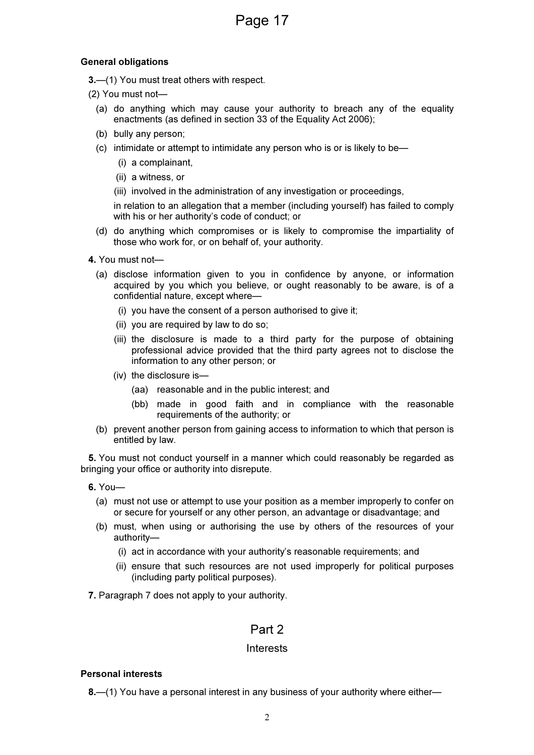**General obligations**

**3.**—(1) You must treat others with respect.

(2) You must not—

(a) do anything which may cause your authority to breach any of the equality enactments (as defined in section 33 of the Equality Act 2006);

(b) bully any person;

(c) intimidate or attempt to intimidate any person who is or is likely to be—

(i) a complainant,

(ii) a witness, or

(iii) involved in the administration of any investigation or proceedings,

in relation to an allegation that a member (including yourself) has failed to comply with his or her authority's code of conduct; or

(d) do anything which compromises or is likely to compromise the impartiality of those who work for, or on behalf of, your authority.

**4.** You must not—

(a) disclose information given to you in confidence by anyone, or information acquired by you which you believe, or ought reasonably to be aware, is of a confidential nature, except where—

(i) you have the consent of a person authorised to give it;

(ii) you are required by law to do so;

(iii) the disclosure is made to a third party for the purpose of obtaining professional advice provided that the third party agrees not to disclose the information to any other person; or

(iv) the disclosure is—

(aa) reasonable and in the public interest; and

(bb) made in good faith and in compliance with the reasonable requirements of the authority; or

(b) prevent another person from gaining access to information to which that person is entitled by law.

**5.** You must not conduct yourself in a manner which could reasonably be regarded as bringing your office or authority into disrepute.

**6.** You—

(a) must not use or attempt to use your position as a member improperly to confer on or secure for yourself or any other person, an advantage or disadvantage; and

(b) must, when using or authorising the use by others of the resources of your authority—

(i) act in accordance with your authority's reasonable requirements; and

(ii) ensure that such resources are not used improperly for political purposes (including party political purposes).

**7.** Paragraph 7 does not apply to your authority.

## Part 2

### Interests

**Personal interests**

**8.**—(1) You have a personal interest in any business of your authority where either—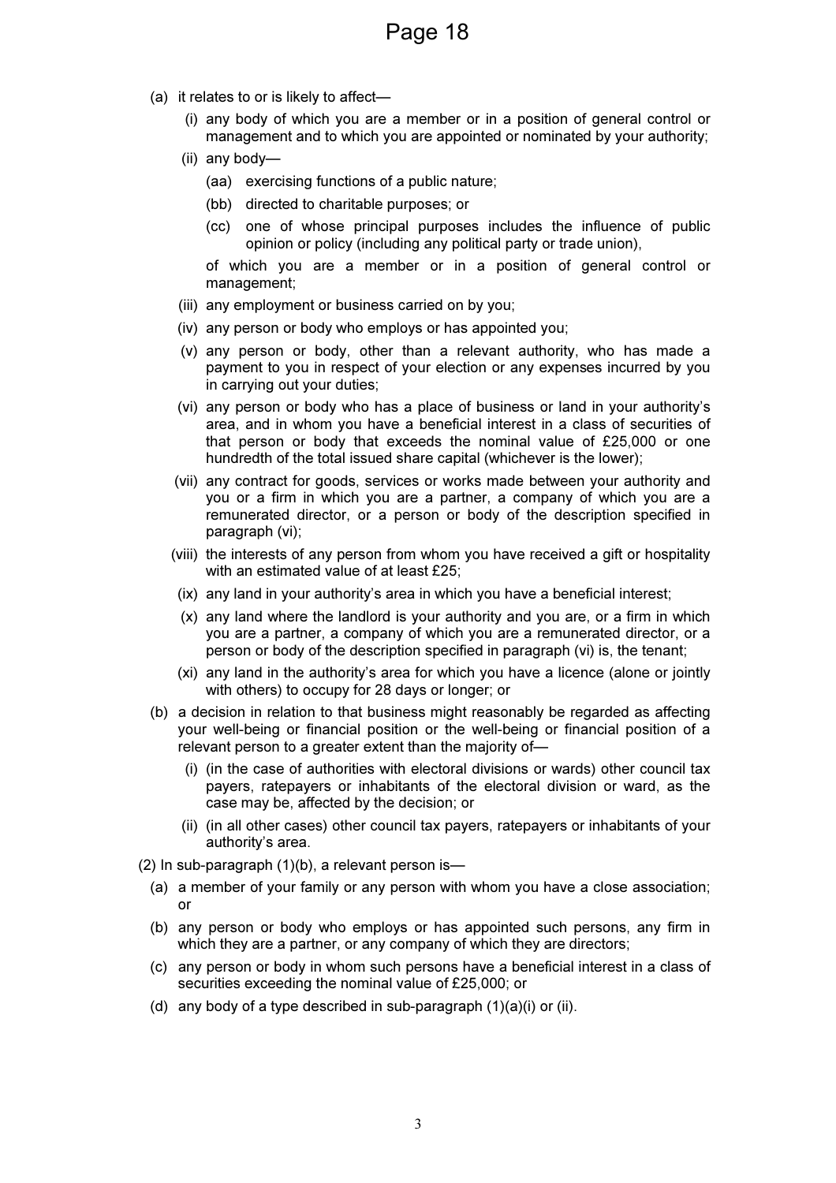(a) it relates to or is likely to affect—

   (i) any body of which you are a member or in a position of general control or management and to which you are appointed or nominated by your authority;

   (ii) any body—

      (aa) exercising functions of a public nature;

      (bb) directed to charitable purposes; or

      (cc) one of whose principal purposes includes the influence of public opinion or policy (including any political party or trade union),

      of which you are a member or in a position of general control or management;

   (iii) any employment or business carried on by you;

   (iv) any person or body who employs or has appointed you;

   (v) any person or body, other than a relevant authority, who has made a payment to you in respect of your election or any expenses incurred by you in carrying out your duties;

   (vi) any person or body who has a place of business or land in your authority's area, and in whom you have a beneficial interest in a class of securities of that person or body that exceeds the nominal value of £25,000 or one hundredth of the total issued share capital (whichever is the lower);

   (vii) any contract for goods, services or works made between your authority and you or a firm in which you are a partner, a company of which you are a remunerated director, or a person or body of the description specified in paragraph (vi);

   (viii) the interests of any person from whom you have received a gift or hospitality with an estimated value of at least £25;

   (ix) any land in your authority's area in which you have a beneficial interest;

   (x) any land where the landlord is your authority and you are, or a firm in which you are a partner, a company of which you are a remunerated director, or a person or body of the description specified in paragraph (vi) is, the tenant;

   (xi) any land in the authority's area for which you have a licence (alone or jointly with others) to occupy for 28 days or longer; or

(b) a decision in relation to that business might reasonably be regarded as affecting your well-being or financial position or the well-being or financial position of a relevant person to a greater extent than the majority of—

   (i) (in the case of authorities with electoral divisions or wards) other council tax payers, ratepayers or inhabitants of the electoral division or ward, as the case may be, affected by the decision; or

   (ii) (in all other cases) other council tax payers, ratepayers or inhabitants of your authority's area.

(2) In sub-paragraph (1)(b), a relevant person is—

(a) a member of your family or any person with whom you have a close association; or

(b) any person or body who employs or has appointed such persons, any firm in which they are a partner, or any company of which they are directors;

(c) any person or body in whom such persons have a beneficial interest in a class of securities exceeding the nominal value of £25,000; or

(d) any body of a type described in sub-paragraph (1)(a)(i) or (ii).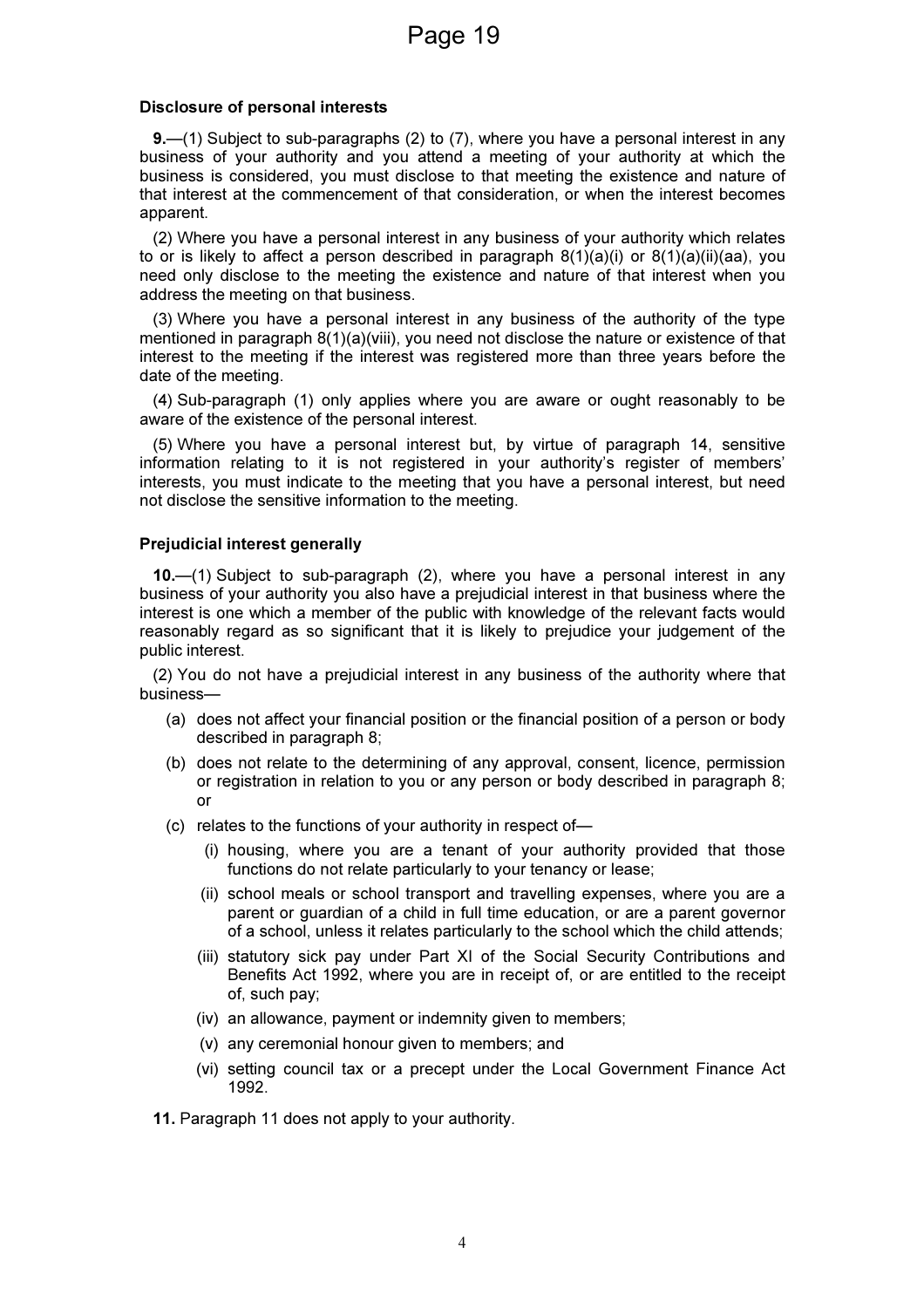### Disclosure of personal interests

**9.**—(1) Subject to sub-paragraphs (2) to (7), where you have a personal interest in any business of your authority and you attend a meeting of your authority at which the business is considered, you must disclose to that meeting the existence and nature of that interest at the commencement of that consideration, or when the interest becomes apparent.

(2) Where you have a personal interest in any business of your authority which relates to or is likely to affect a person described in paragraph 8(1)(a)(i) or 8(1)(a)(ii)(aa), you need only disclose to the meeting the existence and nature of that interest when you address the meeting on that business.

(3) Where you have a personal interest in any business of the authority of the type mentioned in paragraph 8(1)(a)(viii), you need not disclose the nature or existence of that interest to the meeting if the interest was registered more than three years before the date of the meeting.

(4) Sub-paragraph (1) only applies where you are aware or ought reasonably to be aware of the existence of the personal interest.

(5) Where you have a personal interest but, by virtue of paragraph 14, sensitive information relating to it is not registered in your authority's register of members' interests, you must indicate to the meeting that you have a personal interest, but need not disclose the sensitive information to the meeting.

### Prejudicial interest generally

**10.**—(1) Subject to sub-paragraph (2), where you have a personal interest in any business of your authority you also have a prejudicial interest in that business where the interest is one which a member of the public with knowledge of the relevant facts would reasonably regard as so significant that it is likely to prejudice your judgement of the public interest.

(2) You do not have a prejudicial interest in any business of the authority where that business—

- (a) does not affect your financial position or the financial position of a person or body described in paragraph 8;
- (b) does not relate to the determining of any approval, consent, licence, permission or registration in relation to you or any person or body described in paragraph 8; or
- (c) relates to the functions of your authority in respect of—
  - (i) housing, where you are a tenant of your authority provided that those functions do not relate particularly to your tenancy or lease;
  - (ii) school meals or school transport and travelling expenses, where you are a parent or guardian of a child in full time education, or are a parent governor of a school, unless it relates particularly to the school which the child attends;
  - (iii) statutory sick pay under Part XI of the Social Security Contributions and Benefits Act 1992, where you are in receipt of, or are entitled to the receipt of, such pay;
  - (iv) an allowance, payment or indemnity given to members;
  - (v) any ceremonial honour given to members; and
  - (vi) setting council tax or a precept under the Local Government Finance Act 1992.

**11.** Paragraph 11 does not apply to your authority.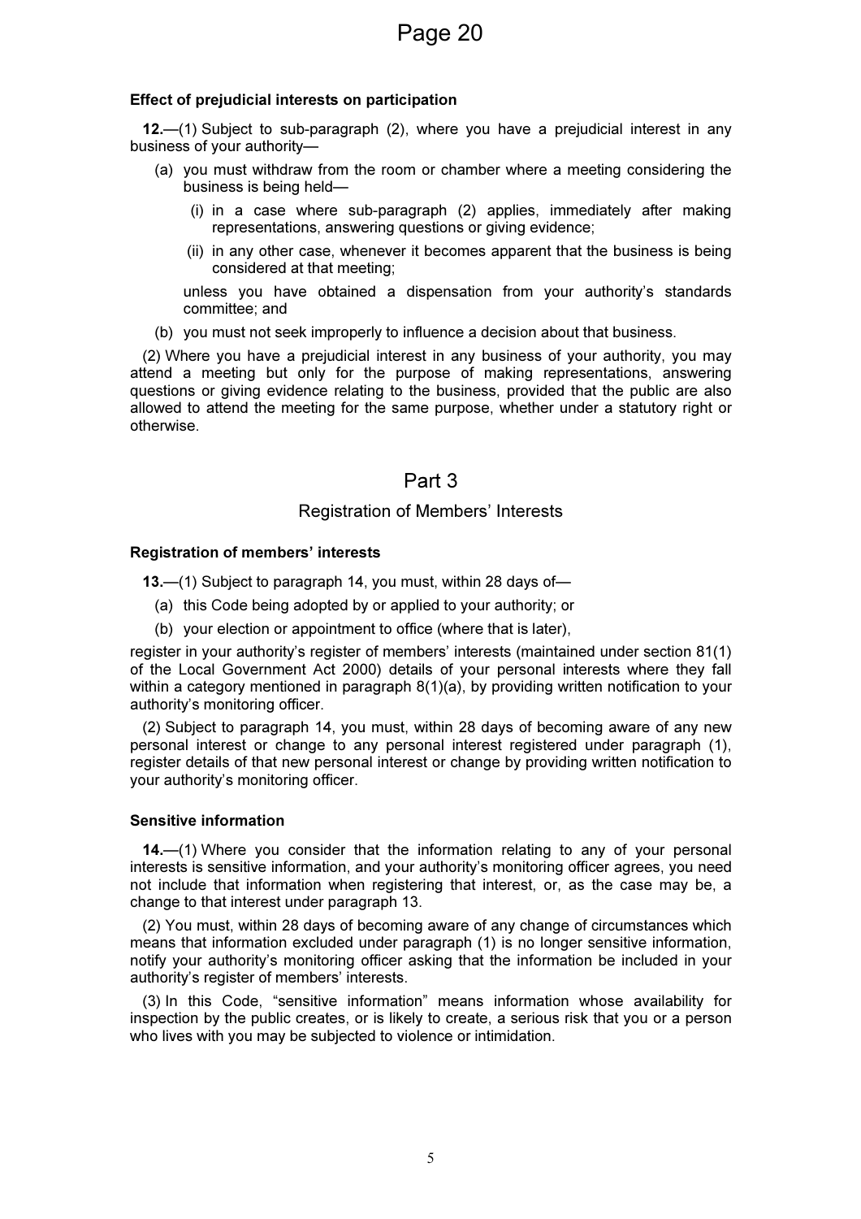**Effect of prejudicial interests on participation**

**12.**—(1) Subject to sub-paragraph (2), where you have a prejudicial interest in any business of your authority—

- (a) you must withdraw from the room or chamber where a meeting considering the business is being held—
  - (i) in a case where sub-paragraph (2) applies, immediately after making representations, answering questions or giving evidence;
  - (ii) in any other case, whenever it becomes apparent that the business is being considered at that meeting;

  unless you have obtained a dispensation from your authority's standards committee; and
- (b) you must not seek improperly to influence a decision about that business.

(2) Where you have a prejudicial interest in any business of your authority, you may attend a meeting but only for the purpose of making representations, answering questions or giving evidence relating to the business, provided that the public are also allowed to attend the meeting for the same purpose, whether under a statutory right or otherwise.

## Part 3

### Registration of Members' Interests

**Registration of members' interests**

**13.**—(1) Subject to paragraph 14, you must, within 28 days of—

- (a) this Code being adopted by or applied to your authority; or
- (b) your election or appointment to office (where that is later),

register in your authority's register of members' interests (maintained under section 81(1) of the Local Government Act 2000) details of your personal interests where they fall within a category mentioned in paragraph 8(1)(a), by providing written notification to your authority's monitoring officer.

(2) Subject to paragraph 14, you must, within 28 days of becoming aware of any new personal interest or change to any personal interest registered under paragraph (1), register details of that new personal interest or change by providing written notification to your authority's monitoring officer.

**Sensitive information**

**14.**—(1) Where you consider that the information relating to any of your personal interests is sensitive information, and your authority's monitoring officer agrees, you need not include that information when registering that interest, or, as the case may be, a change to that interest under paragraph 13.

(2) You must, within 28 days of becoming aware of any change of circumstances which means that information excluded under paragraph (1) is no longer sensitive information, notify your authority's monitoring officer asking that the information be included in your authority's register of members' interests.

(3) In this Code, "sensitive information" means information whose availability for inspection by the public creates, or is likely to create, a serious risk that you or a person who lives with you may be subjected to violence or intimidation.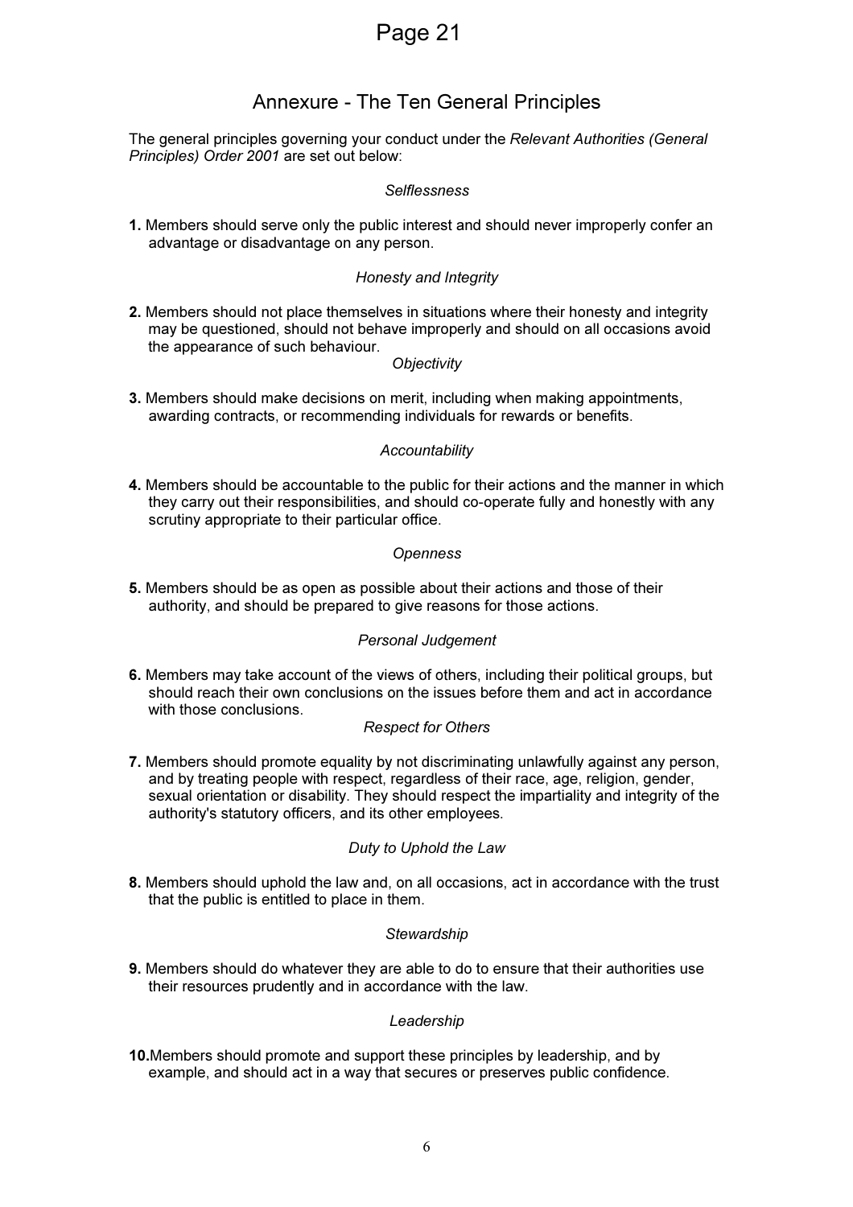## Annexure - The Ten General Principles

The general principles governing your conduct under the *Relevant Authorities (General Principles) Order 2001* are set out below:

*Selflessness*

**1.** Members should serve only the public interest and should never improperly confer an advantage or disadvantage on any person.

*Honesty and Integrity*

**2.** Members should not place themselves in situations where their honesty and integrity may be questioned, should not behave improperly and should on all occasions avoid the appearance of such behaviour.

*Objectivity*

**3.** Members should make decisions on merit, including when making appointments, awarding contracts, or recommending individuals for rewards or benefits.

*Accountability*

**4.** Members should be accountable to the public for their actions and the manner in which they carry out their responsibilities, and should co-operate fully and honestly with any scrutiny appropriate to their particular office.

*Openness*

**5.** Members should be as open as possible about their actions and those of their authority, and should be prepared to give reasons for those actions.

*Personal Judgement*

**6.** Members may take account of the views of others, including their political groups, but should reach their own conclusions on the issues before them and act in accordance with those conclusions.

*Respect for Others*

**7.** Members should promote equality by not discriminating unlawfully against any person, and by treating people with respect, regardless of their race, age, religion, gender, sexual orientation or disability. They should respect the impartiality and integrity of the authority's statutory officers, and its other employees.

*Duty to Uphold the Law*

**8.** Members should uphold the law and, on all occasions, act in accordance with the trust that the public is entitled to place in them.

*Stewardship*

**9.** Members should do whatever they are able to do to ensure that their authorities use their resources prudently and in accordance with the law.

*Leadership*

**10.** Members should promote and support these principles by leadership, and by example, and should act in a way that secures or preserves public confidence.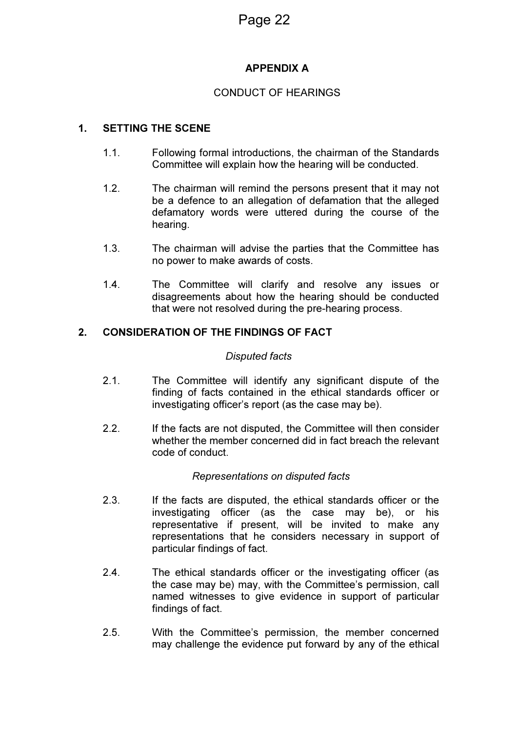# APPENDIX A

CONDUCT OF HEARINGS

## 1. SETTING THE SCENE

1.1. Following formal introductions, the chairman of the Standards Committee will explain how the hearing will be conducted.

1.2. The chairman will remind the persons present that it may not be a defence to an allegation of defamation that the alleged defamatory words were uttered during the course of the hearing.

1.3. The chairman will advise the parties that the Committee has no power to make awards of costs.

1.4. The Committee will clarify and resolve any issues or disagreements about how the hearing should be conducted that were not resolved during the pre-hearing process.

## 2. CONSIDERATION OF THE FINDINGS OF FACT

*Disputed facts*

2.1. The Committee will identify any significant dispute of the finding of facts contained in the ethical standards officer or investigating officer's report (as the case may be).

2.2. If the facts are not disputed, the Committee will then consider whether the member concerned did in fact breach the relevant code of conduct.

*Representations on disputed facts*

2.3. If the facts are disputed, the ethical standards officer or the investigating officer (as the case may be), or his representative if present, will be invited to make any representations that he considers necessary in support of particular findings of fact.

2.4. The ethical standards officer or the investigating officer (as the case may be) may, with the Committee's permission, call named witnesses to give evidence in support of particular findings of fact.

2.5. With the Committee's permission, the member concerned may challenge the evidence put forward by any of the ethical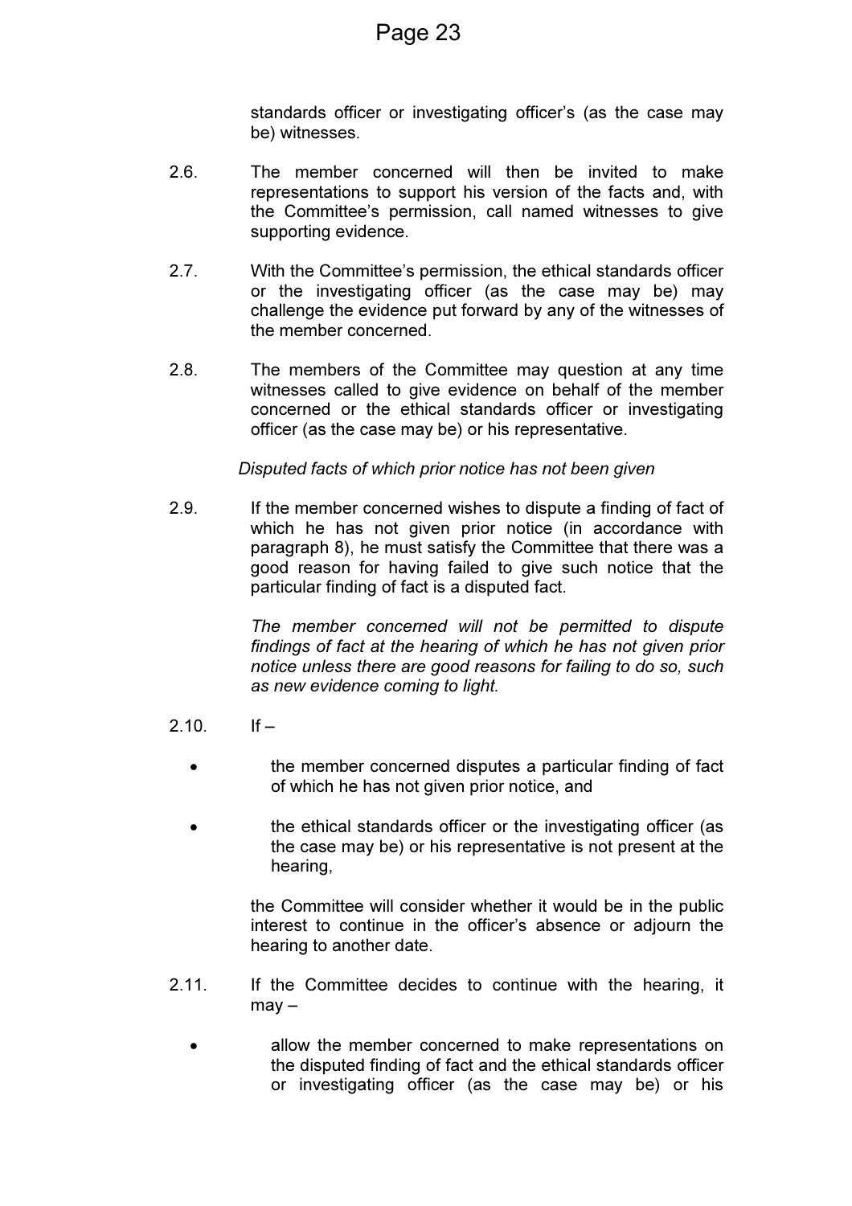standards officer or investigating officer's (as the case may be) witnesses.

2.6. The member concerned will then be invited to make representations to support his version of the facts and, with the Committee's permission, call named witnesses to give supporting evidence.

2.7. With the Committee's permission, the ethical standards officer or the investigating officer (as the case may be) may challenge the evidence put forward by any of the witnesses of the member concerned.

2.8. The members of the Committee may question at any time witnesses called to give evidence on behalf of the member concerned or the ethical standards officer or investigating officer (as the case may be) or his representative.

*Disputed facts of which prior notice has not been given*

2.9. If the member concerned wishes to dispute a finding of fact of which he has not given prior notice (in accordance with paragraph 8), he must satisfy the Committee that there was a good reason for having failed to give such notice that the particular finding of fact is a disputed fact.

*The member concerned will not be permitted to dispute findings of fact at the hearing of which he has not given prior notice unless there are good reasons for failing to do so, such as new evidence coming to light.*

2.10. If –

- the member concerned disputes a particular finding of fact of which he has not given prior notice, and
- the ethical standards officer or the investigating officer (as the case may be) or his representative is not present at the hearing,

the Committee will consider whether it would be in the public interest to continue in the officer's absence or adjourn the hearing to another date.

2.11. If the Committee decides to continue with the hearing, it may –

- allow the member concerned to make representations on the disputed finding of fact and the ethical standards officer or investigating officer (as the case may be) or his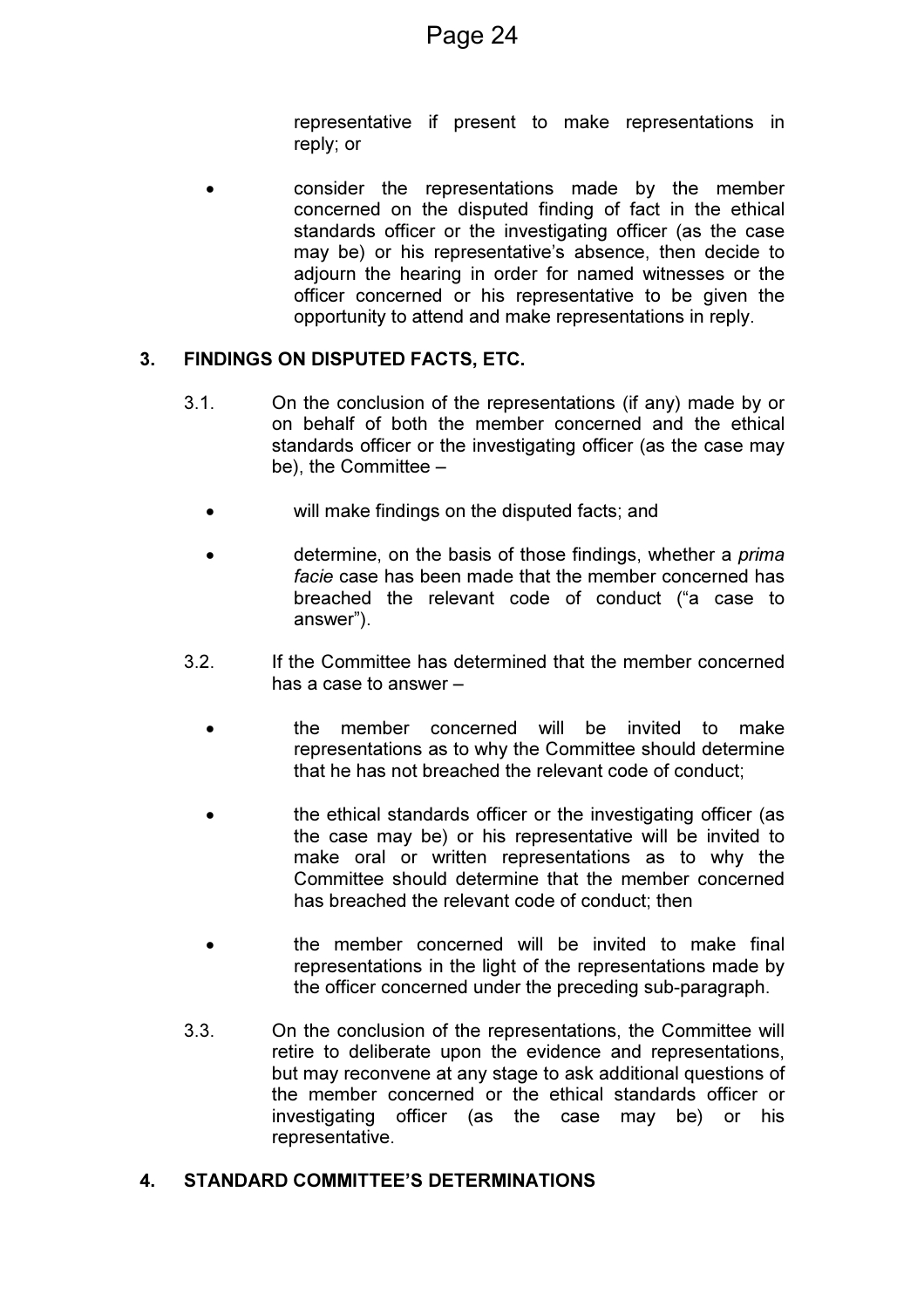representative if present to make representations in reply; or

- consider the representations made by the member concerned on the disputed finding of fact in the ethical standards officer or the investigating officer (as the case may be) or his representative's absence, then decide to adjourn the hearing in order for named witnesses or the officer concerned or his representative to be given the opportunity to attend and make representations in reply.

## 3. FINDINGS ON DISPUTED FACTS, ETC.

3.1. On the conclusion of the representations (if any) made by or on behalf of both the member concerned and the ethical standards officer or the investigating officer (as the case may be), the Committee –

- will make findings on the disputed facts; and
- determine, on the basis of those findings, whether a *prima facie* case has been made that the member concerned has breached the relevant code of conduct ("a case to answer").

3.2. If the Committee has determined that the member concerned has a case to answer –

- the member concerned will be invited to make representations as to why the Committee should determine that he has not breached the relevant code of conduct;
- the ethical standards officer or the investigating officer (as the case may be) or his representative will be invited to make oral or written representations as to why the Committee should determine that the member concerned has breached the relevant code of conduct; then
- the member concerned will be invited to make final representations in the light of the representations made by the officer concerned under the preceding sub-paragraph.

3.3. On the conclusion of the representations, the Committee will retire to deliberate upon the evidence and representations, but may reconvene at any stage to ask additional questions of the member concerned or the ethical standards officer or investigating officer (as the case may be) or his representative.

## 4. STANDARD COMMITTEE'S DETERMINATIONS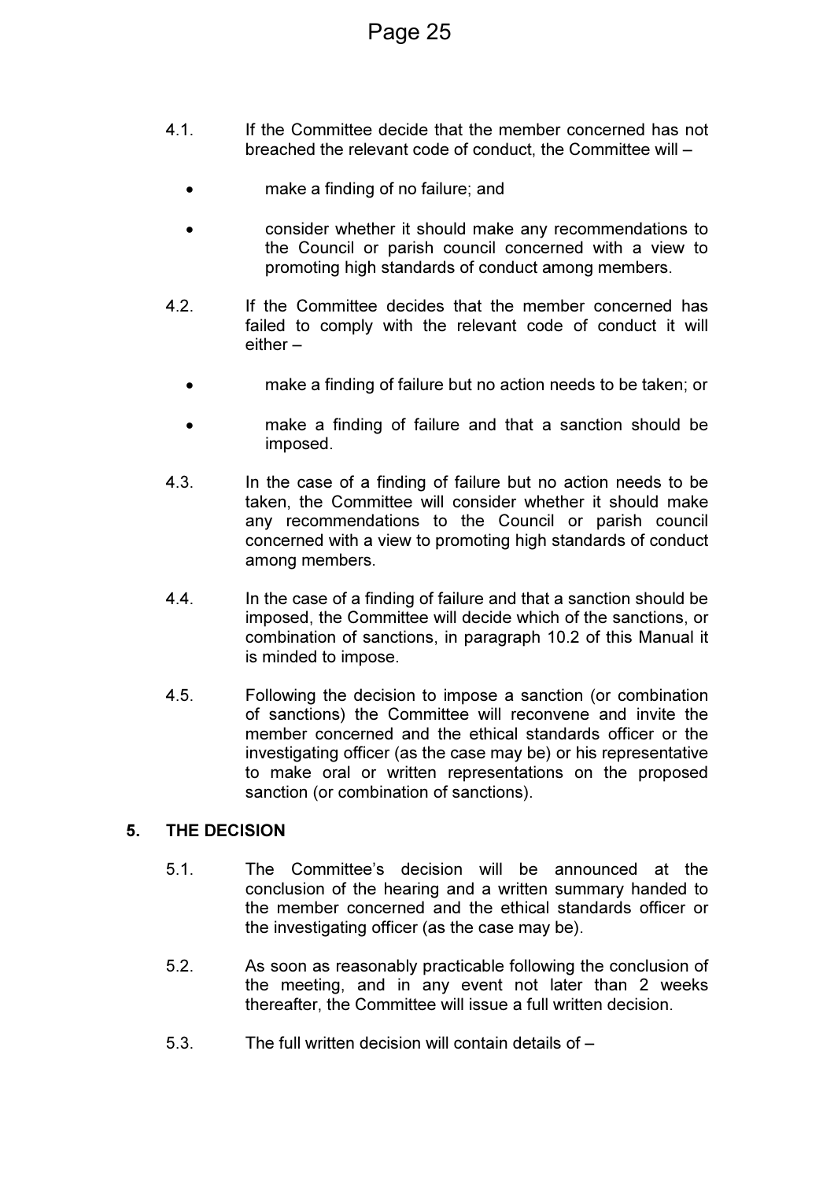4.1. If the Committee decide that the member concerned has not breached the relevant code of conduct, the Committee will –

- make a finding of no failure; and
- consider whether it should make any recommendations to the Council or parish council concerned with a view to promoting high standards of conduct among members.

4.2. If the Committee decides that the member concerned has failed to comply with the relevant code of conduct it will either –

- make a finding of failure but no action needs to be taken; or
- make a finding of failure and that a sanction should be imposed.

4.3. In the case of a finding of failure but no action needs to be taken, the Committee will consider whether it should make any recommendations to the Council or parish council concerned with a view to promoting high standards of conduct among members.

4.4. In the case of a finding of failure and that a sanction should be imposed, the Committee will decide which of the sanctions, or combination of sanctions, in paragraph 10.2 of this Manual it is minded to impose.

4.5. Following the decision to impose a sanction (or combination of sanctions) the Committee will reconvene and invite the member concerned and the ethical standards officer or the investigating officer (as the case may be) or his representative to make oral or written representations on the proposed sanction (or combination of sanctions).

## 5. THE DECISION

5.1. The Committee's decision will be announced at the conclusion of the hearing and a written summary handed to the member concerned and the ethical standards officer or the investigating officer (as the case may be).

5.2. As soon as reasonably practicable following the conclusion of the meeting, and in any event not later than 2 weeks thereafter, the Committee will issue a full written decision.

5.3. The full written decision will contain details of –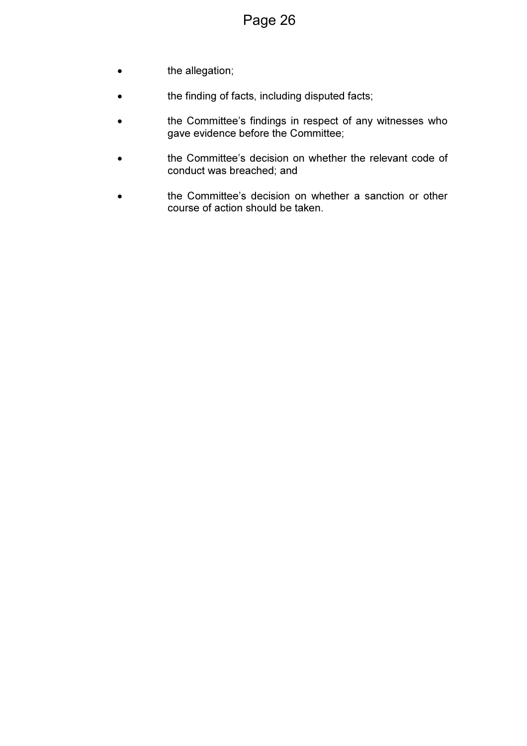- the allegation;
- the finding of facts, including disputed facts;
- the Committee's findings in respect of any witnesses who gave evidence before the Committee;
- the Committee's decision on whether the relevant code of conduct was breached; and
- the Committee's decision on whether a sanction or other course of action should be taken.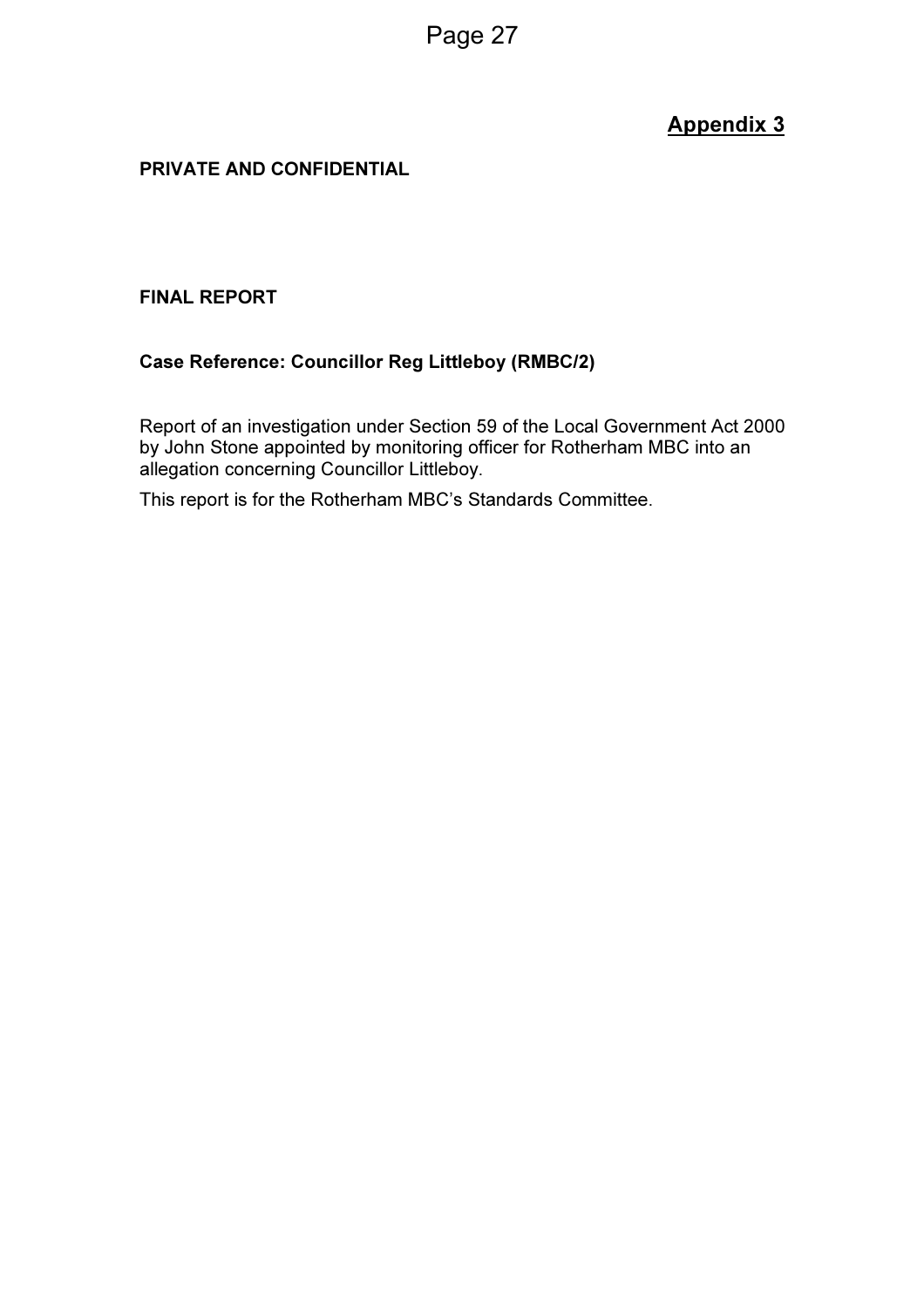**Appendix 3**

**PRIVATE AND CONFIDENTIAL**

**FINAL REPORT**

**Case Reference: Councillor Reg Littleboy (RMBC/2)**

Report of an investigation under Section 59 of the Local Government Act 2000 by John Stone appointed by monitoring officer for Rotherham MBC into an allegation concerning Councillor Littleboy.

This report is for the Rotherham MBC's Standards Committee.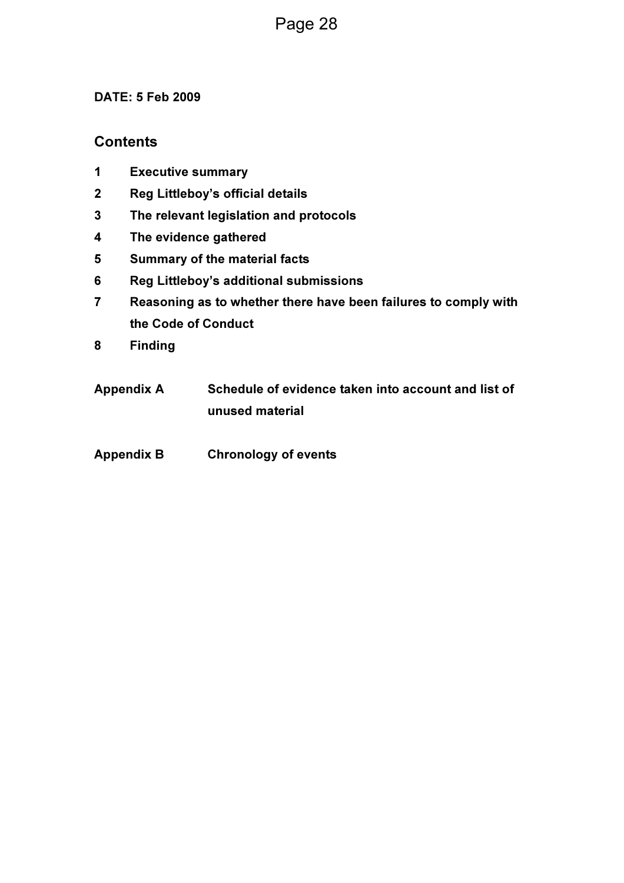**DATE: 5 Feb 2009**

## Contents

1. **Executive summary**
2. **Reg Littleboy's official details**
3. **The relevant legislation and protocols**
4. **The evidence gathered**
5. **Summary of the material facts**
6. **Reg Littleboy's additional submissions**
7. **Reasoning as to whether there have been failures to comply with the Code of Conduct**
8. **Finding**

| | |
|---|---|
| **Appendix A** | **Schedule of evidence taken into account and list of unused material** |
| **Appendix B** | **Chronology of events** |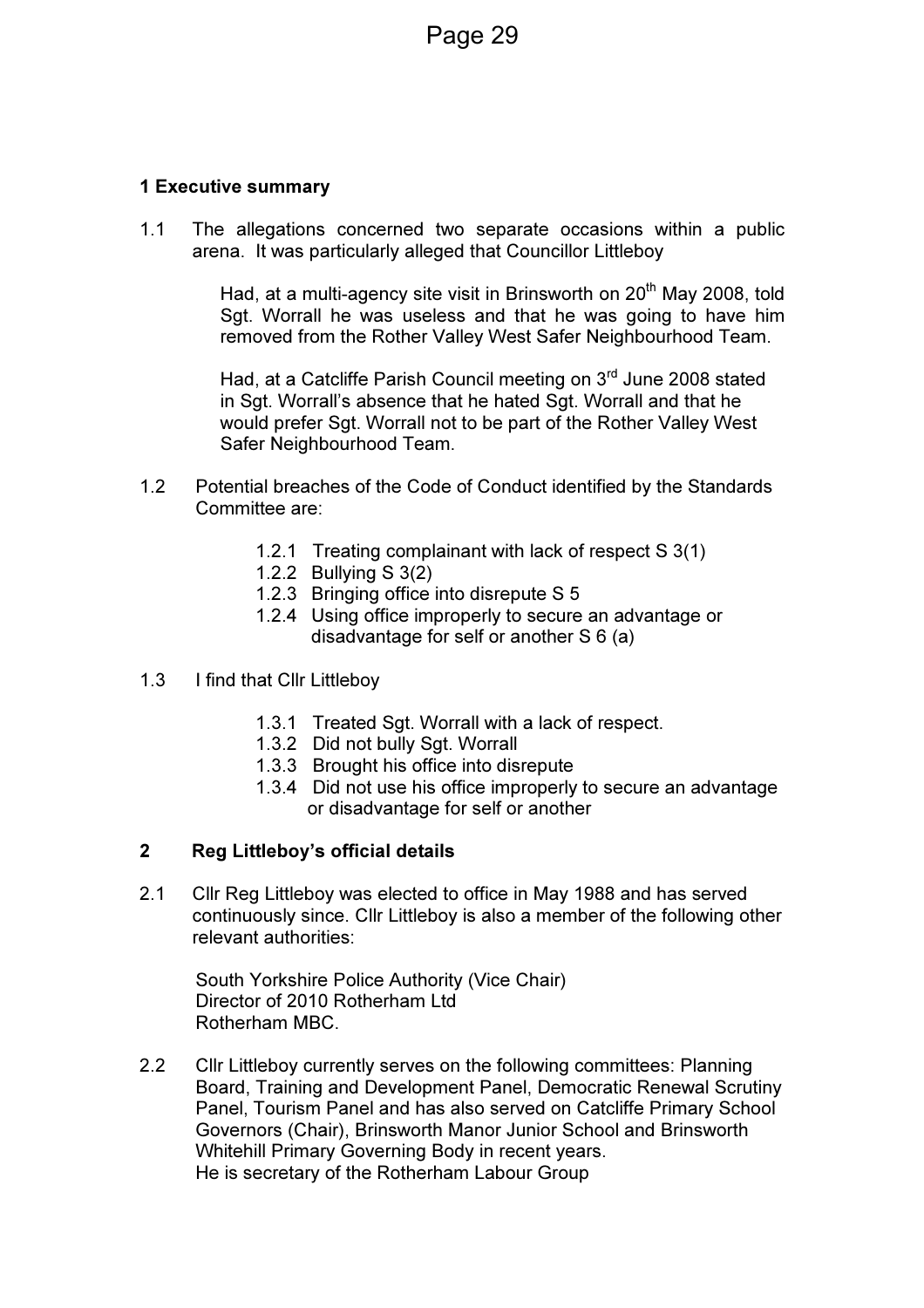## 1 Executive summary

1.1 The allegations concerned two separate occasions within a public arena. It was particularly alleged that Councillor Littleboy

> Had, at a multi-agency site visit in Brinsworth on 20th May 2008, told Sgt. Worrall he was useless and that he was going to have him removed from the Rother Valley West Safer Neighbourhood Team.
>
> Had, at a Catcliffe Parish Council meeting on 3rd June 2008 stated in Sgt. Worrall's absence that he hated Sgt. Worrall and that he would prefer Sgt. Worrall not to be part of the Rother Valley West Safer Neighbourhood Team.

1.2 Potential breaches of the Code of Conduct identified by the Standards Committee are:

- 1.2.1 Treating complainant with lack of respect S 3(1)
- 1.2.2 Bullying S 3(2)
- 1.2.3 Bringing office into disrepute S 5
- 1.2.4 Using office improperly to secure an advantage or disadvantage for self or another S 6 (a)

1.3 I find that Cllr Littleboy

- 1.3.1 Treated Sgt. Worrall with a lack of respect.
- 1.3.2 Did not bully Sgt. Worrall
- 1.3.3 Brought his office into disrepute
- 1.3.4 Did not use his office improperly to secure an advantage or disadvantage for self or another

## 2 Reg Littleboy's official details

2.1 Cllr Reg Littleboy was elected to office in May 1988 and has served continuously since. Cllr Littleboy is also a member of the following other relevant authorities:

South Yorkshire Police Authority (Vice Chair)
Director of 2010 Rotherham Ltd
Rotherham MBC.

2.2 Cllr Littleboy currently serves on the following committees: Planning Board, Training and Development Panel, Democratic Renewal Scrutiny Panel, Tourism Panel and has also served on Catcliffe Primary School Governors (Chair), Brinsworth Manor Junior School and Brinsworth Whitehill Primary Governing Body in recent years.
He is secretary of the Rotherham Labour Group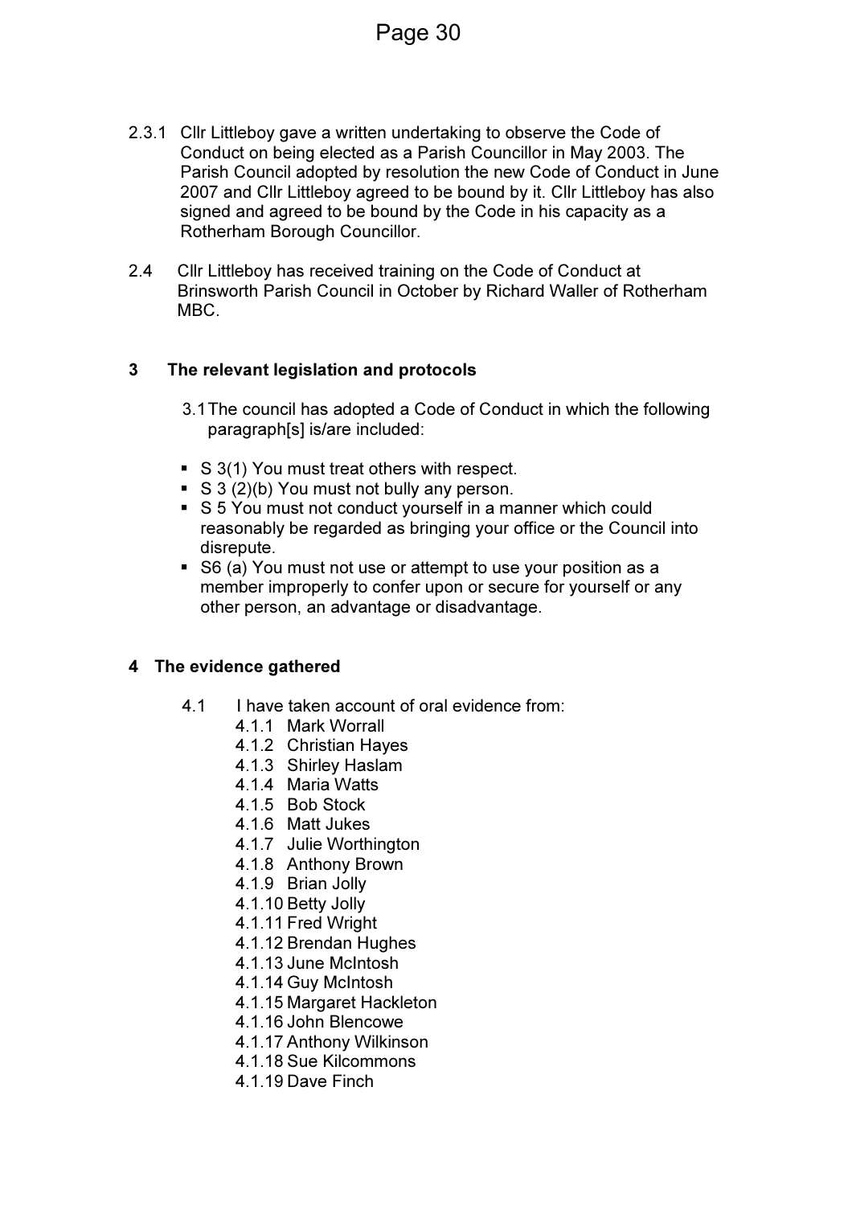2.3.1 Cllr Littleboy gave a written undertaking to observe the Code of Conduct on being elected as a Parish Councillor in May 2003. The Parish Council adopted by resolution the new Code of Conduct in June 2007 and Cllr Littleboy agreed to be bound by it. Cllr Littleboy has also signed and agreed to be bound by the Code in his capacity as a Rotherham Borough Councillor.

2.4 Cllr Littleboy has received training on the Code of Conduct at Brinsworth Parish Council in October by Richard Waller of Rotherham MBC.

## 3 The relevant legislation and protocols

3.1 The council has adopted a Code of Conduct in which the following paragraph[s] is/are included:

- S 3(1) You must treat others with respect.
- S 3 (2)(b) You must not bully any person.
- S 5 You must not conduct yourself in a manner which could reasonably be regarded as bringing your office or the Council into disrepute.
- S6 (a) You must not use or attempt to use your position as a member improperly to confer upon or secure for yourself or any other person, an advantage or disadvantage.

## 4 The evidence gathered

4.1 I have taken account of oral evidence from:

4.1.1 Mark Worrall
4.1.2 Christian Hayes
4.1.3 Shirley Haslam
4.1.4 Maria Watts
4.1.5 Bob Stock
4.1.6 Matt Jukes
4.1.7 Julie Worthington
4.1.8 Anthony Brown
4.1.9 Brian Jolly
4.1.10 Betty Jolly
4.1.11 Fred Wright
4.1.12 Brendan Hughes
4.1.13 June McIntosh
4.1.14 Guy McIntosh
4.1.15 Margaret Hackleton
4.1.16 John Blencowe
4.1.17 Anthony Wilkinson
4.1.18 Sue Kilcommons
4.1.19 Dave Finch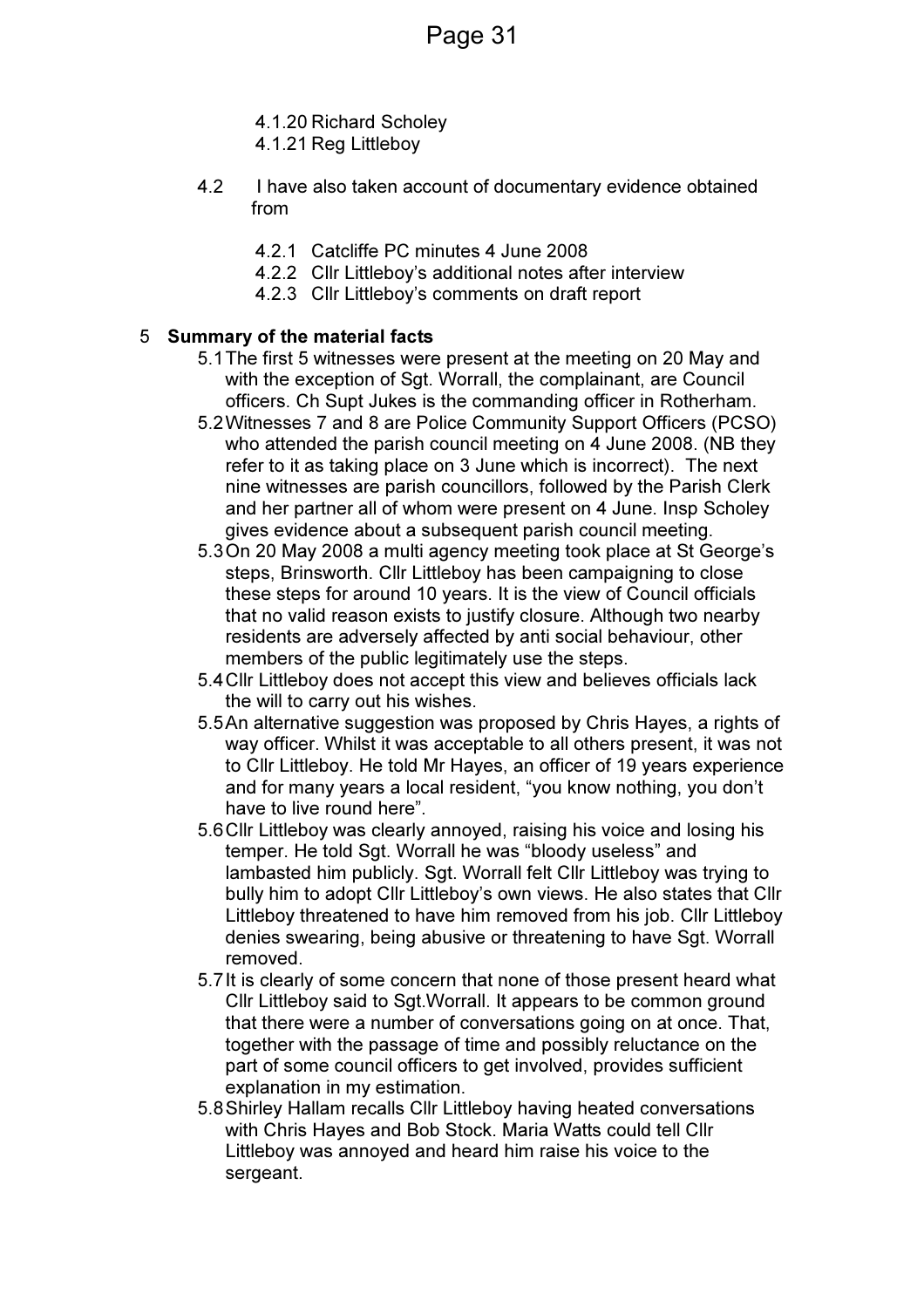4.1.20 Richard Scholey
4.1.21 Reg Littleboy

4.2 I have also taken account of documentary evidence obtained from

4.2.1 Catcliffe PC minutes 4 June 2008
4.2.2 Cllr Littleboy's additional notes after interview
4.2.3 Cllr Littleboy's comments on draft report

## 5 Summary of the material facts

5.1 The first 5 witnesses were present at the meeting on 20 May and with the exception of Sgt. Worrall, the complainant, are Council officers. Ch Supt Jukes is the commanding officer in Rotherham.

5.2 Witnesses 7 and 8 are Police Community Support Officers (PCSO) who attended the parish council meeting on 4 June 2008. (NB they refer to it as taking place on 3 June which is incorrect). The next nine witnesses are parish councillors, followed by the Parish Clerk and her partner all of whom were present on 4 June. Insp Scholey gives evidence about a subsequent parish council meeting.

5.3 On 20 May 2008 a multi agency meeting took place at St George's steps, Brinsworth. Cllr Littleboy has been campaigning to close these steps for around 10 years. It is the view of Council officials that no valid reason exists to justify closure. Although two nearby residents are adversely affected by anti social behaviour, other members of the public legitimately use the steps.

5.4 Cllr Littleboy does not accept this view and believes officials lack the will to carry out his wishes.

5.5 An alternative suggestion was proposed by Chris Hayes, a rights of way officer. Whilst it was acceptable to all others present, it was not to Cllr Littleboy. He told Mr Hayes, an officer of 19 years experience and for many years a local resident, "you know nothing, you don't have to live round here".

5.6 Cllr Littleboy was clearly annoyed, raising his voice and losing his temper. He told Sgt. Worrall he was "bloody useless" and lambasted him publicly. Sgt. Worrall felt Cllr Littleboy was trying to bully him to adopt Cllr Littleboy's own views. He also states that Cllr Littleboy threatened to have him removed from his job. Cllr Littleboy denies swearing, being abusive or threatening to have Sgt. Worrall removed.

5.7 It is clearly of some concern that none of those present heard what Cllr Littleboy said to Sgt.Worrall. It appears to be common ground that there were a number of conversations going on at once. That, together with the passage of time and possibly reluctance on the part of some council officers to get involved, provides sufficient explanation in my estimation.

5.8 Shirley Hallam recalls Cllr Littleboy having heated conversations with Chris Hayes and Bob Stock. Maria Watts could tell Cllr Littleboy was annoyed and heard him raise his voice to the sergeant.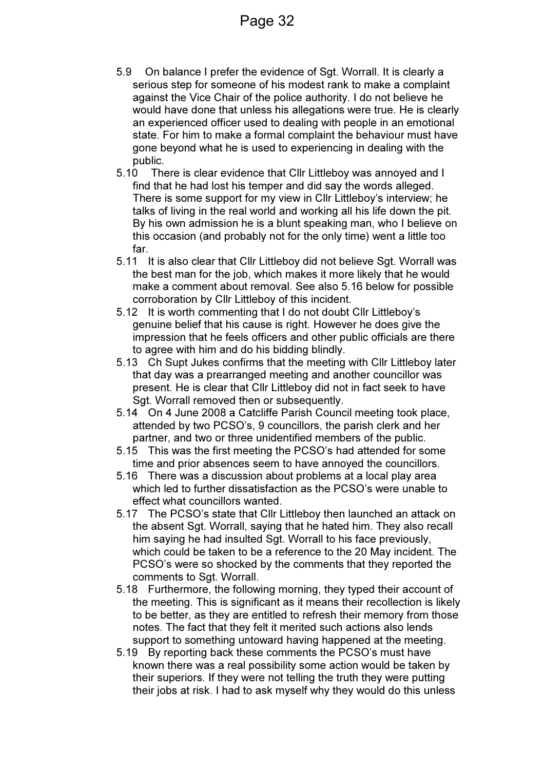5.9 On balance I prefer the evidence of Sgt. Worrall. It is clearly a serious step for someone of his modest rank to make a complaint against the Vice Chair of the police authority. I do not believe he would have done that unless his allegations were true. He is clearly an experienced officer used to dealing with people in an emotional state. For him to make a formal complaint the behaviour must have gone beyond what he is used to experiencing in dealing with the public.

5.10 There is clear evidence that Cllr Littleboy was annoyed and I find that he had lost his temper and did say the words alleged. There is some support for my view in Cllr Littleboy's interview; he talks of living in the real world and working all his life down the pit. By his own admission he is a blunt speaking man, who I believe on this occasion (and probably not for the only time) went a little too far.

5.11 It is also clear that Cllr Littleboy did not believe Sgt. Worrall was the best man for the job, which makes it more likely that he would make a comment about removal. See also 5.16 below for possible corroboration by Cllr Littleboy of this incident.

5.12 It is worth commenting that I do not doubt Cllr Littleboy's genuine belief that his cause is right. However he does give the impression that he feels officers and other public officials are there to agree with him and do his bidding blindly.

5.13 Ch Supt Jukes confirms that the meeting with Cllr Littleboy later that day was a prearranged meeting and another councillor was present. He is clear that Cllr Littleboy did not in fact seek to have Sgt. Worrall removed then or subsequently.

5.14 On 4 June 2008 a Catcliffe Parish Council meeting took place, attended by two PCSO's, 9 councillors, the parish clerk and her partner, and two or three unidentified members of the public.

5.15 This was the first meeting the PCSO's had attended for some time and prior absences seem to have annoyed the councillors.

5.16 There was a discussion about problems at a local play area which led to further dissatisfaction as the PCSO's were unable to effect what councillors wanted.

5.17 The PCSO's state that Cllr Littleboy then launched an attack on the absent Sgt. Worrall, saying that he hated him. They also recall him saying he had insulted Sgt. Worrall to his face previously, which could be taken to be a reference to the 20 May incident. The PCSO's were so shocked by the comments that they reported the comments to Sgt. Worrall.

5.18 Furthermore, the following morning, they typed their account of the meeting. This is significant as it means their recollection is likely to be better, as they are entitled to refresh their memory from those notes. The fact that they felt it merited such actions also lends support to something untoward having happened at the meeting.

5.19 By reporting back these comments the PCSO's must have known there was a real possibility some action would be taken by their superiors. If they were not telling the truth they were putting their jobs at risk. I had to ask myself why they would do this unless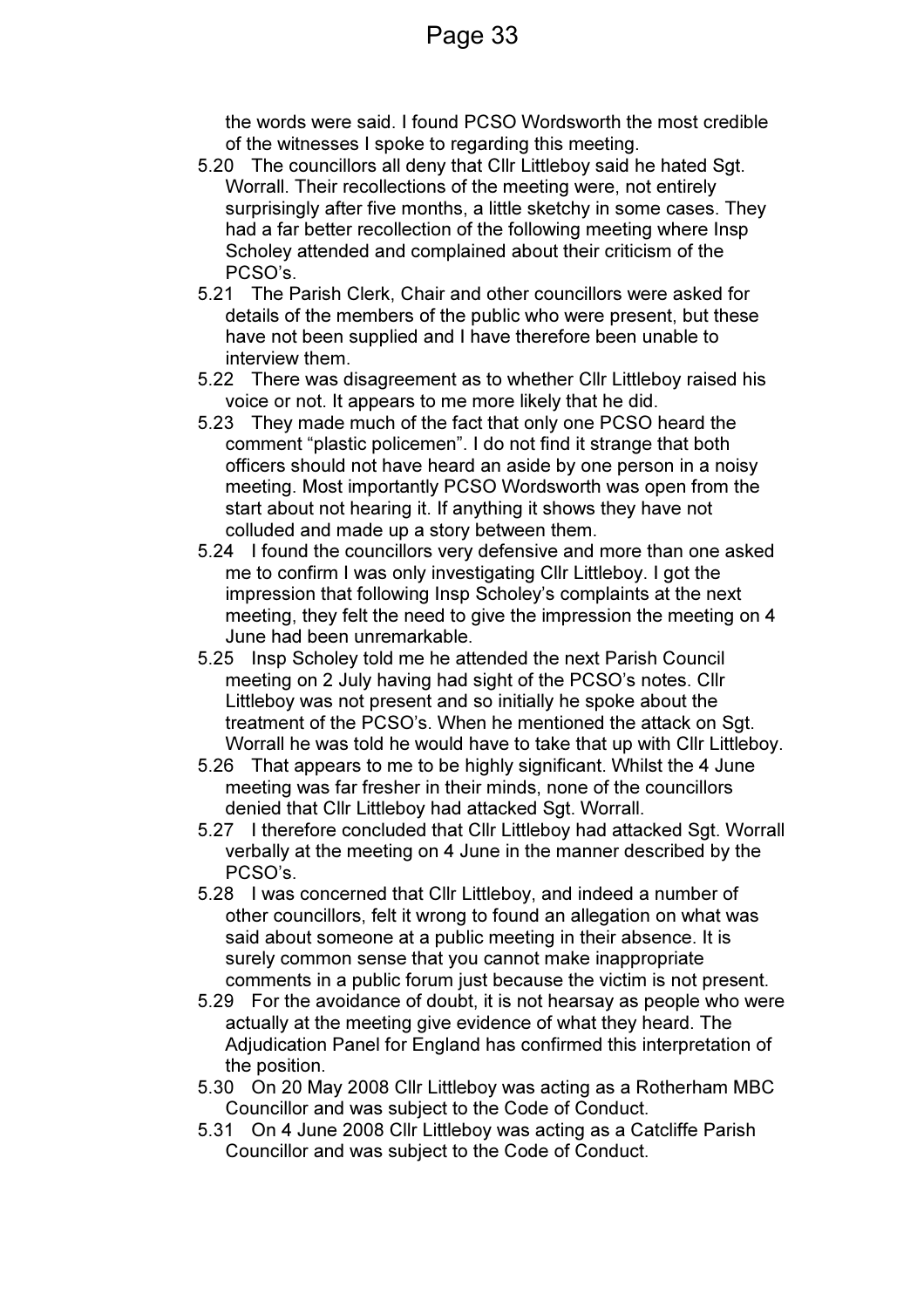the words were said. I found PCSO Wordsworth the most credible of the witnesses I spoke to regarding this meeting.

5.20 The councillors all deny that Cllr Littleboy said he hated Sgt. Worrall. Their recollections of the meeting were, not entirely surprisingly after five months, a little sketchy in some cases. They had a far better recollection of the following meeting where Insp Scholey attended and complained about their criticism of the PCSO's.

5.21 The Parish Clerk, Chair and other councillors were asked for details of the members of the public who were present, but these have not been supplied and I have therefore been unable to interview them.

5.22 There was disagreement as to whether Cllr Littleboy raised his voice or not. It appears to me more likely that he did.

5.23 They made much of the fact that only one PCSO heard the comment "plastic policemen". I do not find it strange that both officers should not have heard an aside by one person in a noisy meeting. Most importantly PCSO Wordsworth was open from the start about not hearing it. If anything it shows they have not colluded and made up a story between them.

5.24 I found the councillors very defensive and more than one asked me to confirm I was only investigating Cllr Littleboy. I got the impression that following Insp Scholey's complaints at the next meeting, they felt the need to give the impression the meeting on 4 June had been unremarkable.

5.25 Insp Scholey told me he attended the next Parish Council meeting on 2 July having had sight of the PCSO's notes. Cllr Littleboy was not present and so initially he spoke about the treatment of the PCSO's. When he mentioned the attack on Sgt. Worrall he was told he would have to take that up with Cllr Littleboy.

5.26 That appears to me to be highly significant. Whilst the 4 June meeting was far fresher in their minds, none of the councillors denied that Cllr Littleboy had attacked Sgt. Worrall.

5.27 I therefore concluded that Cllr Littleboy had attacked Sgt. Worrall verbally at the meeting on 4 June in the manner described by the PCSO's.

5.28 I was concerned that Cllr Littleboy, and indeed a number of other councillors, felt it wrong to found an allegation on what was said about someone at a public meeting in their absence. It is surely common sense that you cannot make inappropriate comments in a public forum just because the victim is not present.

5.29 For the avoidance of doubt, it is not hearsay as people who were actually at the meeting give evidence of what they heard. The Adjudication Panel for England has confirmed this interpretation of the position.

5.30 On 20 May 2008 Cllr Littleboy was acting as a Rotherham MBC Councillor and was subject to the Code of Conduct.

5.31 On 4 June 2008 Cllr Littleboy was acting as a Catcliffe Parish Councillor and was subject to the Code of Conduct.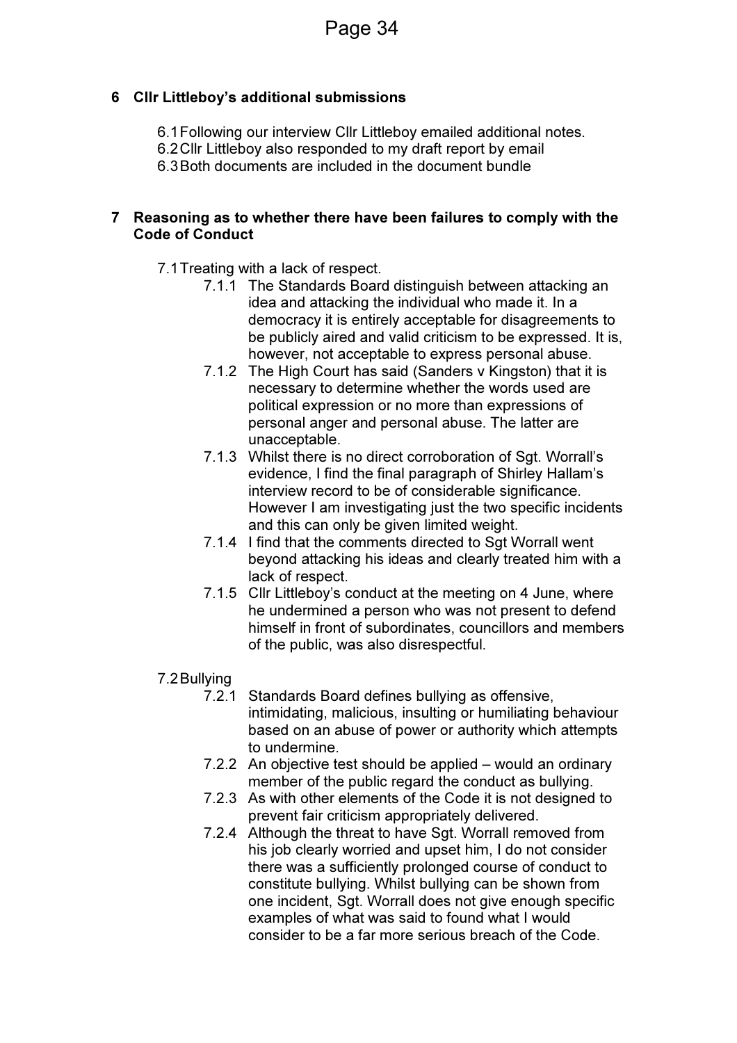## 6 Cllr Littleboy's additional submissions

6.1 Following our interview Cllr Littleboy emailed additional notes.
6.2 Cllr Littleboy also responded to my draft report by email
6.3 Both documents are included in the document bundle

## 7 Reasoning as to whether there have been failures to comply with the Code of Conduct

7.1 Treating with a lack of respect.

7.1.1 The Standards Board distinguish between attacking an idea and attacking the individual who made it. In a democracy it is entirely acceptable for disagreements to be publicly aired and valid criticism to be expressed. It is, however, not acceptable to express personal abuse.

7.1.2 The High Court has said (Sanders v Kingston) that it is necessary to determine whether the words used are political expression or no more than expressions of personal anger and personal abuse. The latter are unacceptable.

7.1.3 Whilst there is no direct corroboration of Sgt. Worrall's evidence, I find the final paragraph of Shirley Hallam's interview record to be of considerable significance. However I am investigating just the two specific incidents and this can only be given limited weight.

7.1.4 I find that the comments directed to Sgt Worrall went beyond attacking his ideas and clearly treated him with a lack of respect.

7.1.5 Cllr Littleboy's conduct at the meeting on 4 June, where he undermined a person who was not present to defend himself in front of subordinates, councillors and members of the public, was also disrespectful.

7.2 Bullying

7.2.1 Standards Board defines bullying as offensive, intimidating, malicious, insulting or humiliating behaviour based on an abuse of power or authority which attempts to undermine.

7.2.2 An objective test should be applied – would an ordinary member of the public regard the conduct as bullying.

7.2.3 As with other elements of the Code it is not designed to prevent fair criticism appropriately delivered.

7.2.4 Although the threat to have Sgt. Worrall removed from his job clearly worried and upset him, I do not consider there was a sufficiently prolonged course of conduct to constitute bullying. Whilst bullying can be shown from one incident, Sgt. Worrall does not give enough specific examples of what was said to found what I would consider to be a far more serious breach of the Code.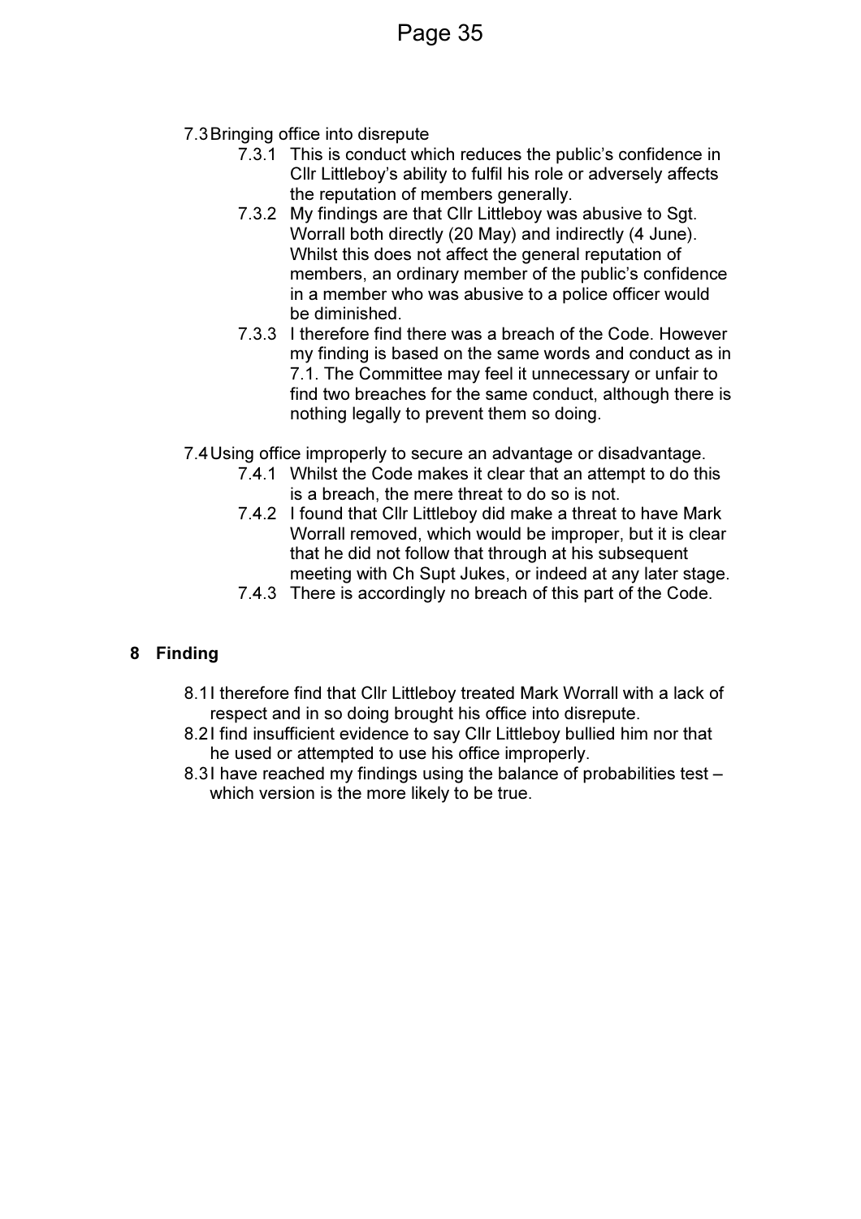7.3 Bringing office into disrepute

7.3.1 This is conduct which reduces the public's confidence in Cllr Littleboy's ability to fulfil his role or adversely affects the reputation of members generally.

7.3.2 My findings are that Cllr Littleboy was abusive to Sgt. Worrall both directly (20 May) and indirectly (4 June). Whilst this does not affect the general reputation of members, an ordinary member of the public's confidence in a member who was abusive to a police officer would be diminished.

7.3.3 I therefore find there was a breach of the Code. However my finding is based on the same words and conduct as in 7.1. The Committee may feel it unnecessary or unfair to find two breaches for the same conduct, although there is nothing legally to prevent them so doing.

7.4 Using office improperly to secure an advantage or disadvantage.

7.4.1 Whilst the Code makes it clear that an attempt to do this is a breach, the mere threat to do so is not.

7.4.2 I found that Cllr Littleboy did make a threat to have Mark Worrall removed, which would be improper, but it is clear that he did not follow that through at his subsequent meeting with Ch Supt Jukes, or indeed at any later stage.

7.4.3 There is accordingly no breach of this part of the Code.

## 8 Finding

8.1 I therefore find that Cllr Littleboy treated Mark Worrall with a lack of respect and in so doing brought his office into disrepute.

8.2 I find insufficient evidence to say Cllr Littleboy bullied him nor that he used or attempted to use his office improperly.

8.3 I have reached my findings using the balance of probabilities test – which version is the more likely to be true.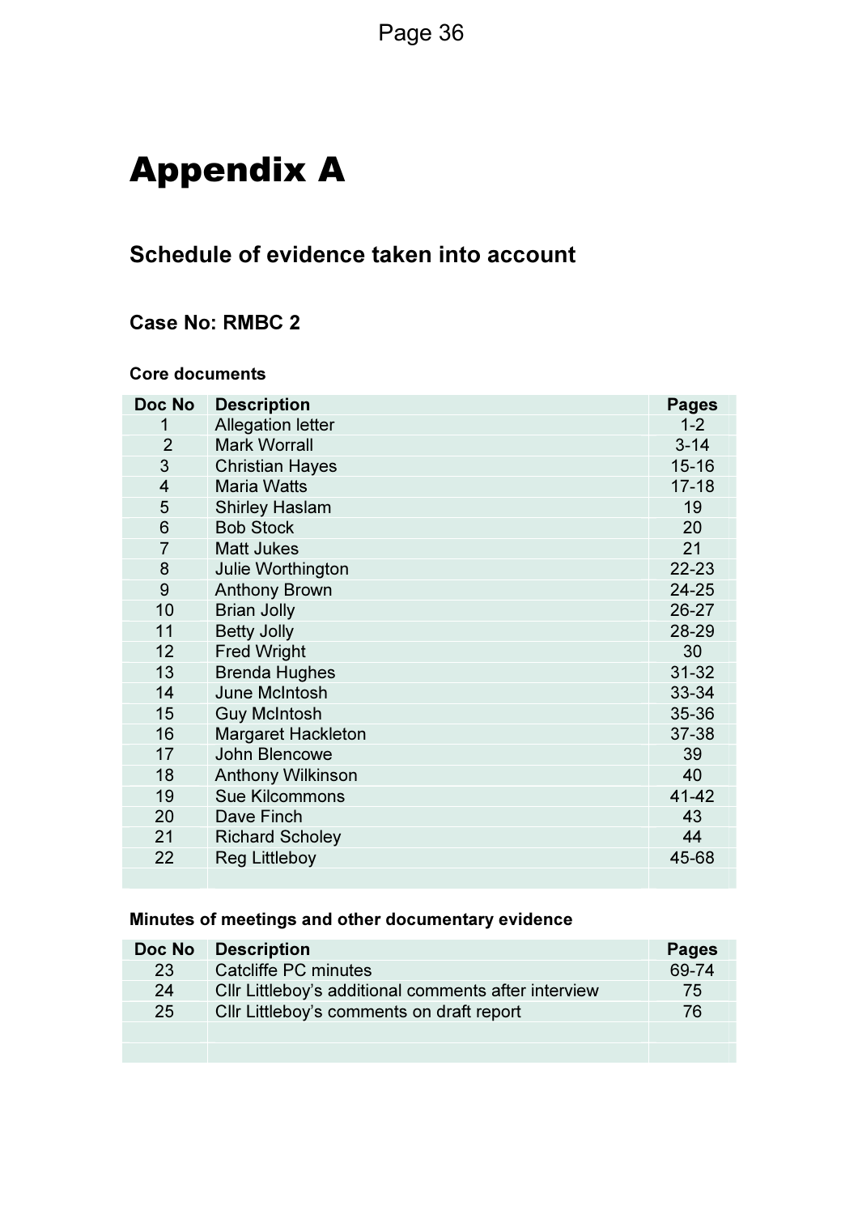# Appendix A

## Schedule of evidence taken into account

### Case No: RMBC 2

**Core documents**

| Doc No | Description | Pages |
|---|---|---|
| 1 | Allegation letter | 1-2 |
| 2 | Mark Worrall | 3-14 |
| 3 | Christian Hayes | 15-16 |
| 4 | Maria Watts | 17-18 |
| 5 | Shirley Haslam | 19 |
| 6 | Bob Stock | 20 |
| 7 | Matt Jukes | 21 |
| 8 | Julie Worthington | 22-23 |
| 9 | Anthony Brown | 24-25 |
| 10 | Brian Jolly | 26-27 |
| 11 | Betty Jolly | 28-29 |
| 12 | Fred Wright | 30 |
| 13 | Brenda Hughes | 31-32 |
| 14 | June McIntosh | 33-34 |
| 15 | Guy McIntosh | 35-36 |
| 16 | Margaret Hackleton | 37-38 |
| 17 | John Blencowe | 39 |
| 18 | Anthony Wilkinson | 40 |
| 19 | Sue Kilcommons | 41-42 |
| 20 | Dave Finch | 43 |
| 21 | Richard Scholey | 44 |
| 22 | Reg Littleboy | 45-68 |
| | | |

**Minutes of meetings and other documentary evidence**

| Doc No | Description | Pages |
|---|---|---|
| 23 | Catcliffe PC minutes | 69-74 |
| 24 | Cllr Littleboy's additional comments after interview | 75 |
| 25 | Cllr Littleboy's comments on draft report | 76 |
| | | |
| | | |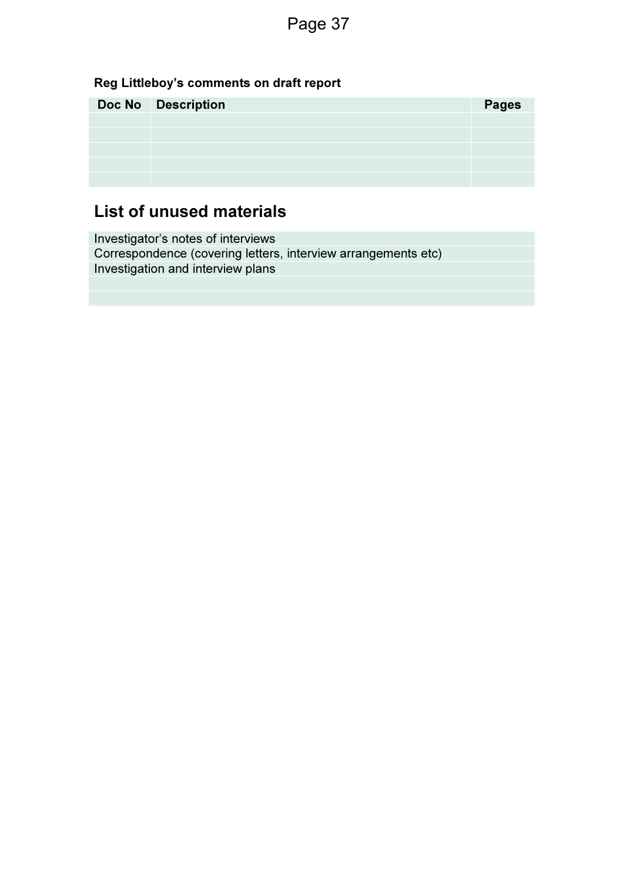**Reg Littleboy's comments on draft report**

| Doc No | Description | Pages |
|---|---|---|
| | | |
| | | |
| | | |
| | | |
| | | |

## List of unused materials

| |
|---|
| Investigator's notes of interviews |
| Correspondence (covering letters, interview arrangements etc) |
| Investigation and interview plans |
| |
| |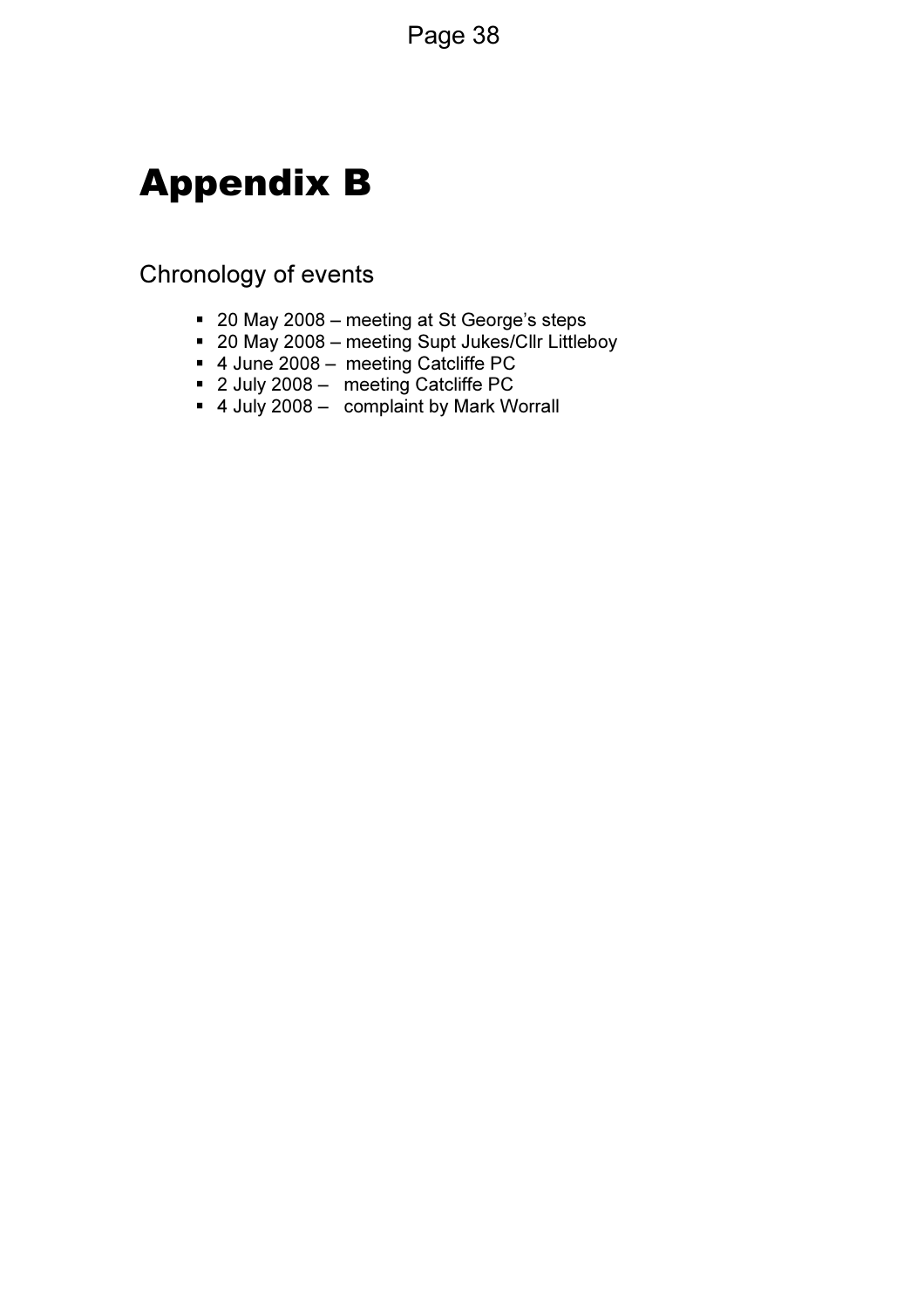# Appendix B

Chronology of events

- 20 May 2008 – meeting at St George's steps
- 20 May 2008 – meeting Supt Jukes/Cllr Littleboy
- 4 June 2008 – meeting Catcliffe PC
- 2 July 2008 – meeting Catcliffe PC
- 4 July 2008 – complaint by Mark Worrall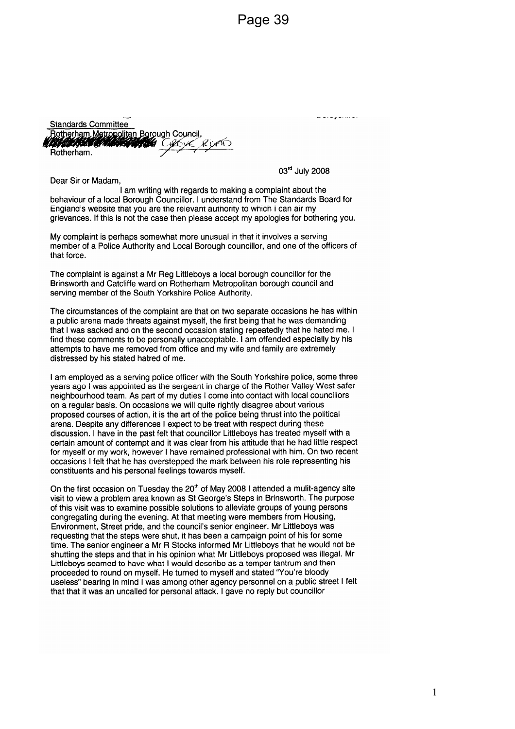Standards Committee
Rotherham Metropolitan Borough Council,
Grove Road
Rotherham.

03rd July 2008

Dear Sir or Madam,

I am writing with regards to making a complaint about the behaviour of a local Borough Councillor. I understand from The Standards Board for England's website that you are the relevant authority to which I can air my grievances. If this is not the case then please accept my apologies for bothering you.

My complaint is perhaps somewhat more unusual in that it involves a serving member of a Police Authority and Local Borough councillor, and one of the officers of that force.

The complaint is against a Mr Reg Littleboys a local borough councillor for the Brinsworth and Catcliffe ward on Rotherham Metropolitan borough council and serving member of the South Yorkshire Police Authority.

The circumstances of the complaint are that on two separate occasions he has within a public arena made threats against myself, the first being that he was demanding that I was sacked and on the second occasion stating repeatedly that he hated me. I find these comments to be personally unacceptable. I am offended especially by his attempts to have me removed from office and my wife and family are extremely distressed by his stated hatred of me.

I am employed as a serving police officer with the South Yorkshire police, some three years ago I was appointed as the sergeant in charge of the Rother Valley West safer neighbourhood team. As part of my duties I come into contact with local councillors on a regular basis. On occasions we will quite rightly disagree about various proposed courses of action, it is the art of the police being thrust into the political arena. Despite any differences I expect to be treat with respect during these discussion. I have in the past felt that councillor Littleboys has treated myself with a certain amount of contempt and it was clear from his attitude that he had little respect for myself or my work, however I have remained professional with him. On two recent occasions I felt that he has overstepped the mark between his role representing his constituents and his personal feelings towards myself.

On the first occasion on Tuesday the 20th of May 2008 I attended a mulit-agency site visit to view a problem area known as St George's Steps in Brinsworth. The purpose of this visit was to examine possible solutions to alleviate groups of young persons congregating during the evening. At that meeting were members from Housing, Environment, Street pride, and the council's senior engineer. Mr Littleboys was requesting that the steps were shut, it has been a campaign point of his for some time. The senior engineer a Mr R Stocks informed Mr Littleboys that he would not be shutting the steps and that in his opinion what Mr Littleboys proposed was illegal. Mr Littleboys seamed to have what I would describe as a temper tantrum and then proceeded to round on myself. He turned to myself and stated "You're bloody useless" bearing in mind I was among other agency personnel on a public street I felt that that it was an uncalled for personal attack. I gave no reply but councillor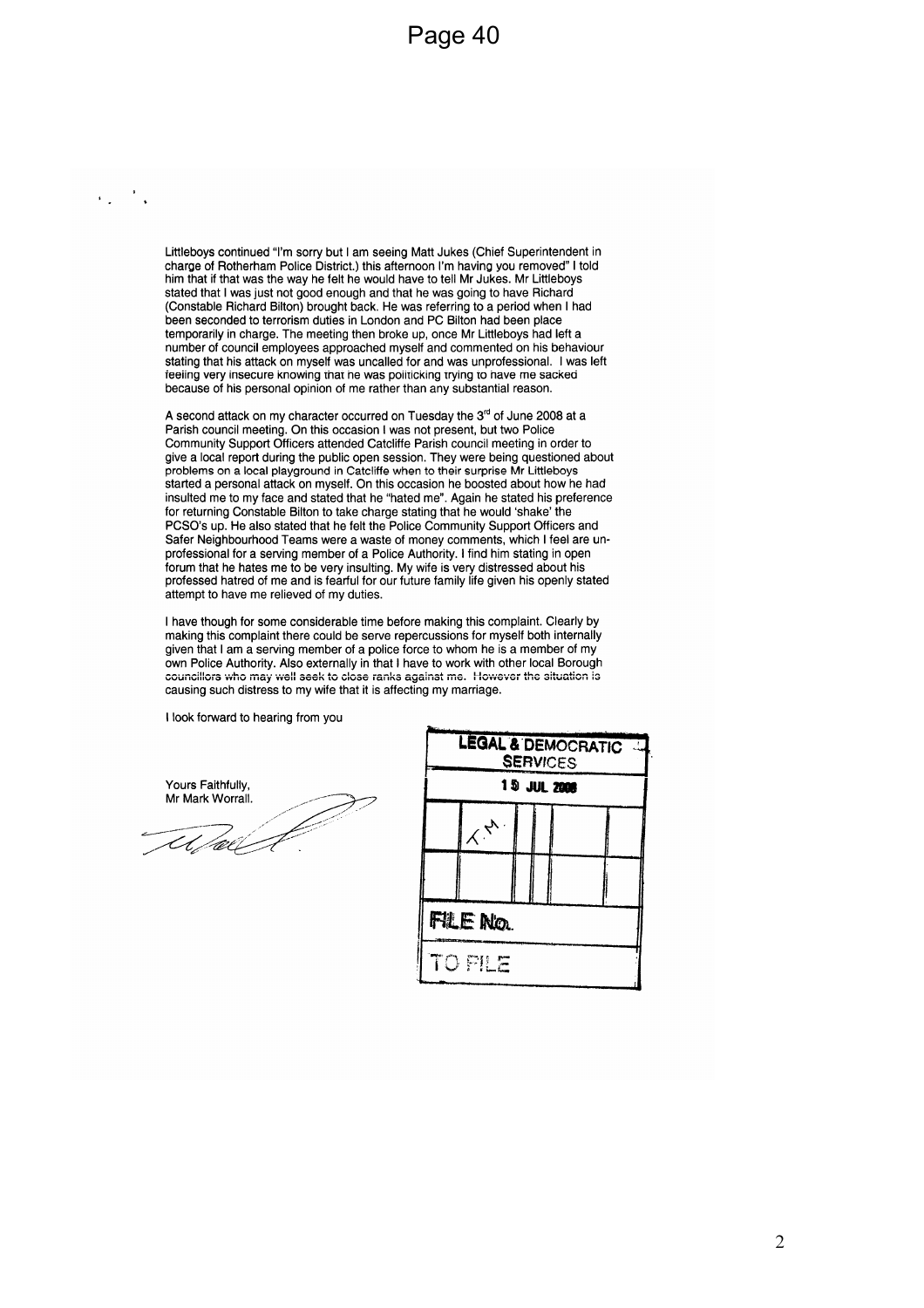Littleboys continued "I'm sorry but I am seeing Matt Jukes (Chief Superintendent in charge of Rotherham Police District.) this afternoon I'm having you removed" I told him that if that was the way he felt he would have to tell Mr Jukes. Mr Littleboys stated that I was just not good enough and that he was going to have Richard (Constable Richard Bilton) brought back. He was referring to a period when I had been seconded to terrorism duties in London and PC Bilton had been place temporarily in charge. The meeting then broke up, once Mr Littleboys had left a number of council employees approached myself and commented on his behaviour stating that his attack on myself was uncalled for and was unprofessional. I was left feeling very insecure knowing that he was politicking trying to have me sacked because of his personal opinion of me rather than any substantial reason.

A second attack on my character occurred on Tuesday the 3rd of June 2008 at a Parish council meeting. On this occasion I was not present, but two Police Community Support Officers attended Catcliffe Parish council meeting in order to give a local report during the public open session. They were being questioned about problems on a local playground in Catcliffe when to their surprise Mr Littleboys started a personal attack on myself. On this occasion he boosted about how he had insulted me to my face and stated that he "hated me". Again he stated his preference for returning Constable Bilton to take charge stating that he would 'shake' the PCSO's up. He also stated that he felt the Police Community Support Officers and Safer Neighbourhood Teams were a waste of money comments, which I feel are un-professional for a serving member of a Police Authority. I find him stating in open forum that he hates me to be very insulting. My wife is very distressed about his professed hatred of me and is fearful for our future family life given his openly stated attempt to have me relieved of my duties.

I have though for some considerable time before making this complaint. Clearly by making this complaint there could be serve repercussions for myself both internally given that I am a serving member of a police force to whom he is a member of my own Police Authority. Also externally in that I have to work with other local Borough councillors who may well seek to close ranks against me. However the situation is causing such distress to my wife that it is affecting my marriage.

I look forward to hearing from you

Yours Faithfully,
Mr Mark Worrall.

LEGAL & DEMOCRATIC SERVICES
15 JUL 2008

FILE No.

TO FILE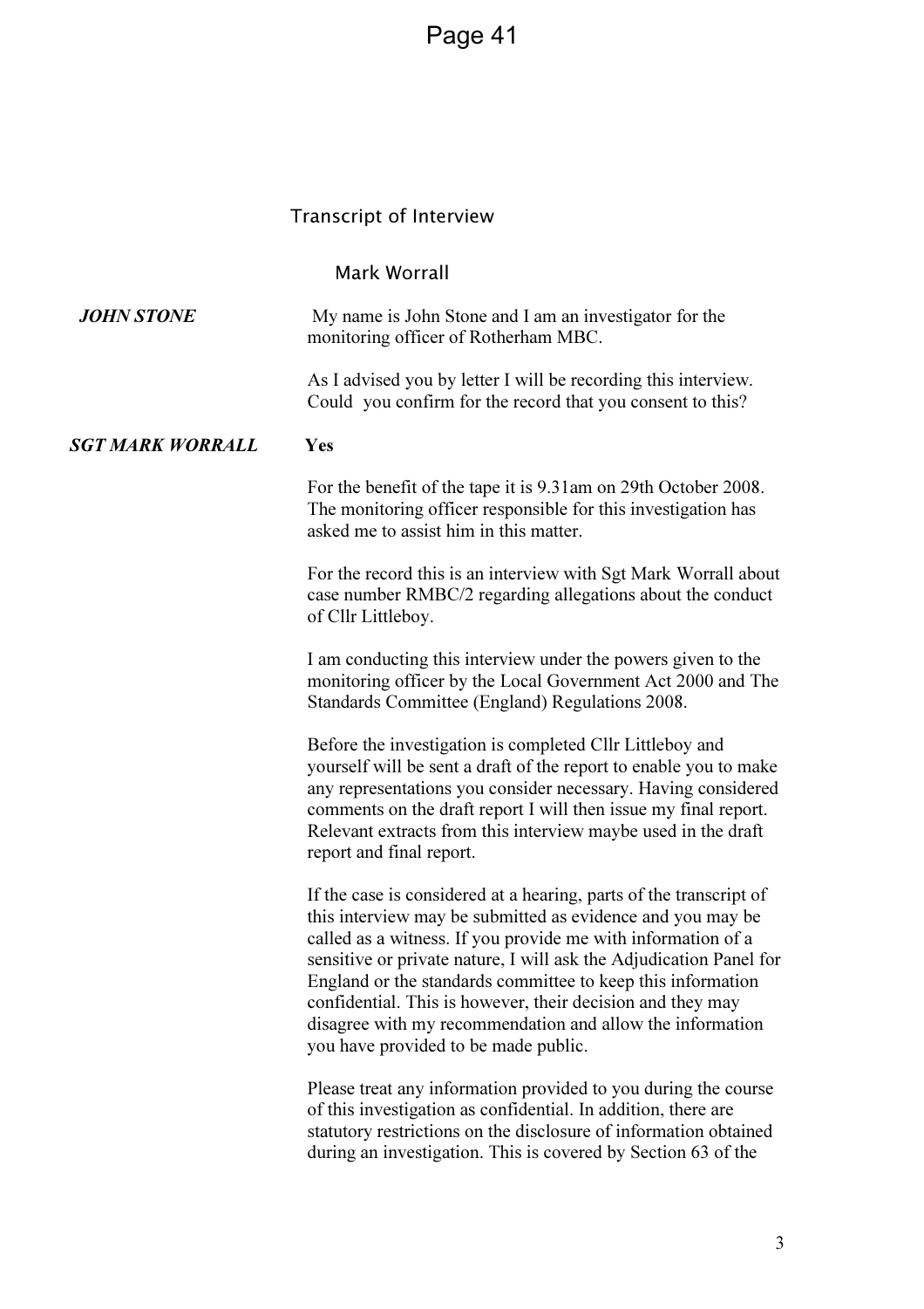## Transcript of Interview

### Mark Worrall

***JOHN STONE*** My name is John Stone and I am an investigator for the monitoring officer of Rotherham MBC.

As I advised you by letter I will be recording this interview. Could you confirm for the record that you consent to this?

***SGT MARK WORRALL*** **Yes**

For the benefit of the tape it is 9.31am on 29th October 2008. The monitoring officer responsible for this investigation has asked me to assist him in this matter.

For the record this is an interview with Sgt Mark Worrall about case number RMBC/2 regarding allegations about the conduct of Cllr Littleboy.

I am conducting this interview under the powers given to the monitoring officer by the Local Government Act 2000 and The Standards Committee (England) Regulations 2008.

Before the investigation is completed Cllr Littleboy and yourself will be sent a draft of the report to enable you to make any representations you consider necessary. Having considered comments on the draft report I will then issue my final report. Relevant extracts from this interview maybe used in the draft report and final report.

If the case is considered at a hearing, parts of the transcript of this interview may be submitted as evidence and you may be called as a witness. If you provide me with information of a sensitive or private nature, I will ask the Adjudication Panel for England or the standards committee to keep this information confidential. This is however, their decision and they may disagree with my recommendation and allow the information you have provided to be made public.

Please treat any information provided to you during the course of this investigation as confidential. In addition, there are statutory restrictions on the disclosure of information obtained during an investigation. This is covered by Section 63 of the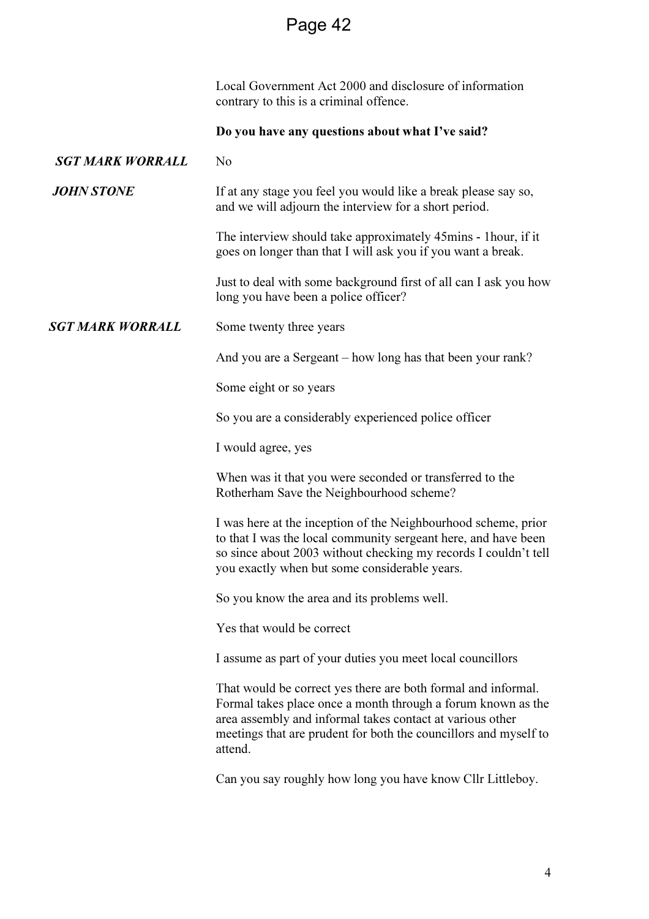Local Government Act 2000 and disclosure of information contrary to this is a criminal offence.

**Do you have any questions about what I've said?**

***SGT MARK WORRALL*** No

***JOHN STONE*** If at any stage you feel you would like a break please say so, and we will adjourn the interview for a short period.

The interview should take approximately 45mins - 1hour, if it goes on longer than that I will ask you if you want a break.

Just to deal with some background first of all can I ask you how long you have been a police officer?

***SGT MARK WORRALL*** Some twenty three years

And you are a Sergeant – how long has that been your rank?

Some eight or so years

So you are a considerably experienced police officer

I would agree, yes

When was it that you were seconded or transferred to the Rotherham Save the Neighbourhood scheme?

I was here at the inception of the Neighbourhood scheme, prior to that I was the local community sergeant here, and have been so since about 2003 without checking my records I couldn't tell you exactly when but some considerable years.

So you know the area and its problems well.

Yes that would be correct

I assume as part of your duties you meet local councillors

That would be correct yes there are both formal and informal. Formal takes place once a month through a forum known as the area assembly and informal takes contact at various other meetings that are prudent for both the councillors and myself to attend.

Can you say roughly how long you have know Cllr Littleboy.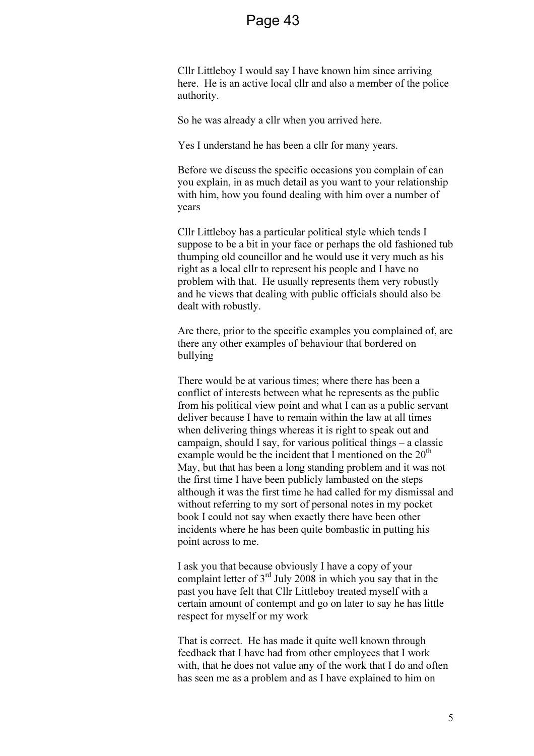Cllr Littleboy I would say I have known him since arriving here. He is an active local cllr and also a member of the police authority.

So he was already a cllr when you arrived here.

Yes I understand he has been a cllr for many years.

Before we discuss the specific occasions you complain of can you explain, in as much detail as you want to your relationship with him, how you found dealing with him over a number of years

Cllr Littleboy has a particular political style which tends I suppose to be a bit in your face or perhaps the old fashioned tub thumping old councillor and he would use it very much as his right as a local cllr to represent his people and I have no problem with that. He usually represents them very robustly and he views that dealing with public officials should also be dealt with robustly.

Are there, prior to the specific examples you complained of, are there any other examples of behaviour that bordered on bullying

There would be at various times; where there has been a conflict of interests between what he represents as the public from his political view point and what I can as a public servant deliver because I have to remain within the law at all times when delivering things whereas it is right to speak out and campaign, should I say, for various political things – a classic example would be the incident that I mentioned on the 20th May, but that has been a long standing problem and it was not the first time I have been publicly lambasted on the steps although it was the first time he had called for my dismissal and without referring to my sort of personal notes in my pocket book I could not say when exactly there have been other incidents where he has been quite bombastic in putting his point across to me.

I ask you that because obviously I have a copy of your complaint letter of 3rd July 2008 in which you say that in the past you have felt that Cllr Littleboy treated myself with a certain amount of contempt and go on later to say he has little respect for myself or my work

That is correct. He has made it quite well known through feedback that I have had from other employees that I work with, that he does not value any of the work that I do and often has seen me as a problem and as I have explained to him on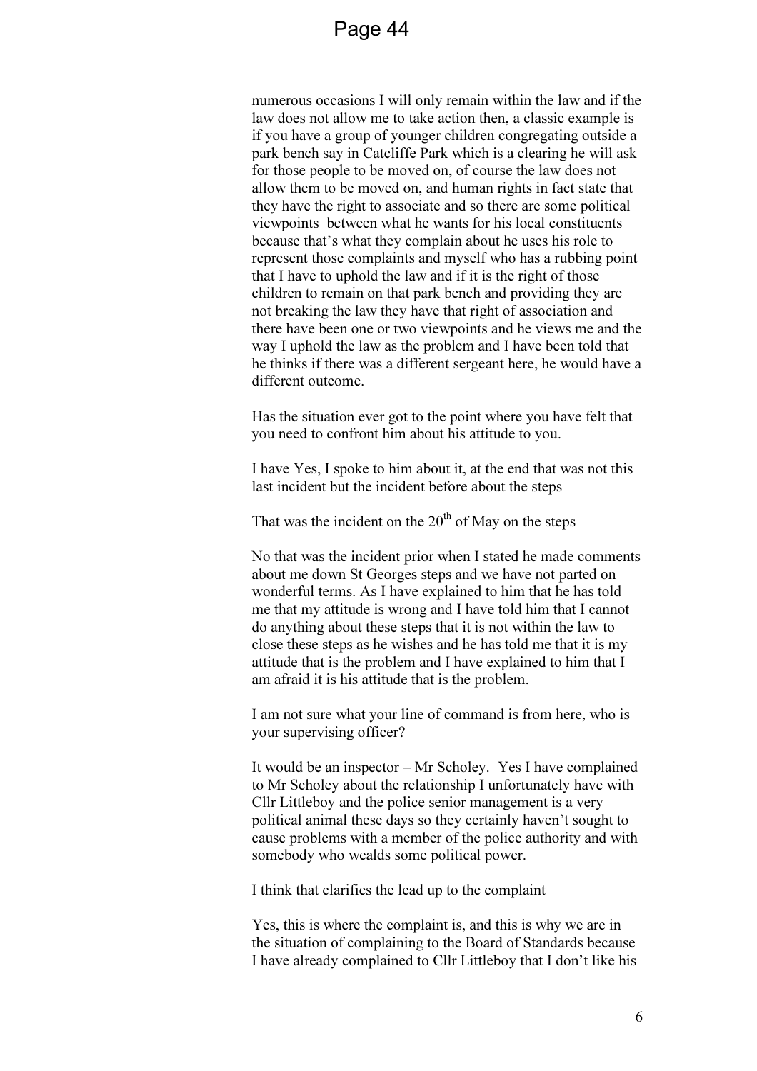numerous occasions I will only remain within the law and if the law does not allow me to take action then, a classic example is if you have a group of younger children congregating outside a park bench say in Catcliffe Park which is a clearing he will ask for those people to be moved on, of course the law does not allow them to be moved on, and human rights in fact state that they have the right to associate and so there are some political viewpoints between what he wants for his local constituents because that's what they complain about he uses his role to represent those complaints and myself who has a rubbing point that I have to uphold the law and if it is the right of those children to remain on that park bench and providing they are not breaking the law they have that right of association and there have been one or two viewpoints and he views me and the way I uphold the law as the problem and I have been told that he thinks if there was a different sergeant here, he would have a different outcome.

Has the situation ever got to the point where you have felt that you need to confront him about his attitude to you.

I have Yes, I spoke to him about it, at the end that was not this last incident but the incident before about the steps

That was the incident on the 20th of May on the steps

No that was the incident prior when I stated he made comments about me down St Georges steps and we have not parted on wonderful terms. As I have explained to him that he has told me that my attitude is wrong and I have told him that I cannot do anything about these steps that it is not within the law to close these steps as he wishes and he has told me that it is my attitude that is the problem and I have explained to him that I am afraid it is his attitude that is the problem.

I am not sure what your line of command is from here, who is your supervising officer?

It would be an inspector – Mr Scholey. Yes I have complained to Mr Scholey about the relationship I unfortunately have with Cllr Littleboy and the police senior management is a very political animal these days so they certainly haven't sought to cause problems with a member of the police authority and with somebody who wealds some political power.

I think that clarifies the lead up to the complaint

Yes, this is where the complaint is, and this is why we are in the situation of complaining to the Board of Standards because I have already complained to Cllr Littleboy that I don't like his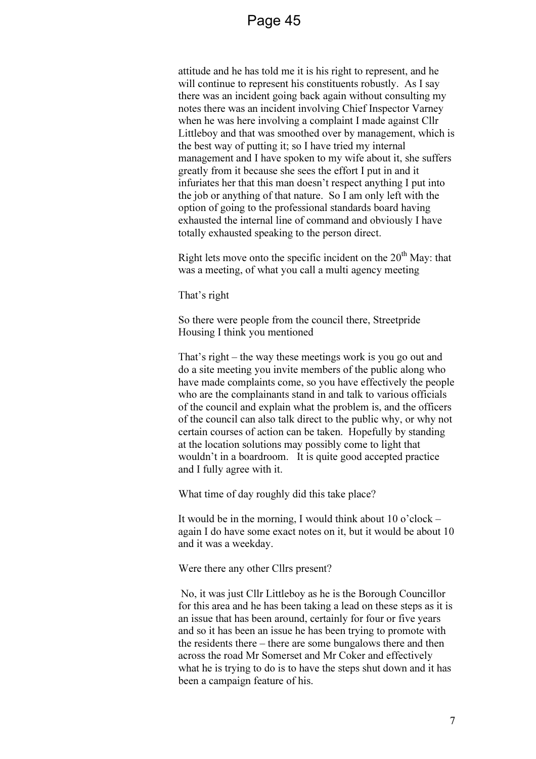attitude and he has told me it is his right to represent, and he will continue to represent his constituents robustly. As I say there was an incident going back again without consulting my notes there was an incident involving Chief Inspector Varney when he was here involving a complaint I made against Cllr Littleboy and that was smoothed over by management, which is the best way of putting it; so I have tried my internal management and I have spoken to my wife about it, she suffers greatly from it because she sees the effort I put in and it infuriates her that this man doesn't respect anything I put into the job or anything of that nature. So I am only left with the option of going to the professional standards board having exhausted the internal line of command and obviously I have totally exhausted speaking to the person direct.

Right lets move onto the specific incident on the 20th May: that was a meeting, of what you call a multi agency meeting

That's right

So there were people from the council there, Streetpride Housing I think you mentioned

That's right – the way these meetings work is you go out and do a site meeting you invite members of the public along who have made complaints come, so you have effectively the people who are the complainants stand in and talk to various officials of the council and explain what the problem is, and the officers of the council can also talk direct to the public why, or why not certain courses of action can be taken. Hopefully by standing at the location solutions may possibly come to light that wouldn't in a boardroom. It is quite good accepted practice and I fully agree with it.

What time of day roughly did this take place?

It would be in the morning, I would think about 10 o'clock – again I do have some exact notes on it, but it would be about 10 and it was a weekday.

Were there any other Cllrs present?

No, it was just Cllr Littleboy as he is the Borough Councillor for this area and he has been taking a lead on these steps as it is an issue that has been around, certainly for four or five years and so it has been an issue he has been trying to promote with the residents there – there are some bungalows there and then across the road Mr Somerset and Mr Coker and effectively what he is trying to do is to have the steps shut down and it has been a campaign feature of his.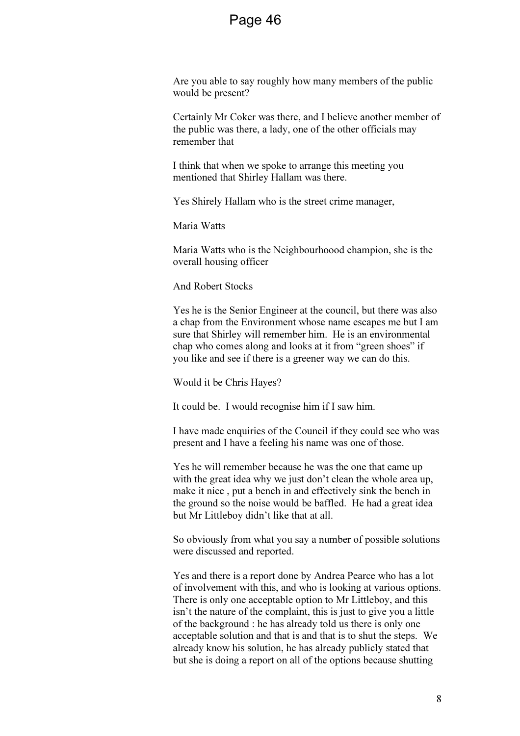Are you able to say roughly how many members of the public would be present?

Certainly Mr Coker was there, and I believe another member of the public was there, a lady, one of the other officials may remember that

I think that when we spoke to arrange this meeting you mentioned that Shirley Hallam was there.

Yes Shirely Hallam who is the street crime manager,

Maria Watts

Maria Watts who is the Neighbourhoood champion, she is the overall housing officer

And Robert Stocks

Yes he is the Senior Engineer at the council, but there was also a chap from the Environment whose name escapes me but I am sure that Shirley will remember him. He is an environmental chap who comes along and looks at it from "green shoes" if you like and see if there is a greener way we can do this.

Would it be Chris Hayes?

It could be. I would recognise him if I saw him.

I have made enquiries of the Council if they could see who was present and I have a feeling his name was one of those.

Yes he will remember because he was the one that came up with the great idea why we just don't clean the whole area up, make it nice , put a bench in and effectively sink the bench in the ground so the noise would be baffled. He had a great idea but Mr Littleboy didn't like that at all.

So obviously from what you say a number of possible solutions were discussed and reported.

Yes and there is a report done by Andrea Pearce who has a lot of involvement with this, and who is looking at various options. There is only one acceptable option to Mr Littleboy, and this isn't the nature of the complaint, this is just to give you a little of the background : he has already told us there is only one acceptable solution and that is and that is to shut the steps. We already know his solution, he has already publicly stated that but she is doing a report on all of the options because shutting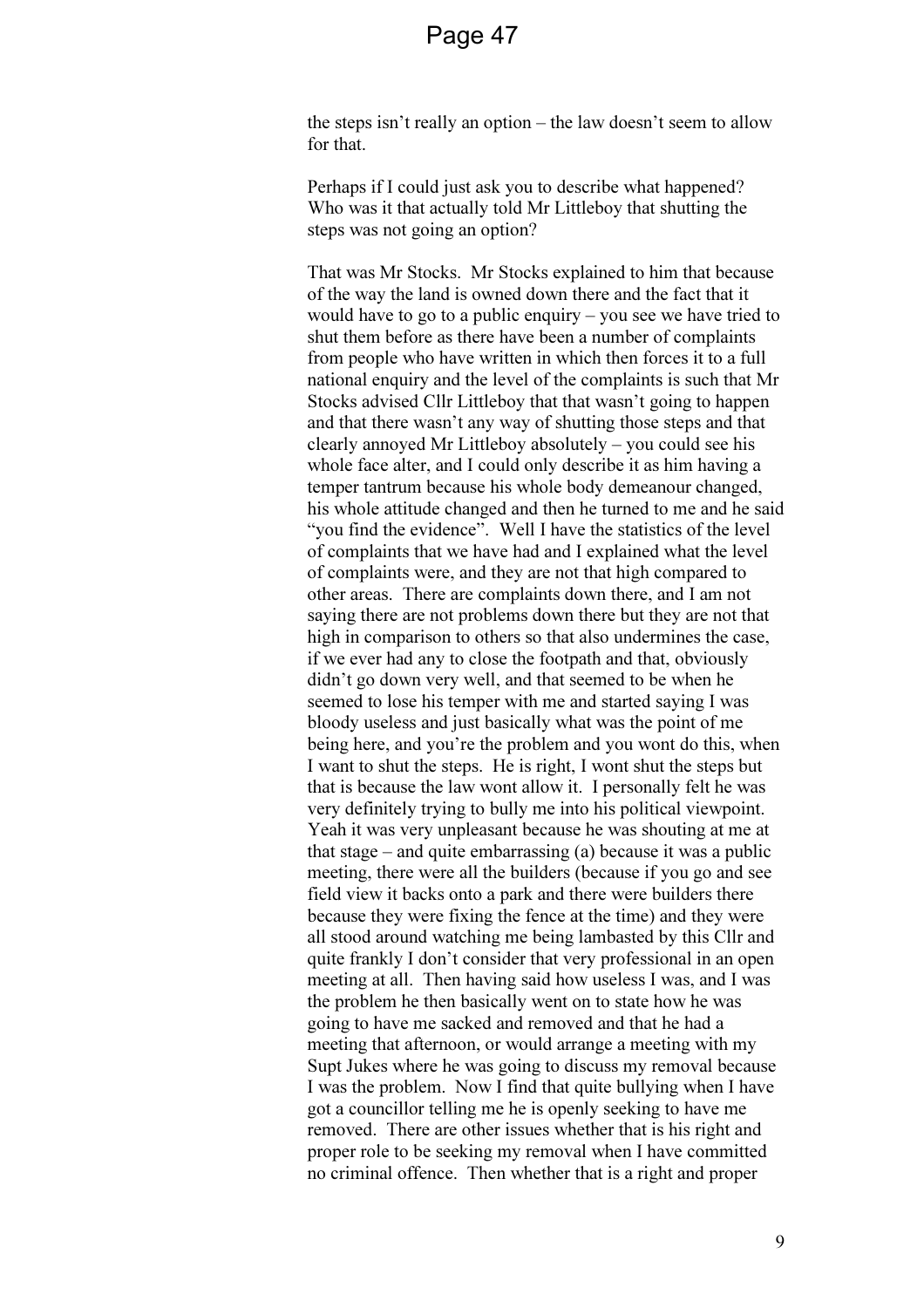the steps isn't really an option – the law doesn't seem to allow for that.

Perhaps if I could just ask you to describe what happened? Who was it that actually told Mr Littleboy that shutting the steps was not going an option?

That was Mr Stocks. Mr Stocks explained to him that because of the way the land is owned down there and the fact that it would have to go to a public enquiry – you see we have tried to shut them before as there have been a number of complaints from people who have written in which then forces it to a full national enquiry and the level of the complaints is such that Mr Stocks advised Cllr Littleboy that that wasn't going to happen and that there wasn't any way of shutting those steps and that clearly annoyed Mr Littleboy absolutely – you could see his whole face alter, and I could only describe it as him having a temper tantrum because his whole body demeanour changed, his whole attitude changed and then he turned to me and he said "you find the evidence". Well I have the statistics of the level of complaints that we have had and I explained what the level of complaints were, and they are not that high compared to other areas. There are complaints down there, and I am not saying there are not problems down there but they are not that high in comparison to others so that also undermines the case, if we ever had any to close the footpath and that, obviously didn't go down very well, and that seemed to be when he seemed to lose his temper with me and started saying I was bloody useless and just basically what was the point of me being here, and you're the problem and you wont do this, when I want to shut the steps. He is right, I wont shut the steps but that is because the law wont allow it. I personally felt he was very definitely trying to bully me into his political viewpoint. Yeah it was very unpleasant because he was shouting at me at that stage – and quite embarrassing (a) because it was a public meeting, there were all the builders (because if you go and see field view it backs onto a park and there were builders there because they were fixing the fence at the time) and they were all stood around watching me being lambasted by this Cllr and quite frankly I don't consider that very professional in an open meeting at all. Then having said how useless I was, and I was the problem he then basically went on to state how he was going to have me sacked and removed and that he had a meeting that afternoon, or would arrange a meeting with my Supt Jukes where he was going to discuss my removal because I was the problem. Now I find that quite bullying when I have got a councillor telling me he is openly seeking to have me removed. There are other issues whether that is his right and proper role to be seeking my removal when I have committed no criminal offence. Then whether that is a right and proper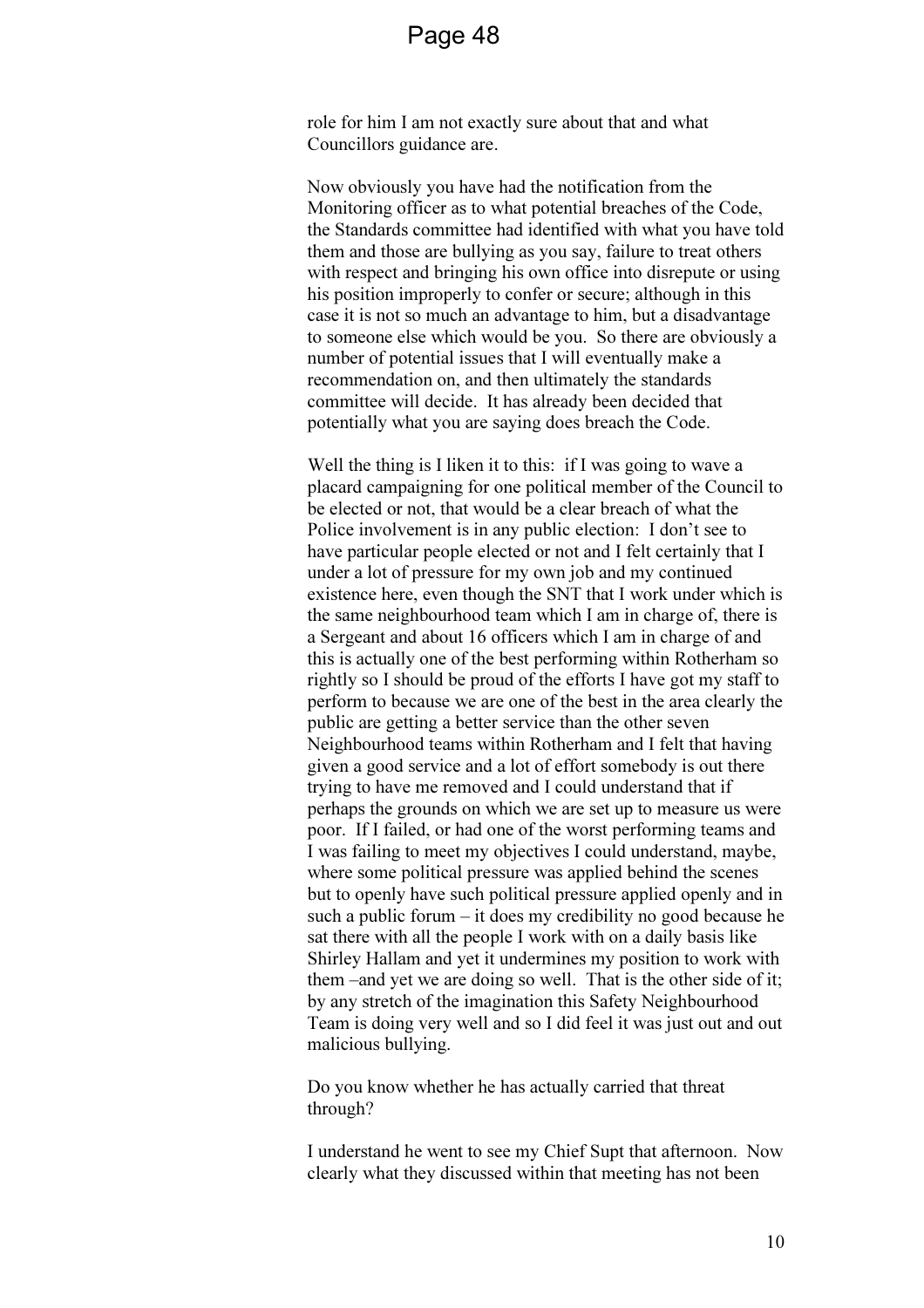role for him I am not exactly sure about that and what Councillors guidance are.

Now obviously you have had the notification from the Monitoring officer as to what potential breaches of the Code, the Standards committee had identified with what you have told them and those are bullying as you say, failure to treat others with respect and bringing his own office into disrepute or using his position improperly to confer or secure; although in this case it is not so much an advantage to him, but a disadvantage to someone else which would be you. So there are obviously a number of potential issues that I will eventually make a recommendation on, and then ultimately the standards committee will decide. It has already been decided that potentially what you are saying does breach the Code.

Well the thing is I liken it to this: if I was going to wave a placard campaigning for one political member of the Council to be elected or not, that would be a clear breach of what the Police involvement is in any public election: I don't see to have particular people elected or not and I felt certainly that I under a lot of pressure for my own job and my continued existence here, even though the SNT that I work under which is the same neighbourhood team which I am in charge of, there is a Sergeant and about 16 officers which I am in charge of and this is actually one of the best performing within Rotherham so rightly so I should be proud of the efforts I have got my staff to perform to because we are one of the best in the area clearly the public are getting a better service than the other seven Neighbourhood teams within Rotherham and I felt that having given a good service and a lot of effort somebody is out there trying to have me removed and I could understand that if perhaps the grounds on which we are set up to measure us were poor. If I failed, or had one of the worst performing teams and I was failing to meet my objectives I could understand, maybe, where some political pressure was applied behind the scenes but to openly have such political pressure applied openly and in such a public forum – it does my credibility no good because he sat there with all the people I work with on a daily basis like Shirley Hallam and yet it undermines my position to work with them –and yet we are doing so well. That is the other side of it; by any stretch of the imagination this Safety Neighbourhood Team is doing very well and so I did feel it was just out and out malicious bullying.

Do you know whether he has actually carried that threat through?

I understand he went to see my Chief Supt that afternoon. Now clearly what they discussed within that meeting has not been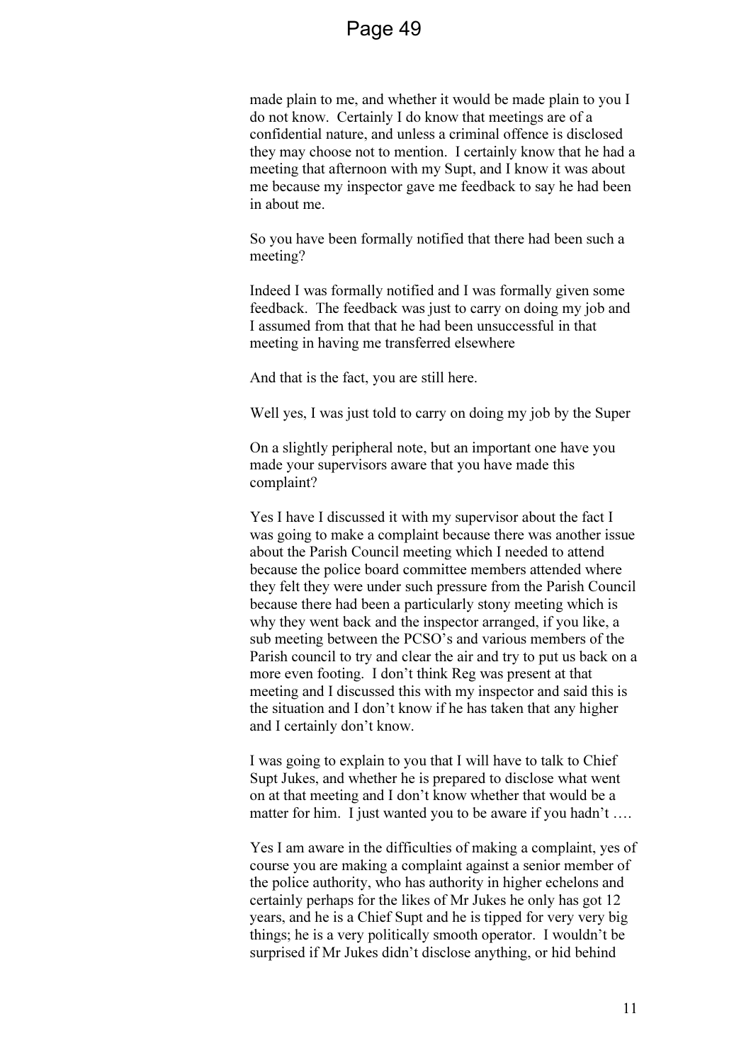made plain to me, and whether it would be made plain to you I do not know. Certainly I do know that meetings are of a confidential nature, and unless a criminal offence is disclosed they may choose not to mention. I certainly know that he had a meeting that afternoon with my Supt, and I know it was about me because my inspector gave me feedback to say he had been in about me.

So you have been formally notified that there had been such a meeting?

Indeed I was formally notified and I was formally given some feedback. The feedback was just to carry on doing my job and I assumed from that that he had been unsuccessful in that meeting in having me transferred elsewhere

And that is the fact, you are still here.

Well yes, I was just told to carry on doing my job by the Super

On a slightly peripheral note, but an important one have you made your supervisors aware that you have made this complaint?

Yes I have I discussed it with my supervisor about the fact I was going to make a complaint because there was another issue about the Parish Council meeting which I needed to attend because the police board committee members attended where they felt they were under such pressure from the Parish Council because there had been a particularly stony meeting which is why they went back and the inspector arranged, if you like, a sub meeting between the PCSO's and various members of the Parish council to try and clear the air and try to put us back on a more even footing. I don't think Reg was present at that meeting and I discussed this with my inspector and said this is the situation and I don't know if he has taken that any higher and I certainly don't know.

I was going to explain to you that I will have to talk to Chief Supt Jukes, and whether he is prepared to disclose what went on at that meeting and I don't know whether that would be a matter for him. I just wanted you to be aware if you hadn't ….

Yes I am aware in the difficulties of making a complaint, yes of course you are making a complaint against a senior member of the police authority, who has authority in higher echelons and certainly perhaps for the likes of Mr Jukes he only has got 12 years, and he is a Chief Supt and he is tipped for very very big things; he is a very politically smooth operator. I wouldn't be surprised if Mr Jukes didn't disclose anything, or hid behind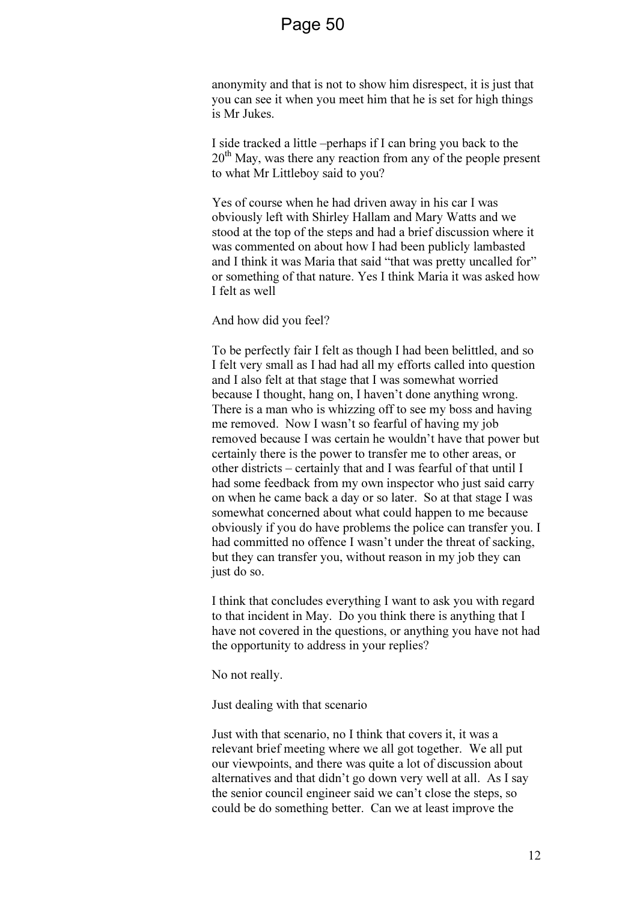anonymity and that is not to show him disrespect, it is just that you can see it when you meet him that he is set for high things is Mr Jukes.

I side tracked a little –perhaps if I can bring you back to the 20th May, was there any reaction from any of the people present to what Mr Littleboy said to you?

Yes of course when he had driven away in his car I was obviously left with Shirley Hallam and Mary Watts and we stood at the top of the steps and had a brief discussion where it was commented on about how I had been publicly lambasted and I think it was Maria that said "that was pretty uncalled for" or something of that nature. Yes I think Maria it was asked how I felt as well

And how did you feel?

To be perfectly fair I felt as though I had been belittled, and so I felt very small as I had had all my efforts called into question and I also felt at that stage that I was somewhat worried because I thought, hang on, I haven't done anything wrong. There is a man who is whizzing off to see my boss and having me removed. Now I wasn't so fearful of having my job removed because I was certain he wouldn't have that power but certainly there is the power to transfer me to other areas, or other districts – certainly that and I was fearful of that until I had some feedback from my own inspector who just said carry on when he came back a day or so later. So at that stage I was somewhat concerned about what could happen to me because obviously if you do have problems the police can transfer you. I had committed no offence I wasn't under the threat of sacking, but they can transfer you, without reason in my job they can just do so.

I think that concludes everything I want to ask you with regard to that incident in May. Do you think there is anything that I have not covered in the questions, or anything you have not had the opportunity to address in your replies?

No not really.

Just dealing with that scenario

Just with that scenario, no I think that covers it, it was a relevant brief meeting where we all got together. We all put our viewpoints, and there was quite a lot of discussion about alternatives and that didn't go down very well at all. As I say the senior council engineer said we can't close the steps, so could be do something better. Can we at least improve the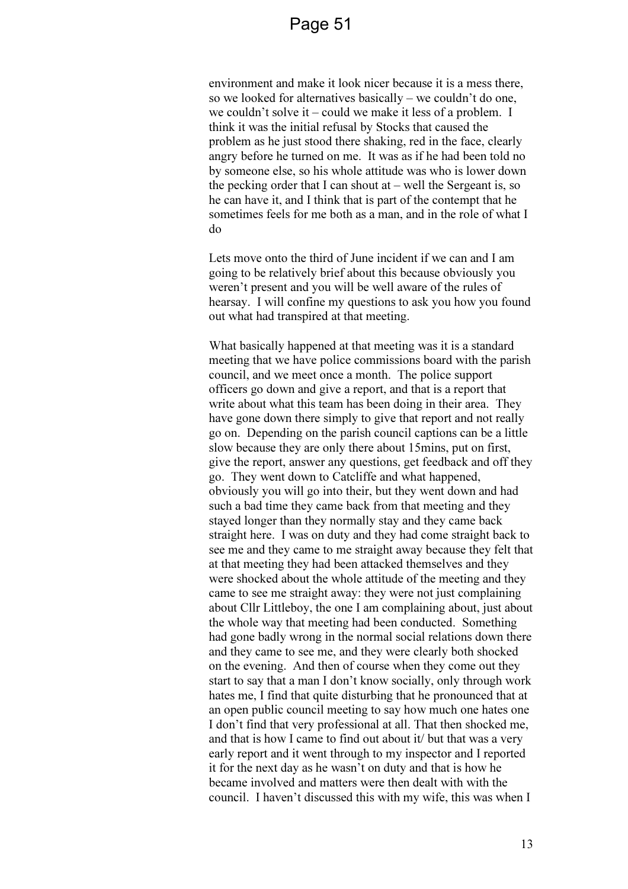environment and make it look nicer because it is a mess there, so we looked for alternatives basically – we couldn't do one, we couldn't solve it – could we make it less of a problem. I think it was the initial refusal by Stocks that caused the problem as he just stood there shaking, red in the face, clearly angry before he turned on me. It was as if he had been told no by someone else, so his whole attitude was who is lower down the pecking order that I can shout at – well the Sergeant is, so he can have it, and I think that is part of the contempt that he sometimes feels for me both as a man, and in the role of what I do

Lets move onto the third of June incident if we can and I am going to be relatively brief about this because obviously you weren't present and you will be well aware of the rules of hearsay. I will confine my questions to ask you how you found out what had transpired at that meeting.

What basically happened at that meeting was it is a standard meeting that we have police commissions board with the parish council, and we meet once a month. The police support officers go down and give a report, and that is a report that write about what this team has been doing in their area. They have gone down there simply to give that report and not really go on. Depending on the parish council captions can be a little slow because they are only there about 15mins, put on first, give the report, answer any questions, get feedback and off they go. They went down to Catcliffe and what happened, obviously you will go into their, but they went down and had such a bad time they came back from that meeting and they stayed longer than they normally stay and they came back straight here. I was on duty and they had come straight back to see me and they came to me straight away because they felt that at that meeting they had been attacked themselves and they were shocked about the whole attitude of the meeting and they came to see me straight away: they were not just complaining about Cllr Littleboy, the one I am complaining about, just about the whole way that meeting had been conducted. Something had gone badly wrong in the normal social relations down there and they came to see me, and they were clearly both shocked on the evening. And then of course when they come out they start to say that a man I don't know socially, only through work hates me, I find that quite disturbing that he pronounced that at an open public council meeting to say how much one hates one I don't find that very professional at all. That then shocked me, and that is how I came to find out about it/ but that was a very early report and it went through to my inspector and I reported it for the next day as he wasn't on duty and that is how he became involved and matters were then dealt with with the council. I haven't discussed this with my wife, this was when I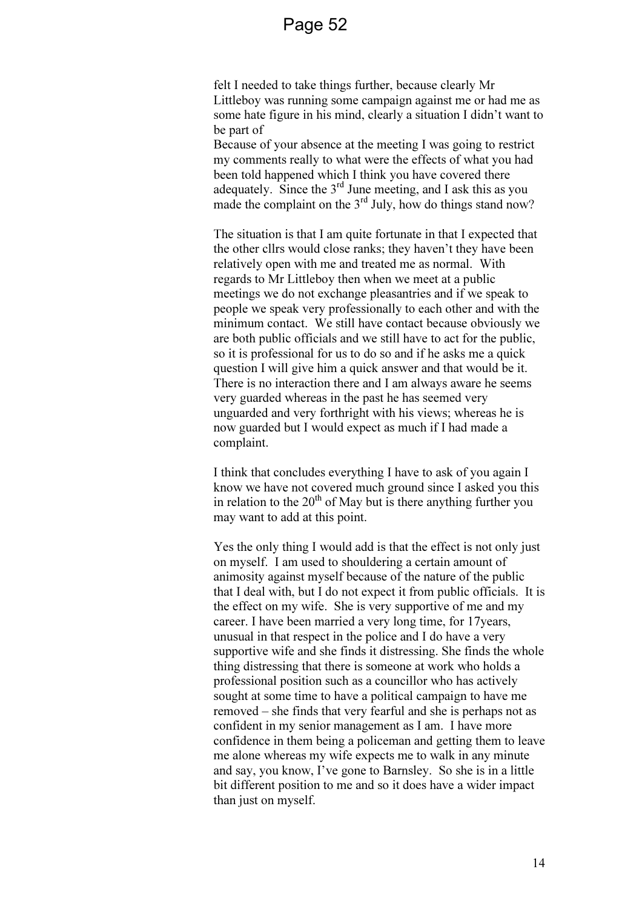felt I needed to take things further, because clearly Mr Littleboy was running some campaign against me or had me as some hate figure in his mind, clearly a situation I didn't want to be part of

Because of your absence at the meeting I was going to restrict my comments really to what were the effects of what you had been told happened which I think you have covered there adequately. Since the 3rd June meeting, and I ask this as you made the complaint on the 3rd July, how do things stand now?

The situation is that I am quite fortunate in that I expected that the other cllrs would close ranks; they haven't they have been relatively open with me and treated me as normal. With regards to Mr Littleboy then when we meet at a public meetings we do not exchange pleasantries and if we speak to people we speak very professionally to each other and with the minimum contact. We still have contact because obviously we are both public officials and we still have to act for the public, so it is professional for us to do so and if he asks me a quick question I will give him a quick answer and that would be it. There is no interaction there and I am always aware he seems very guarded whereas in the past he has seemed very unguarded and very forthright with his views; whereas he is now guarded but I would expect as much if I had made a complaint.

I think that concludes everything I have to ask of you again I know we have not covered much ground since I asked you this in relation to the 20th of May but is there anything further you may want to add at this point.

Yes the only thing I would add is that the effect is not only just on myself. I am used to shouldering a certain amount of animosity against myself because of the nature of the public that I deal with, but I do not expect it from public officials. It is the effect on my wife. She is very supportive of me and my career. I have been married a very long time, for 17years, unusual in that respect in the police and I do have a very supportive wife and she finds it distressing. She finds the whole thing distressing that there is someone at work who holds a professional position such as a councillor who has actively sought at some time to have a political campaign to have me removed – she finds that very fearful and she is perhaps not as confident in my senior management as I am. I have more confidence in them being a policeman and getting them to leave me alone whereas my wife expects me to walk in any minute and say, you know, I've gone to Barnsley. So she is in a little bit different position to me and so it does have a wider impact than just on myself.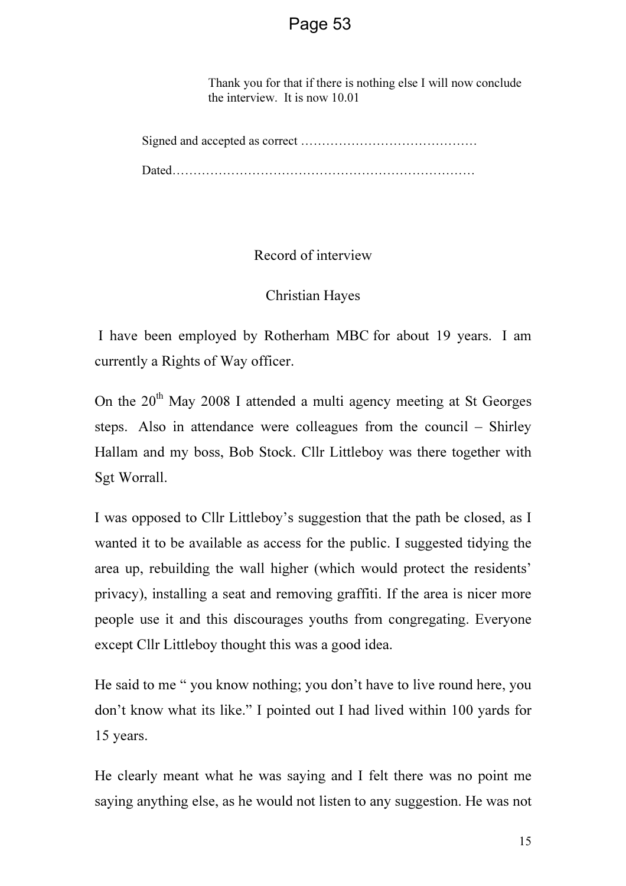Thank you for that if there is nothing else I will now conclude the interview. It is now 10.01

Signed and accepted as correct ……………………………………

Dated………………………………………………………………

Record of interview

Christian Hayes

I have been employed by Rotherham MBC for about 19 years. I am currently a Rights of Way officer.

On the 20th May 2008 I attended a multi agency meeting at St Georges steps. Also in attendance were colleagues from the council – Shirley Hallam and my boss, Bob Stock. Cllr Littleboy was there together with Sgt Worrall.

I was opposed to Cllr Littleboy's suggestion that the path be closed, as I wanted it to be available as access for the public. I suggested tidying the area up, rebuilding the wall higher (which would protect the residents' privacy), installing a seat and removing graffiti. If the area is nicer more people use it and this discourages youths from congregating. Everyone except Cllr Littleboy thought this was a good idea.

He said to me " you know nothing; you don't have to live round here, you don't know what its like." I pointed out I had lived within 100 yards for 15 years.

He clearly meant what he was saying and I felt there was no point me saying anything else, as he would not listen to any suggestion. He was not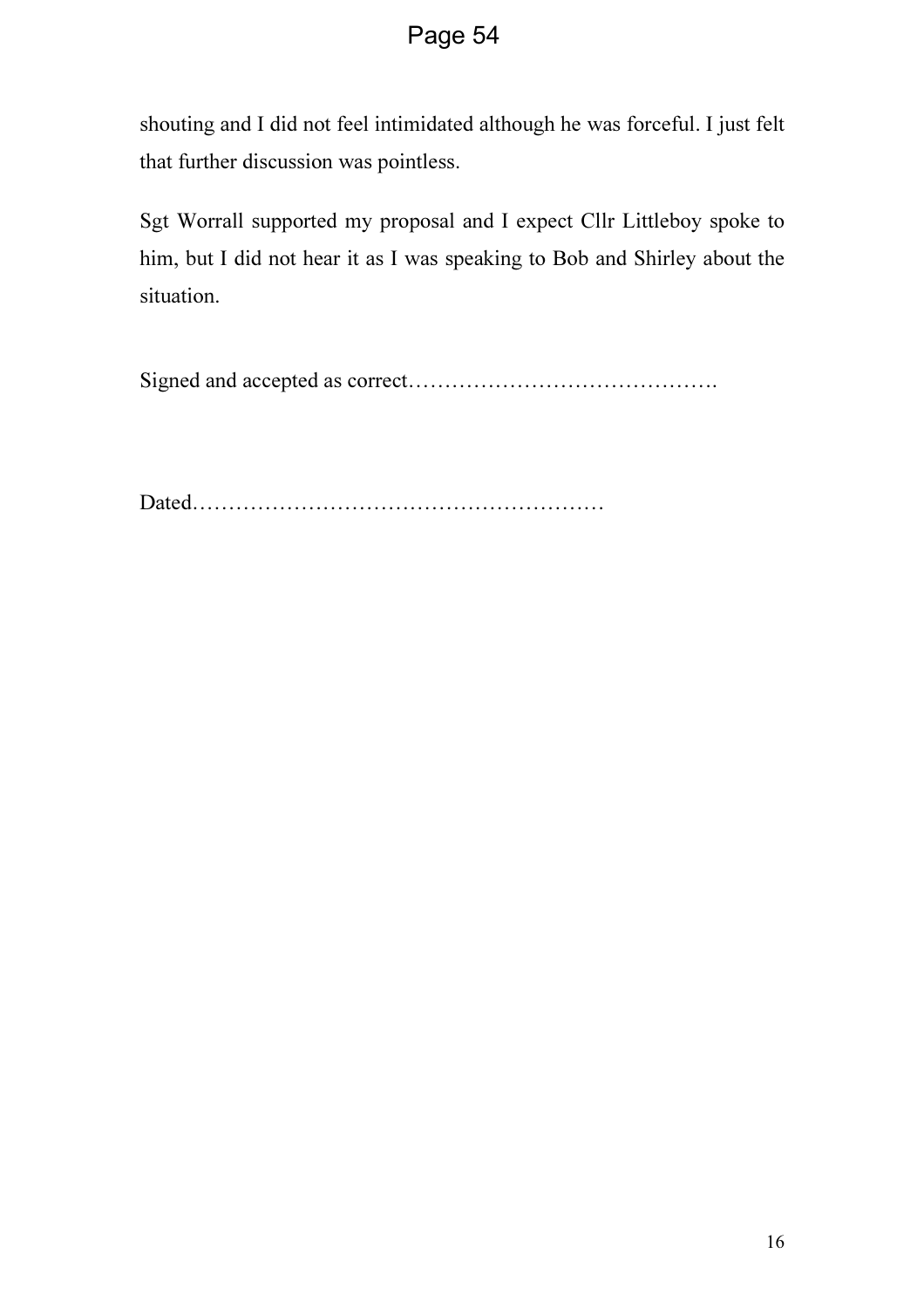shouting and I did not feel intimidated although he was forceful. I just felt that further discussion was pointless.

Sgt Worrall supported my proposal and I expect Cllr Littleboy spoke to him, but I did not hear it as I was speaking to Bob and Shirley about the situation.

Signed and accepted as correct…………………………………….

Dated…………………………………………………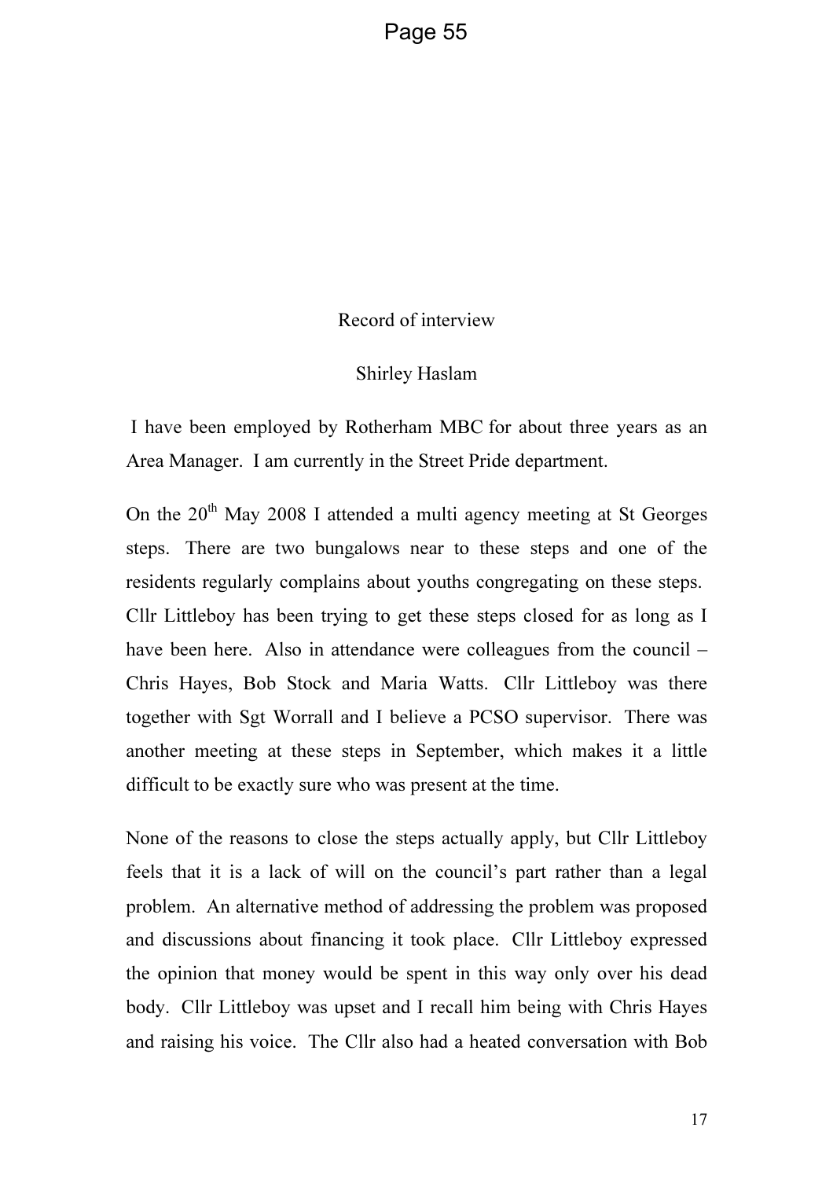Record of interview

Shirley Haslam

I have been employed by Rotherham MBC for about three years as an Area Manager. I am currently in the Street Pride department.

On the 20th May 2008 I attended a multi agency meeting at St Georges steps. There are two bungalows near to these steps and one of the residents regularly complains about youths congregating on these steps. Cllr Littleboy has been trying to get these steps closed for as long as I have been here. Also in attendance were colleagues from the council – Chris Hayes, Bob Stock and Maria Watts. Cllr Littleboy was there together with Sgt Worrall and I believe a PCSO supervisor. There was another meeting at these steps in September, which makes it a little difficult to be exactly sure who was present at the time.

None of the reasons to close the steps actually apply, but Cllr Littleboy feels that it is a lack of will on the council's part rather than a legal problem. An alternative method of addressing the problem was proposed and discussions about financing it took place. Cllr Littleboy expressed the opinion that money would be spent in this way only over his dead body. Cllr Littleboy was upset and I recall him being with Chris Hayes and raising his voice. The Cllr also had a heated conversation with Bob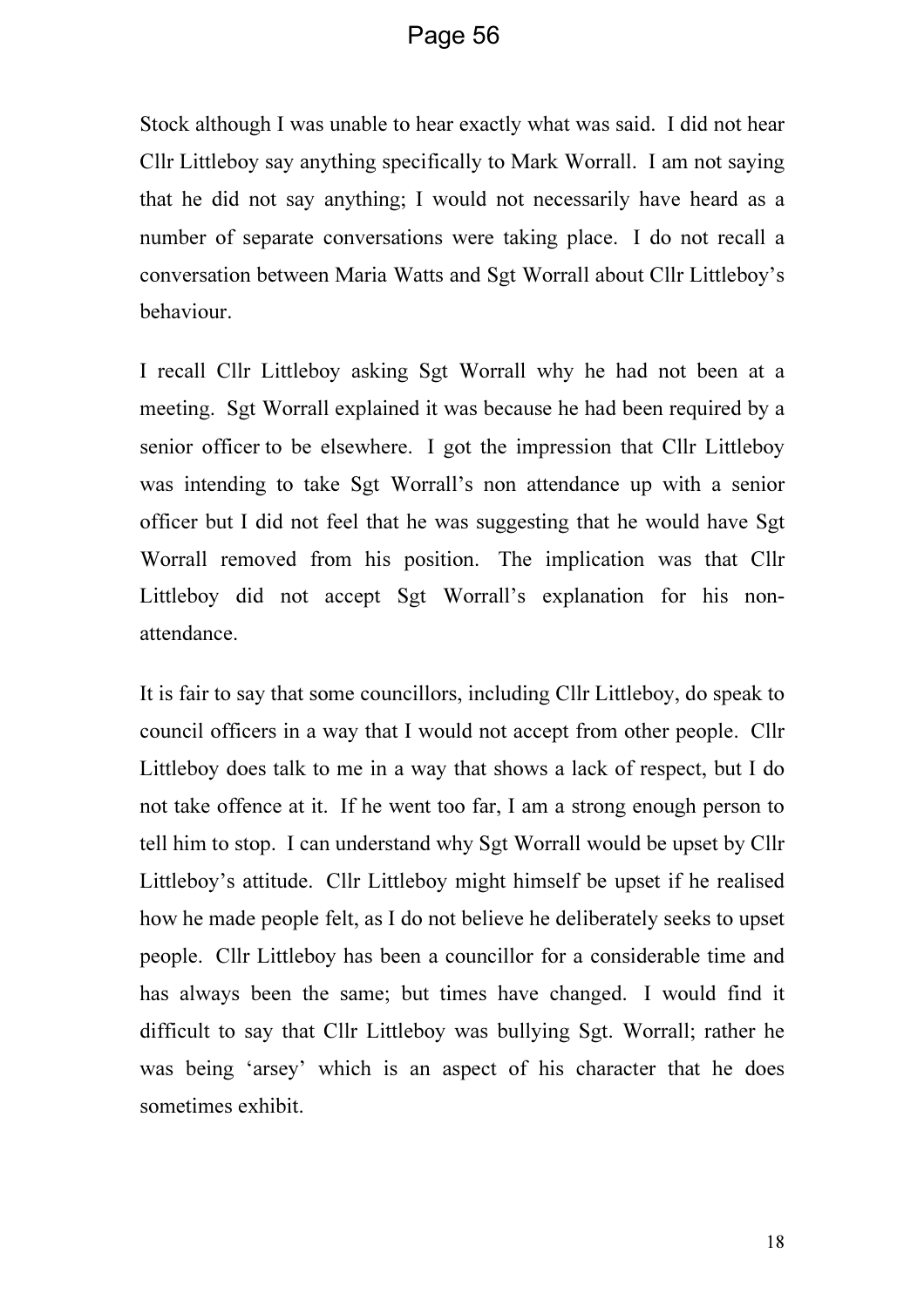Stock although I was unable to hear exactly what was said. I did not hear Cllr Littleboy say anything specifically to Mark Worrall. I am not saying that he did not say anything; I would not necessarily have heard as a number of separate conversations were taking place. I do not recall a conversation between Maria Watts and Sgt Worrall about Cllr Littleboy's behaviour.

I recall Cllr Littleboy asking Sgt Worrall why he had not been at a meeting. Sgt Worrall explained it was because he had been required by a senior officer to be elsewhere. I got the impression that Cllr Littleboy was intending to take Sgt Worrall's non attendance up with a senior officer but I did not feel that he was suggesting that he would have Sgt Worrall removed from his position. The implication was that Cllr Littleboy did not accept Sgt Worrall's explanation for his non-attendance.

It is fair to say that some councillors, including Cllr Littleboy, do speak to council officers in a way that I would not accept from other people. Cllr Littleboy does talk to me in a way that shows a lack of respect, but I do not take offence at it. If he went too far, I am a strong enough person to tell him to stop. I can understand why Sgt Worrall would be upset by Cllr Littleboy's attitude. Cllr Littleboy might himself be upset if he realised how he made people felt, as I do not believe he deliberately seeks to upset people. Cllr Littleboy has been a councillor for a considerable time and has always been the same; but times have changed. I would find it difficult to say that Cllr Littleboy was bullying Sgt. Worrall; rather he was being 'arsey' which is an aspect of his character that he does sometimes exhibit.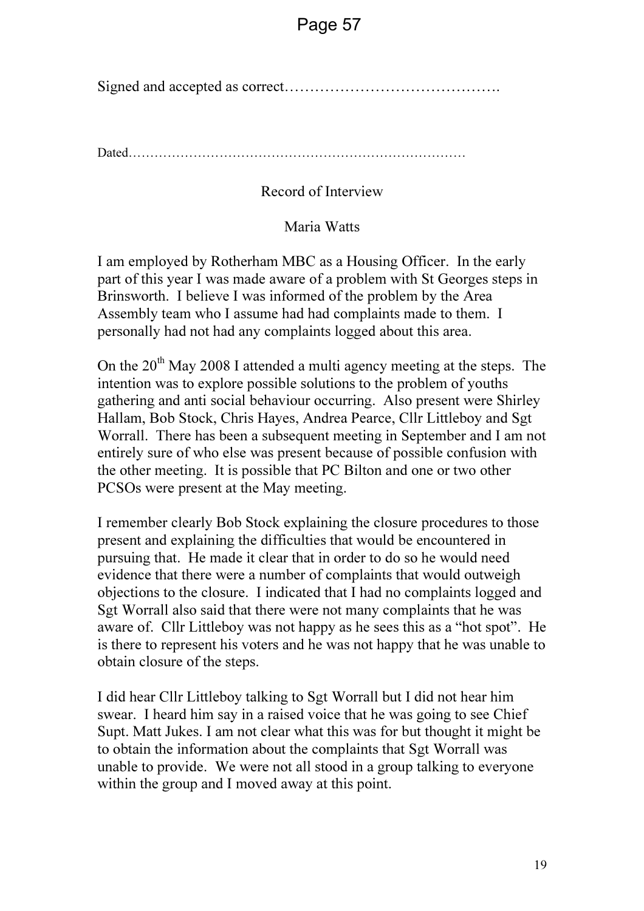Signed and accepted as correct…………………………………….

Dated……………………………………………………………………

Record of Interview

Maria Watts

I am employed by Rotherham MBC as a Housing Officer. In the early part of this year I was made aware of a problem with St Georges steps in Brinsworth. I believe I was informed of the problem by the Area Assembly team who I assume had had complaints made to them. I personally had not had any complaints logged about this area.

On the 20th May 2008 I attended a multi agency meeting at the steps. The intention was to explore possible solutions to the problem of youths gathering and anti social behaviour occurring. Also present were Shirley Hallam, Bob Stock, Chris Hayes, Andrea Pearce, Cllr Littleboy and Sgt Worrall. There has been a subsequent meeting in September and I am not entirely sure of who else was present because of possible confusion with the other meeting. It is possible that PC Bilton and one or two other PCSOs were present at the May meeting.

I remember clearly Bob Stock explaining the closure procedures to those present and explaining the difficulties that would be encountered in pursuing that. He made it clear that in order to do so he would need evidence that there were a number of complaints that would outweigh objections to the closure. I indicated that I had no complaints logged and Sgt Worrall also said that there were not many complaints that he was aware of. Cllr Littleboy was not happy as he sees this as a "hot spot". He is there to represent his voters and he was not happy that he was unable to obtain closure of the steps.

I did hear Cllr Littleboy talking to Sgt Worrall but I did not hear him swear. I heard him say in a raised voice that he was going to see Chief Supt. Matt Jukes. I am not clear what this was for but thought it might be to obtain the information about the complaints that Sgt Worrall was unable to provide. We were not all stood in a group talking to everyone within the group and I moved away at this point.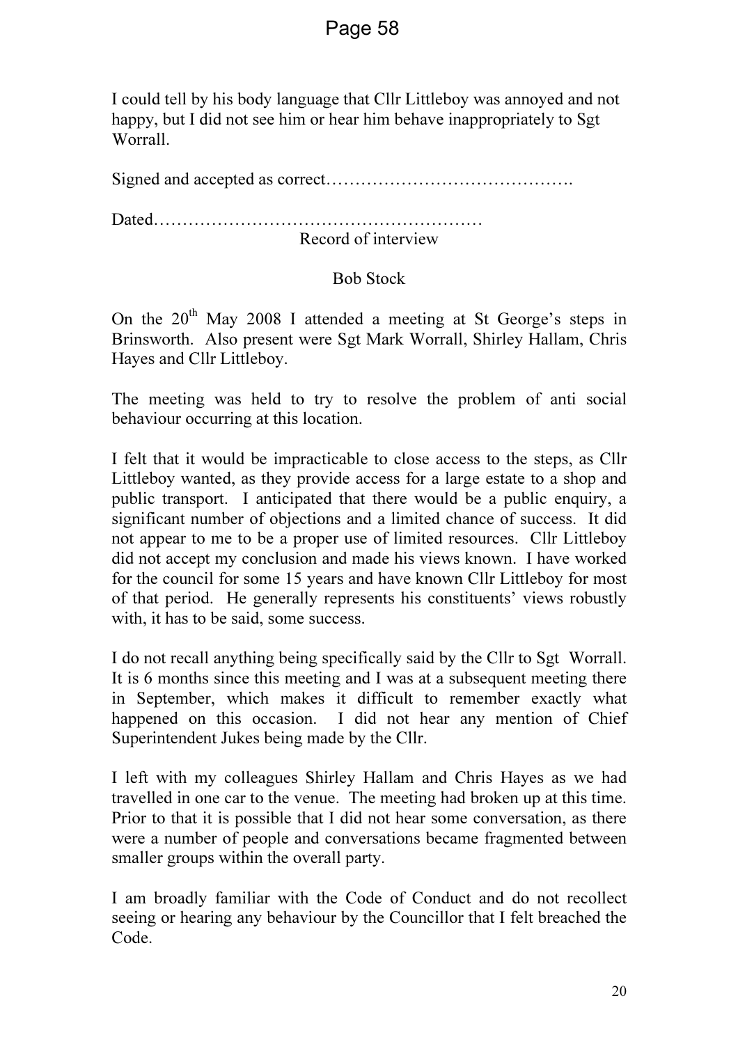I could tell by his body language that Cllr Littleboy was annoyed and not happy, but I did not see him or hear him behave inappropriately to Sgt Worrall.

Signed and accepted as correct…………………………………….

Dated…………………………………………………

Record of interview

Bob Stock

On the 20th May 2008 I attended a meeting at St George's steps in Brinsworth. Also present were Sgt Mark Worrall, Shirley Hallam, Chris Hayes and Cllr Littleboy.

The meeting was held to try to resolve the problem of anti social behaviour occurring at this location.

I felt that it would be impracticable to close access to the steps, as Cllr Littleboy wanted, as they provide access for a large estate to a shop and public transport. I anticipated that there would be a public enquiry, a significant number of objections and a limited chance of success. It did not appear to me to be a proper use of limited resources. Cllr Littleboy did not accept my conclusion and made his views known. I have worked for the council for some 15 years and have known Cllr Littleboy for most of that period. He generally represents his constituents' views robustly with, it has to be said, some success.

I do not recall anything being specifically said by the Cllr to Sgt Worrall. It is 6 months since this meeting and I was at a subsequent meeting there in September, which makes it difficult to remember exactly what happened on this occasion. I did not hear any mention of Chief Superintendent Jukes being made by the Cllr.

I left with my colleagues Shirley Hallam and Chris Hayes as we had travelled in one car to the venue. The meeting had broken up at this time. Prior to that it is possible that I did not hear some conversation, as there were a number of people and conversations became fragmented between smaller groups within the overall party.

I am broadly familiar with the Code of Conduct and do not recollect seeing or hearing any behaviour by the Councillor that I felt breached the Code.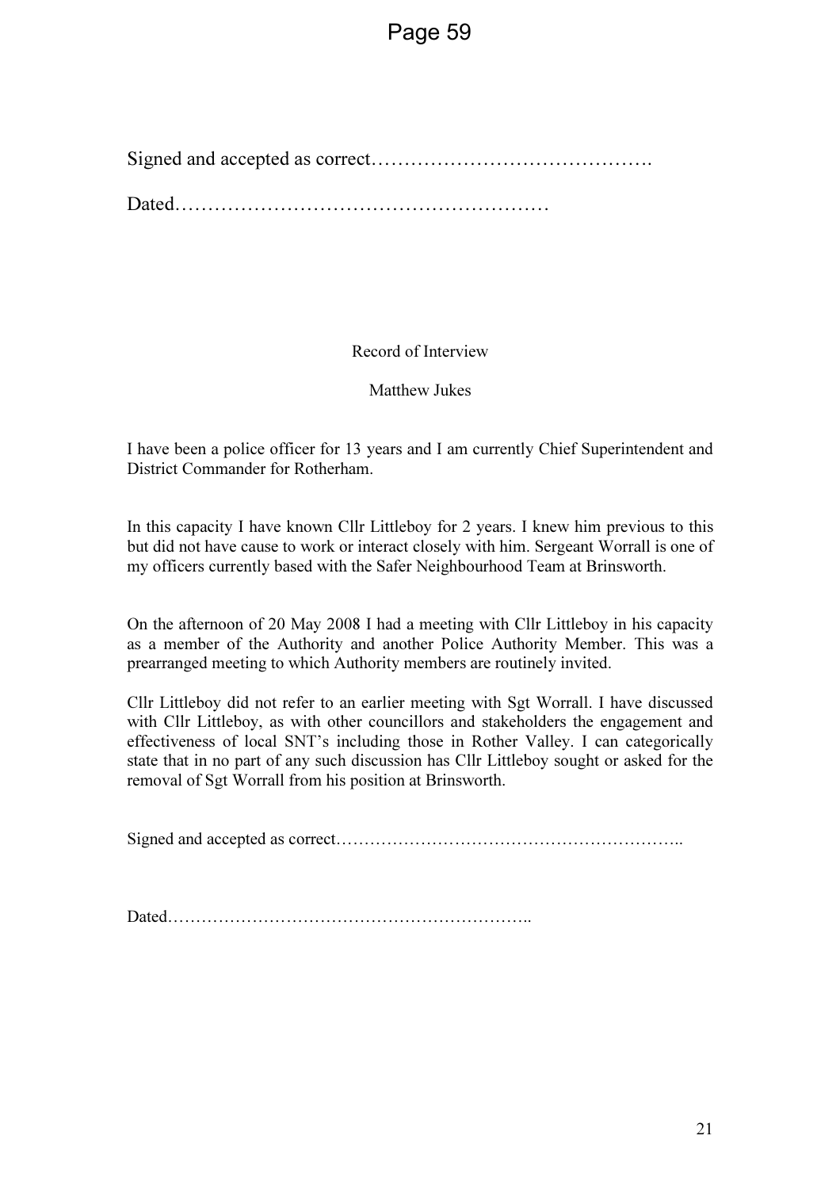Signed and accepted as correct…………………………………….

Dated…………………………………………………

Record of Interview

Matthew Jukes

I have been a police officer for 13 years and I am currently Chief Superintendent and District Commander for Rotherham.

In this capacity I have known Cllr Littleboy for 2 years. I knew him previous to this but did not have cause to work or interact closely with him. Sergeant Worrall is one of my officers currently based with the Safer Neighbourhood Team at Brinsworth.

On the afternoon of 20 May 2008 I had a meeting with Cllr Littleboy in his capacity as a member of the Authority and another Police Authority Member. This was a prearranged meeting to which Authority members are routinely invited.

Cllr Littleboy did not refer to an earlier meeting with Sgt Worrall. I have discussed with Cllr Littleboy, as with other councillors and stakeholders the engagement and effectiveness of local SNT's including those in Rother Valley. I can categorically state that in no part of any such discussion has Cllr Littleboy sought or asked for the removal of Sgt Worrall from his position at Brinsworth.

Signed and accepted as correct……………………………………………………..

Dated………………………………………………………..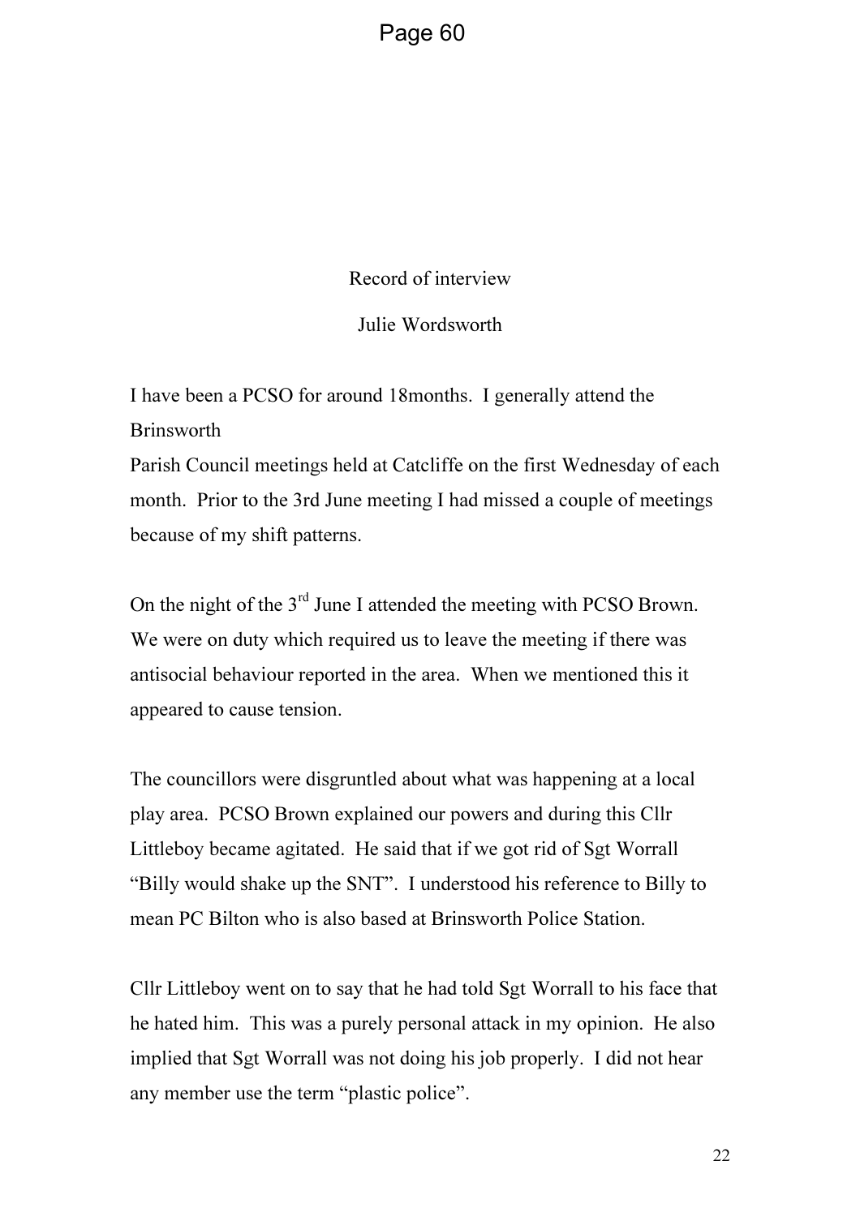Record of interview

Julie Wordsworth

I have been a PCSO for around 18months. I generally attend the Brinsworth
Parish Council meetings held at Catcliffe on the first Wednesday of each month. Prior to the 3rd June meeting I had missed a couple of meetings because of my shift patterns.

On the night of the 3rd June I attended the meeting with PCSO Brown. We were on duty which required us to leave the meeting if there was antisocial behaviour reported in the area. When we mentioned this it appeared to cause tension.

The councillors were disgruntled about what was happening at a local play area. PCSO Brown explained our powers and during this Cllr Littleboy became agitated. He said that if we got rid of Sgt Worrall "Billy would shake up the SNT". I understood his reference to Billy to mean PC Bilton who is also based at Brinsworth Police Station.

Cllr Littleboy went on to say that he had told Sgt Worrall to his face that he hated him. This was a purely personal attack in my opinion. He also implied that Sgt Worrall was not doing his job properly. I did not hear any member use the term "plastic police".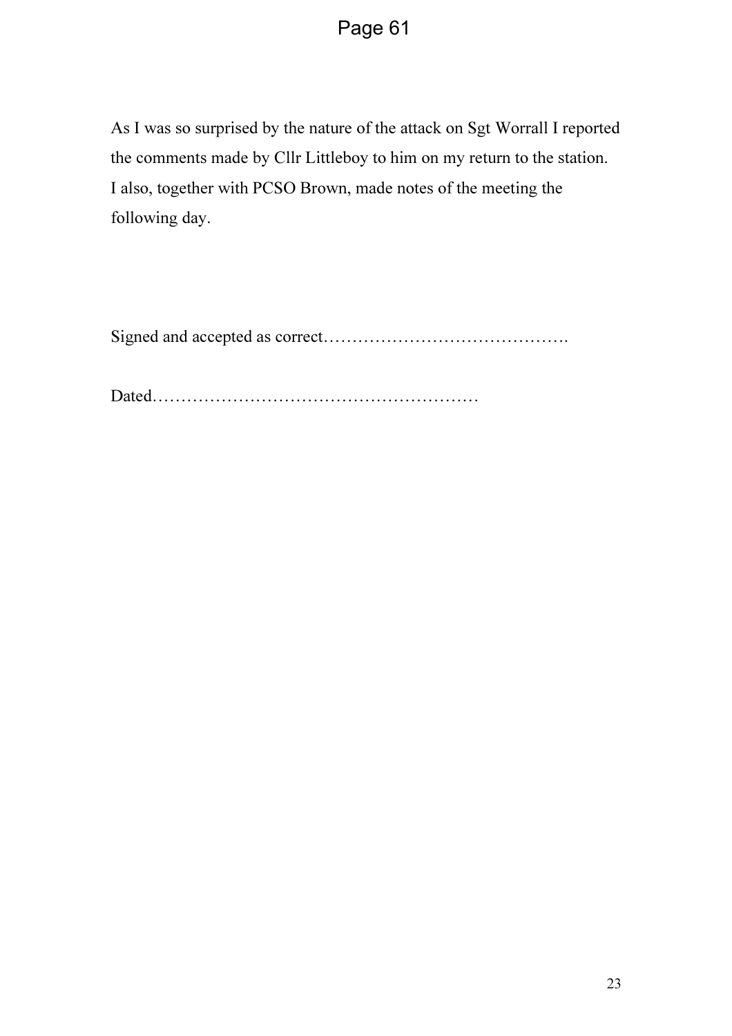As I was so surprised by the nature of the attack on Sgt Worrall I reported the comments made by Cllr Littleboy to him on my return to the station. I also, together with PCSO Brown, made notes of the meeting the following day.

Signed and accepted as correct…………………………………….

Dated…………………………………………………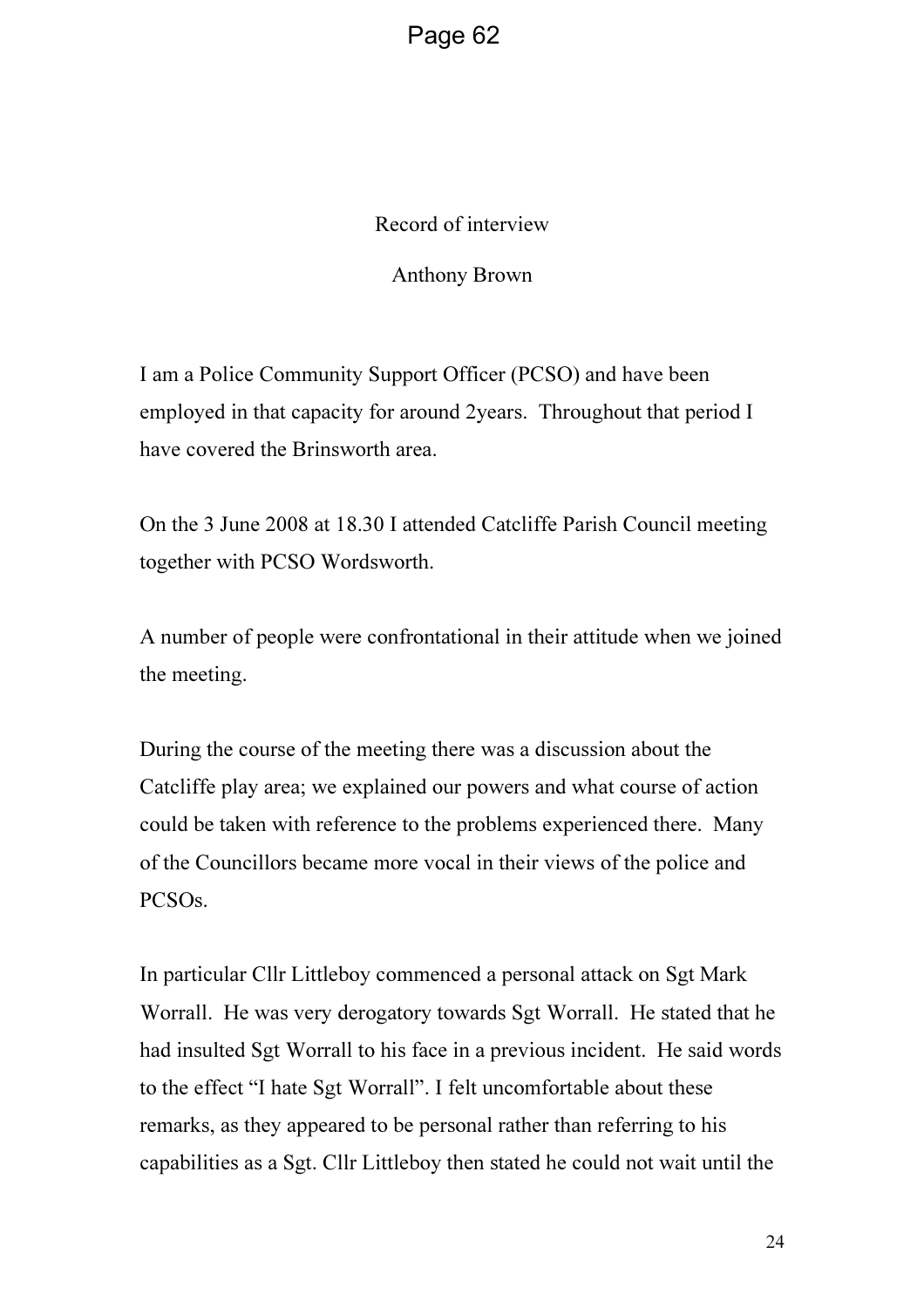Record of interview

Anthony Brown

I am a Police Community Support Officer (PCSO) and have been employed in that capacity for around 2years. Throughout that period I have covered the Brinsworth area.

On the 3 June 2008 at 18.30 I attended Catcliffe Parish Council meeting together with PCSO Wordsworth.

A number of people were confrontational in their attitude when we joined the meeting.

During the course of the meeting there was a discussion about the Catcliffe play area; we explained our powers and what course of action could be taken with reference to the problems experienced there. Many of the Councillors became more vocal in their views of the police and PCSOs.

In particular Cllr Littleboy commenced a personal attack on Sgt Mark Worrall. He was very derogatory towards Sgt Worrall. He stated that he had insulted Sgt Worrall to his face in a previous incident. He said words to the effect "I hate Sgt Worrall". I felt uncomfortable about these remarks, as they appeared to be personal rather than referring to his capabilities as a Sgt. Cllr Littleboy then stated he could not wait until the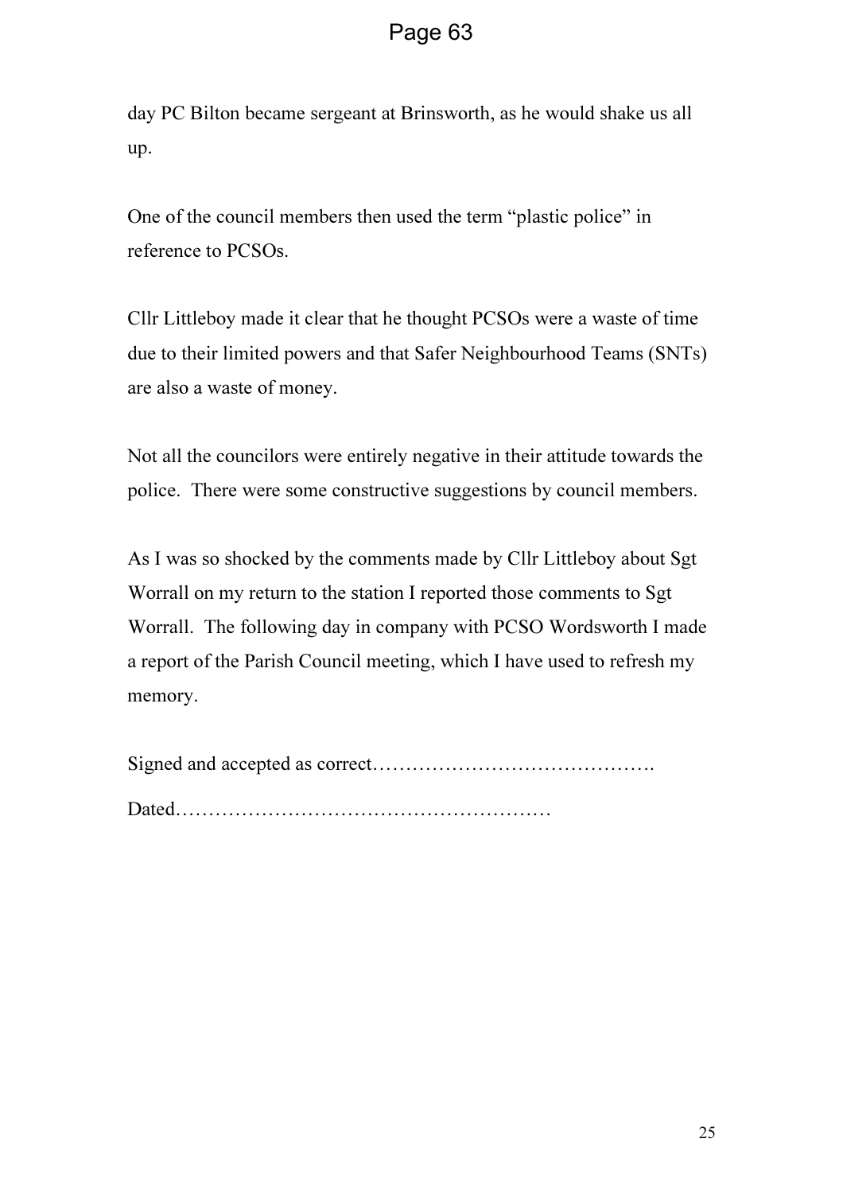day PC Bilton became sergeant at Brinsworth, as he would shake us all up.

One of the council members then used the term “plastic police” in reference to PCSOs.

Cllr Littleboy made it clear that he thought PCSOs were a waste of time due to their limited powers and that Safer Neighbourhood Teams (SNTs) are also a waste of money.

Not all the councilors were entirely negative in their attitude towards the police. There were some constructive suggestions by council members.

As I was so shocked by the comments made by Cllr Littleboy about Sgt Worrall on my return to the station I reported those comments to Sgt Worrall. The following day in company with PCSO Wordsworth I made a report of the Parish Council meeting, which I have used to refresh my memory.

Signed and accepted as correct…………………………………….

Dated…………………………………………………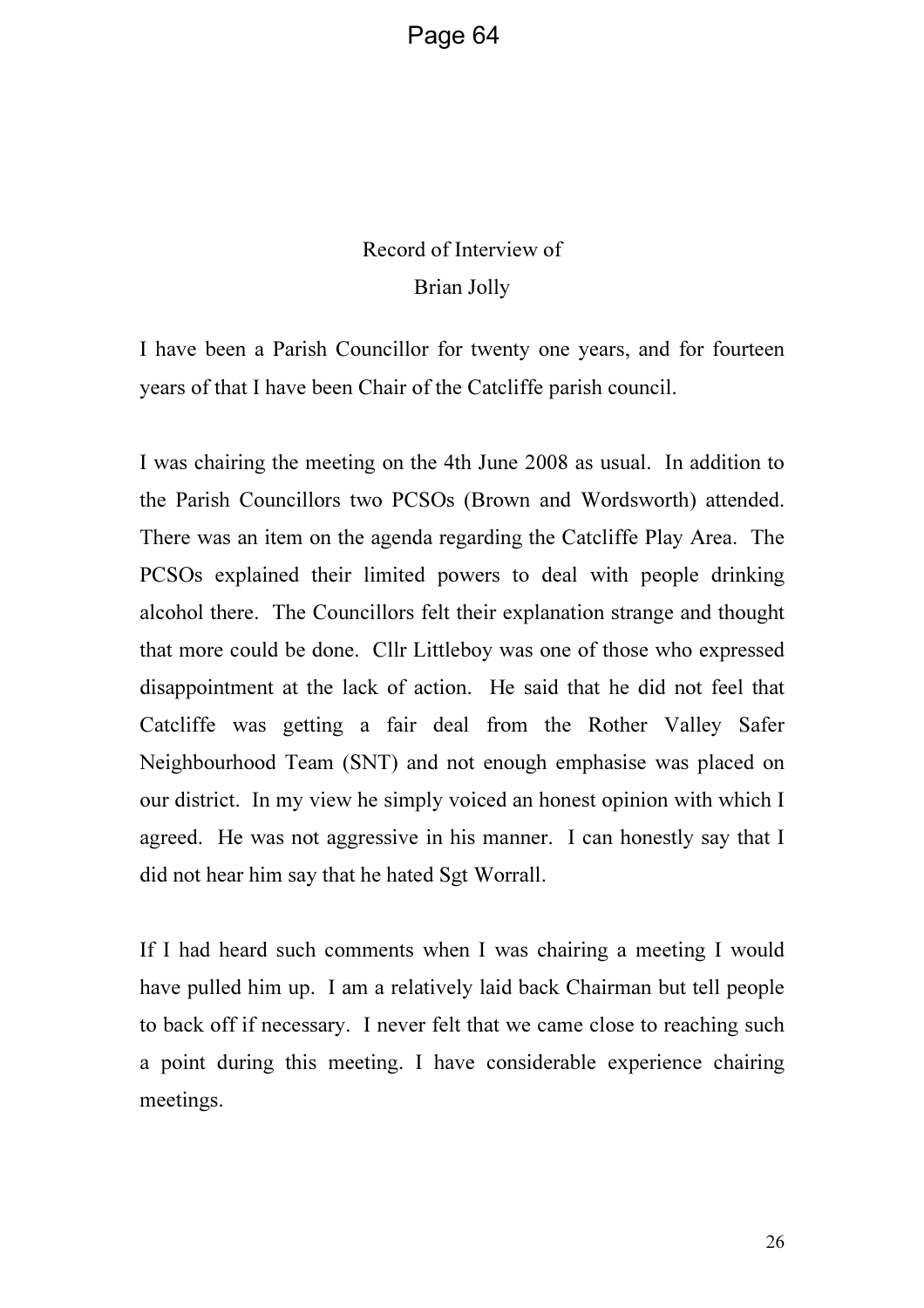Record of Interview of
Brian Jolly

I have been a Parish Councillor for twenty one years, and for fourteen years of that I have been Chair of the Catcliffe parish council.

I was chairing the meeting on the 4th June 2008 as usual. In addition to the Parish Councillors two PCSOs (Brown and Wordsworth) attended. There was an item on the agenda regarding the Catcliffe Play Area. The PCSOs explained their limited powers to deal with people drinking alcohol there. The Councillors felt their explanation strange and thought that more could be done. Cllr Littleboy was one of those who expressed disappointment at the lack of action. He said that he did not feel that Catcliffe was getting a fair deal from the Rother Valley Safer Neighbourhood Team (SNT) and not enough emphasise was placed on our district. In my view he simply voiced an honest opinion with which I agreed. He was not aggressive in his manner. I can honestly say that I did not hear him say that he hated Sgt Worrall.

If I had heard such comments when I was chairing a meeting I would have pulled him up. I am a relatively laid back Chairman but tell people to back off if necessary. I never felt that we came close to reaching such a point during this meeting. I have considerable experience chairing meetings.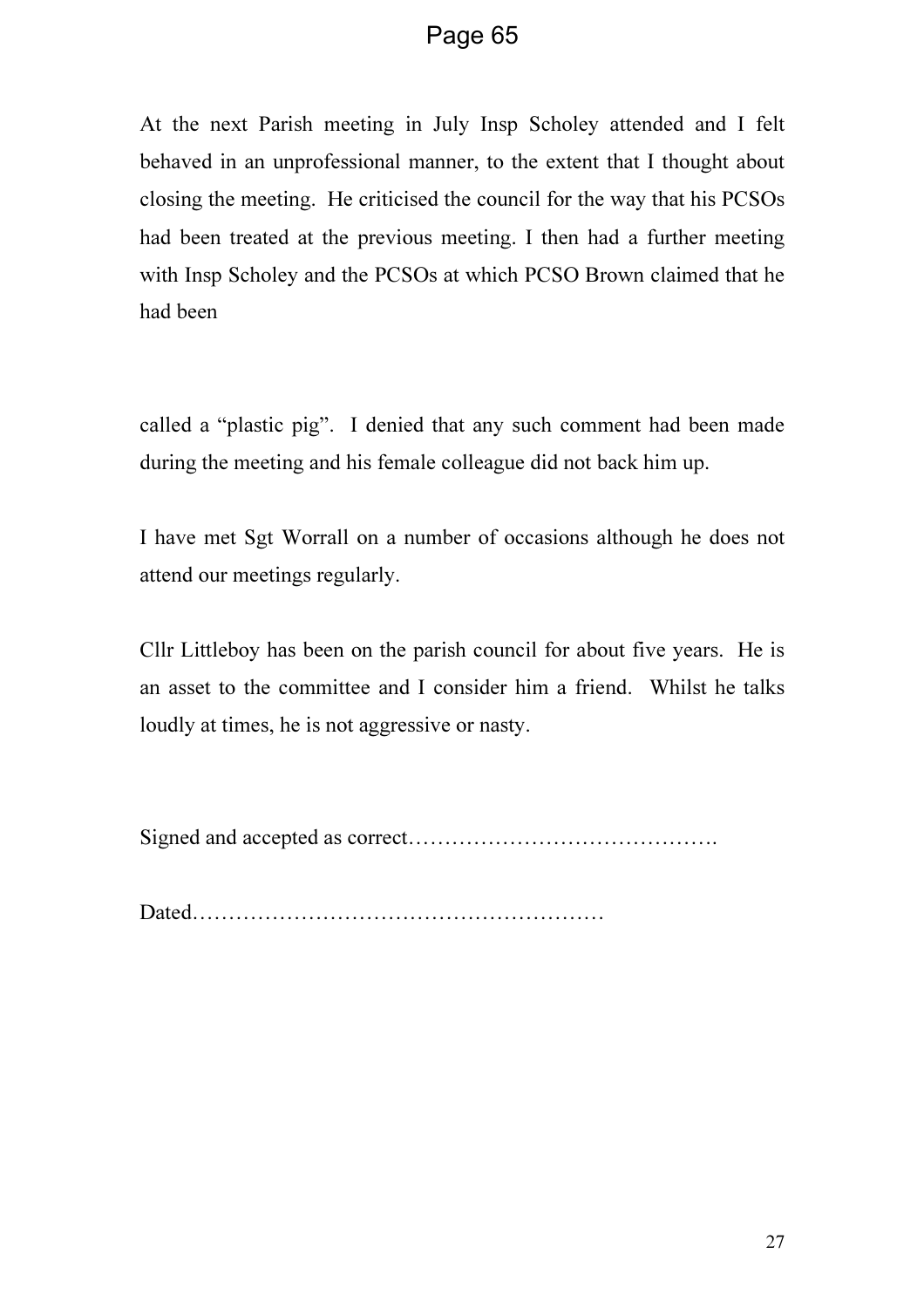At the next Parish meeting in July Insp Scholey attended and I felt behaved in an unprofessional manner, to the extent that I thought about closing the meeting. He criticised the council for the way that his PCSOs had been treated at the previous meeting. I then had a further meeting with Insp Scholey and the PCSOs at which PCSO Brown claimed that he had been

called a "plastic pig". I denied that any such comment had been made during the meeting and his female colleague did not back him up.

I have met Sgt Worrall on a number of occasions although he does not attend our meetings regularly.

Cllr Littleboy has been on the parish council for about five years. He is an asset to the committee and I consider him a friend. Whilst he talks loudly at times, he is not aggressive or nasty.

Signed and accepted as correct…………………………………….

Dated…………………………………………………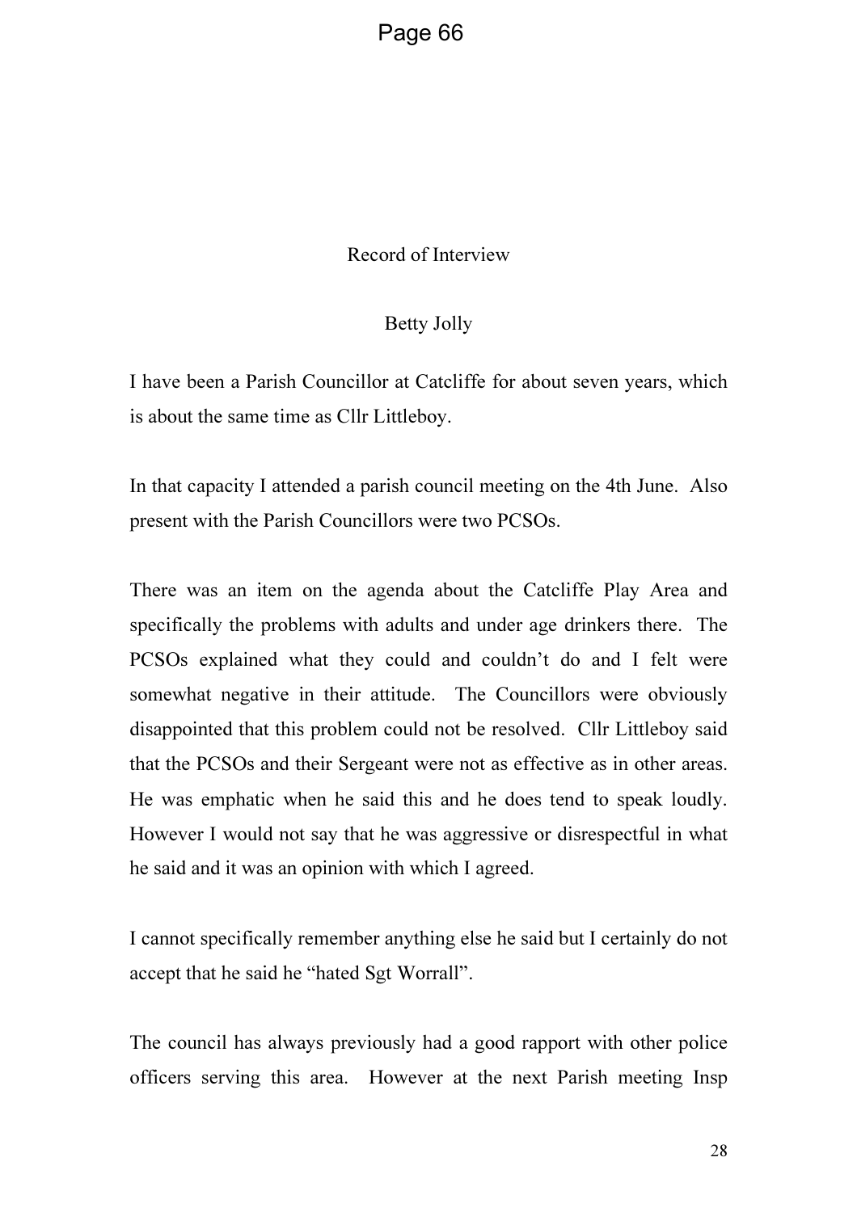Record of Interview

Betty Jolly

I have been a Parish Councillor at Catcliffe for about seven years, which is about the same time as Cllr Littleboy.

In that capacity I attended a parish council meeting on the 4th June. Also present with the Parish Councillors were two PCSOs.

There was an item on the agenda about the Catcliffe Play Area and specifically the problems with adults and under age drinkers there. The PCSOs explained what they could and couldn't do and I felt were somewhat negative in their attitude. The Councillors were obviously disappointed that this problem could not be resolved. Cllr Littleboy said that the PCSOs and their Sergeant were not as effective as in other areas. He was emphatic when he said this and he does tend to speak loudly. However I would not say that he was aggressive or disrespectful in what he said and it was an opinion with which I agreed.

I cannot specifically remember anything else he said but I certainly do not accept that he said he "hated Sgt Worrall".

The council has always previously had a good rapport with other police officers serving this area. However at the next Parish meeting Insp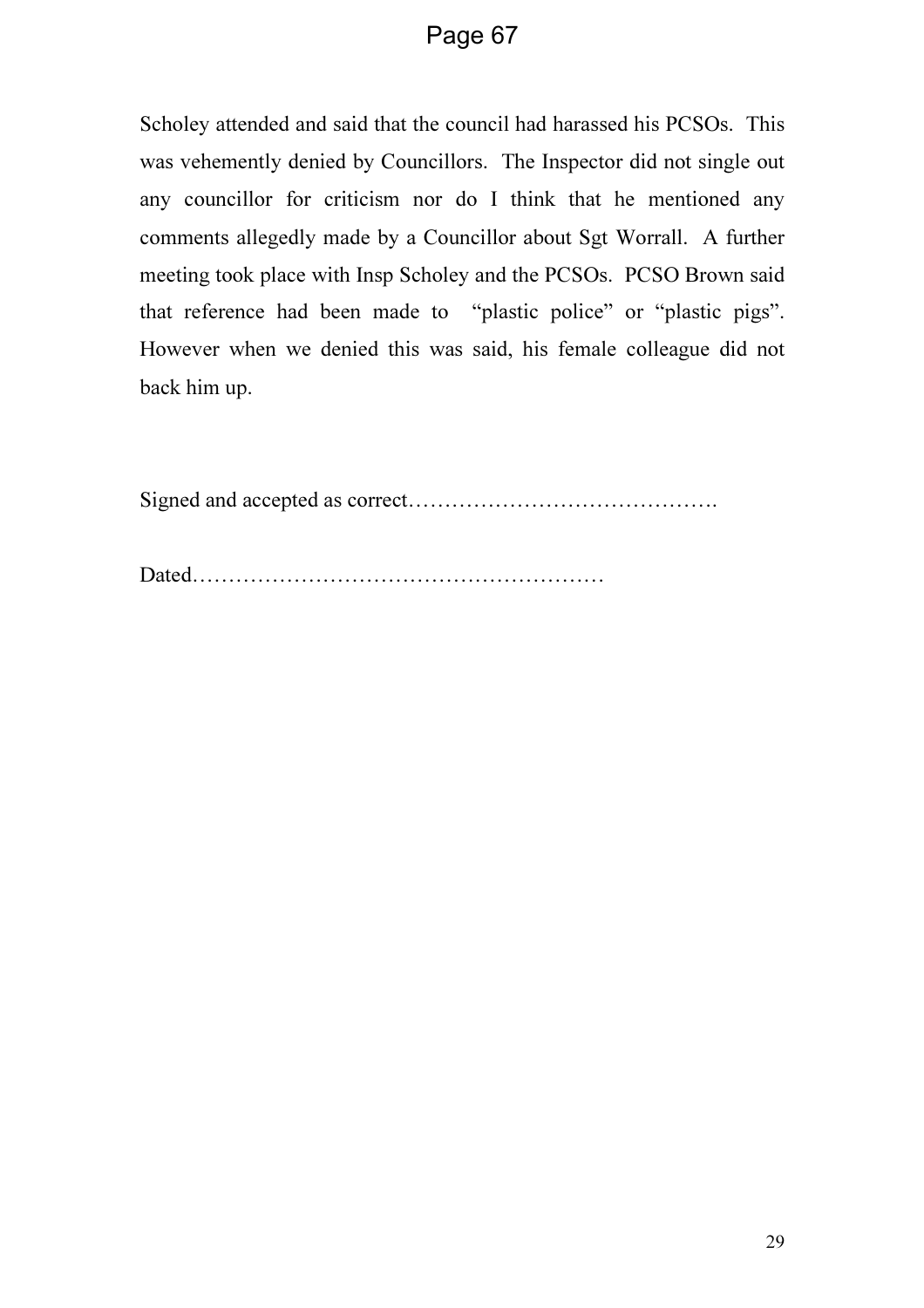Scholey attended and said that the council had harassed his PCSOs. This was vehemently denied by Councillors. The Inspector did not single out any councillor for criticism nor do I think that he mentioned any comments allegedly made by a Councillor about Sgt Worrall. A further meeting took place with Insp Scholey and the PCSOs. PCSO Brown said that reference had been made to "plastic police" or "plastic pigs". However when we denied this was said, his female colleague did not back him up.

Signed and accepted as correct…………………………………….

Dated…………………………………………………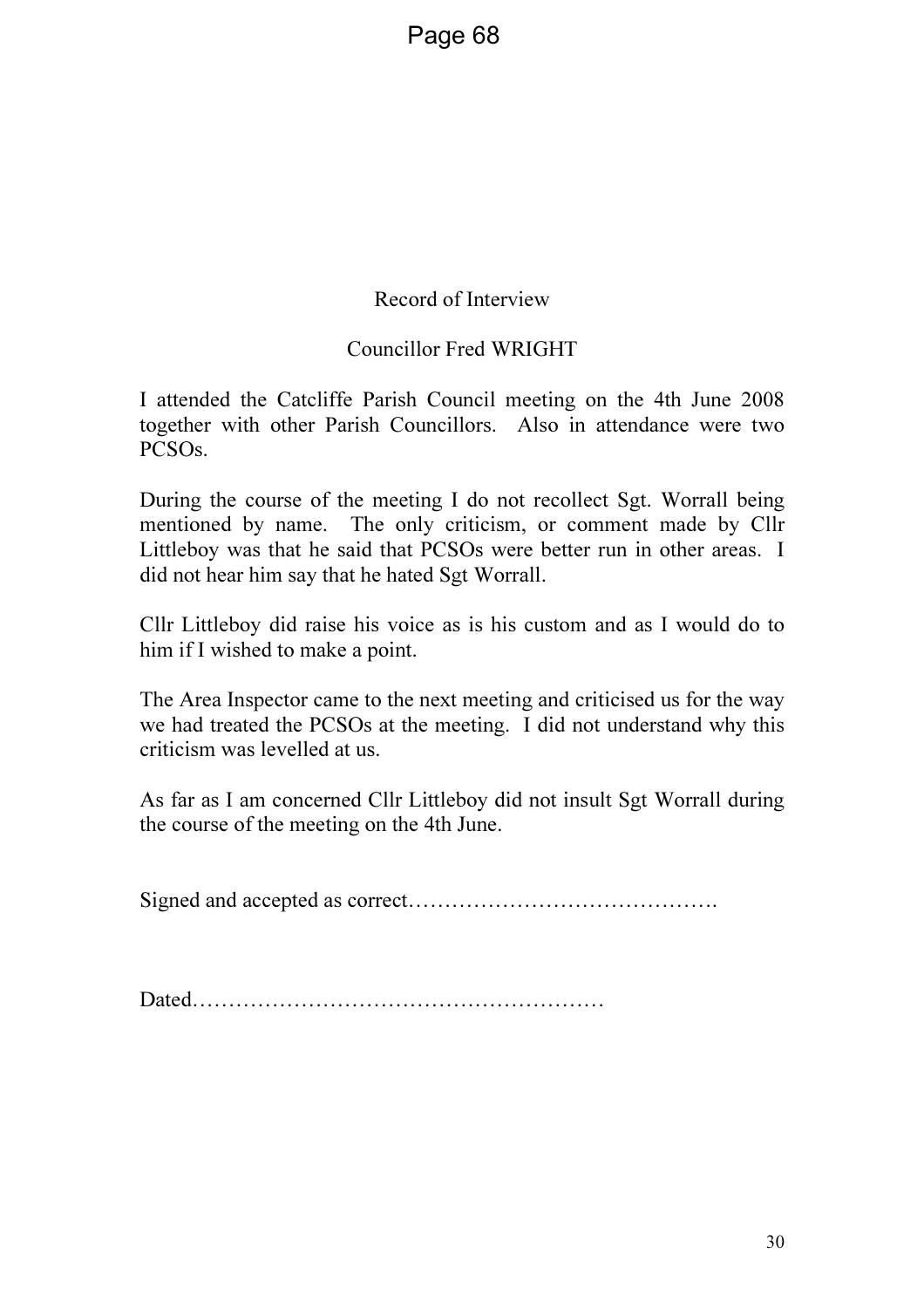Record of Interview

Councillor Fred WRIGHT

I attended the Catcliffe Parish Council meeting on the 4th June 2008 together with other Parish Councillors. Also in attendance were two PCSOs.

During the course of the meeting I do not recollect Sgt. Worrall being mentioned by name. The only criticism, or comment made by Cllr Littleboy was that he said that PCSOs were better run in other areas. I did not hear him say that he hated Sgt Worrall.

Cllr Littleboy did raise his voice as is his custom and as I would do to him if I wished to make a point.

The Area Inspector came to the next meeting and criticised us for the way we had treated the PCSOs at the meeting. I did not understand why this criticism was levelled at us.

As far as I am concerned Cllr Littleboy did not insult Sgt Worrall during the course of the meeting on the 4th June.

Signed and accepted as correct…………………………………….

Dated…………………………………………………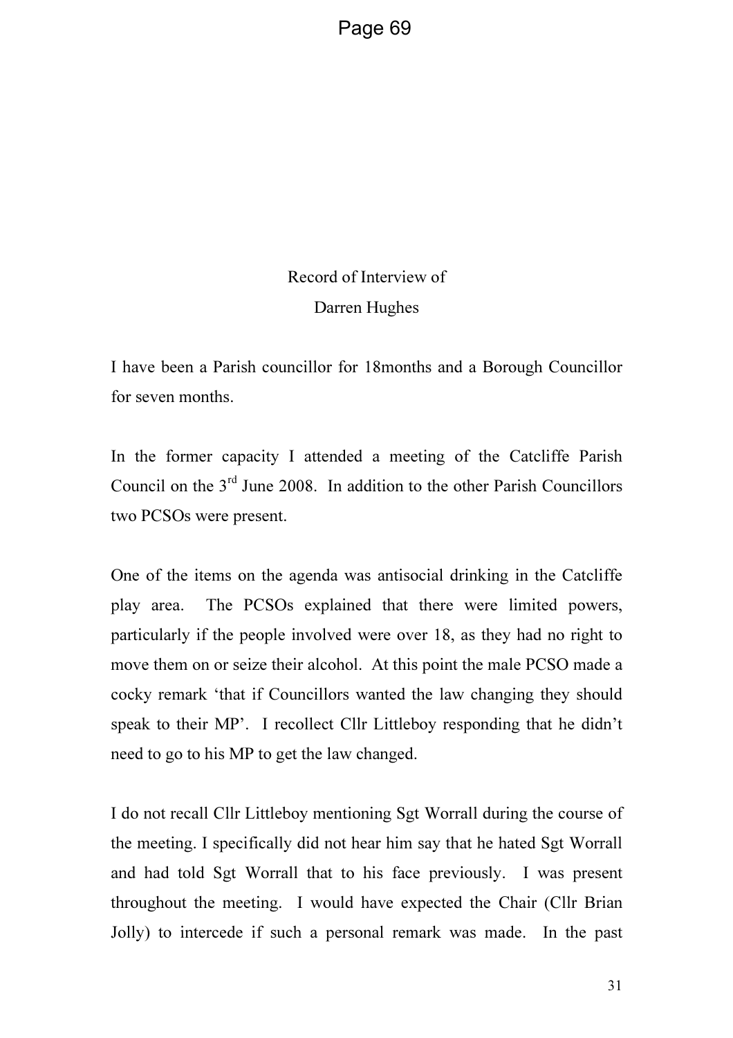Record of Interview of

Darren Hughes

I have been a Parish councillor for 18months and a Borough Councillor for seven months.

In the former capacity I attended a meeting of the Catcliffe Parish Council on the 3rd June 2008. In addition to the other Parish Councillors two PCSOs were present.

One of the items on the agenda was antisocial drinking in the Catcliffe play area. The PCSOs explained that there were limited powers, particularly if the people involved were over 18, as they had no right to move them on or seize their alcohol. At this point the male PCSO made a cocky remark 'that if Councillors wanted the law changing they should speak to their MP'. I recollect Cllr Littleboy responding that he didn't need to go to his MP to get the law changed.

I do not recall Cllr Littleboy mentioning Sgt Worrall during the course of the meeting. I specifically did not hear him say that he hated Sgt Worrall and had told Sgt Worrall that to his face previously. I was present throughout the meeting. I would have expected the Chair (Cllr Brian Jolly) to intercede if such a personal remark was made. In the past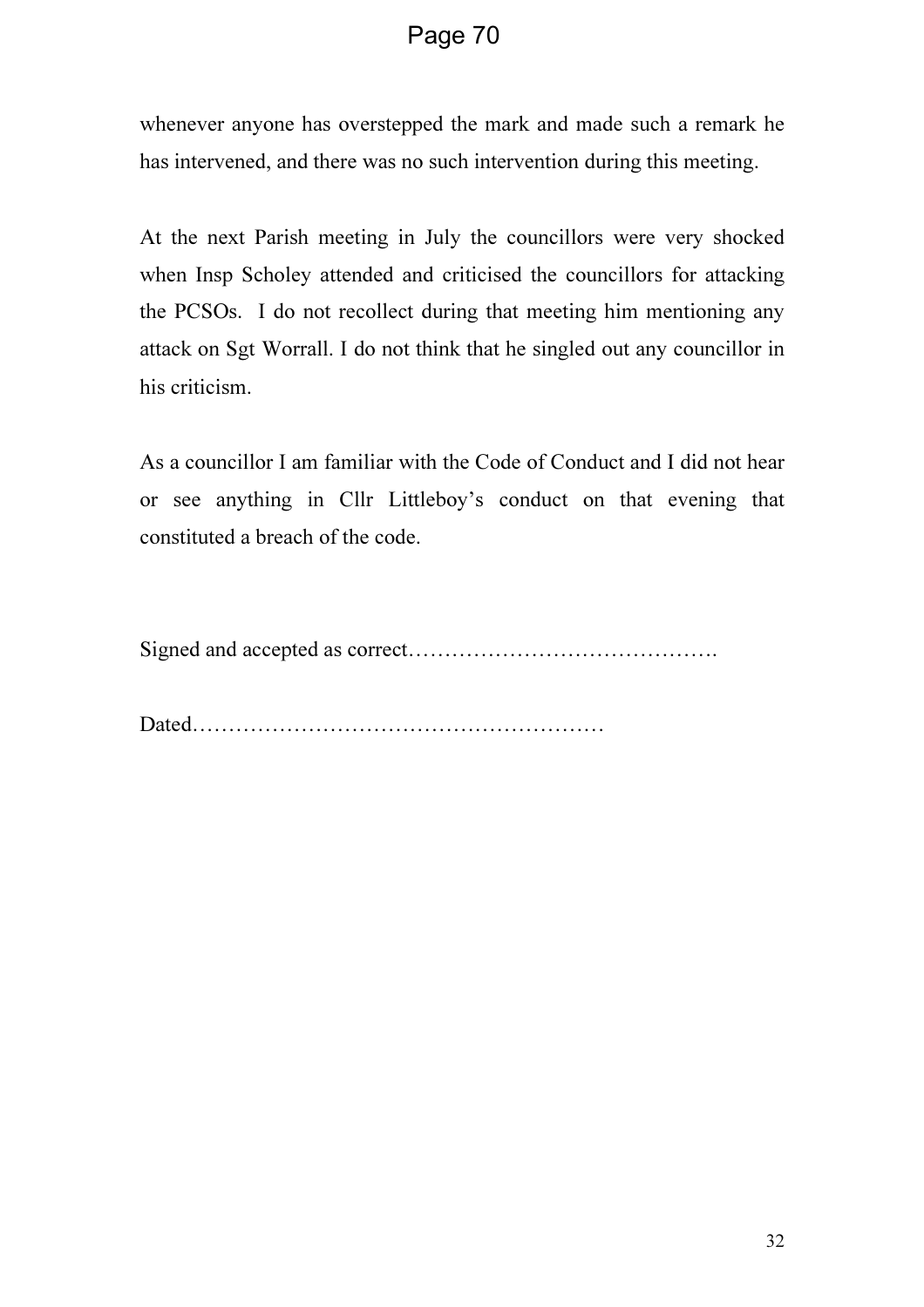whenever anyone has overstepped the mark and made such a remark he has intervened, and there was no such intervention during this meeting.

At the next Parish meeting in July the councillors were very shocked when Insp Scholey attended and criticised the councillors for attacking the PCSOs. I do not recollect during that meeting him mentioning any attack on Sgt Worrall. I do not think that he singled out any councillor in his criticism.

As a councillor I am familiar with the Code of Conduct and I did not hear or see anything in Cllr Littleboy's conduct on that evening that constituted a breach of the code.

Signed and accepted as correct…………………………………….

Dated…………………………………………………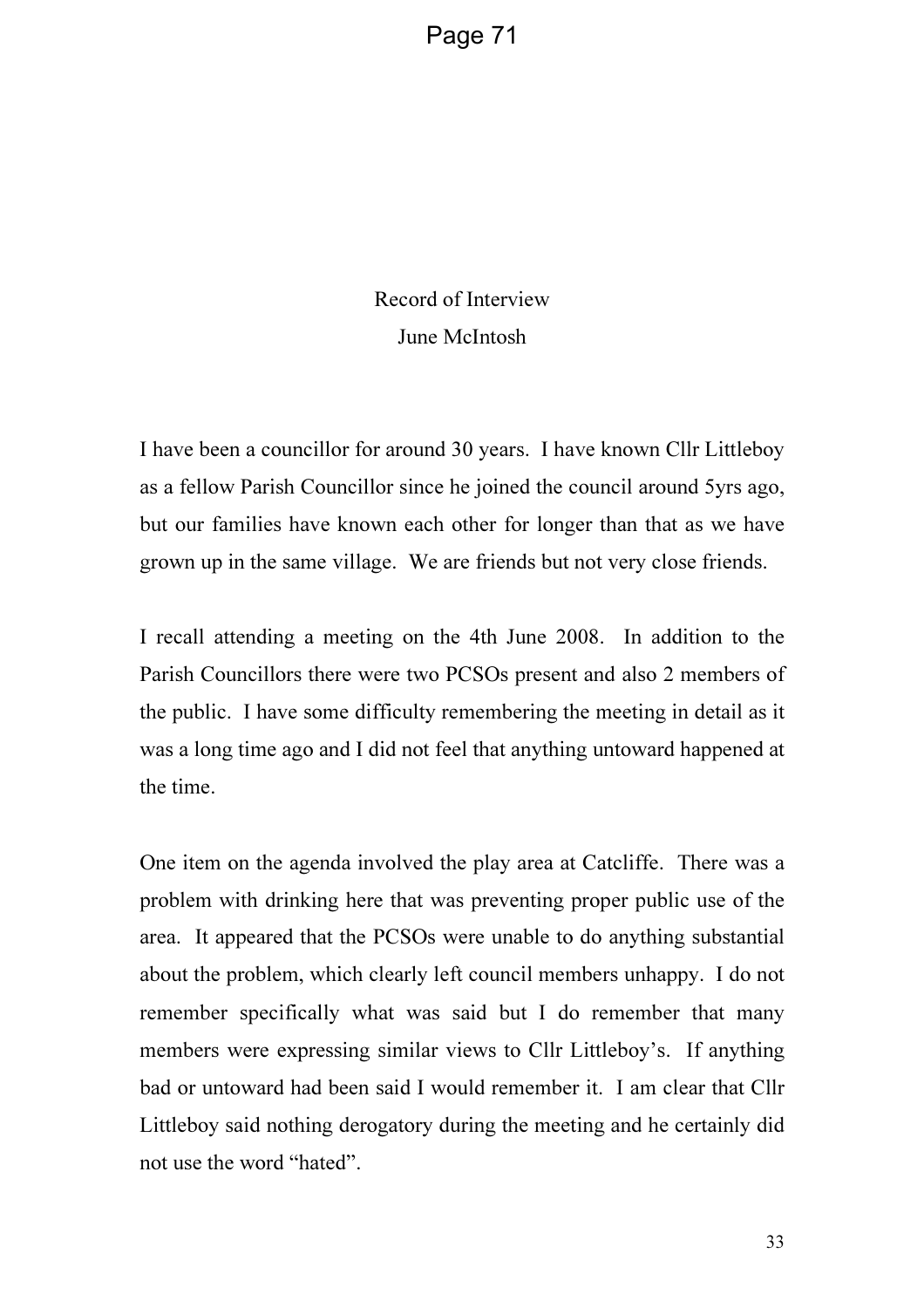# Record of Interview

## June McIntosh

I have been a councillor for around 30 years. I have known Cllr Littleboy as a fellow Parish Councillor since he joined the council around 5yrs ago, but our families have known each other for longer than that as we have grown up in the same village. We are friends but not very close friends.

I recall attending a meeting on the 4th June 2008. In addition to the Parish Councillors there were two PCSOs present and also 2 members of the public. I have some difficulty remembering the meeting in detail as it was a long time ago and I did not feel that anything untoward happened at the time.

One item on the agenda involved the play area at Catcliffe. There was a problem with drinking here that was preventing proper public use of the area. It appeared that the PCSOs were unable to do anything substantial about the problem, which clearly left council members unhappy. I do not remember specifically what was said but I do remember that many members were expressing similar views to Cllr Littleboy's. If anything bad or untoward had been said I would remember it. I am clear that Cllr Littleboy said nothing derogatory during the meeting and he certainly did not use the word "hated".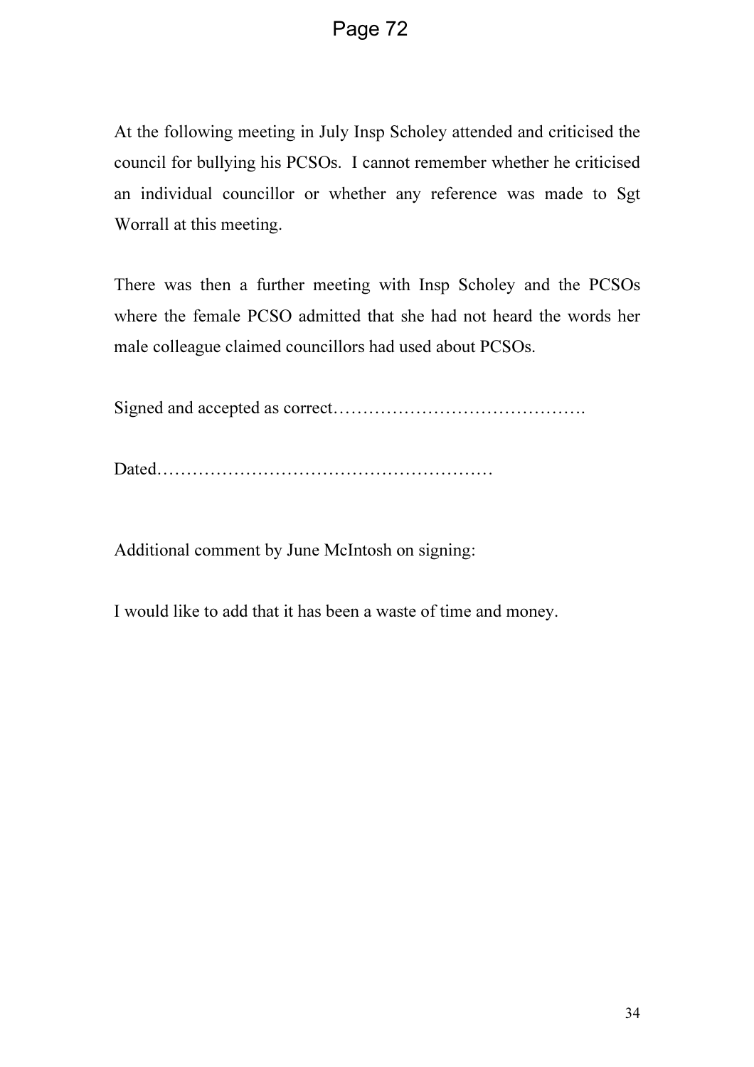At the following meeting in July Insp Scholey attended and criticised the council for bullying his PCSOs. I cannot remember whether he criticised an individual councillor or whether any reference was made to Sgt Worrall at this meeting.

There was then a further meeting with Insp Scholey and the PCSOs where the female PCSO admitted that she had not heard the words her male colleague claimed councillors had used about PCSOs.

Signed and accepted as correct…………………………………….

Dated…………………………………………………

Additional comment by June McIntosh on signing:

I would like to add that it has been a waste of time and money.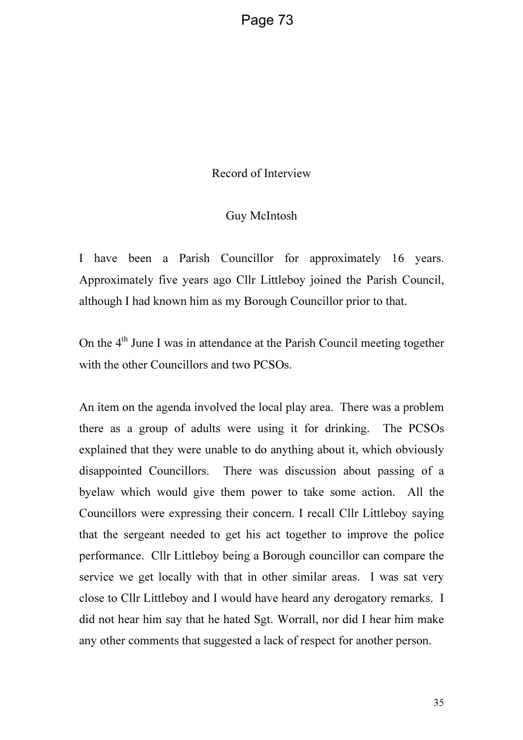Record of Interview

Guy McIntosh

I have been a Parish Councillor for approximately 16 years. Approximately five years ago Cllr Littleboy joined the Parish Council, although I had known him as my Borough Councillor prior to that.

On the 4th June I was in attendance at the Parish Council meeting together with the other Councillors and two PCSOs.

An item on the agenda involved the local play area. There was a problem there as a group of adults were using it for drinking. The PCSOs explained that they were unable to do anything about it, which obviously disappointed Councillors. There was discussion about passing of a byelaw which would give them power to take some action. All the Councillors were expressing their concern. I recall Cllr Littleboy saying that the sergeant needed to get his act together to improve the police performance. Cllr Littleboy being a Borough councillor can compare the service we get locally with that in other similar areas. I was sat very close to Cllr Littleboy and I would have heard any derogatory remarks. I did not hear him say that he hated Sgt. Worrall, nor did I hear him make any other comments that suggested a lack of respect for another person.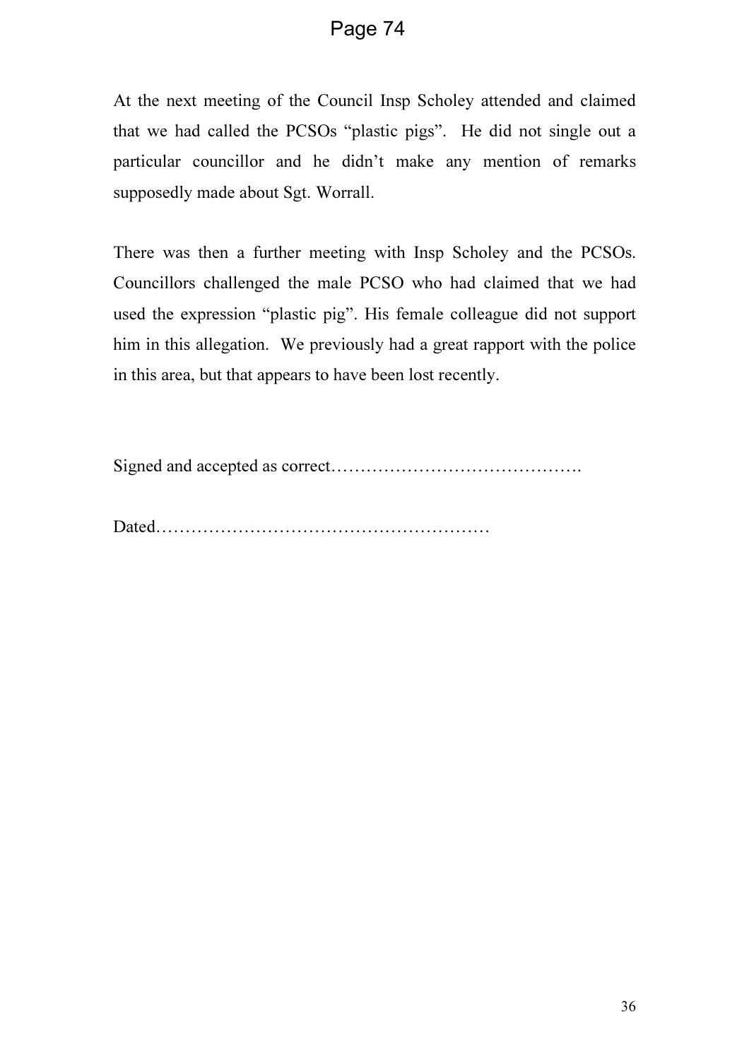At the next meeting of the Council Insp Scholey attended and claimed that we had called the PCSOs “plastic pigs”. He did not single out a particular councillor and he didn’t make any mention of remarks supposedly made about Sgt. Worrall.

There was then a further meeting with Insp Scholey and the PCSOs. Councillors challenged the male PCSO who had claimed that we had used the expression “plastic pig”. His female colleague did not support him in this allegation. We previously had a great rapport with the police in this area, but that appears to have been lost recently.

Signed and accepted as correct…………………………………….

Dated…………………………………………………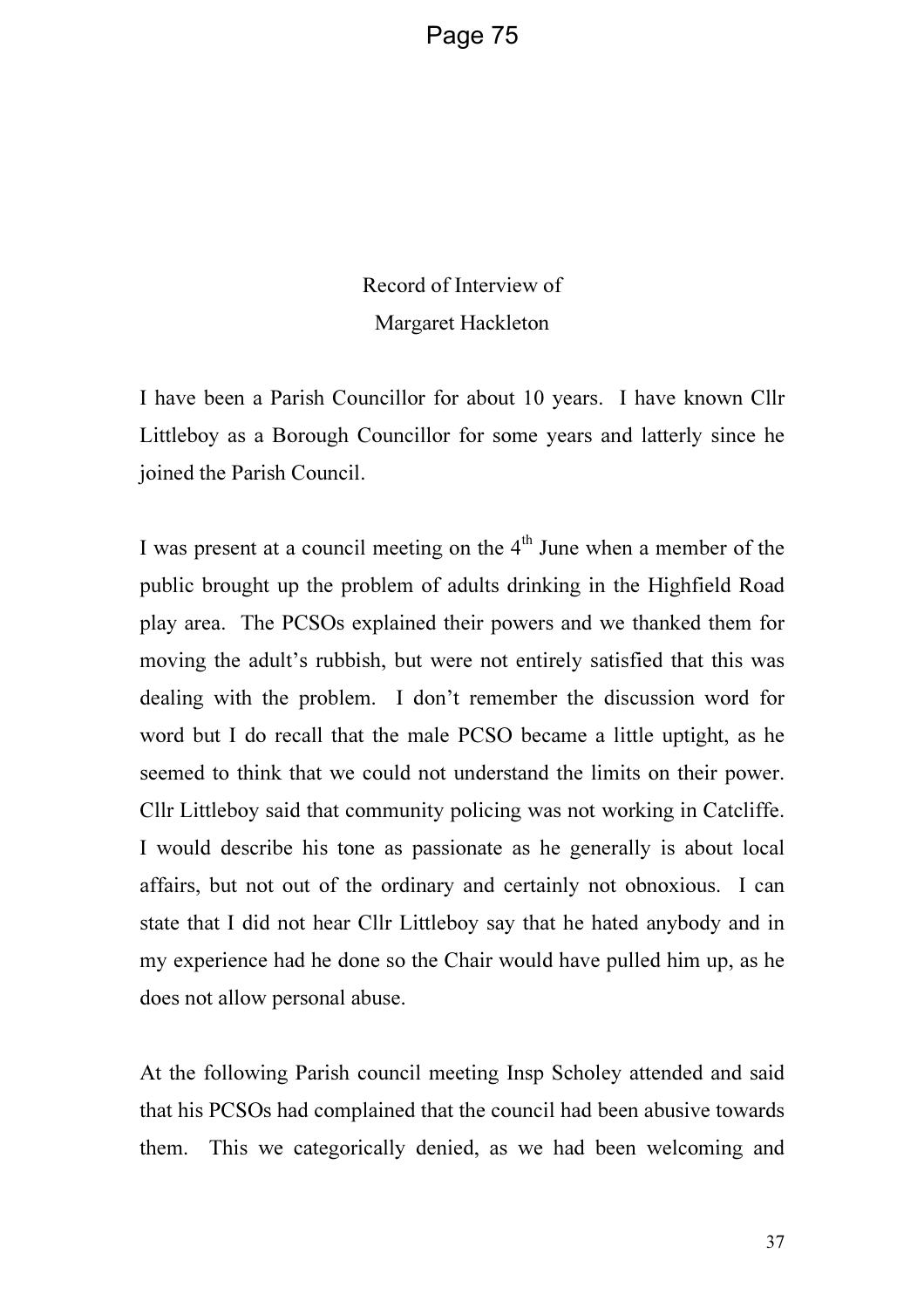Record of Interview of
Margaret Hackleton

I have been a Parish Councillor for about 10 years. I have known Cllr Littleboy as a Borough Councillor for some years and latterly since he joined the Parish Council.

I was present at a council meeting on the 4th June when a member of the public brought up the problem of adults drinking in the Highfield Road play area. The PCSOs explained their powers and we thanked them for moving the adult's rubbish, but were not entirely satisfied that this was dealing with the problem. I don't remember the discussion word for word but I do recall that the male PCSO became a little uptight, as he seemed to think that we could not understand the limits on their power. Cllr Littleboy said that community policing was not working in Catcliffe. I would describe his tone as passionate as he generally is about local affairs, but not out of the ordinary and certainly not obnoxious. I can state that I did not hear Cllr Littleboy say that he hated anybody and in my experience had he done so the Chair would have pulled him up, as he does not allow personal abuse.

At the following Parish council meeting Insp Scholey attended and said that his PCSOs had complained that the council had been abusive towards them. This we categorically denied, as we had been welcoming and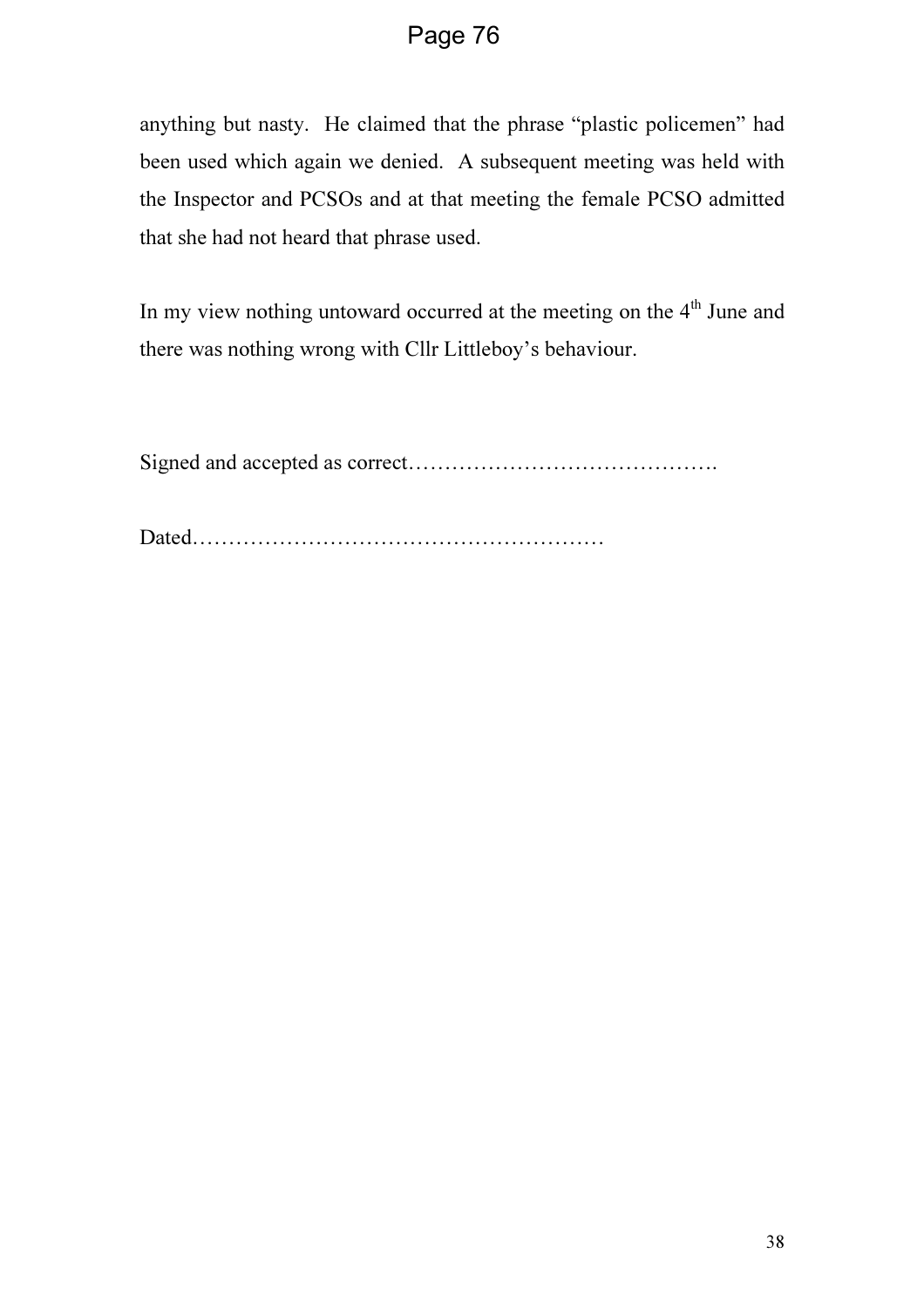anything but nasty. He claimed that the phrase "plastic policemen" had been used which again we denied. A subsequent meeting was held with the Inspector and PCSOs and at that meeting the female PCSO admitted that she had not heard that phrase used.

In my view nothing untoward occurred at the meeting on the 4th June and there was nothing wrong with Cllr Littleboy's behaviour.

Signed and accepted as correct…………………………………….

Dated…………………………………………………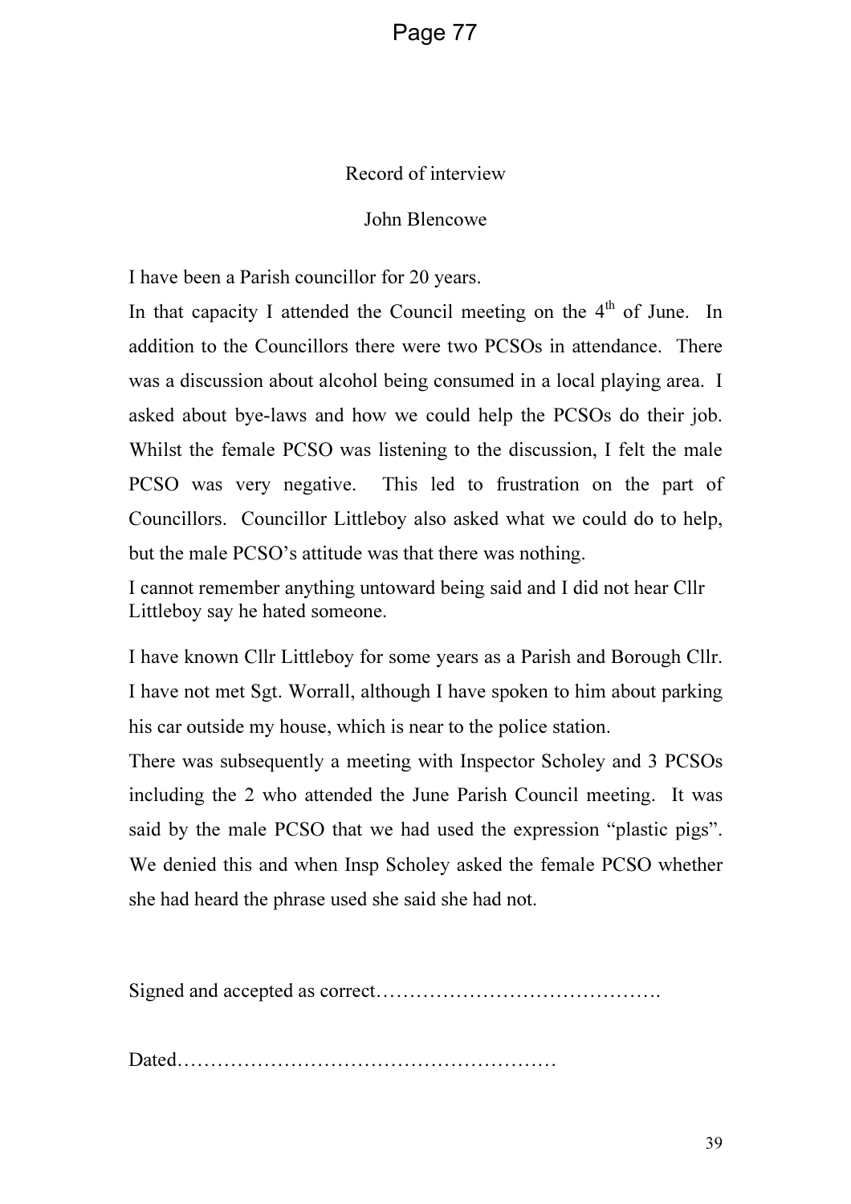# Record of interview

## John Blencowe

I have been a Parish councillor for 20 years.

In that capacity I attended the Council meeting on the 4th of June. In addition to the Councillors there were two PCSOs in attendance. There was a discussion about alcohol being consumed in a local playing area. I asked about bye-laws and how we could help the PCSOs do their job. Whilst the female PCSO was listening to the discussion, I felt the male PCSO was very negative. This led to frustration on the part of Councillors. Councillor Littleboy also asked what we could do to help, but the male PCSO's attitude was that there was nothing.

I cannot remember anything untoward being said and I did not hear Cllr Littleboy say he hated someone.

I have known Cllr Littleboy for some years as a Parish and Borough Cllr. I have not met Sgt. Worrall, although I have spoken to him about parking his car outside my house, which is near to the police station.

There was subsequently a meeting with Inspector Scholey and 3 PCSOs including the 2 who attended the June Parish Council meeting. It was said by the male PCSO that we had used the expression "plastic pigs". We denied this and when Insp Scholey asked the female PCSO whether she had heard the phrase used she said she had not.

Signed and accepted as correct…………………………………….

Dated…………………………………………………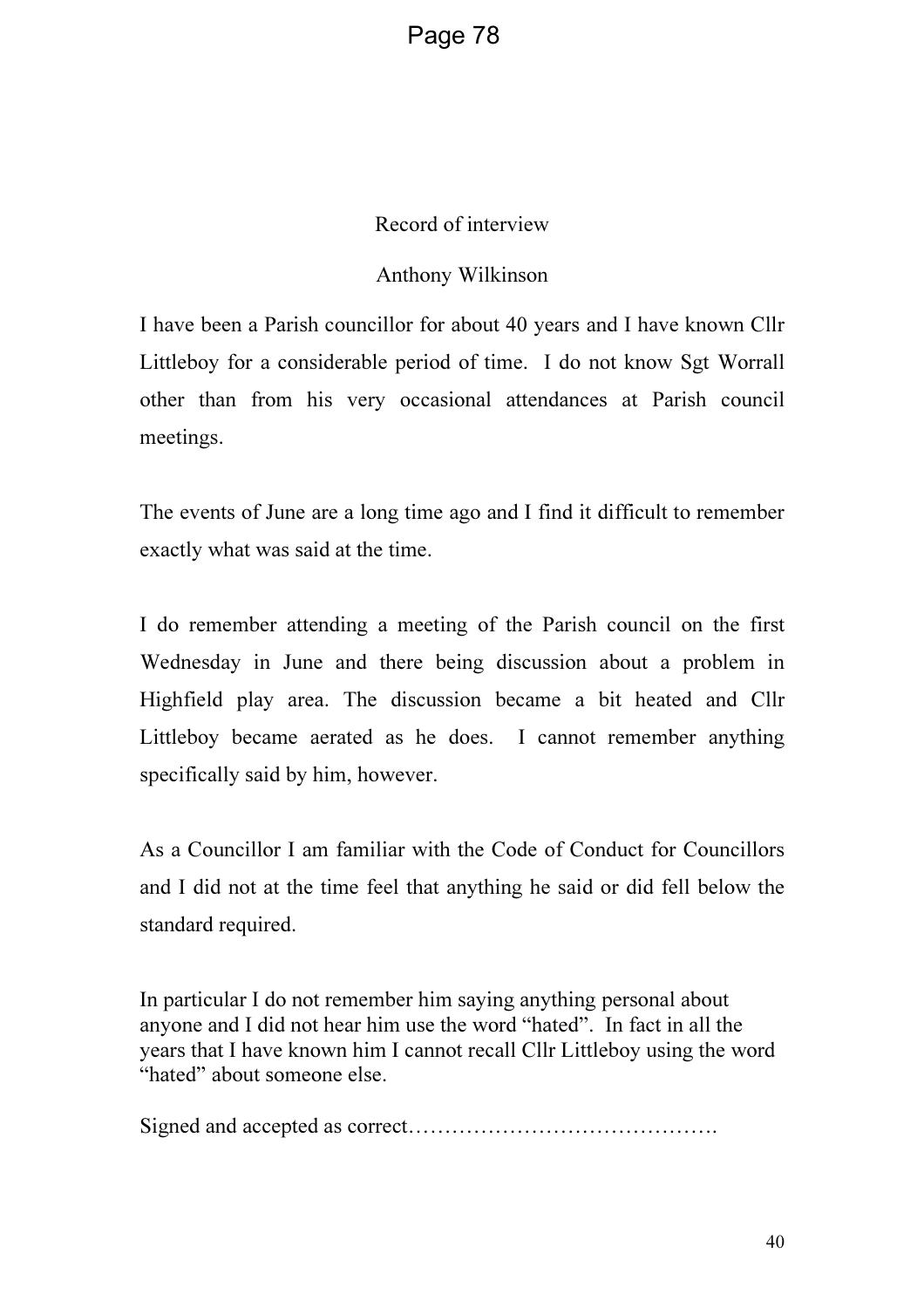Record of interview

Anthony Wilkinson

I have been a Parish councillor for about 40 years and I have known Cllr Littleboy for a considerable period of time. I do not know Sgt Worrall other than from his very occasional attendances at Parish council meetings.

The events of June are a long time ago and I find it difficult to remember exactly what was said at the time.

I do remember attending a meeting of the Parish council on the first Wednesday in June and there being discussion about a problem in Highfield play area. The discussion became a bit heated and Cllr Littleboy became aerated as he does. I cannot remember anything specifically said by him, however.

As a Councillor I am familiar with the Code of Conduct for Councillors and I did not at the time feel that anything he said or did fell below the standard required.

In particular I do not remember him saying anything personal about anyone and I did not hear him use the word "hated". In fact in all the years that I have known him I cannot recall Cllr Littleboy using the word "hated" about someone else.

Signed and accepted as correct…………………………………….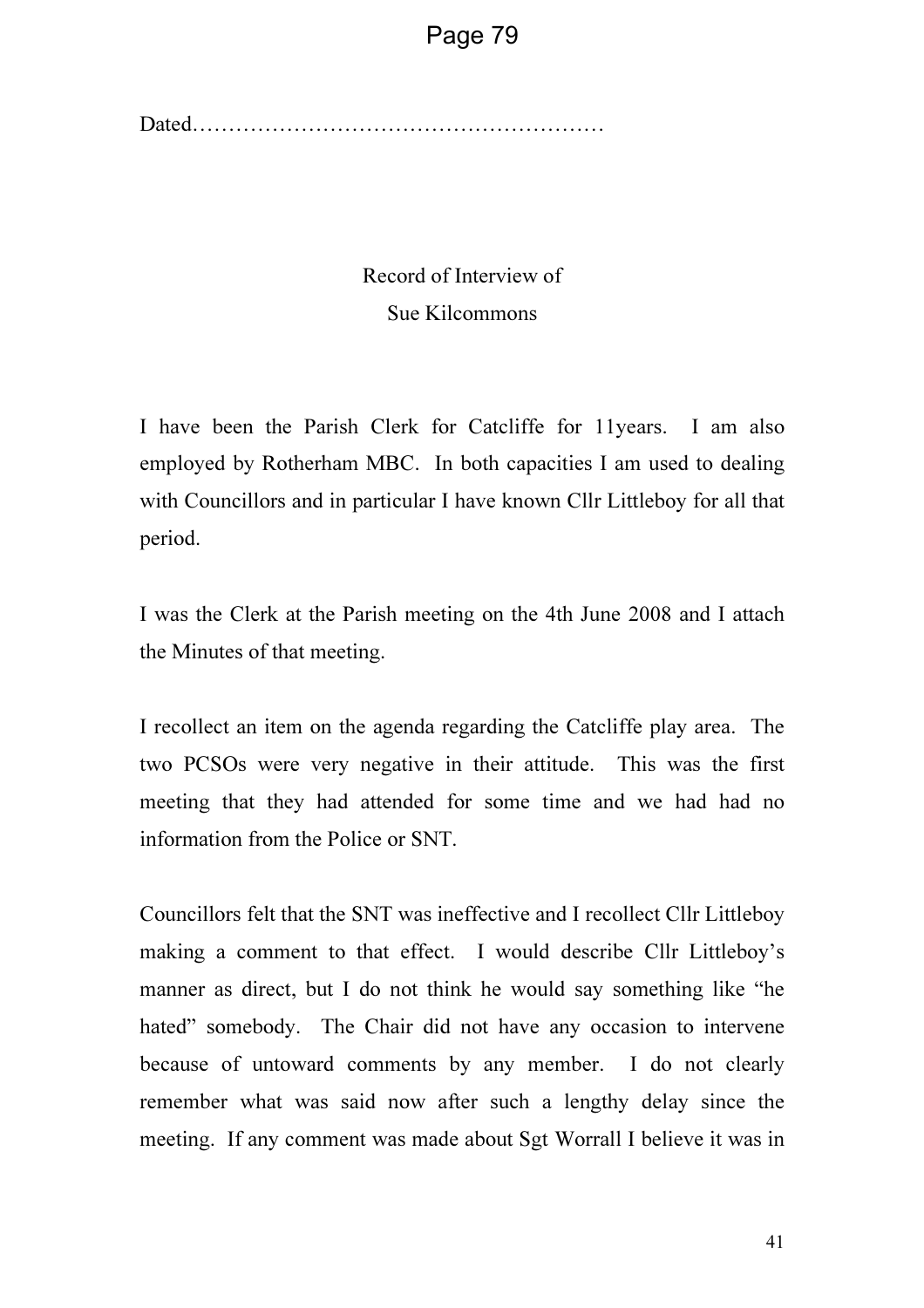Dated………………………………………………

Record of Interview of
Sue Kilcommons

I have been the Parish Clerk for Catcliffe for 11years. I am also employed by Rotherham MBC. In both capacities I am used to dealing with Councillors and in particular I have known Cllr Littleboy for all that period.

I was the Clerk at the Parish meeting on the 4th June 2008 and I attach the Minutes of that meeting.

I recollect an item on the agenda regarding the Catcliffe play area. The two PCSOs were very negative in their attitude. This was the first meeting that they had attended for some time and we had had no information from the Police or SNT.

Councillors felt that the SNT was ineffective and I recollect Cllr Littleboy making a comment to that effect. I would describe Cllr Littleboy's manner as direct, but I do not think he would say something like "he hated" somebody. The Chair did not have any occasion to intervene because of untoward comments by any member. I do not clearly remember what was said now after such a lengthy delay since the meeting. If any comment was made about Sgt Worrall I believe it was in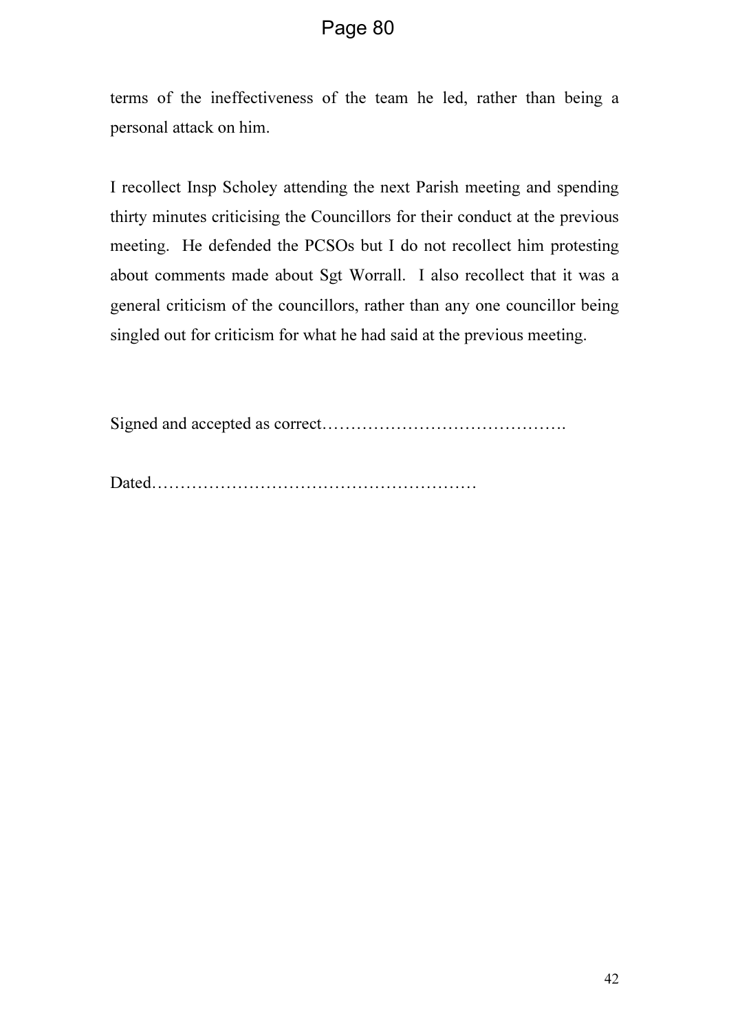terms of the ineffectiveness of the team he led, rather than being a personal attack on him.

I recollect Insp Scholey attending the next Parish meeting and spending thirty minutes criticising the Councillors for their conduct at the previous meeting. He defended the PCSOs but I do not recollect him protesting about comments made about Sgt Worrall. I also recollect that it was a general criticism of the councillors, rather than any one councillor being singled out for criticism for what he had said at the previous meeting.

Signed and accepted as correct…………………………………….

Dated…………………………………………………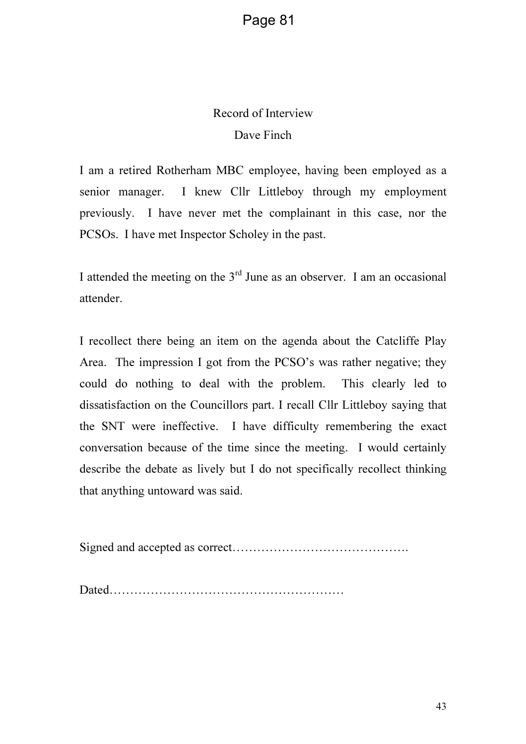# Record of Interview

## Dave Finch

I am a retired Rotherham MBC employee, having been employed as a senior manager. I knew Cllr Littleboy through my employment previously. I have never met the complainant in this case, nor the PCSOs. I have met Inspector Scholey in the past.

I attended the meeting on the 3rd June as an observer. I am an occasional attender.

I recollect there being an item on the agenda about the Catcliffe Play Area. The impression I got from the PCSO's was rather negative; they could do nothing to deal with the problem. This clearly led to dissatisfaction on the Councillors part. I recall Cllr Littleboy saying that the SNT were ineffective. I have difficulty remembering the exact conversation because of the time since the meeting. I would certainly describe the debate as lively but I do not specifically recollect thinking that anything untoward was said.

Signed and accepted as correct…………………………………….

Dated…………………………………………………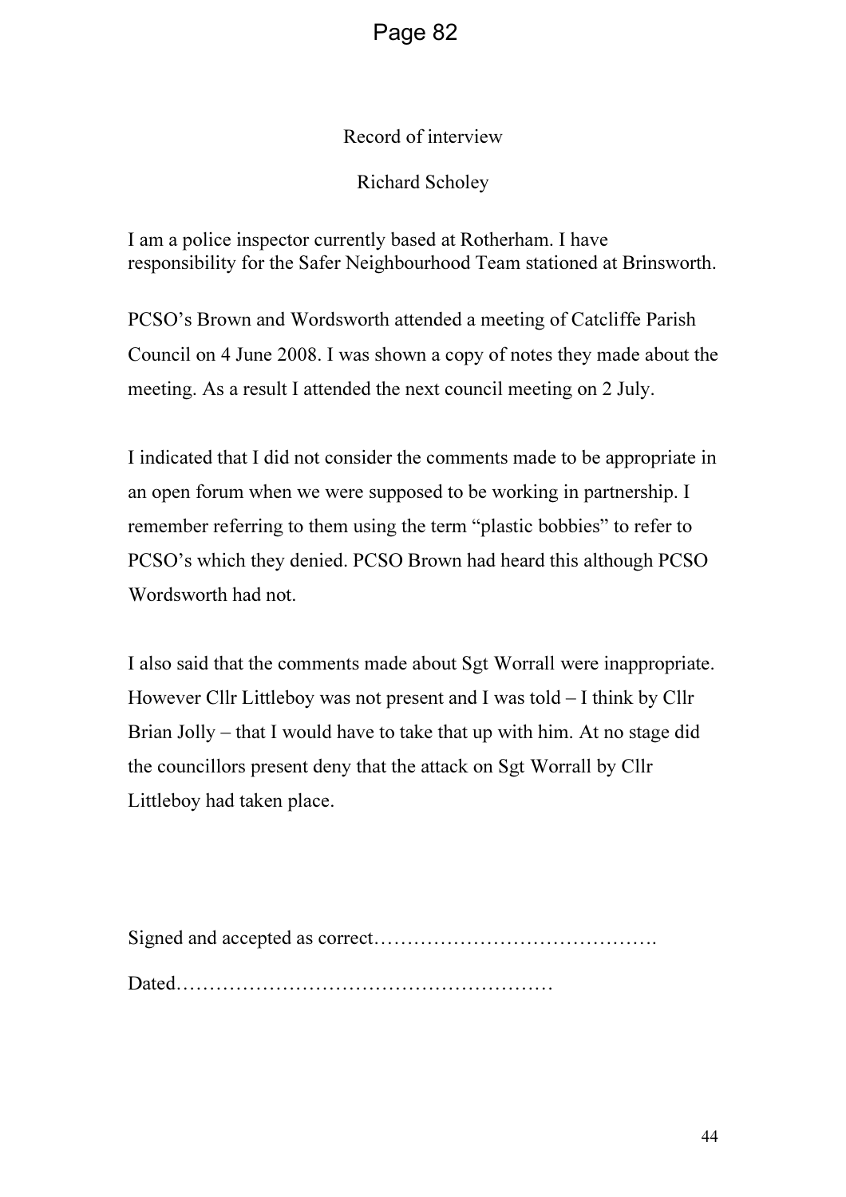Record of interview

Richard Scholey

I am a police inspector currently based at Rotherham. I have responsibility for the Safer Neighbourhood Team stationed at Brinsworth.

PCSO's Brown and Wordsworth attended a meeting of Catcliffe Parish Council on 4 June 2008. I was shown a copy of notes they made about the meeting. As a result I attended the next council meeting on 2 July.

I indicated that I did not consider the comments made to be appropriate in an open forum when we were supposed to be working in partnership. I remember referring to them using the term "plastic bobbies" to refer to PCSO's which they denied. PCSO Brown had heard this although PCSO Wordsworth had not.

I also said that the comments made about Sgt Worrall were inappropriate. However Cllr Littleboy was not present and I was told – I think by Cllr Brian Jolly – that I would have to take that up with him. At no stage did the councillors present deny that the attack on Sgt Worrall by Cllr Littleboy had taken place.

Signed and accepted as correct…………………………………….

Dated…………………………………………………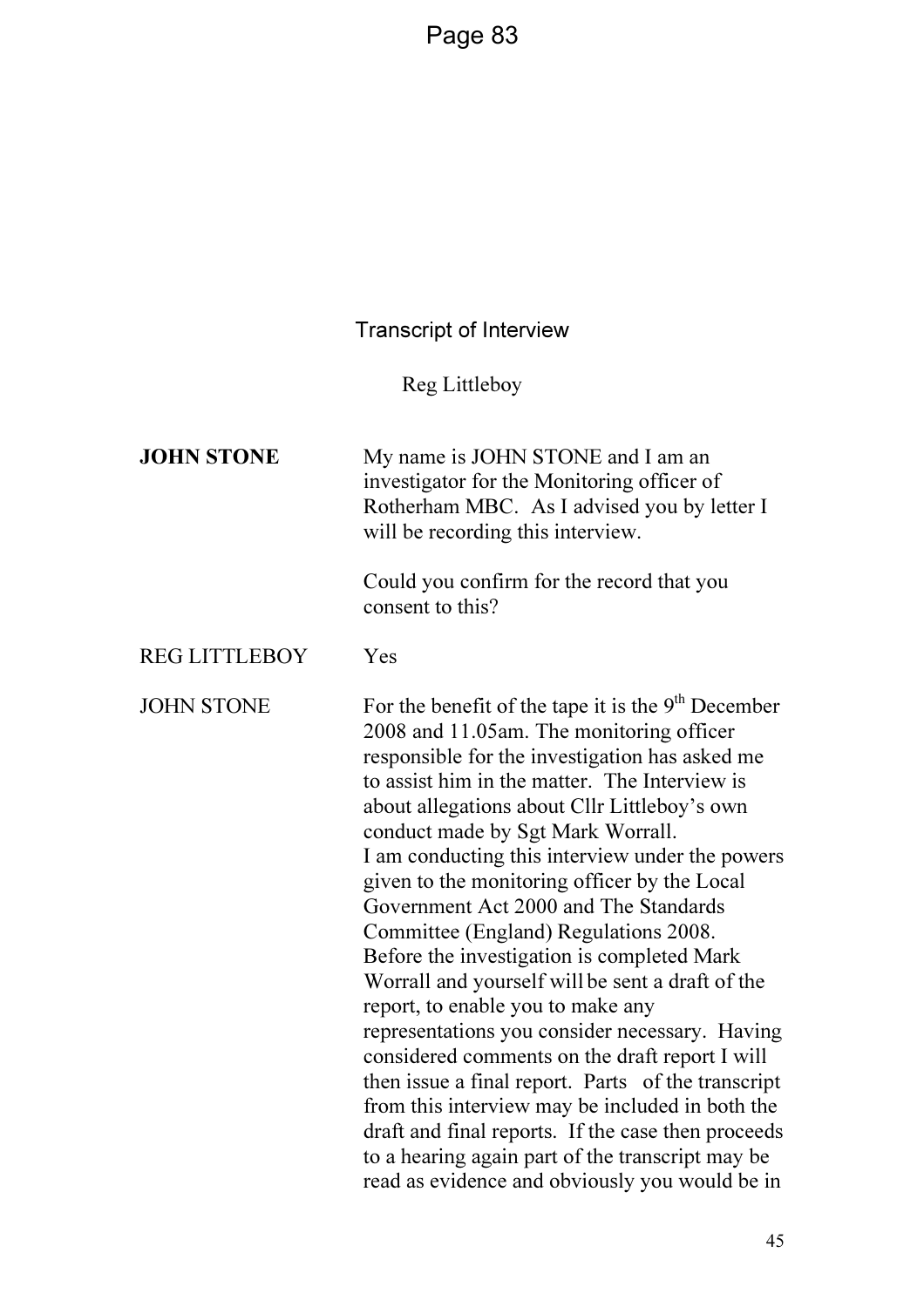## Transcript of Interview

Reg Littleboy

**JOHN STONE** My name is JOHN STONE and I am an investigator for the Monitoring officer of Rotherham MBC. As I advised you by letter I will be recording this interview.

Could you confirm for the record that you consent to this?

REG LITTLEBOY Yes

JOHN STONE For the benefit of the tape it is the 9th December 2008 and 11.05am. The monitoring officer responsible for the investigation has asked me to assist him in the matter. The Interview is about allegations about Cllr Littleboy's own conduct made by Sgt Mark Worrall.
I am conducting this interview under the powers given to the monitoring officer by the Local Government Act 2000 and The Standards Committee (England) Regulations 2008.
Before the investigation is completed Mark Worrall and yourself will be sent a draft of the report, to enable you to make any representations you consider necessary. Having considered comments on the draft report I will then issue a final report. Parts of the transcript from this interview may be included in both the draft and final reports. If the case then proceeds to a hearing again part of the transcript may be read as evidence and obviously you would be in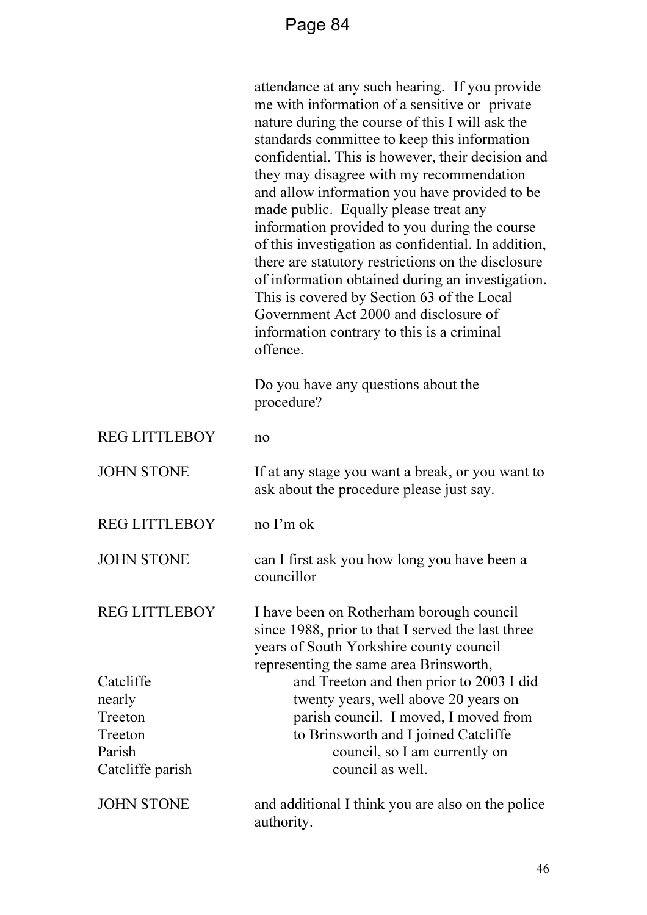attendance at any such hearing. If you provide me with information of a sensitive or private nature during the course of this I will ask the standards committee to keep this information confidential. This is however, their decision and they may disagree with my recommendation and allow information you have provided to be made public. Equally please treat any information provided to you during the course of this investigation as confidential. In addition, there are statutory restrictions on the disclosure of information obtained during an investigation. This is covered by Section 63 of the Local Government Act 2000 and disclosure of information contrary to this is a criminal offence.

Do you have any questions about the procedure?

| | |
|---|---|
| REG LITTLEBOY | no |
| JOHN STONE | If at any stage you want a break, or you want to ask about the procedure please just say. |
| REG LITTLEBOY | no I'm ok |
| JOHN STONE | can I first ask you how long you have been a councillor |
| REG LITTLEBOY | I have been on Rotherham borough council since 1988, prior to that I served the last three years of South Yorkshire county council representing the same area Brinsworth, |
| Catcliffe | and Treeton and then prior to 2003 I did |
| nearly | twenty years, well above 20 years on |
| Treeton | parish council. I moved, I moved from |
| Treeton | to Brinsworth and I joined Catcliffe |
| Parish | council, so I am currently on |
| Catcliffe parish | council as well. |
| JOHN STONE | and additional I think you are also on the police authority. |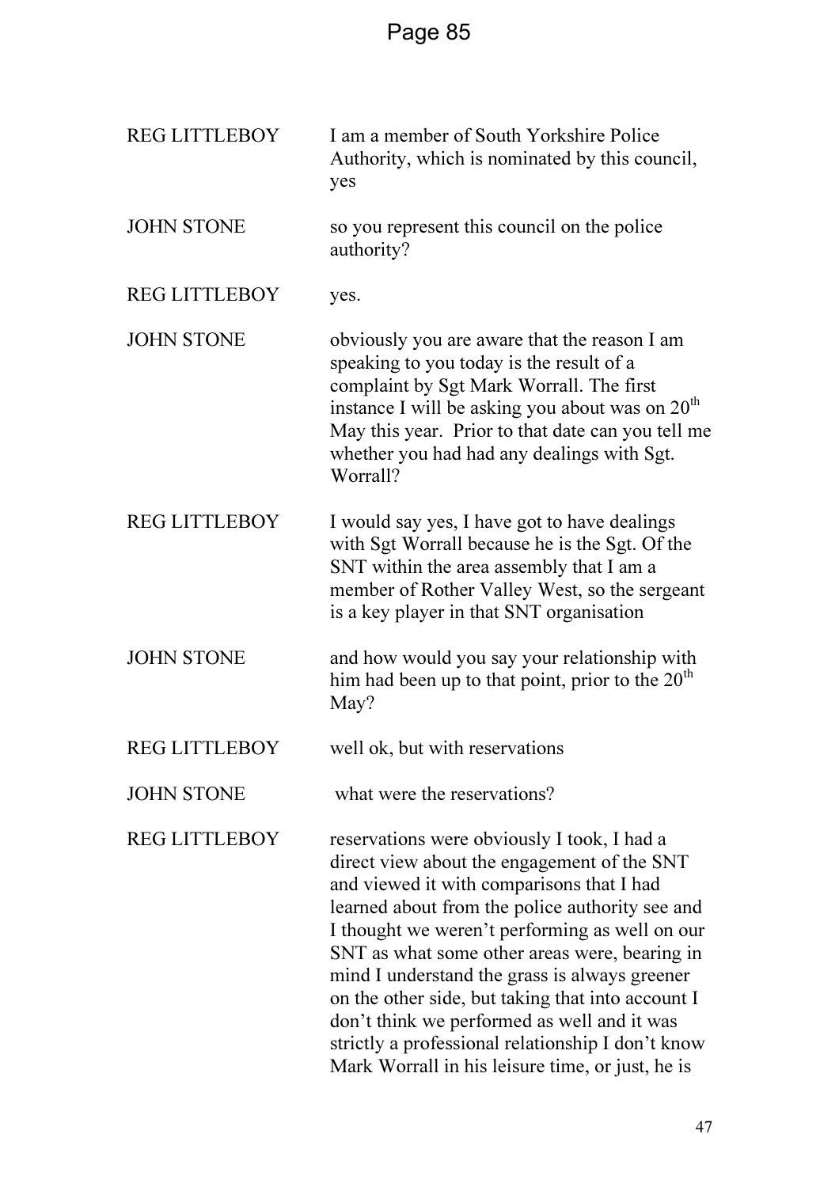| | |
|---|---|
| REG LITTLEBOY | I am a member of South Yorkshire Police Authority, which is nominated by this council, yes |
| JOHN STONE | so you represent this council on the police authority? |
| REG LITTLEBOY | yes. |
| JOHN STONE | obviously you are aware that the reason I am speaking to you today is the result of a complaint by Sgt Mark Worrall. The first instance I will be asking you about was on 20th May this year. Prior to that date can you tell me whether you had had any dealings with Sgt. Worrall? |
| REG LITTLEBOY | I would say yes, I have got to have dealings with Sgt Worrall because he is the Sgt. Of the SNT within the area assembly that I am a member of Rother Valley West, so the sergeant is a key player in that SNT organisation |
| JOHN STONE | and how would you say your relationship with him had been up to that point, prior to the 20th May? |
| REG LITTLEBOY | well ok, but with reservations |
| JOHN STONE | what were the reservations? |
| REG LITTLEBOY | reservations were obviously I took, I had a direct view about the engagement of the SNT and viewed it with comparisons that I had learned about from the police authority see and I thought we weren't performing as well on our SNT as what some other areas were, bearing in mind I understand the grass is always greener on the other side, but taking that into account I don't think we performed as well and it was strictly a professional relationship I don't know Mark Worrall in his leisure time, or just, he is |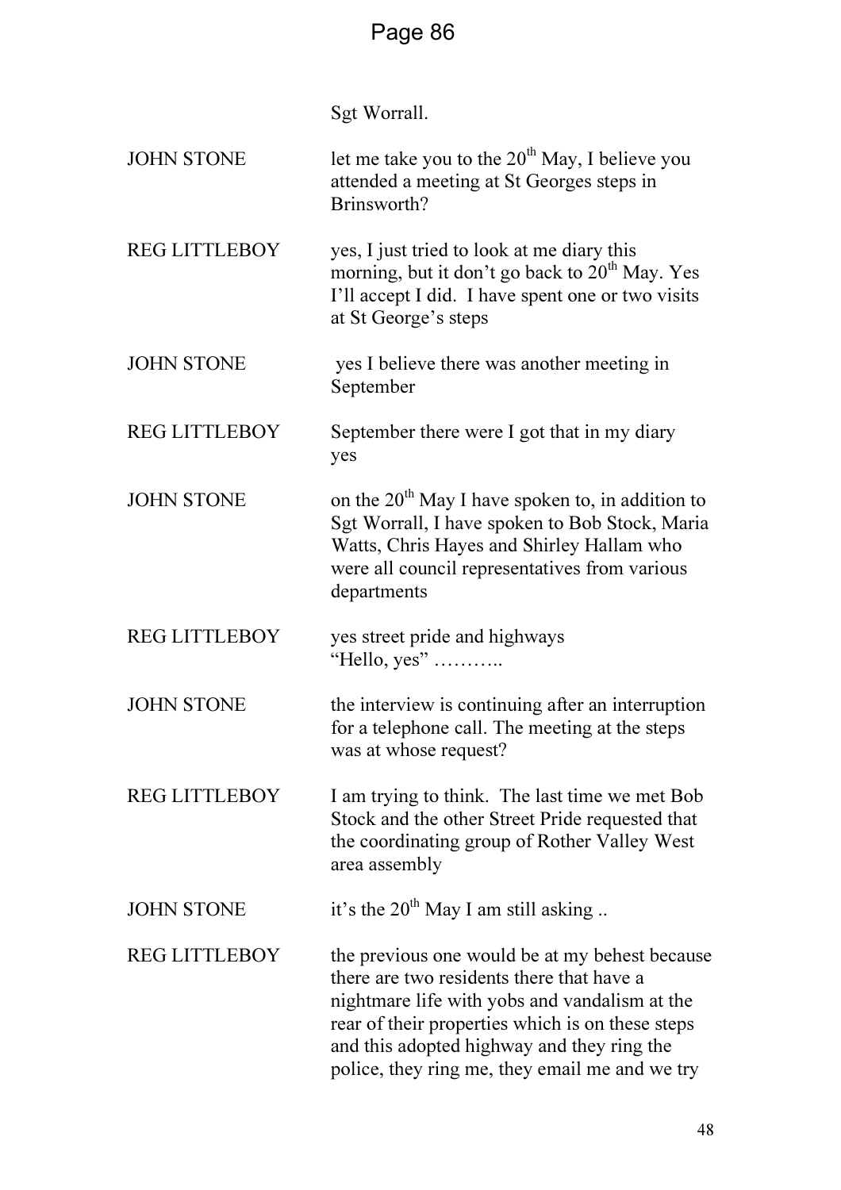Sgt Worrall.

| | |
|---|---|
| JOHN STONE | let me take you to the 20th May, I believe you attended a meeting at St Georges steps in Brinsworth? |
| REG LITTLEBOY | yes, I just tried to look at me diary this morning, but it don't go back to 20th May. Yes I'll accept I did. I have spent one or two visits at St George's steps |
| JOHN STONE | yes I believe there was another meeting in September |
| REG LITTLEBOY | September there were I got that in my diary yes |
| JOHN STONE | on the 20th May I have spoken to, in addition to Sgt Worrall, I have spoken to Bob Stock, Maria Watts, Chris Hayes and Shirley Hallam who were all council representatives from various departments |
| REG LITTLEBOY | yes street pride and highways "Hello, yes" ……….. |
| JOHN STONE | the interview is continuing after an interruption for a telephone call. The meeting at the steps was at whose request? |
| REG LITTLEBOY | I am trying to think. The last time we met Bob Stock and the other Street Pride requested that the coordinating group of Rother Valley West area assembly |
| JOHN STONE | it's the 20th May I am still asking .. |
| REG LITTLEBOY | the previous one would be at my behest because there are two residents there that have a nightmare life with yobs and vandalism at the rear of their properties which is on these steps and this adopted highway and they ring the police, they ring me, they email me and we try |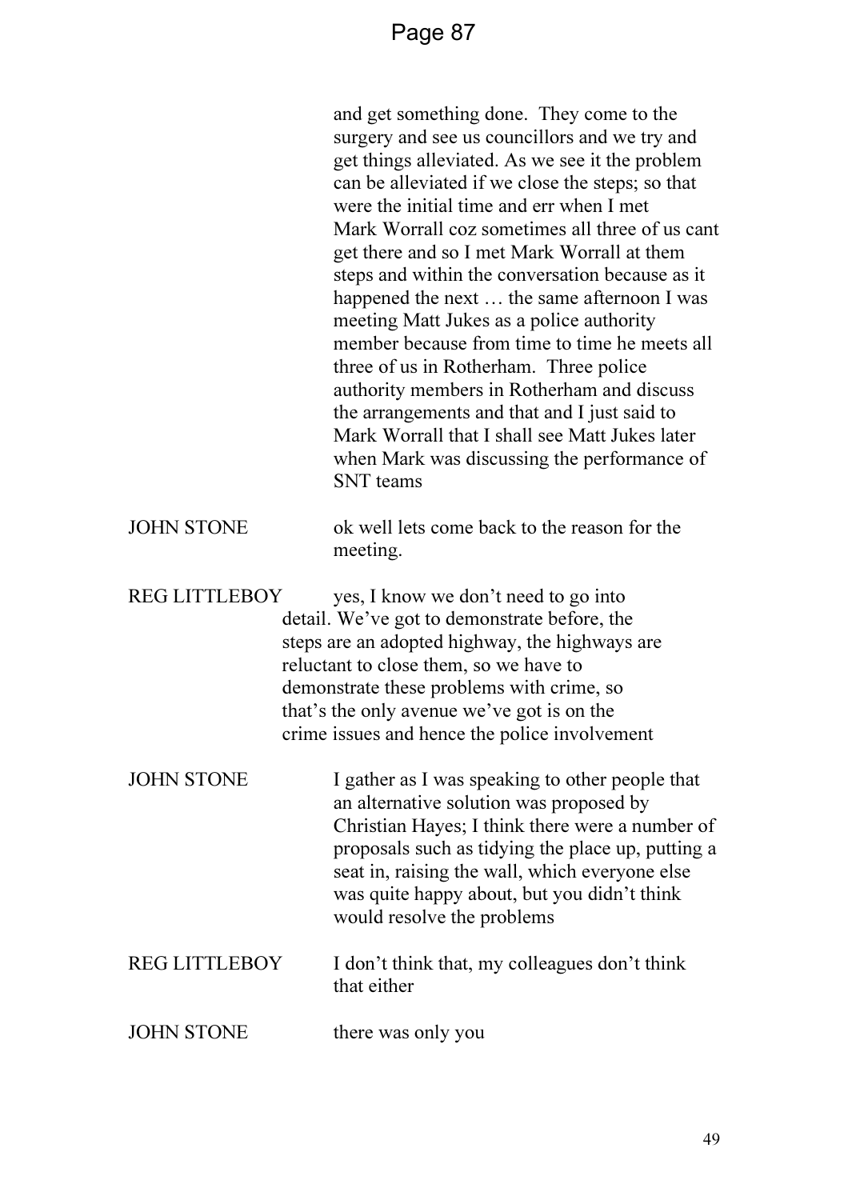and get something done. They come to the surgery and see us councillors and we try and get things alleviated. As we see it the problem can be alleviated if we close the steps; so that were the initial time and err when I met Mark Worrall coz sometimes all three of us cant get there and so I met Mark Worrall at them steps and within the conversation because as it happened the next … the same afternoon I was meeting Matt Jukes as a police authority member because from time to time he meets all three of us in Rotherham. Three police authority members in Rotherham and discuss the arrangements and that and I just said to Mark Worrall that I shall see Matt Jukes later when Mark was discussing the performance of SNT teams

JOHN STONE ok well lets come back to the reason for the meeting.

REG LITTLEBOY yes, I know we don't need to go into detail. We've got to demonstrate before, the steps are an adopted highway, the highways are reluctant to close them, so we have to demonstrate these problems with crime, so that's the only avenue we've got is on the crime issues and hence the police involvement

JOHN STONE I gather as I was speaking to other people that an alternative solution was proposed by Christian Hayes; I think there were a number of proposals such as tidying the place up, putting a seat in, raising the wall, which everyone else was quite happy about, but you didn't think would resolve the problems

REG LITTLEBOY I don't think that, my colleagues don't think that either

JOHN STONE there was only you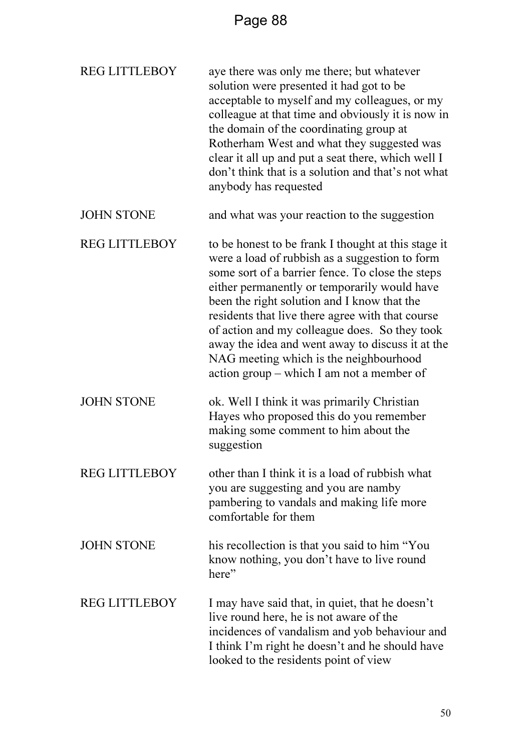| | |
|---|---|
| REG LITTLEBOY | aye there was only me there; but whatever solution were presented it had got to be acceptable to myself and my colleagues, or my colleague at that time and obviously it is now in the domain of the coordinating group at Rotherham West and what they suggested was clear it all up and put a seat there, which well I don't think that is a solution and that's not what anybody has requested |
| JOHN STONE | and what was your reaction to the suggestion |
| REG LITTLEBOY | to be honest to be frank I thought at this stage it were a load of rubbish as a suggestion to form some sort of a barrier fence. To close the steps either permanently or temporarily would have been the right solution and I know that the residents that live there agree with that course of action and my colleague does. So they took away the idea and went away to discuss it at the NAG meeting which is the neighbourhood action group – which I am not a member of |
| JOHN STONE | ok. Well I think it was primarily Christian Hayes who proposed this do you remember making some comment to him about the suggestion |
| REG LITTLEBOY | other than I think it is a load of rubbish what you are suggesting and you are namby pambering to vandals and making life more comfortable for them |
| JOHN STONE | his recollection is that you said to him "You know nothing, you don't have to live round here" |
| REG LITTLEBOY | I may have said that, in quiet, that he doesn't live round here, he is not aware of the incidences of vandalism and yob behaviour and I think I'm right he doesn't and he should have looked to the residents point of view |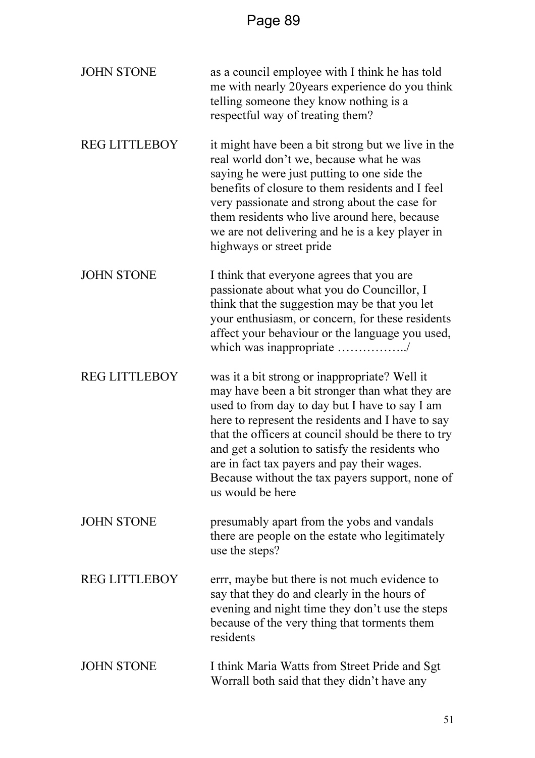JOHN STONE as a council employee with I think he has told me with nearly 20years experience do you think telling someone they know nothing is a respectful way of treating them?

REG LITTLEBOY it might have been a bit strong but we live in the real world don't we, because what he was saying he were just putting to one side the benefits of closure to them residents and I feel very passionate and strong about the case for them residents who live around here, because we are not delivering and he is a key player in highways or street pride

JOHN STONE I think that everyone agrees that you are passionate about what you do Councillor, I think that the suggestion may be that you let your enthusiasm, or concern, for these residents affect your behaviour or the language you used, which was inappropriate ……………../

REG LITTLEBOY was it a bit strong or inappropriate? Well it may have been a bit stronger than what they are used to from day to day but I have to say I am here to represent the residents and I have to say that the officers at council should be there to try and get a solution to satisfy the residents who are in fact tax payers and pay their wages. Because without the tax payers support, none of us would be here

JOHN STONE presumably apart from the yobs and vandals there are people on the estate who legitimately use the steps?

REG LITTLEBOY errr, maybe but there is not much evidence to say that they do and clearly in the hours of evening and night time they don't use the steps because of the very thing that torments them residents

JOHN STONE I think Maria Watts from Street Pride and Sgt Worrall both said that they didn't have any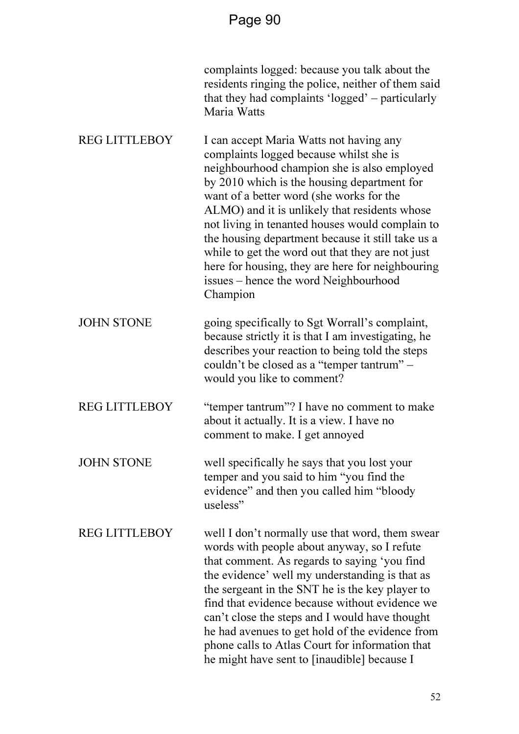| | |
|---|---|
| | complaints logged: because you talk about the residents ringing the police, neither of them said that they had complaints 'logged' – particularly Maria Watts |
| REG LITTLEBOY | I can accept Maria Watts not having any complaints logged because whilst she is neighbourhood champion she is also employed by 2010 which is the housing department for want of a better word (she works for the ALMO) and it is unlikely that residents whose not living in tenanted houses would complain to the housing department because it still take us a while to get the word out that they are not just here for housing, they are here for neighbouring issues – hence the word Neighbourhood Champion |
| JOHN STONE | going specifically to Sgt Worrall's complaint, because strictly it is that I am investigating, he describes your reaction to being told the steps couldn't be closed as a "temper tantrum" – would you like to comment? |
| REG LITTLEBOY | "temper tantrum"? I have no comment to make about it actually. It is a view. I have no comment to make. I get annoyed |
| JOHN STONE | well specifically he says that you lost your temper and you said to him "you find the evidence" and then you called him "bloody useless" |
| REG LITTLEBOY | well I don't normally use that word, them swear words with people about anyway, so I refute that comment. As regards to saying 'you find the evidence' well my understanding is that as the sergeant in the SNT he is the key player to find that evidence because without evidence we can't close the steps and I would have thought he had avenues to get hold of the evidence from phone calls to Atlas Court for information that he might have sent to [inaudible] because I |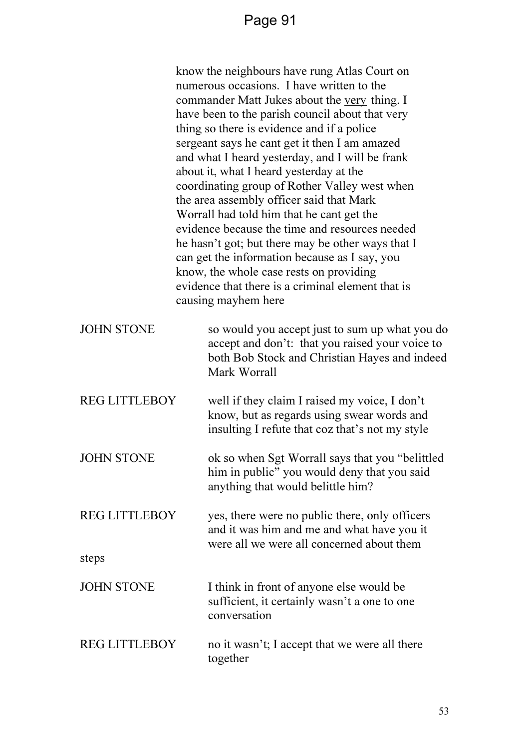know the neighbours have rung Atlas Court on numerous occasions. I have written to the commander Matt Jukes about the <u>very</u> thing. I have been to the parish council about that very thing so there is evidence and if a police sergeant says he cant get it then I am amazed and what I heard yesterday, and I will be frank about it, what I heard yesterday at the coordinating group of Rother Valley west when the area assembly officer said that Mark Worrall had told him that he cant get the evidence because the time and resources needed he hasn't got; but there may be other ways that I can get the information because as I say, you know, the whole case rests on providing evidence that there is a criminal element that is causing mayhem here

JOHN STONE — so would you accept just to sum up what you do accept and don't: that you raised your voice to both Bob Stock and Christian Hayes and indeed Mark Worrall

REG LITTLEBOY — well if they claim I raised my voice, I don't know, but as regards using swear words and insulting I refute that coz that's not my style

JOHN STONE — ok so when Sgt Worrall says that you "belittled him in public" you would deny that you said anything that would belittle him?

REG LITTLEBOY — yes, there were no public there, only officers and it was him and me and what have you it were all we were all concerned about them steps

JOHN STONE — I think in front of anyone else would be sufficient, it certainly wasn't a one to one conversation

REG LITTLEBOY — no it wasn't; I accept that we were all there together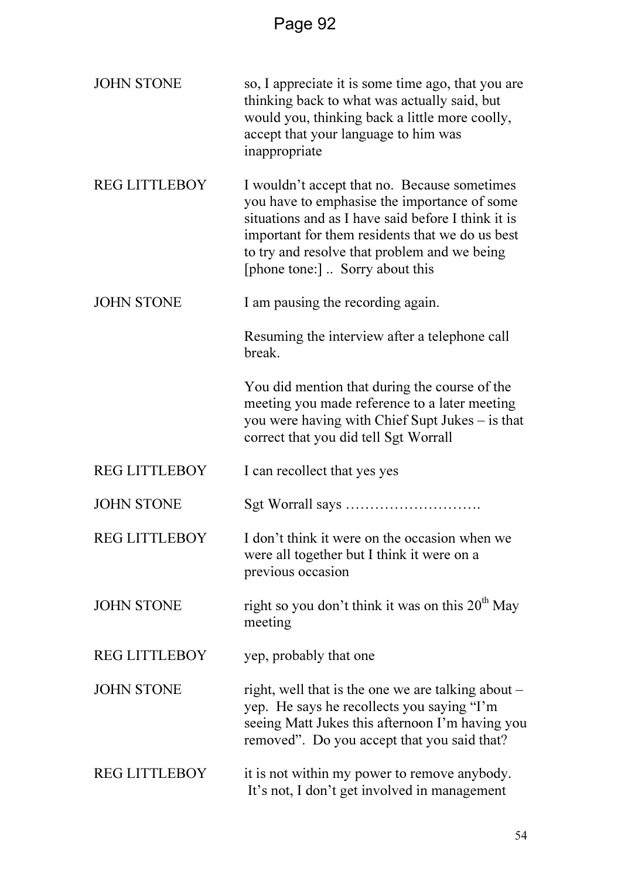| | |
|---|---|
| JOHN STONE | so, I appreciate it is some time ago, that you are thinking back to what was actually said, but would you, thinking back a little more coolly, accept that your language to him was inappropriate |
| REG LITTLEBOY | I wouldn't accept that no. Because sometimes you have to emphasise the importance of some situations and as I have said before I think it is important for them residents that we do us best to try and resolve that problem and we being [phone tone:] .. Sorry about this |
| JOHN STONE | I am pausing the recording again.<br><br>Resuming the interview after a telephone call break.<br><br>You did mention that during the course of the meeting you made reference to a later meeting you were having with Chief Supt Jukes – is that correct that you did tell Sgt Worrall |
| REG LITTLEBOY | I can recollect that yes yes |
| JOHN STONE | Sgt Worrall says ………………………. |
| REG LITTLEBOY | I don't think it were on the occasion when we were all together but I think it were on a previous occasion |
| JOHN STONE | right so you don't think it was on this 20th May meeting |
| REG LITTLEBOY | yep, probably that one |
| JOHN STONE | right, well that is the one we are talking about – yep. He says he recollects you saying "I'm seeing Matt Jukes this afternoon I'm having you removed". Do you accept that you said that? |
| REG LITTLEBOY | it is not within my power to remove anybody. It's not, I don't get involved in management |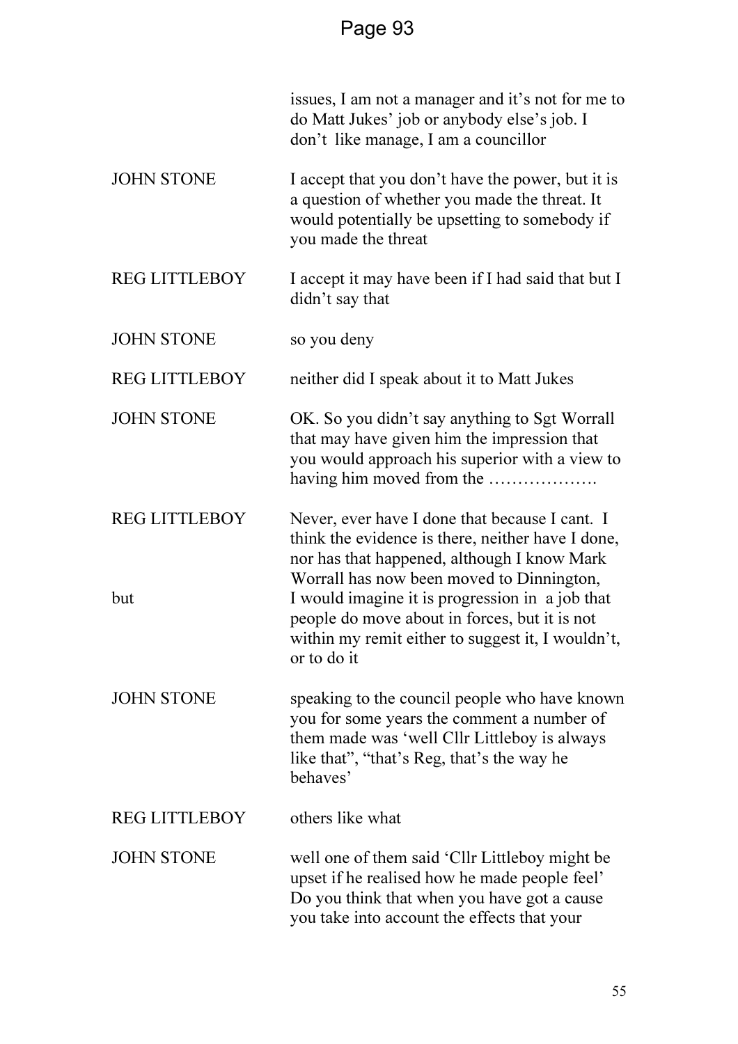| | |
|---|---|
| | issues, I am not a manager and it's not for me to do Matt Jukes' job or anybody else's job. I don't like manage, I am a councillor |
| JOHN STONE | I accept that you don't have the power, but it is a question of whether you made the threat. It would potentially be upsetting to somebody if you made the threat |
| REG LITTLEBOY | I accept it may have been if I had said that but I didn't say that |
| JOHN STONE | so you deny |
| REG LITTLEBOY | neither did I speak about it to Matt Jukes |
| JOHN STONE | OK. So you didn't say anything to Sgt Worrall that may have given him the impression that you would approach his superior with a view to having him moved from the ………………. |
| REG LITTLEBOY | Never, ever have I done that because I cant. I think the evidence is there, neither have I done, nor has that happened, although I know Mark Worrall has now been moved to Dinnington, |
| but | I would imagine it is progression in a job that people do move about in forces, but it is not within my remit either to suggest it, I wouldn't, or to do it |
| JOHN STONE | speaking to the council people who have known you for some years the comment a number of them made was 'well Cllr Littleboy is always like that", "that's Reg, that's the way he behaves' |
| REG LITTLEBOY | others like what |
| JOHN STONE | well one of them said 'Cllr Littleboy might be upset if he realised how he made people feel' Do you think that when you have got a cause you take into account the effects that your |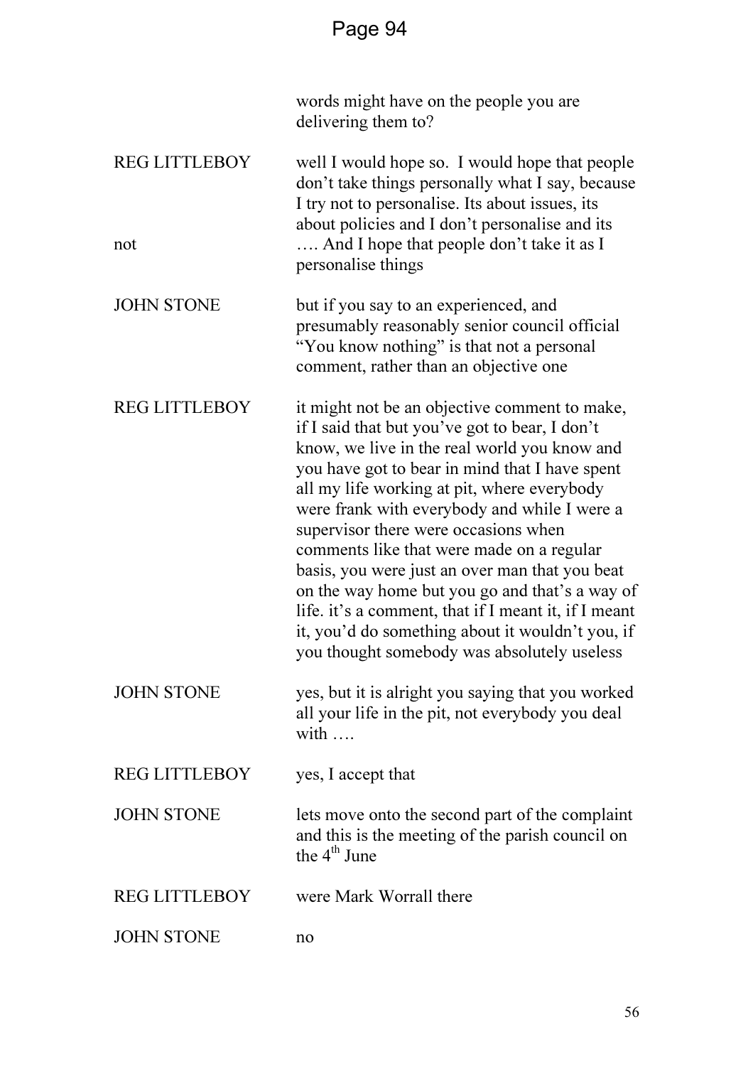| | |
|---|---|
| | words might have on the people you are delivering them to? |
| REG LITTLEBOY | well I would hope so. I would hope that people don't take things personally what I say, because I try not to personalise. Its about issues, its about policies and I don't personalise and its |
| not | …. And I hope that people don't take it as I personalise things |
| JOHN STONE | but if you say to an experienced, and presumably reasonably senior council official "You know nothing" is that not a personal comment, rather than an objective one |
| REG LITTLEBOY | it might not be an objective comment to make, if I said that but you've got to bear, I don't know, we live in the real world you know and you have got to bear in mind that I have spent all my life working at pit, where everybody were frank with everybody and while I were a supervisor there were occasions when comments like that were made on a regular basis, you were just an over man that you beat on the way home but you go and that's a way of life. it's a comment, that if I meant it, if I meant it, you'd do something about it wouldn't you, if you thought somebody was absolutely useless |
| JOHN STONE | yes, but it is alright you saying that you worked all your life in the pit, not everybody you deal with …. |
| REG LITTLEBOY | yes, I accept that |
| JOHN STONE | lets move onto the second part of the complaint and this is the meeting of the parish council on the 4th June |
| REG LITTLEBOY | were Mark Worrall there |
| JOHN STONE | no |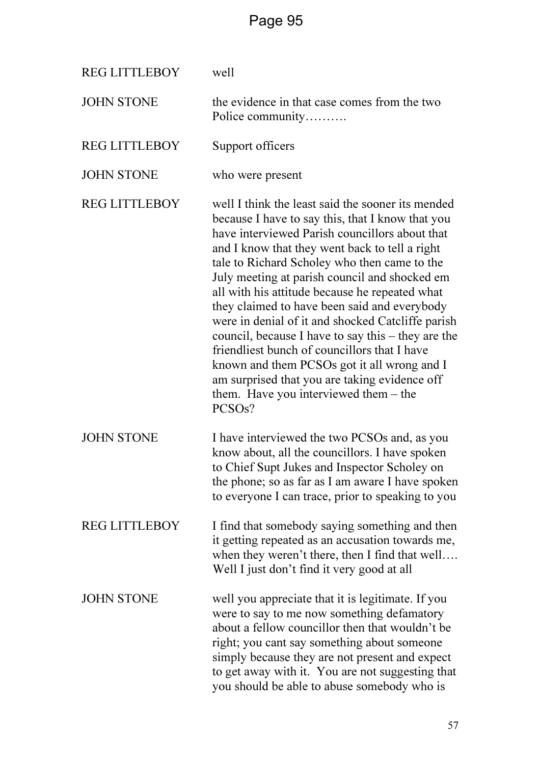| | |
|---|---|
| REG LITTLEBOY | well |
| JOHN STONE | the evidence in that case comes from the two Police community………. |
| REG LITTLEBOY | Support officers |
| JOHN STONE | who were present |
| REG LITTLEBOY | well I think the least said the sooner its mended because I have to say this, that I know that you have interviewed Parish councillors about that and I know that they went back to tell a right tale to Richard Scholey who then came to the July meeting at parish council and shocked em all with his attitude because he repeated what they claimed to have been said and everybody were in denial of it and shocked Catcliffe parish council, because I have to say this – they are the friendliest bunch of councillors that I have known and them PCSOs got it all wrong and I am surprised that you are taking evidence off them. Have you interviewed them – the PCSOs? |
| JOHN STONE | I have interviewed the two PCSOs and, as you know about, all the councillors. I have spoken to Chief Supt Jukes and Inspector Scholey on the phone; so as far as I am aware I have spoken to everyone I can trace, prior to speaking to you |
| REG LITTLEBOY | I find that somebody saying something and then it getting repeated as an accusation towards me, when they weren't there, then I find that well…. Well I just don't find it very good at all |
| JOHN STONE | well you appreciate that it is legitimate. If you were to say to me now something defamatory about a fellow councillor then that wouldn't be right; you cant say something about someone simply because they are not present and expect to get away with it. You are not suggesting that you should be able to abuse somebody who is |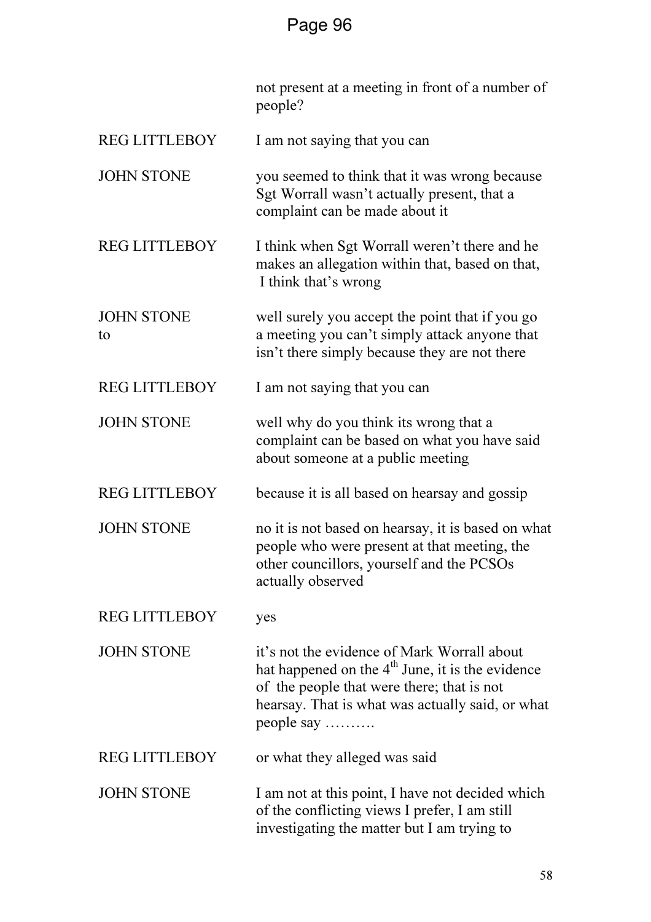| | |
|---|---|
| | not present at a meeting in front of a number of people? |
| REG LITTLEBOY | I am not saying that you can |
| JOHN STONE | you seemed to think that it was wrong because Sgt Worrall wasn't actually present, that a complaint can be made about it |
| REG LITTLEBOY | I think when Sgt Worrall weren't there and he makes an allegation within that, based on that, I think that's wrong |
| JOHN STONE to | well surely you accept the point that if you go a meeting you can't simply attack anyone that isn't there simply because they are not there |
| REG LITTLEBOY | I am not saying that you can |
| JOHN STONE | well why do you think its wrong that a complaint can be based on what you have said about someone at a public meeting |
| REG LITTLEBOY | because it is all based on hearsay and gossip |
| JOHN STONE | no it is not based on hearsay, it is based on what people who were present at that meeting, the other councillors, yourself and the PCSOs actually observed |
| REG LITTLEBOY | yes |
| JOHN STONE | it's not the evidence of Mark Worrall about hat happened on the 4th June, it is the evidence of the people that were there; that is not hearsay. That is what was actually said, or what people say ………. |
| REG LITTLEBOY | or what they alleged was said |
| JOHN STONE | I am not at this point, I have not decided which of the conflicting views I prefer, I am still investigating the matter but I am trying to |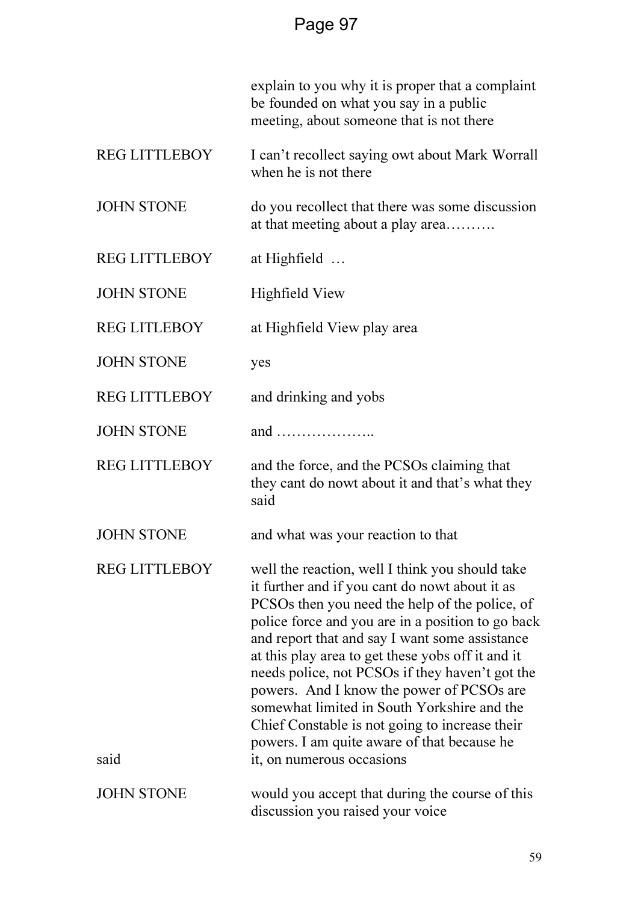explain to you why it is proper that a complaint be founded on what you say in a public meeting, about someone that is not there

| | |
|---|---|
| REG LITTLEBOY | I can't recollect saying owt about Mark Worrall when he is not there |
| JOHN STONE | do you recollect that there was some discussion at that meeting about a play area………. |
| REG LITTLEBOY | at Highfield … |
| JOHN STONE | Highfield View |
| REG LITLEBOY | at Highfield View play area |
| JOHN STONE | yes |
| REG LITTLEBOY | and drinking and yobs |
| JOHN STONE | and ……………….. |
| REG LITTLEBOY | and the force, and the PCSOs claiming that they cant do nowt about it and that's what they said |
| JOHN STONE | and what was your reaction to that |
| REG LITTLEBOY | well the reaction, well I think you should take it further and if you cant do nowt about it as PCSOs then you need the help of the police, of police force and you are in a position to go back and report that and say I want some assistance at this play area to get these yobs off it and it needs police, not PCSOs if they haven't got the powers. And I know the power of PCSOs are somewhat limited in South Yorkshire and the Chief Constable is not going to increase their powers. I am quite aware of that because he |
| said | it, on numerous occasions |
| JOHN STONE | would you accept that during the course of this discussion you raised your voice |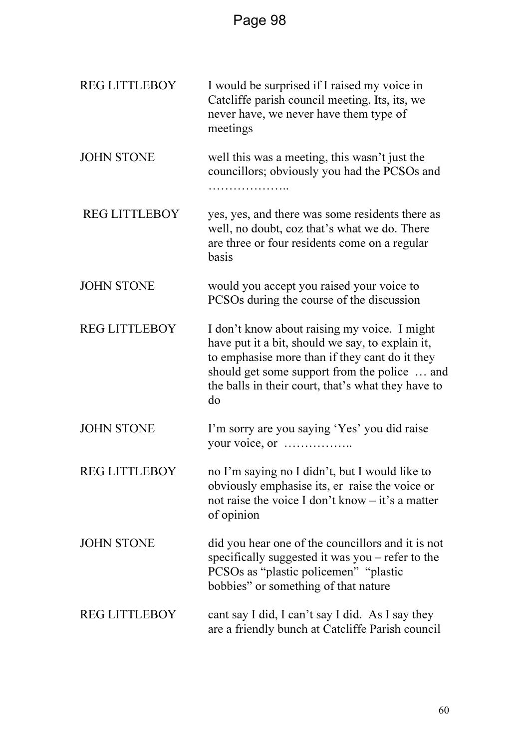| | |
|---|---|
| REG LITTLEBOY | I would be surprised if I raised my voice in Catcliffe parish council meeting. Its, its, we never have, we never have them type of meetings |
| JOHN STONE | well this was a meeting, this wasn't just the councillors; obviously you had the PCSOs and ……………….. |
| REG LITTLEBOY | yes, yes, and there was some residents there as well, no doubt, coz that's what we do. There are three or four residents come on a regular basis |
| JOHN STONE | would you accept you raised your voice to PCSOs during the course of the discussion |
| REG LITTLEBOY | I don't know about raising my voice. I might have put it a bit, should we say, to explain it, to emphasise more than if they cant do it they should get some support from the police … and the balls in their court, that's what they have to do |
| JOHN STONE | I'm sorry are you saying 'Yes' you did raise your voice, or …………….. |
| REG LITTLEBOY | no I'm saying no I didn't, but I would like to obviously emphasise its, er raise the voice or not raise the voice I don't know – it's a matter of opinion |
| JOHN STONE | did you hear one of the councillors and it is not specifically suggested it was you – refer to the PCSOs as "plastic policemen" "plastic bobbies" or something of that nature |
| REG LITTLEBOY | cant say I did, I can't say I did. As I say they are a friendly bunch at Catcliffe Parish council |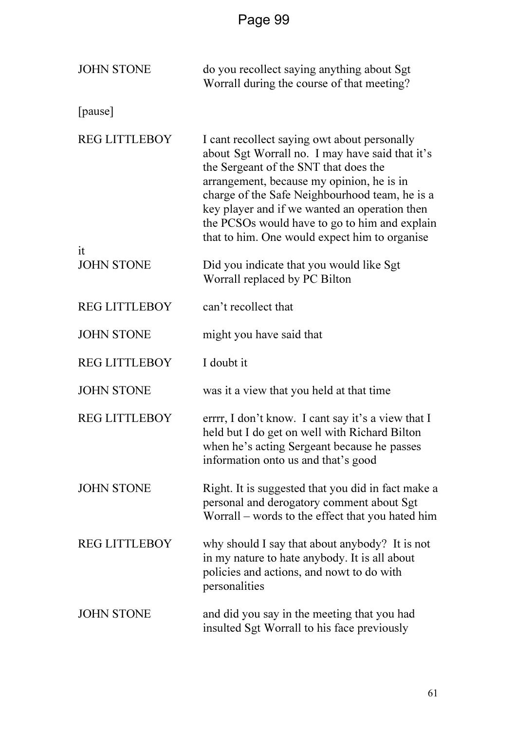JOHN STONE do you recollect saying anything about Sgt Worrall during the course of that meeting?

[pause]

REG LITTLEBOY I cant recollect saying owt about personally about Sgt Worrall no. I may have said that it's the Sergeant of the SNT that does the arrangement, because my opinion, he is in charge of the Safe Neighbourhood team, he is a key player and if we wanted an operation then the PCSOs would have to go to him and explain that to him. One would expect him to organise it

JOHN STONE Did you indicate that you would like Sgt Worrall replaced by PC Bilton

REG LITTLEBOY can't recollect that

JOHN STONE might you have said that

REG LITTLEBOY I doubt it

JOHN STONE was it a view that you held at that time

REG LITTLEBOY errrr, I don't know. I cant say it's a view that I held but I do get on well with Richard Bilton when he's acting Sergeant because he passes information onto us and that's good

JOHN STONE Right. It is suggested that you did in fact make a personal and derogatory comment about Sgt Worrall – words to the effect that you hated him

REG LITTLEBOY why should I say that about anybody? It is not in my nature to hate anybody. It is all about policies and actions, and nowt to do with personalities

JOHN STONE and did you say in the meeting that you had insulted Sgt Worrall to his face previously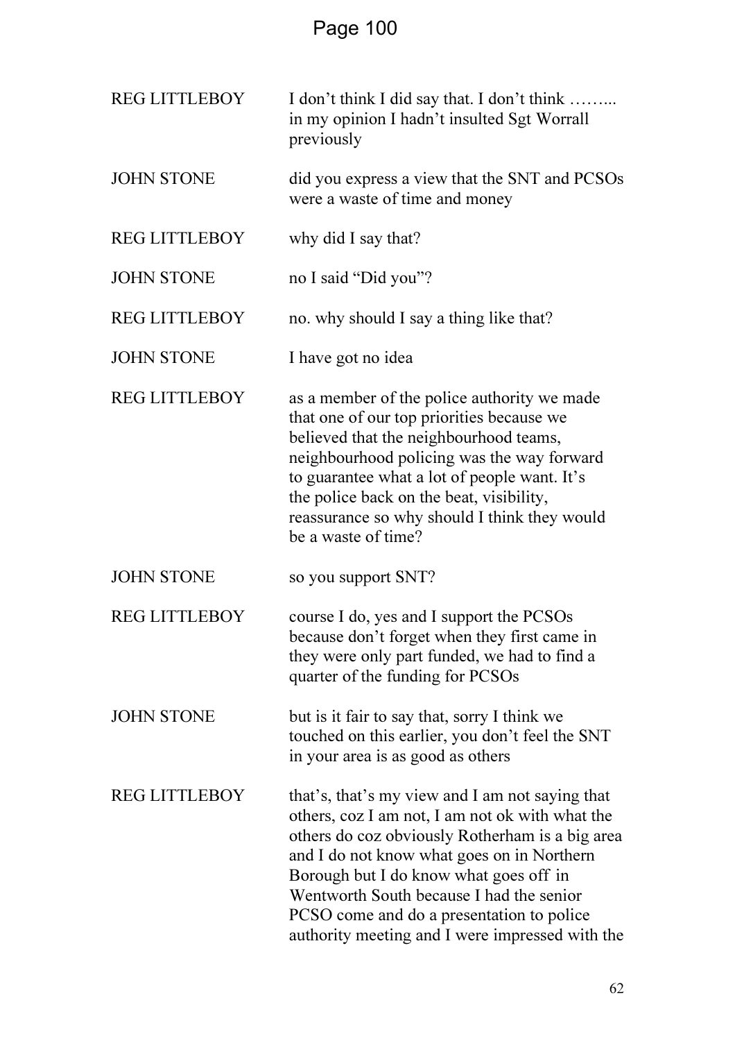| | |
|---|---|
| REG LITTLEBOY | I don't think I did say that. I don't think ……... in my opinion I hadn't insulted Sgt Worrall previously |
| JOHN STONE | did you express a view that the SNT and PCSOs were a waste of time and money |
| REG LITTLEBOY | why did I say that? |
| JOHN STONE | no I said "Did you"? |
| REG LITTLEBOY | no. why should I say a thing like that? |
| JOHN STONE | I have got no idea |
| REG LITTLEBOY | as a member of the police authority we made that one of our top priorities because we believed that the neighbourhood teams, neighbourhood policing was the way forward to guarantee what a lot of people want. It's the police back on the beat, visibility, reassurance so why should I think they would be a waste of time? |
| JOHN STONE | so you support SNT? |
| REG LITTLEBOY | course I do, yes and I support the PCSOs because don't forget when they first came in they were only part funded, we had to find a quarter of the funding for PCSOs |
| JOHN STONE | but is it fair to say that, sorry I think we touched on this earlier, you don't feel the SNT in your area is as good as others |
| REG LITTLEBOY | that's, that's my view and I am not saying that others, coz I am not, I am not ok with what the others do coz obviously Rotherham is a big area and I do not know what goes on in Northern Borough but I do know what goes off in Wentworth South because I had the senior PCSO come and do a presentation to police authority meeting and I were impressed with the |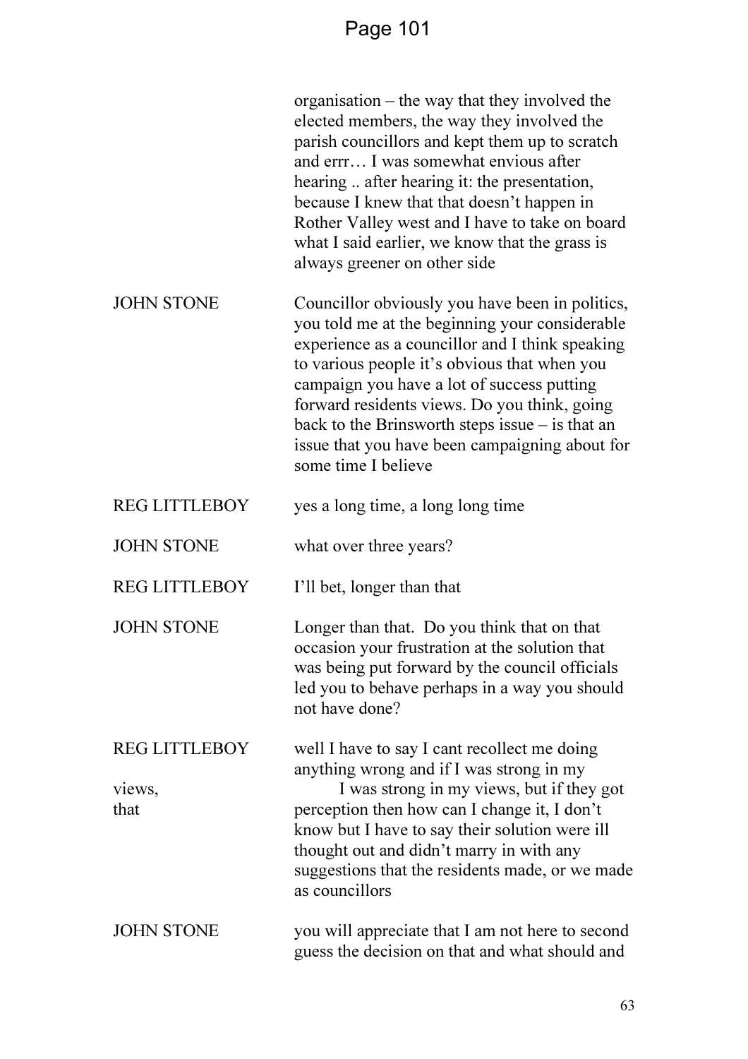| | |
|---|---|
| | organisation – the way that they involved the elected members, the way they involved the parish councillors and kept them up to scratch and errr… I was somewhat envious after hearing .. after hearing it: the presentation, because I knew that that doesn't happen in Rother Valley west and I have to take on board what I said earlier, we know that the grass is always greener on other side |
| JOHN STONE | Councillor obviously you have been in politics, you told me at the beginning your considerable experience as a councillor and I think speaking to various people it's obvious that when you campaign you have a lot of success putting forward residents views. Do you think, going back to the Brinsworth steps issue – is that an issue that you have been campaigning about for some time I believe |
| REG LITTLEBOY | yes a long time, a long long time |
| JOHN STONE | what over three years? |
| REG LITTLEBOY | I'll bet, longer than that |
| JOHN STONE | Longer than that. Do you think that on that occasion your frustration at the solution that was being put forward by the council officials led you to behave perhaps in a way you should not have done? |
| REG LITTLEBOY | well I have to say I cant recollect me doing anything wrong and if I was strong in my views, I was strong in my views, but if they got that perception then how can I change it, I don't know but I have to say their solution were ill thought out and didn't marry in with any suggestions that the residents made, or we made as councillors |
| JOHN STONE | you will appreciate that I am not here to second guess the decision on that and what should and |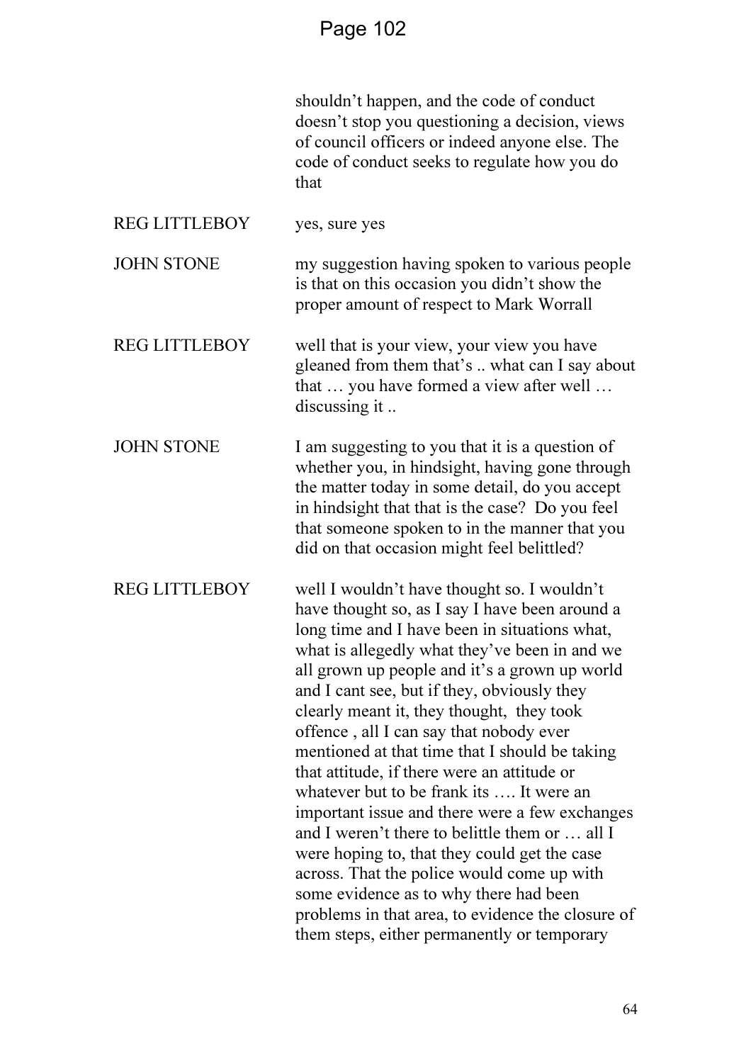|  |  |
|---|---|
|  | shouldn't happen, and the code of conduct doesn't stop you questioning a decision, views of council officers or indeed anyone else. The code of conduct seeks to regulate how you do that |
| REG LITTLEBOY | yes, sure yes |
| JOHN STONE | my suggestion having spoken to various people is that on this occasion you didn't show the proper amount of respect to Mark Worrall |
| REG LITTLEBOY | well that is your view, your view you have gleaned from them that's .. what can I say about that … you have formed a view after well … discussing it .. |
| JOHN STONE | I am suggesting to you that it is a question of whether you, in hindsight, having gone through the matter today in some detail, do you accept in hindsight that that is the case? Do you feel that someone spoken to in the manner that you did on that occasion might feel belittled? |
| REG LITTLEBOY | well I wouldn't have thought so. I wouldn't have thought so, as I say I have been around a long time and I have been in situations what, what is allegedly what they've been in and we all grown up people and it's a grown up world and I cant see, but if they, obviously they clearly meant it, they thought, they took offence , all I can say that nobody ever mentioned at that time that I should be taking that attitude, if there were an attitude or whatever but to be frank its …. It were an important issue and there were a few exchanges and I weren't there to belittle them or … all I were hoping to, that they could get the case across. That the police would come up with some evidence as to why there had been problems in that area, to evidence the closure of them steps, either permanently or temporary |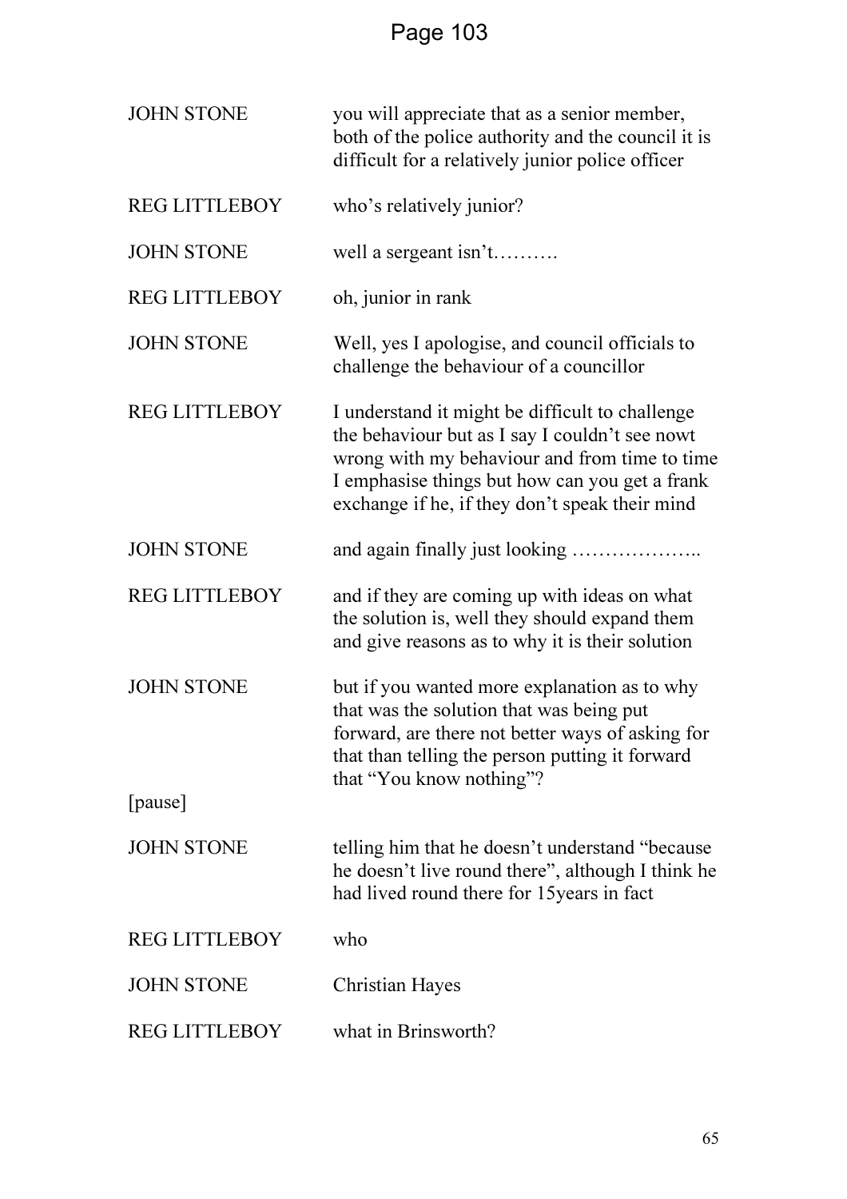| | |
|---|---|
| JOHN STONE | you will appreciate that as a senior member, both of the police authority and the council it is difficult for a relatively junior police officer |
| REG LITTLEBOY | who's relatively junior? |
| JOHN STONE | well a sergeant isn't………. |
| REG LITTLEBOY | oh, junior in rank |
| JOHN STONE | Well, yes I apologise, and council officials to challenge the behaviour of a councillor |
| REG LITTLEBOY | I understand it might be difficult to challenge the behaviour but as I say I couldn't see nowt wrong with my behaviour and from time to time I emphasise things but how can you get a frank exchange if he, if they don't speak their mind |
| JOHN STONE | and again finally just looking ……………….. |
| REG LITTLEBOY | and if they are coming up with ideas on what the solution is, well they should expand them and give reasons as to why it is their solution |
| JOHN STONE | but if you wanted more explanation as to why that was the solution that was being put forward, are there not better ways of asking for that than telling the person putting it forward that "You know nothing"? |
| [pause] | |
| JOHN STONE | telling him that he doesn't understand "because he doesn't live round there", although I think he had lived round there for 15years in fact |
| REG LITTLEBOY | who |
| JOHN STONE | Christian Hayes |
| REG LITTLEBOY | what in Brinsworth? |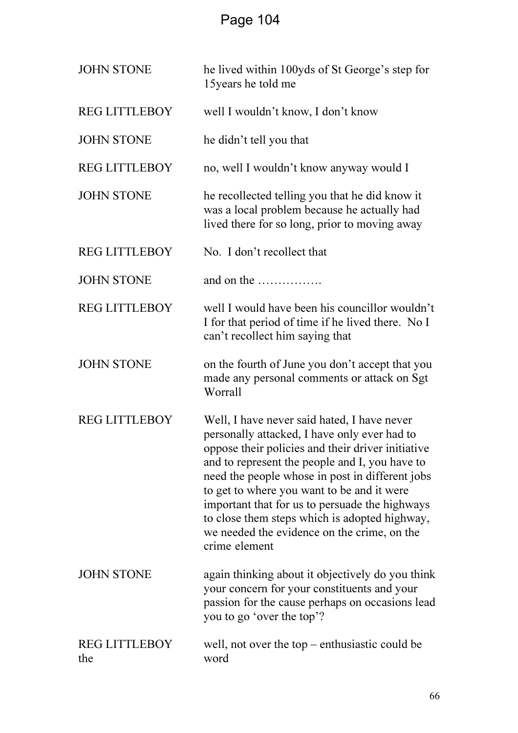| | |
|---|---|
| JOHN STONE | he lived within 100yds of St George's step for 15years he told me |
| REG LITTLEBOY | well I wouldn't know, I don't know |
| JOHN STONE | he didn't tell you that |
| REG LITTLEBOY | no, well I wouldn't know anyway would I |
| JOHN STONE | he recollected telling you that he did know it was a local problem because he actually had lived there for so long, prior to moving away |
| REG LITTLEBOY | No. I don't recollect that |
| JOHN STONE | and on the ……………. |
| REG LITTLEBOY | well I would have been his councillor wouldn't I for that period of time if he lived there. No I can't recollect him saying that |
| JOHN STONE | on the fourth of June you don't accept that you made any personal comments or attack on Sgt Worrall |
| REG LITTLEBOY | Well, I have never said hated, I have never personally attacked, I have only ever had to oppose their policies and their driver initiative and to represent the people and I, you have to need the people whose in post in different jobs to get to where you want to be and it were important that for us to persuade the highways to close them steps which is adopted highway, we needed the evidence on the crime, on the crime element |
| JOHN STONE | again thinking about it objectively do you think your concern for your constituents and your passion for the cause perhaps on occasions lead you to go 'over the top'? |
| REG LITTLEBOY the | well, not over the top – enthusiastic could be word |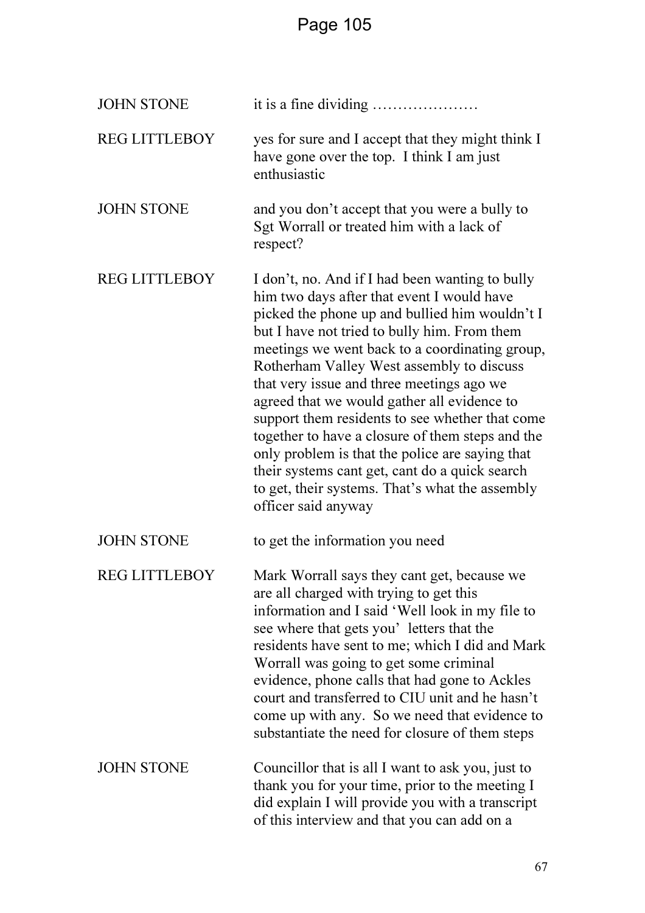JOHN STONE it is a fine dividing …………………

REG LITTLEBOY yes for sure and I accept that they might think I have gone over the top. I think I am just enthusiastic

JOHN STONE and you don't accept that you were a bully to Sgt Worrall or treated him with a lack of respect?

REG LITTLEBOY I don't, no. And if I had been wanting to bully him two days after that event I would have picked the phone up and bullied him wouldn't I but I have not tried to bully him. From them meetings we went back to a coordinating group, Rotherham Valley West assembly to discuss that very issue and three meetings ago we agreed that we would gather all evidence to support them residents to see whether that come together to have a closure of them steps and the only problem is that the police are saying that their systems cant get, cant do a quick search to get, their systems. That's what the assembly officer said anyway

JOHN STONE to get the information you need

REG LITTLEBOY Mark Worrall says they cant get, because we are all charged with trying to get this information and I said 'Well look in my file to see where that gets you' letters that the residents have sent to me; which I did and Mark Worrall was going to get some criminal evidence, phone calls that had gone to Ackles court and transferred to CIU unit and he hasn't come up with any. So we need that evidence to substantiate the need for closure of them steps

JOHN STONE Councillor that is all I want to ask you, just to thank you for your time, prior to the meeting I did explain I will provide you with a transcript of this interview and that you can add on a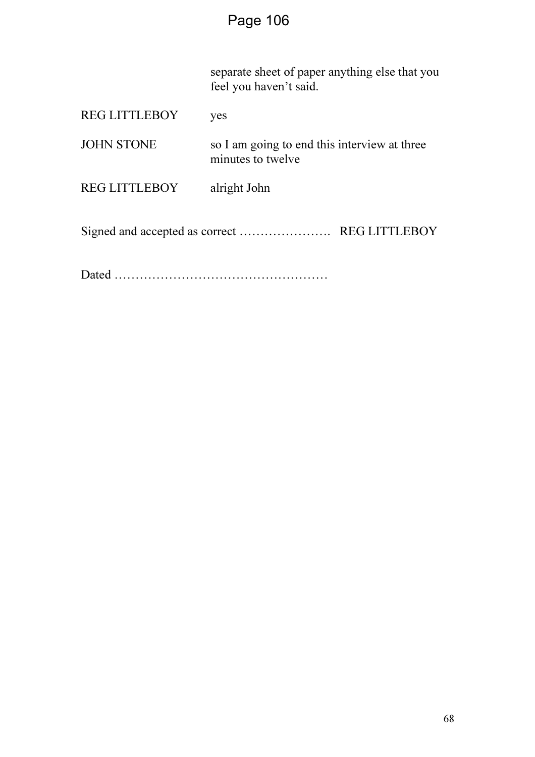| | |
|---|---|
| | separate sheet of paper anything else that you feel you haven't said. |
| REG LITTLEBOY | yes |
| JOHN STONE | so I am going to end this interview at three minutes to twelve |
| REG LITTLEBOY | alright John |

Signed and accepted as correct …………………. REG LITTLEBOY

Dated ……………………………………………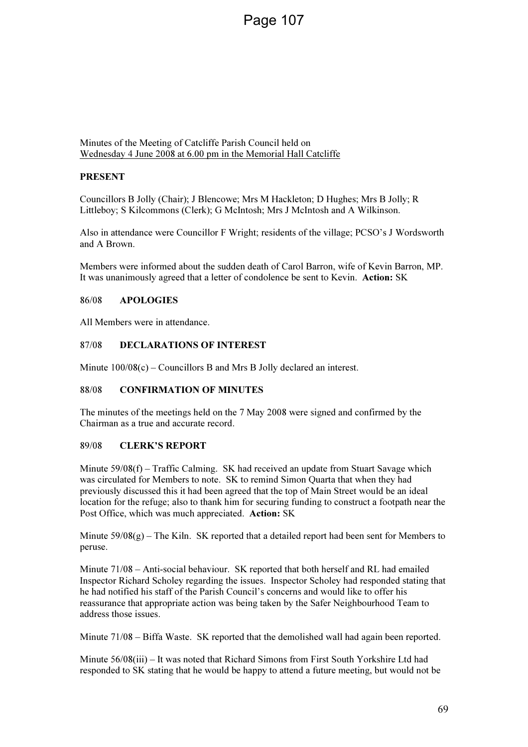Minutes of the Meeting of Catcliffe Parish Council held on
Wednesday 4 June 2008 at 6.00 pm in the Memorial Hall Catcliffe

**PRESENT**

Councillors B Jolly (Chair); J Blencowe; Mrs M Hackleton; D Hughes; Mrs B Jolly; R Littleboy; S Kilcommons (Clerk); G McIntosh; Mrs J McIntosh and A Wilkinson.

Also in attendance were Councillor F Wright; residents of the village; PCSO's J Wordsworth and A Brown.

Members were informed about the sudden death of Carol Barron, wife of Kevin Barron, MP. It was unanimously agreed that a letter of condolence be sent to Kevin. **Action:** SK

## 86/08 APOLOGIES

All Members were in attendance.

## 87/08 DECLARATIONS OF INTEREST

Minute 100/08(c) – Councillors B and Mrs B Jolly declared an interest.

## 88/08 CONFIRMATION OF MINUTES

The minutes of the meetings held on the 7 May 2008 were signed and confirmed by the Chairman as a true and accurate record.

## 89/08 CLERK'S REPORT

Minute 59/08(f) – Traffic Calming. SK had received an update from Stuart Savage which was circulated for Members to note. SK to remind Simon Quarta that when they had previously discussed this it had been agreed that the top of Main Street would be an ideal location for the refuge; also to thank him for securing funding to construct a footpath near the Post Office, which was much appreciated. **Action:** SK

Minute 59/08(g) – The Kiln. SK reported that a detailed report had been sent for Members to peruse.

Minute 71/08 – Anti-social behaviour. SK reported that both herself and RL had emailed Inspector Richard Scholey regarding the issues. Inspector Scholey had responded stating that he had notified his staff of the Parish Council's concerns and would like to offer his reassurance that appropriate action was being taken by the Safer Neighbourhood Team to address those issues.

Minute 71/08 – Biffa Waste. SK reported that the demolished wall had again been reported.

Minute 56/08(iii) – It was noted that Richard Simons from First South Yorkshire Ltd had responded to SK stating that he would be happy to attend a future meeting, but would not be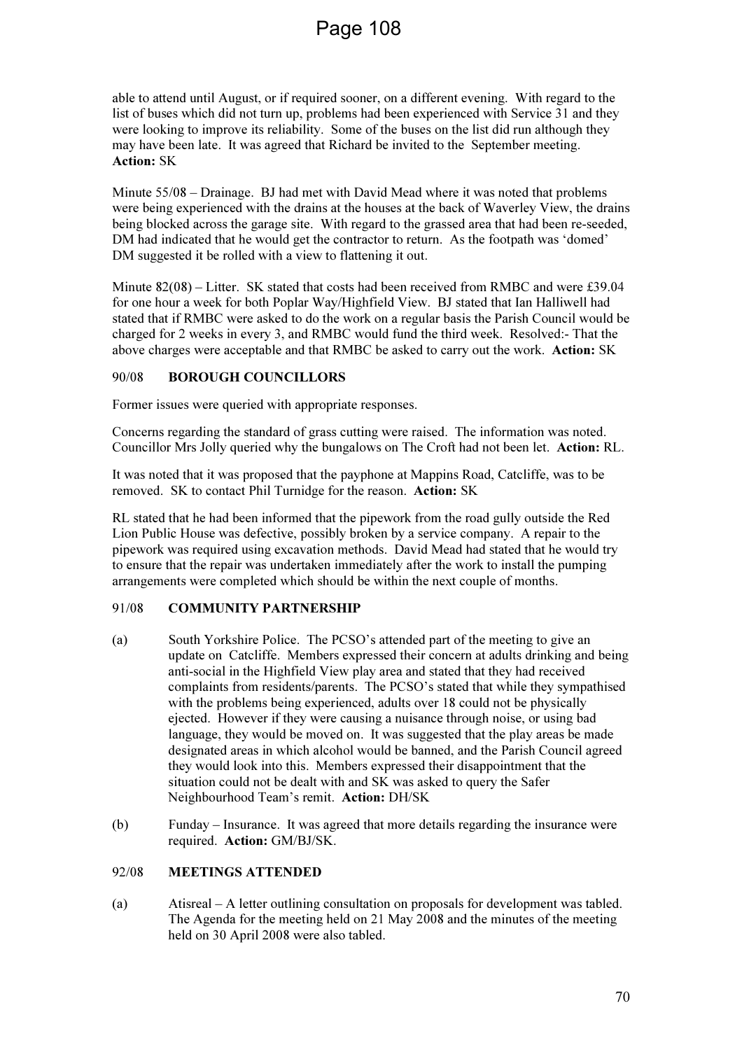able to attend until August, or if required sooner, on a different evening. With regard to the list of buses which did not turn up, problems had been experienced with Service 31 and they were looking to improve its reliability. Some of the buses on the list did run although they may have been late. It was agreed that Richard be invited to the September meeting. **Action:** SK

Minute 55/08 – Drainage. BJ had met with David Mead where it was noted that problems were being experienced with the drains at the houses at the back of Waverley View, the drains being blocked across the garage site. With regard to the grassed area that had been re-seeded, DM had indicated that he would get the contractor to return. As the footpath was 'domed' DM suggested it be rolled with a view to flattening it out.

Minute 82(08) – Litter. SK stated that costs had been received from RMBC and were £39.04 for one hour a week for both Poplar Way/Highfield View. BJ stated that Ian Halliwell had stated that if RMBC were asked to do the work on a regular basis the Parish Council would be charged for 2 weeks in every 3, and RMBC would fund the third week. Resolved:- That the above charges were acceptable and that RMBC be asked to carry out the work. **Action:** SK

## 90/08 BOROUGH COUNCILLORS

Former issues were queried with appropriate responses.

Concerns regarding the standard of grass cutting were raised. The information was noted. Councillor Mrs Jolly queried why the bungalows on The Croft had not been let. **Action:** RL.

It was noted that it was proposed that the payphone at Mappins Road, Catcliffe, was to be removed. SK to contact Phil Turnidge for the reason. **Action:** SK

RL stated that he had been informed that the pipework from the road gully outside the Red Lion Public House was defective, possibly broken by a service company. A repair to the pipework was required using excavation methods. David Mead had stated that he would try to ensure that the repair was undertaken immediately after the work to install the pumping arrangements were completed which should be within the next couple of months.

## 91/08 COMMUNITY PARTNERSHIP

(a) South Yorkshire Police. The PCSO's attended part of the meeting to give an update on Catcliffe. Members expressed their concern at adults drinking and being anti-social in the Highfield View play area and stated that they had received complaints from residents/parents. The PCSO's stated that while they sympathised with the problems being experienced, adults over 18 could not be physically ejected. However if they were causing a nuisance through noise, or using bad language, they would be moved on. It was suggested that the play areas be made designated areas in which alcohol would be banned, and the Parish Council agreed they would look into this. Members expressed their disappointment that the situation could not be dealt with and SK was asked to query the Safer Neighbourhood Team's remit. **Action:** DH/SK

(b) Funday – Insurance. It was agreed that more details regarding the insurance were required. **Action:** GM/BJ/SK.

## 92/08 MEETINGS ATTENDED

(a) Atisreal – A letter outlining consultation on proposals for development was tabled. The Agenda for the meeting held on 21 May 2008 and the minutes of the meeting held on 30 April 2008 were also tabled.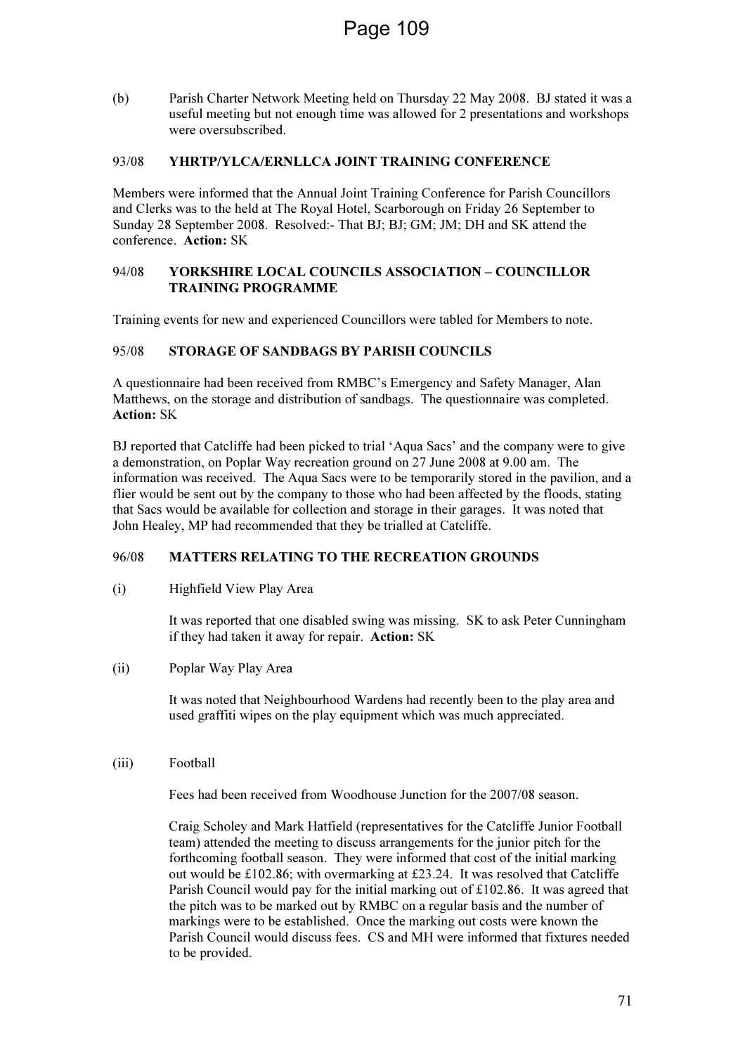(b) Parish Charter Network Meeting held on Thursday 22 May 2008. BJ stated it was a useful meeting but not enough time was allowed for 2 presentations and workshops were oversubscribed.

### 93/08 YHRTP/YLCA/ERNLLCA JOINT TRAINING CONFERENCE

Members were informed that the Annual Joint Training Conference for Parish Councillors and Clerks was to the held at The Royal Hotel, Scarborough on Friday 26 September to Sunday 28 September 2008. Resolved:- That BJ; BJ; GM; JM; DH and SK attend the conference. **Action:** SK

### 94/08 YORKSHIRE LOCAL COUNCILS ASSOCIATION – COUNCILLOR TRAINING PROGRAMME

Training events for new and experienced Councillors were tabled for Members to note.

### 95/08 STORAGE OF SANDBAGS BY PARISH COUNCILS

A questionnaire had been received from RMBC's Emergency and Safety Manager, Alan Matthews, on the storage and distribution of sandbags. The questionnaire was completed. **Action:** SK

BJ reported that Catcliffe had been picked to trial 'Aqua Sacs' and the company were to give a demonstration, on Poplar Way recreation ground on 27 June 2008 at 9.00 am. The information was received. The Aqua Sacs were to be temporarily stored in the pavilion, and a flier would be sent out by the company to those who had been affected by the floods, stating that Sacs would be available for collection and storage in their garages. It was noted that John Healey, MP had recommended that they be trialled at Catcliffe.

### 96/08 MATTERS RELATING TO THE RECREATION GROUNDS

(i) Highfield View Play Area

It was reported that one disabled swing was missing. SK to ask Peter Cunningham if they had taken it away for repair. **Action:** SK

(ii) Poplar Way Play Area

It was noted that Neighbourhood Wardens had recently been to the play area and used graffiti wipes on the play equipment which was much appreciated.

(iii) Football

Fees had been received from Woodhouse Junction for the 2007/08 season.

Craig Scholey and Mark Hatfield (representatives for the Catcliffe Junior Football team) attended the meeting to discuss arrangements for the junior pitch for the forthcoming football season. They were informed that cost of the initial marking out would be £102.86; with overmarking at £23.24. It was resolved that Catcliffe Parish Council would pay for the initial marking out of £102.86. It was agreed that the pitch was to be marked out by RMBC on a regular basis and the number of markings were to be established. Once the marking out costs were known the Parish Council would discuss fees. CS and MH were informed that fixtures needed to be provided.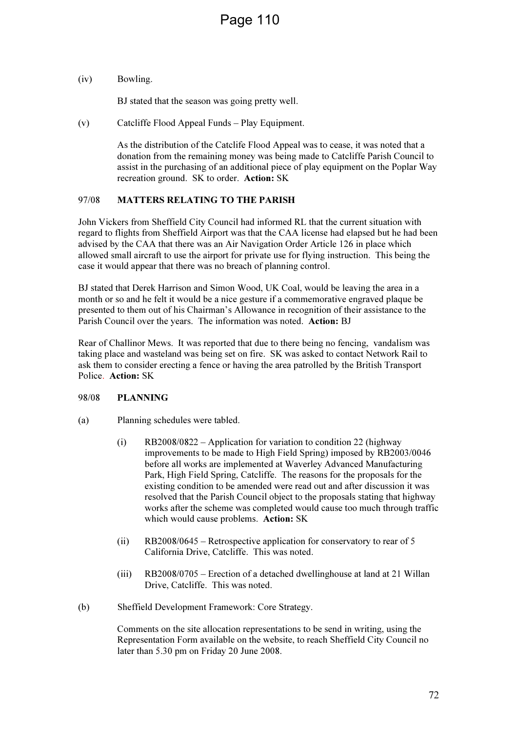(iv) Bowling.

BJ stated that the season was going pretty well.

(v) Catcliffe Flood Appeal Funds – Play Equipment.

As the distribution of the Catclife Flood Appeal was to cease, it was noted that a donation from the remaining money was being made to Catcliffe Parish Council to assist in the purchasing of an additional piece of play equipment on the Poplar Way recreation ground. SK to order. **Action:** SK

## 97/08 MATTERS RELATING TO THE PARISH

John Vickers from Sheffield City Council had informed RL that the current situation with regard to flights from Sheffield Airport was that the CAA license had elapsed but he had been advised by the CAA that there was an Air Navigation Order Article 126 in place which allowed small aircraft to use the airport for private use for flying instruction. This being the case it would appear that there was no breach of planning control.

BJ stated that Derek Harrison and Simon Wood, UK Coal, would be leaving the area in a month or so and he felt it would be a nice gesture if a commemorative engraved plaque be presented to them out of his Chairman's Allowance in recognition of their assistance to the Parish Council over the years. The information was noted. **Action:** BJ

Rear of Challinor Mews. It was reported that due to there being no fencing, vandalism was taking place and wasteland was being set on fire. SK was asked to contact Network Rail to ask them to consider erecting a fence or having the area patrolled by the British Transport Police. **Action:** SK

## 98/08 PLANNING

(a) Planning schedules were tabled.

(i) RB2008/0822 – Application for variation to condition 22 (highway improvements to be made to High Field Spring) imposed by RB2003/0046 before all works are implemented at Waverley Advanced Manufacturing Park, High Field Spring, Catcliffe. The reasons for the proposals for the existing condition to be amended were read out and after discussion it was resolved that the Parish Council object to the proposals stating that highway works after the scheme was completed would cause too much through traffic which would cause problems. **Action:** SK

(ii) RB2008/0645 – Retrospective application for conservatory to rear of 5 California Drive, Catcliffe. This was noted.

(iii) RB2008/0705 – Erection of a detached dwellinghouse at land at 21 Willan Drive, Catcliffe. This was noted.

(b) Sheffield Development Framework: Core Strategy.

Comments on the site allocation representations to be send in writing, using the Representation Form available on the website, to reach Sheffield City Council no later than 5.30 pm on Friday 20 June 2008.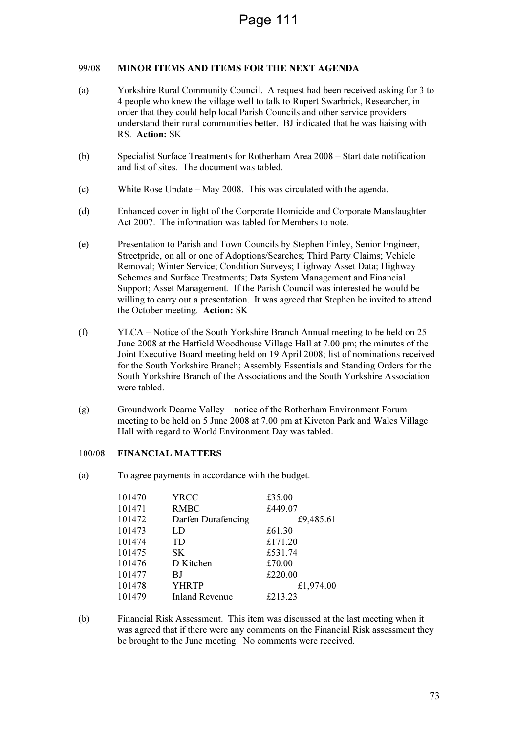## 99/08 MINOR ITEMS AND ITEMS FOR THE NEXT AGENDA

(a) Yorkshire Rural Community Council. A request had been received asking for 3 to 4 people who knew the village well to talk to Rupert Swarbrick, Researcher, in order that they could help local Parish Councils and other service providers understand their rural communities better. BJ indicated that he was liaising with RS. **Action:** SK

(b) Specialist Surface Treatments for Rotherham Area 2008 – Start date notification and list of sites. The document was tabled.

(c) White Rose Update – May 2008. This was circulated with the agenda.

(d) Enhanced cover in light of the Corporate Homicide and Corporate Manslaughter Act 2007. The information was tabled for Members to note.

(e) Presentation to Parish and Town Councils by Stephen Finley, Senior Engineer, Streetpride, on all or one of Adoptions/Searches; Third Party Claims; Vehicle Removal; Winter Service; Condition Surveys; Highway Asset Data; Highway Schemes and Surface Treatments; Data System Management and Financial Support; Asset Management. If the Parish Council was interested he would be willing to carry out a presentation. It was agreed that Stephen be invited to attend the October meeting. **Action:** SK

(f) YLCA – Notice of the South Yorkshire Branch Annual meeting to be held on 25 June 2008 at the Hatfield Woodhouse Village Hall at 7.00 pm; the minutes of the Joint Executive Board meeting held on 19 April 2008; list of nominations received for the South Yorkshire Branch; Assembly Essentials and Standing Orders for the South Yorkshire Branch of the Associations and the South Yorkshire Association were tabled.

(g) Groundwork Dearne Valley – notice of the Rotherham Environment Forum meeting to be held on 5 June 2008 at 7.00 pm at Kiveton Park and Wales Village Hall with regard to World Environment Day was tabled.

## 100/08 FINANCIAL MATTERS

(a) To agree payments in accordance with the budget.

| | | |
|---|---|---|
| 101470 | YRCC | £35.00 |
| 101471 | RMBC | £449.07 |
| 101472 | Darfen Durafencing | £9,485.61 |
| 101473 | LD | £61.30 |
| 101474 | TD | £171.20 |
| 101475 | SK | £531.74 |
| 101476 | D Kitchen | £70.00 |
| 101477 | BJ | £220.00 |
| 101478 | YHRTP | £1,974.00 |
| 101479 | Inland Revenue | £213.23 |

(b) Financial Risk Assessment. This item was discussed at the last meeting when it was agreed that if there were any comments on the Financial Risk assessment they be brought to the June meeting. No comments were received.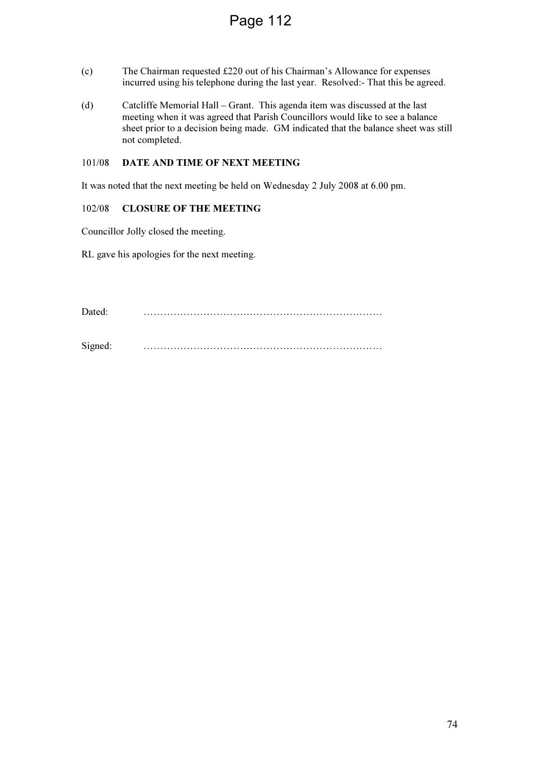(c) The Chairman requested £220 out of his Chairman's Allowance for expenses incurred using his telephone during the last year. Resolved:- That this be agreed.

(d) Catcliffe Memorial Hall – Grant. This agenda item was discussed at the last meeting when it was agreed that Parish Councillors would like to see a balance sheet prior to a decision being made. GM indicated that the balance sheet was still not completed.

### 101/08 DATE AND TIME OF NEXT MEETING

It was noted that the next meeting be held on Wednesday 2 July 2008 at 6.00 pm.

### 102/08 CLOSURE OF THE MEETING

Councillor Jolly closed the meeting.

RL gave his apologies for the next meeting.

Dated: ………………………………………………………………

Signed: ………………………………………………………………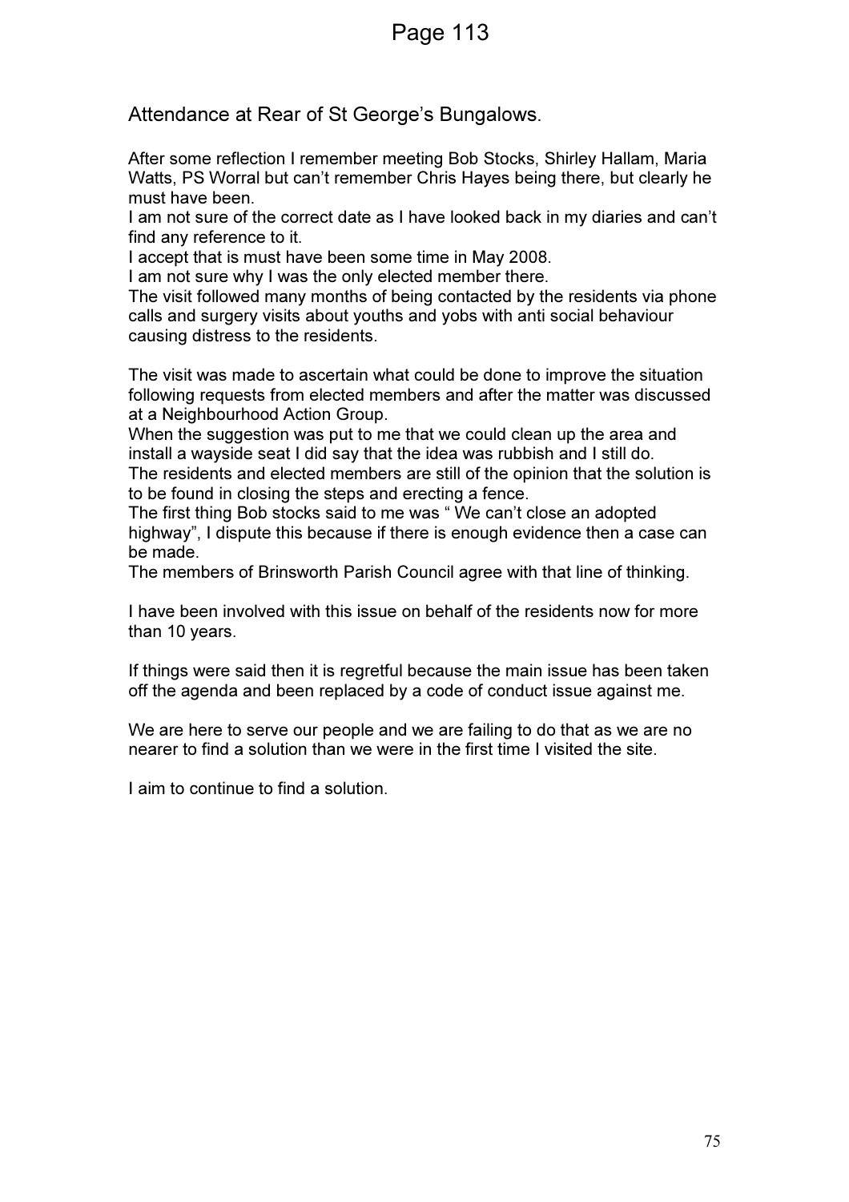Attendance at Rear of St George's Bungalows.

After some reflection I remember meeting Bob Stocks, Shirley Hallam, Maria Watts, PS Worral but can't remember Chris Hayes being there, but clearly he must have been.
I am not sure of the correct date as I have looked back in my diaries and can't find any reference to it.
I accept that is must have been some time in May 2008.
I am not sure why I was the only elected member there.
The visit followed many months of being contacted by the residents via phone calls and surgery visits about youths and yobs with anti social behaviour causing distress to the residents.

The visit was made to ascertain what could be done to improve the situation following requests from elected members and after the matter was discussed at a Neighbourhood Action Group.
When the suggestion was put to me that we could clean up the area and install a wayside seat I did say that the idea was rubbish and I still do.
The residents and elected members are still of the opinion that the solution is to be found in closing the steps and erecting a fence.
The first thing Bob stocks said to me was " We can't close an adopted highway", I dispute this because if there is enough evidence then a case can be made.
The members of Brinsworth Parish Council agree with that line of thinking.

I have been involved with this issue on behalf of the residents now for more than 10 years.

If things were said then it is regretful because the main issue has been taken off the agenda and been replaced by a code of conduct issue against me.

We are here to serve our people and we are failing to do that as we are no nearer to find a solution than we were in the first time I visited the site.

I aim to continue to find a solution.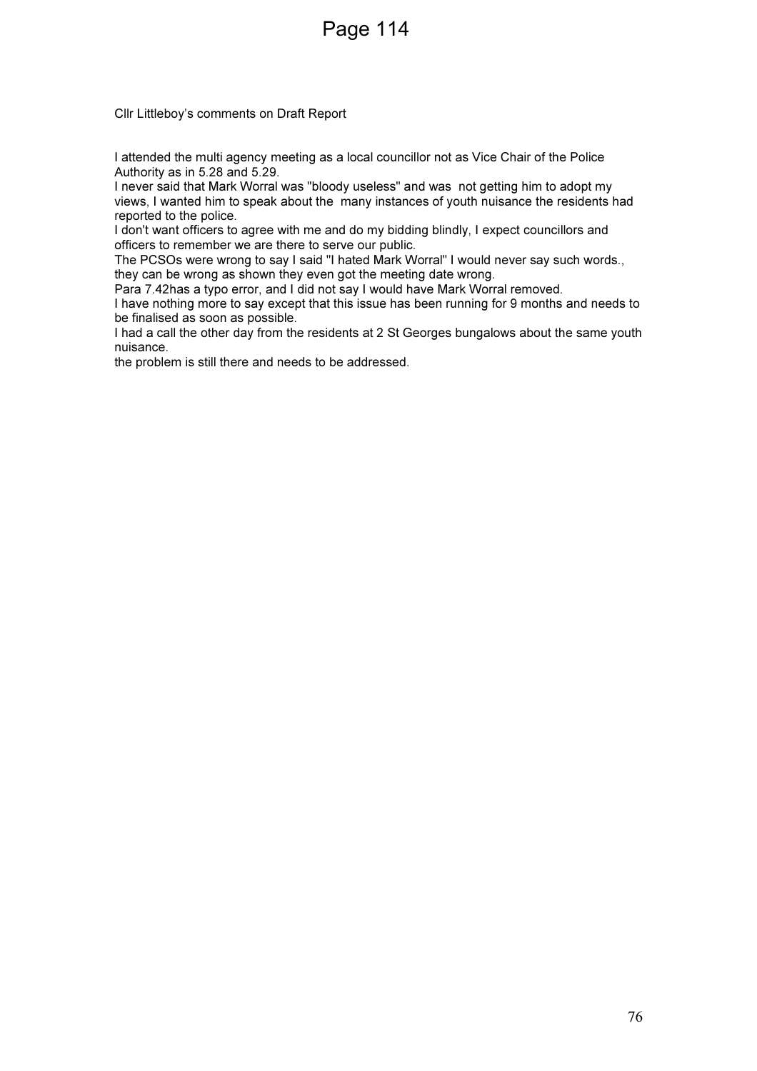Cllr Littleboy's comments on Draft Report

I attended the multi agency meeting as a local councillor not as Vice Chair of the Police Authority as in 5.28 and 5.29.
I never said that Mark Worral was "bloody useless" and was not getting him to adopt my views, I wanted him to speak about the many instances of youth nuisance the residents had reported to the police.
I don't want officers to agree with me and do my bidding blindly, I expect councillors and officers to remember we are there to serve our public.
The PCSOs were wrong to say I said "I hated Mark Worral" I would never say such words., they can be wrong as shown they even got the meeting date wrong.
Para 7.42has a typo error, and I did not say I would have Mark Worral removed.
I have nothing more to say except that this issue has been running for 9 months and needs to be finalised as soon as possible.
I had a call the other day from the residents at 2 St Georges bungalows about the same youth nuisance.
the problem is still there and needs to be addressed.